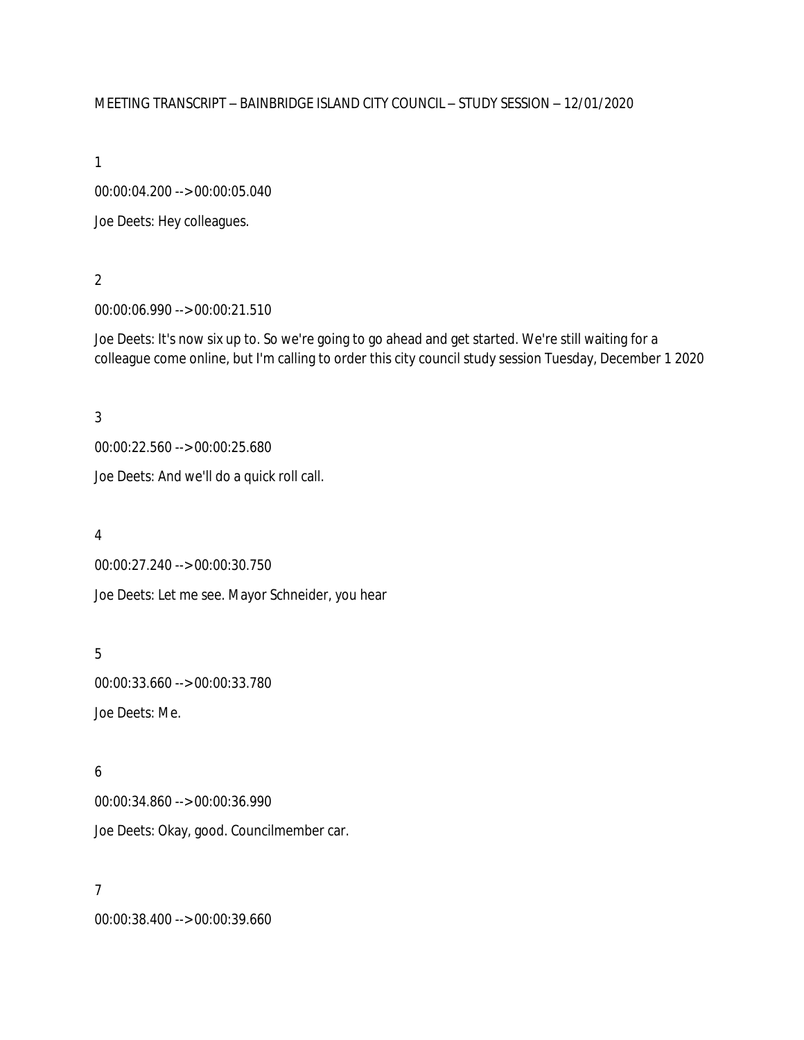MEETING TRANSCRIPT – BAINBRIDGE ISLAND CITY COUNCIL – STUDY SESSION – 12/01/2020

1

00:00:04.200 --> 00:00:05.040

Joe Deets: Hey colleagues.

2

00:00:06.990 --> 00:00:21.510

Joe Deets: It's now six up to. So we're going to go ahead and get started. We're still waiting for a colleague come online, but I'm calling to order this city council study session Tuesday, December 1 2020

3

00:00:22.560 --> 00:00:25.680

Joe Deets: And we'll do a quick roll call.

4

00:00:27.240 --> 00:00:30.750

Joe Deets: Let me see. Mayor Schneider, you hear

5

00:00:33.660 --> 00:00:33.780

Joe Deets: Me.

6

00:00:34.860 --> 00:00:36.990

Joe Deets: Okay, good. Councilmember car.

7

00:00:38.400 --> 00:00:39.660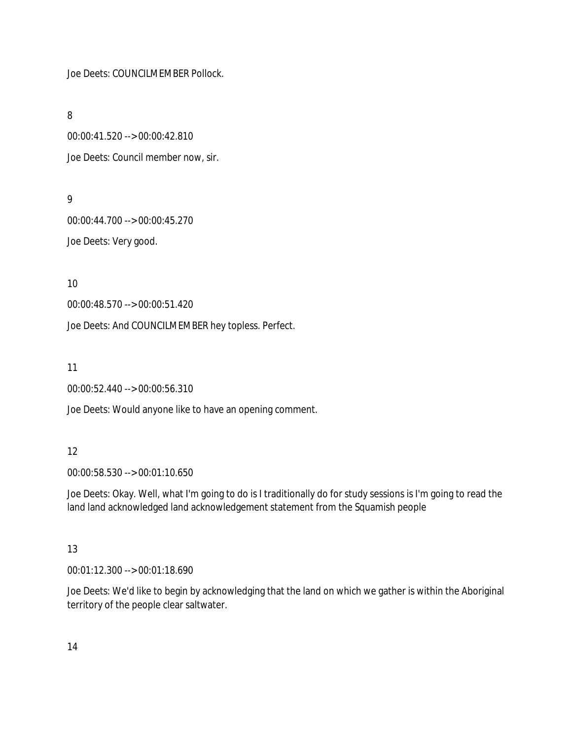Joe Deets: COUNCILMEMBER Pollock.

8

00:00:41.520 --> 00:00:42.810

Joe Deets: Council member now, sir.

9

00:00:44.700 --> 00:00:45.270

Joe Deets: Very good.

10

00:00:48.570 --> 00:00:51.420

Joe Deets: And COUNCILMEMBER hey topless. Perfect.

11

00:00:52.440 --> 00:00:56.310

Joe Deets: Would anyone like to have an opening comment.

12

00:00:58.530 --> 00:01:10.650

Joe Deets: Okay. Well, what I'm going to do is I traditionally do for study sessions is I'm going to read the land land acknowledged land acknowledgement statement from the Squamish people

13

00:01:12.300 --> 00:01:18.690

Joe Deets: We'd like to begin by acknowledging that the land on which we gather is within the Aboriginal territory of the people clear saltwater.

14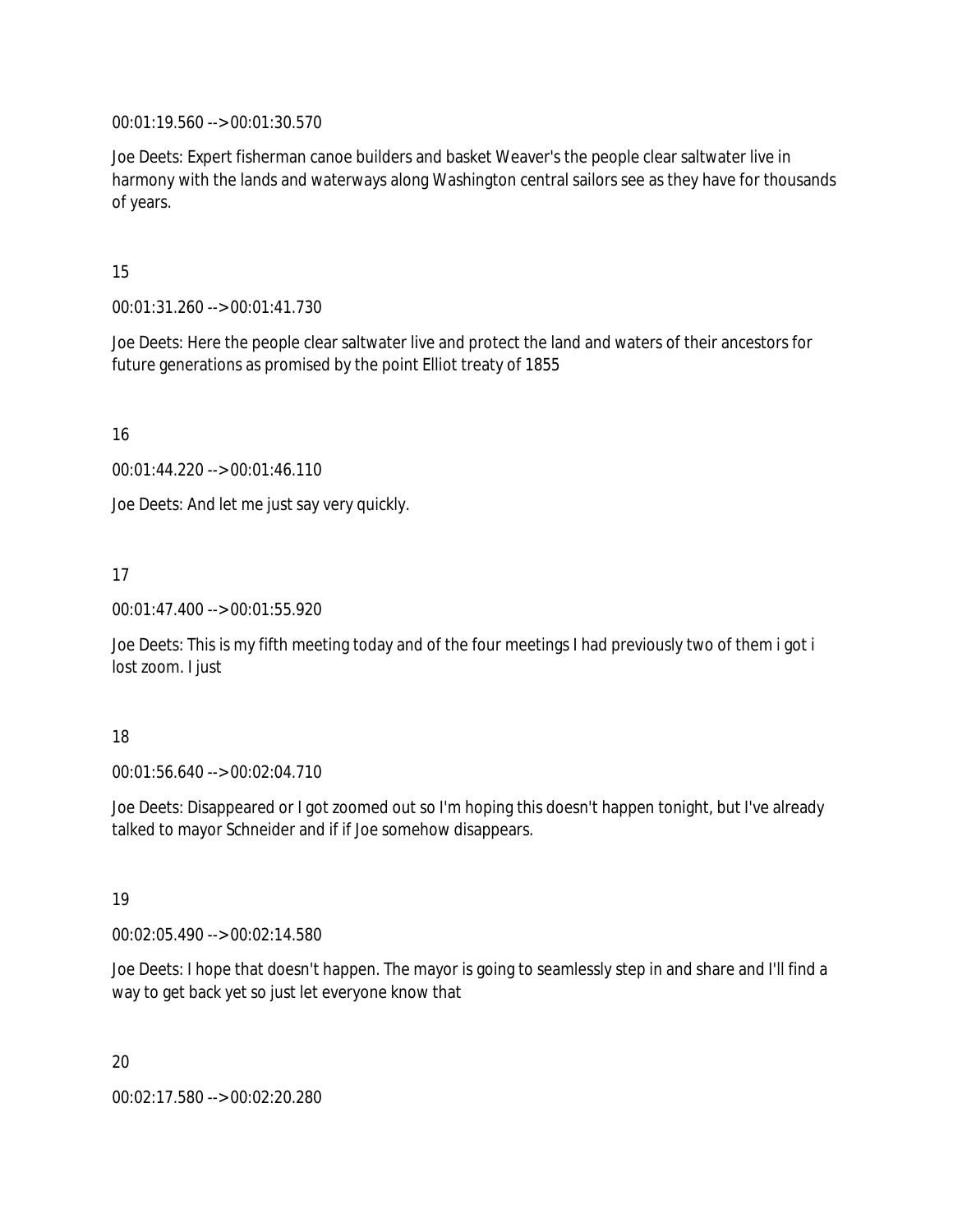00:01:19.560 --> 00:01:30.570

Joe Deets: Expert fisherman canoe builders and basket Weaver's the people clear saltwater live in harmony with the lands and waterways along Washington central sailors see as they have for thousands of years.

15

00:01:31.260 --> 00:01:41.730

Joe Deets: Here the people clear saltwater live and protect the land and waters of their ancestors for future generations as promised by the point Elliot treaty of 1855

16

00:01:44.220 --> 00:01:46.110

Joe Deets: And let me just say very quickly.

17

00:01:47.400 --> 00:01:55.920

Joe Deets: This is my fifth meeting today and of the four meetings I had previously two of them i got i lost zoom. I just

18

00:01:56.640 --> 00:02:04.710

Joe Deets: Disappeared or I got zoomed out so I'm hoping this doesn't happen tonight, but I've already talked to mayor Schneider and if if Joe somehow disappears.

19

00:02:05.490 --> 00:02:14.580

Joe Deets: I hope that doesn't happen. The mayor is going to seamlessly step in and share and I'll find a way to get back yet so just let everyone know that

20

00:02:17.580 --> 00:02:20.280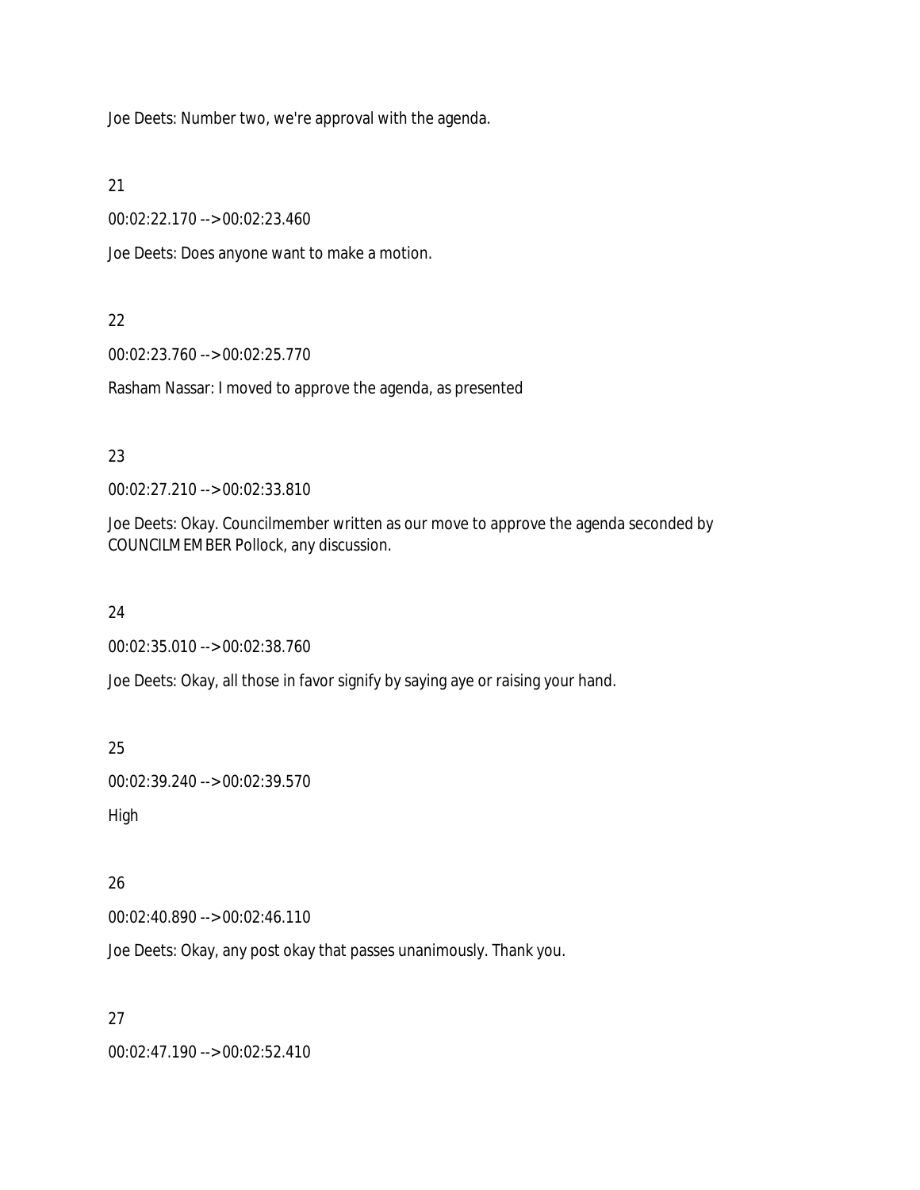Joe Deets: Number two, we're approval with the agenda.

21

00:02:22.170 --> 00:02:23.460

Joe Deets: Does anyone want to make a motion.

22

00:02:23.760 --> 00:02:25.770

Rasham Nassar: I moved to approve the agenda, as presented

23

00:02:27.210 --> 00:02:33.810

Joe Deets: Okay. Councilmember written as our move to approve the agenda seconded by COUNCILMEMBER Pollock, any discussion.

24

00:02:35.010 --> 00:02:38.760

Joe Deets: Okay, all those in favor signify by saying aye or raising your hand.

25

00:02:39.240 --> 00:02:39.570

High

26

00:02:40.890 --> 00:02:46.110

Joe Deets: Okay, any post okay that passes unanimously. Thank you.

27

00:02:47.190 --> 00:02:52.410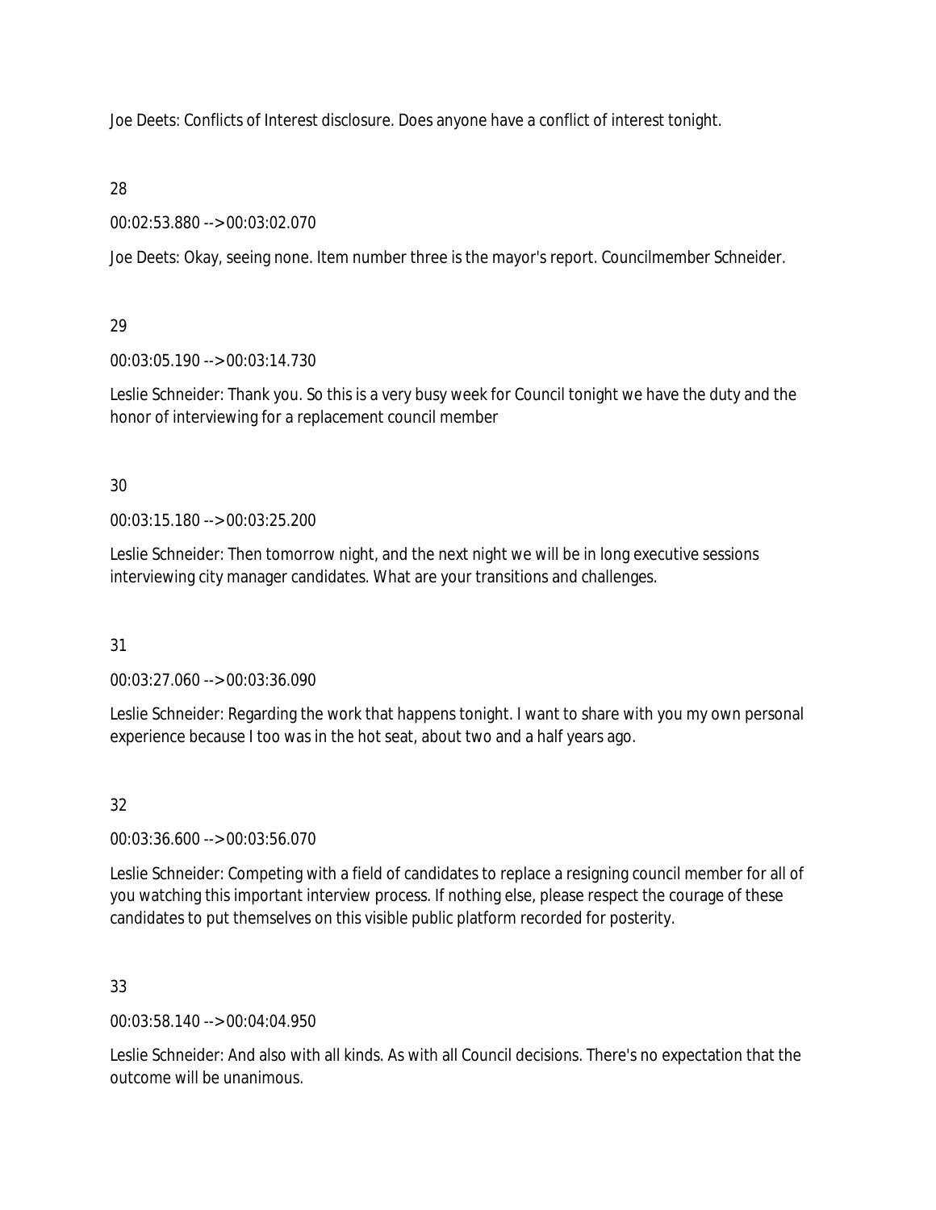Joe Deets: Conflicts of Interest disclosure. Does anyone have a conflict of interest tonight.

28

00:02:53.880 --> 00:03:02.070

Joe Deets: Okay, seeing none. Item number three is the mayor's report. Councilmember Schneider.

29

00:03:05.190 --> 00:03:14.730

Leslie Schneider: Thank you. So this is a very busy week for Council tonight we have the duty and the honor of interviewing for a replacement council member

30

00:03:15.180 --> 00:03:25.200

Leslie Schneider: Then tomorrow night, and the next night we will be in long executive sessions interviewing city manager candidates. What are your transitions and challenges.

31

00:03:27.060 --> 00:03:36.090

Leslie Schneider: Regarding the work that happens tonight. I want to share with you my own personal experience because I too was in the hot seat, about two and a half years ago.

32

00:03:36.600 --> 00:03:56.070

Leslie Schneider: Competing with a field of candidates to replace a resigning council member for all of you watching this important interview process. If nothing else, please respect the courage of these candidates to put themselves on this visible public platform recorded for posterity.

33

00:03:58.140 --> 00:04:04.950

Leslie Schneider: And also with all kinds. As with all Council decisions. There's no expectation that the outcome will be unanimous.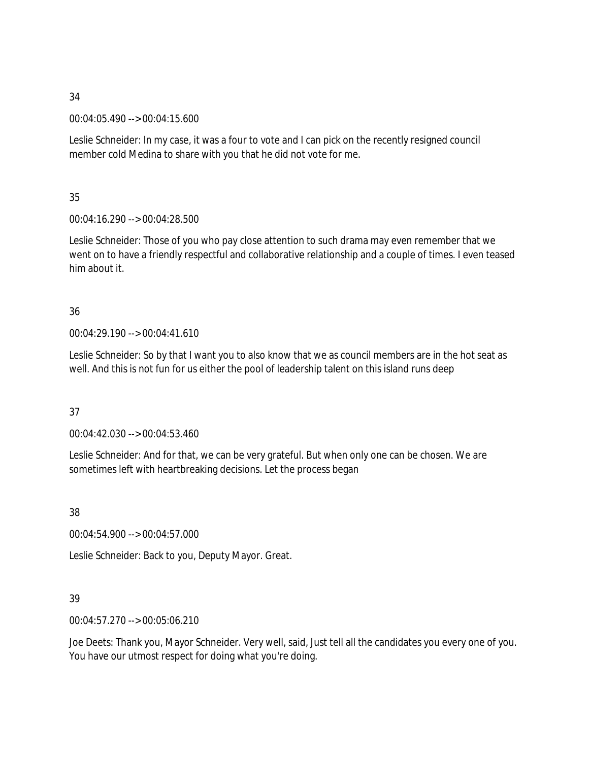34

00:04:05.490 --> 00:04:15.600

Leslie Schneider: In my case, it was a four to vote and I can pick on the recently resigned council member cold Medina to share with you that he did not vote for me.

35

00:04:16.290 --> 00:04:28.500

Leslie Schneider: Those of you who pay close attention to such drama may even remember that we went on to have a friendly respectful and collaborative relationship and a couple of times. I even teased him about it.

36

00:04:29.190 --> 00:04:41.610

Leslie Schneider: So by that I want you to also know that we as council members are in the hot seat as well. And this is not fun for us either the pool of leadership talent on this island runs deep

37

00:04:42.030 --> 00:04:53.460

Leslie Schneider: And for that, we can be very grateful. But when only one can be chosen. We are sometimes left with heartbreaking decisions. Let the process began

38

00:04:54.900 --> 00:04:57.000

Leslie Schneider: Back to you, Deputy Mayor. Great.

39

00:04:57.270 --> 00:05:06.210

Joe Deets: Thank you, Mayor Schneider. Very well, said, Just tell all the candidates you every one of you. You have our utmost respect for doing what you're doing.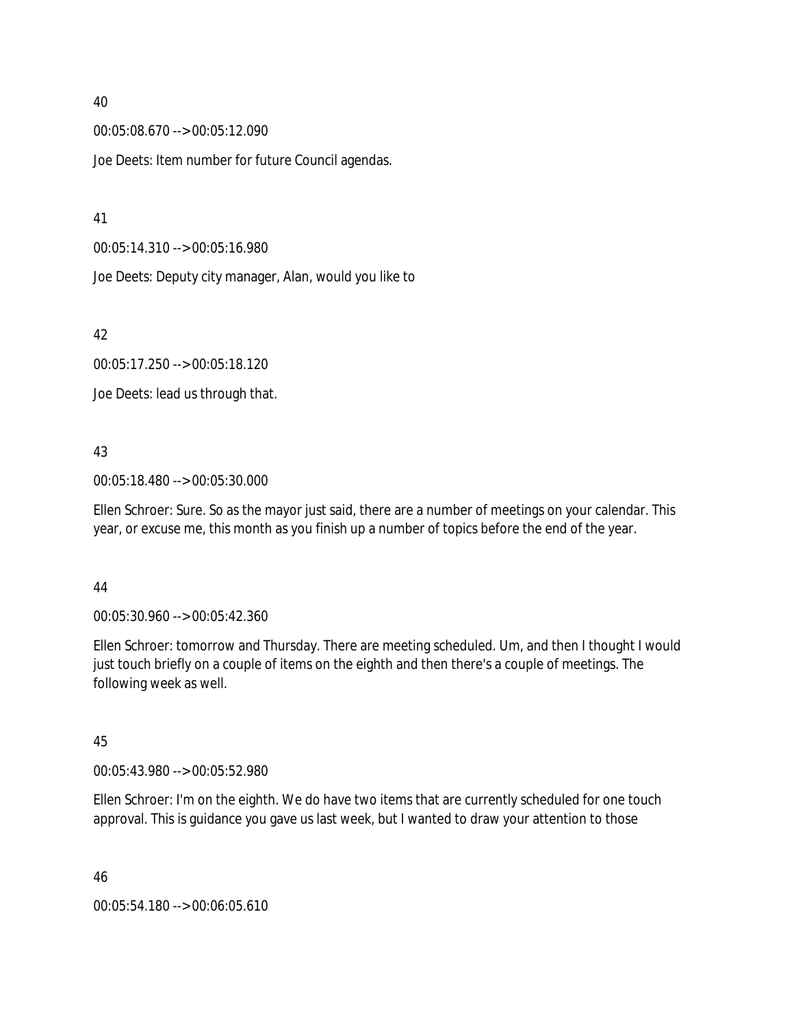40

00:05:08.670 --> 00:05:12.090

Joe Deets: Item number for future Council agendas.

41

00:05:14.310 --> 00:05:16.980

Joe Deets: Deputy city manager, Alan, would you like to

42

00:05:17.250 --> 00:05:18.120

Joe Deets: lead us through that.

43

00:05:18.480 --> 00:05:30.000

Ellen Schroer: Sure. So as the mayor just said, there are a number of meetings on your calendar. This year, or excuse me, this month as you finish up a number of topics before the end of the year.

44

00:05:30.960 --> 00:05:42.360

Ellen Schroer: tomorrow and Thursday. There are meeting scheduled. Um, and then I thought I would just touch briefly on a couple of items on the eighth and then there's a couple of meetings. The following week as well.

45

00:05:43.980 --> 00:05:52.980

Ellen Schroer: I'm on the eighth. We do have two items that are currently scheduled for one touch approval. This is guidance you gave us last week, but I wanted to draw your attention to those

46

00:05:54.180 --> 00:06:05.610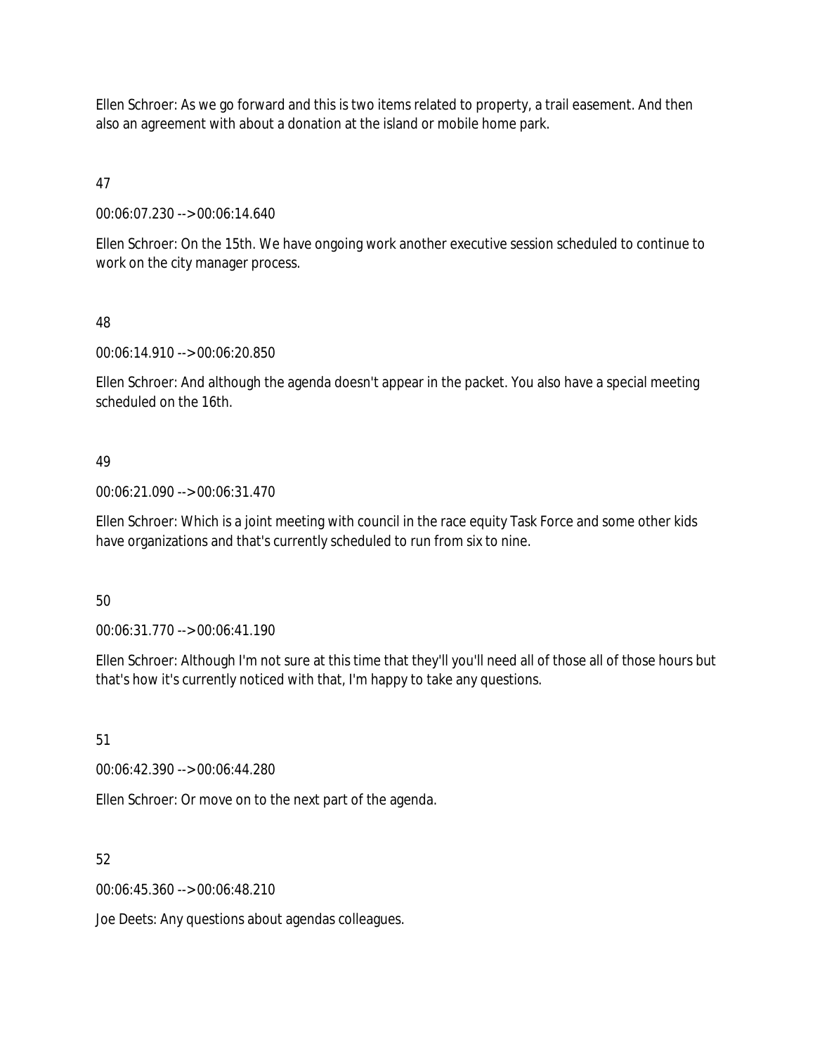Ellen Schroer: As we go forward and this is two items related to property, a trail easement. And then also an agreement with about a donation at the island or mobile home park.

47

00:06:07.230 --> 00:06:14.640

Ellen Schroer: On the 15th. We have ongoing work another executive session scheduled to continue to work on the city manager process.

48

00:06:14.910 --> 00:06:20.850

Ellen Schroer: And although the agenda doesn't appear in the packet. You also have a special meeting scheduled on the 16th.

49

00:06:21.090 --> 00:06:31.470

Ellen Schroer: Which is a joint meeting with council in the race equity Task Force and some other kids have organizations and that's currently scheduled to run from six to nine.

50

00:06:31.770 --> 00:06:41.190

Ellen Schroer: Although I'm not sure at this time that they'll you'll need all of those all of those hours but that's how it's currently noticed with that, I'm happy to take any questions.

51

00:06:42.390 --> 00:06:44.280

Ellen Schroer: Or move on to the next part of the agenda.

52

00:06:45.360 --> 00:06:48.210

Joe Deets: Any questions about agendas colleagues.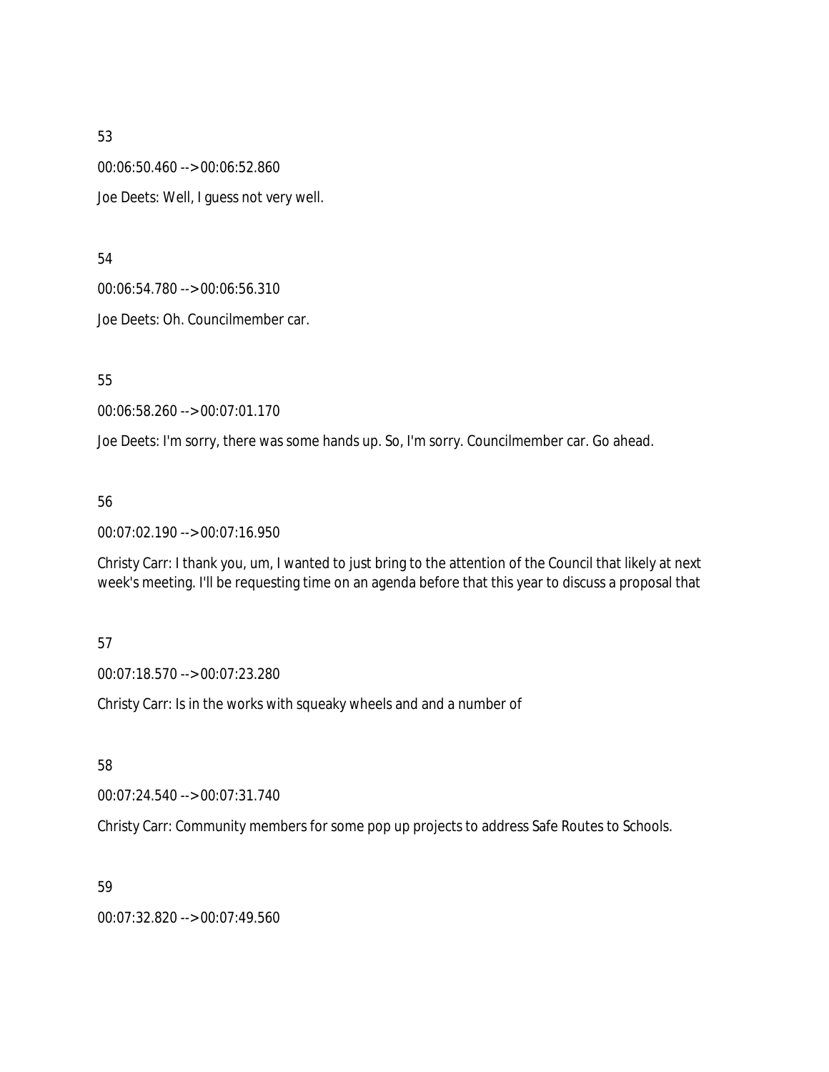53

00:06:50.460 --> 00:06:52.860

Joe Deets: Well, I guess not very well.

54

00:06:54.780 --> 00:06:56.310

Joe Deets: Oh. Councilmember car.

55

00:06:58.260 --> 00:07:01.170

Joe Deets: I'm sorry, there was some hands up. So, I'm sorry. Councilmember car. Go ahead.

56

00:07:02.190 --> 00:07:16.950

Christy Carr: I thank you, um, I wanted to just bring to the attention of the Council that likely at next week's meeting. I'll be requesting time on an agenda before that this year to discuss a proposal that

57

00:07:18.570 --> 00:07:23.280

Christy Carr: Is in the works with squeaky wheels and and a number of

58

00:07:24.540 --> 00:07:31.740

Christy Carr: Community members for some pop up projects to address Safe Routes to Schools.

59

00:07:32.820 --> 00:07:49.560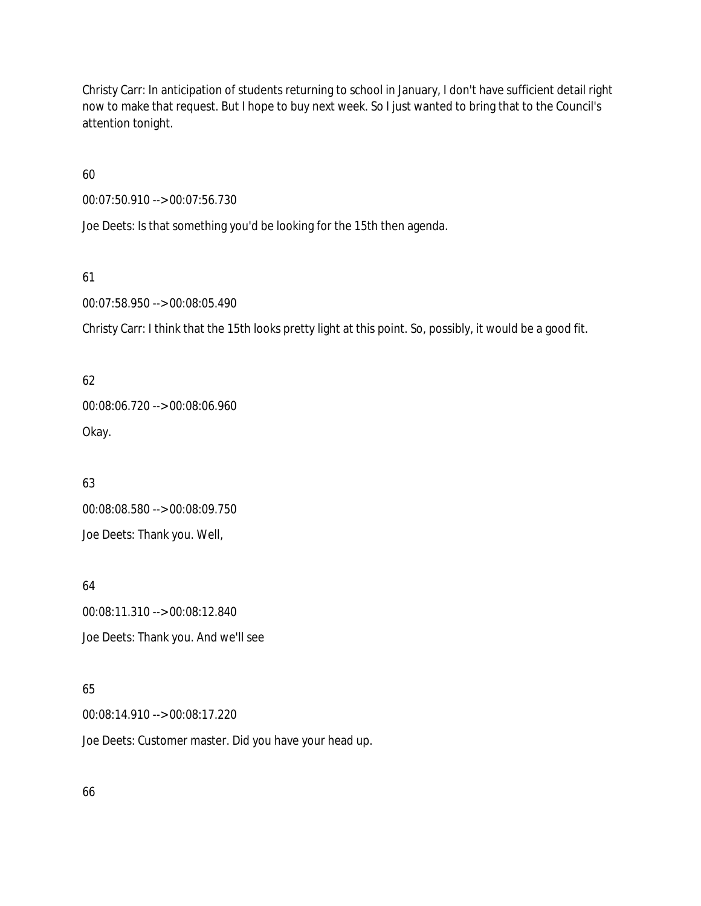Christy Carr: In anticipation of students returning to school in January, I don't have sufficient detail right now to make that request. But I hope to buy next week. So I just wanted to bring that to the Council's attention tonight.

60

00:07:50.910 --> 00:07:56.730

Joe Deets: Is that something you'd be looking for the 15th then agenda.

61

00:07:58.950 --> 00:08:05.490

Christy Carr: I think that the 15th looks pretty light at this point. So, possibly, it would be a good fit.

62

00:08:06.720 --> 00:08:06.960

Okay.

63

00:08:08.580 --> 00:08:09.750

Joe Deets: Thank you. Well,

64

00:08:11.310 --> 00:08:12.840

Joe Deets: Thank you. And we'll see

65

00:08:14.910 --> 00:08:17.220

Joe Deets: Customer master. Did you have your head up.

66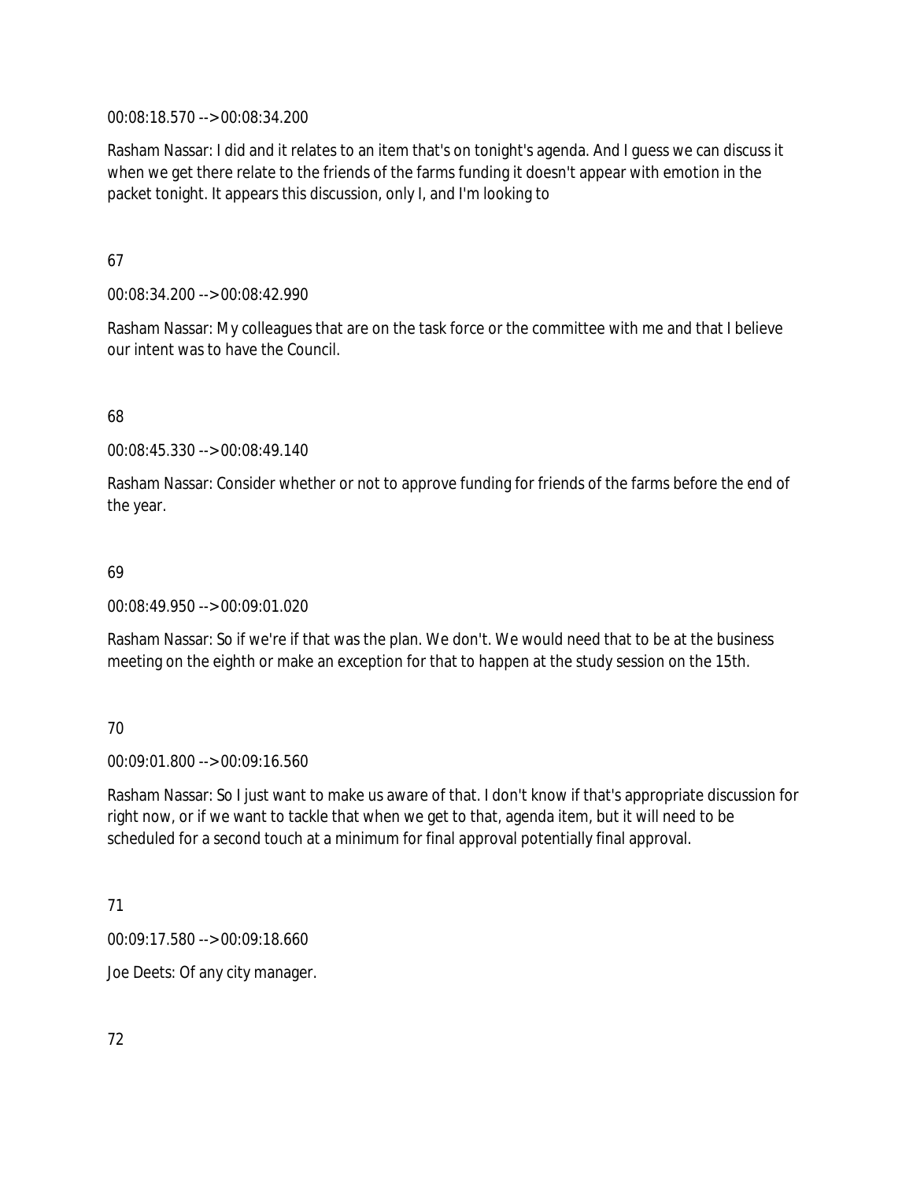00:08:18.570 --> 00:08:34.200

Rasham Nassar: I did and it relates to an item that's on tonight's agenda. And I guess we can discuss it when we get there relate to the friends of the farms funding it doesn't appear with emotion in the packet tonight. It appears this discussion, only I, and I'm looking to

67

00:08:34.200 --> 00:08:42.990

Rasham Nassar: My colleagues that are on the task force or the committee with me and that I believe our intent was to have the Council.

68

00:08:45.330 --> 00:08:49.140

Rasham Nassar: Consider whether or not to approve funding for friends of the farms before the end of the year.

69

00:08:49.950 --> 00:09:01.020

Rasham Nassar: So if we're if that was the plan. We don't. We would need that to be at the business meeting on the eighth or make an exception for that to happen at the study session on the 15th.

70

00:09:01.800 --> 00:09:16.560

Rasham Nassar: So I just want to make us aware of that. I don't know if that's appropriate discussion for right now, or if we want to tackle that when we get to that, agenda item, but it will need to be scheduled for a second touch at a minimum for final approval potentially final approval.

71

00:09:17.580 --> 00:09:18.660

Joe Deets: Of any city manager.

72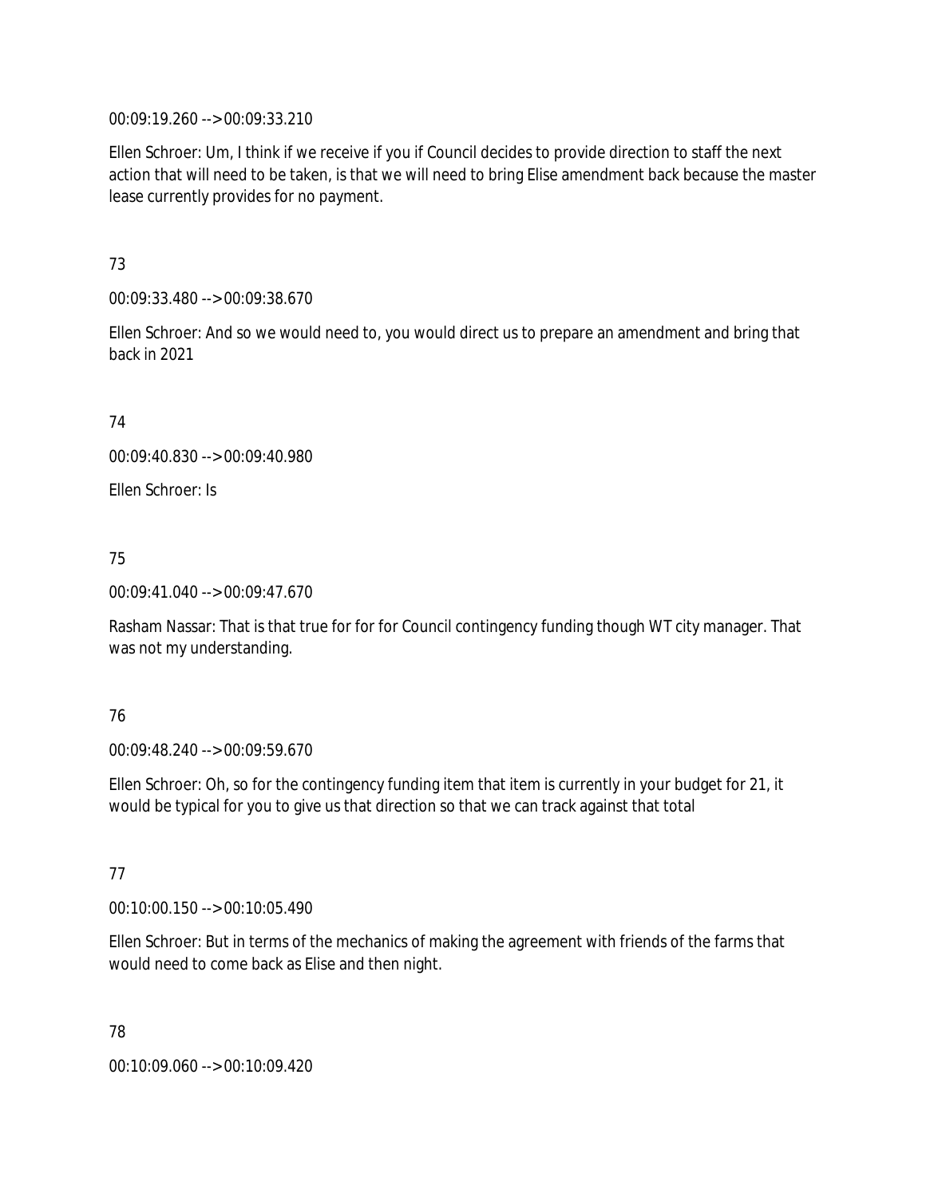00:09:19.260 --> 00:09:33.210

Ellen Schroer: Um, I think if we receive if you if Council decides to provide direction to staff the next action that will need to be taken, is that we will need to bring Elise amendment back because the master lease currently provides for no payment.

73

00:09:33.480 --> 00:09:38.670

Ellen Schroer: And so we would need to, you would direct us to prepare an amendment and bring that back in 2021

74

00:09:40.830 --> 00:09:40.980

Ellen Schroer: Is

75

00:09:41.040 --> 00:09:47.670

Rasham Nassar: That is that true for for for Council contingency funding though WT city manager. That was not my understanding.

76

00:09:48.240 --> 00:09:59.670

Ellen Schroer: Oh, so for the contingency funding item that item is currently in your budget for 21, it would be typical for you to give us that direction so that we can track against that total

77

00:10:00.150 --> 00:10:05.490

Ellen Schroer: But in terms of the mechanics of making the agreement with friends of the farms that would need to come back as Elise and then night.

78

00:10:09.060 --> 00:10:09.420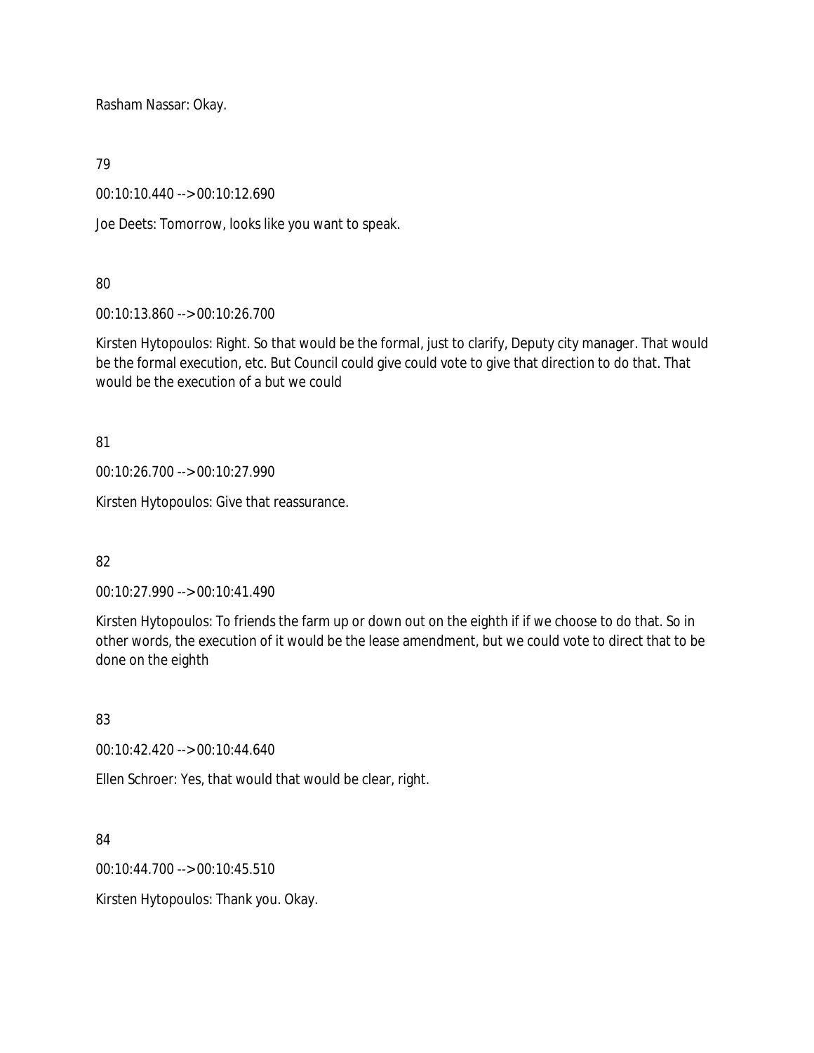Rasham Nassar: Okay.

79

00:10:10.440 --> 00:10:12.690

Joe Deets: Tomorrow, looks like you want to speak.

80

00:10:13.860 --> 00:10:26.700

Kirsten Hytopoulos: Right. So that would be the formal, just to clarify, Deputy city manager. That would be the formal execution, etc. But Council could give could vote to give that direction to do that. That would be the execution of a but we could

81

00:10:26.700 --> 00:10:27.990

Kirsten Hytopoulos: Give that reassurance.

82

00:10:27.990 --> 00:10:41.490

Kirsten Hytopoulos: To friends the farm up or down out on the eighth if if we choose to do that. So in other words, the execution of it would be the lease amendment, but we could vote to direct that to be done on the eighth

83

00:10:42.420 --> 00:10:44.640

Ellen Schroer: Yes, that would that would be clear, right.

84

00:10:44.700 --> 00:10:45.510

Kirsten Hytopoulos: Thank you. Okay.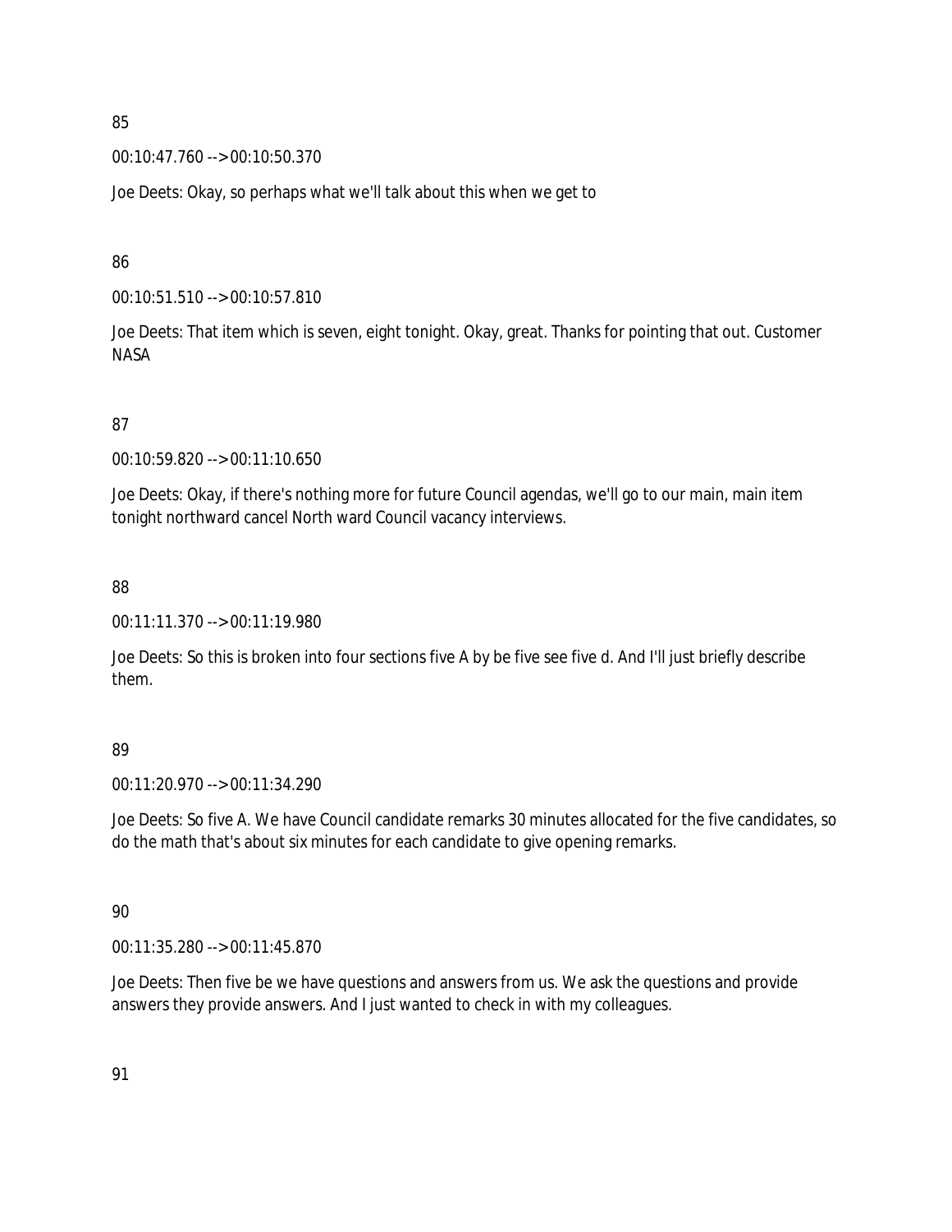85

00:10:47.760 --> 00:10:50.370

Joe Deets: Okay, so perhaps what we'll talk about this when we get to

86

00:10:51.510 --> 00:10:57.810

Joe Deets: That item which is seven, eight tonight. Okay, great. Thanks for pointing that out. Customer NASA

87

00:10:59.820 --> 00:11:10.650

Joe Deets: Okay, if there's nothing more for future Council agendas, we'll go to our main, main item tonight northward cancel North ward Council vacancy interviews.

88

00:11:11.370 --> 00:11:19.980

Joe Deets: So this is broken into four sections five A by be five see five d. And I'll just briefly describe them.

89

00:11:20.970 --> 00:11:34.290

Joe Deets: So five A. We have Council candidate remarks 30 minutes allocated for the five candidates, so do the math that's about six minutes for each candidate to give opening remarks.

90

00:11:35.280 --> 00:11:45.870

Joe Deets: Then five be we have questions and answers from us. We ask the questions and provide answers they provide answers. And I just wanted to check in with my colleagues.

91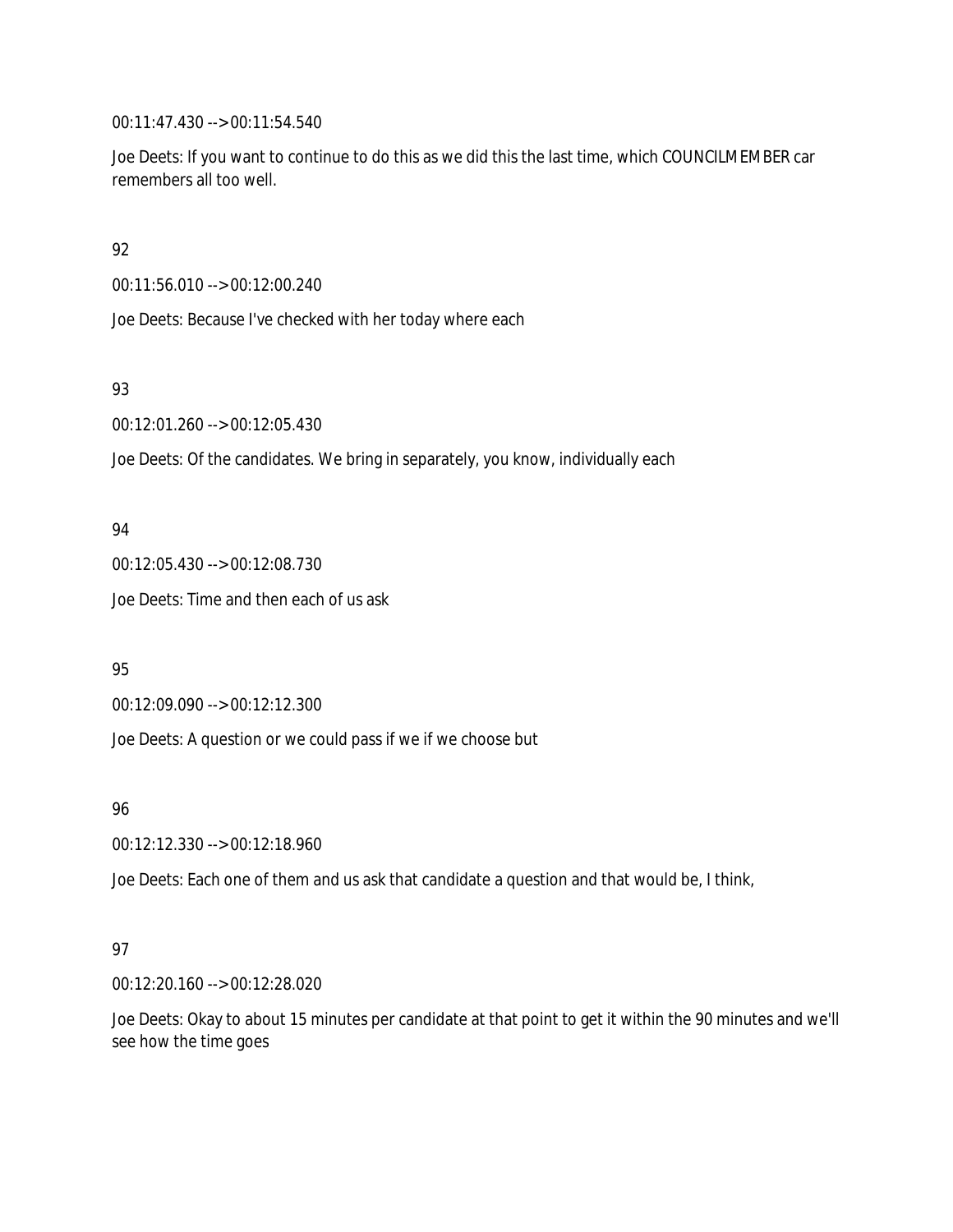00:11:47.430 --> 00:11:54.540

Joe Deets: If you want to continue to do this as we did this the last time, which COUNCILMEMBER car remembers all too well.

92

00:11:56.010 --> 00:12:00.240

Joe Deets: Because I've checked with her today where each

93

00:12:01.260 --> 00:12:05.430

Joe Deets: Of the candidates. We bring in separately, you know, individually each

94

00:12:05.430 --> 00:12:08.730

Joe Deets: Time and then each of us ask

95

00:12:09.090 --> 00:12:12.300

Joe Deets: A question or we could pass if we if we choose but

96

00:12:12.330 --> 00:12:18.960

Joe Deets: Each one of them and us ask that candidate a question and that would be, I think,

97

00:12:20.160 --> 00:12:28.020

Joe Deets: Okay to about 15 minutes per candidate at that point to get it within the 90 minutes and we'll see how the time goes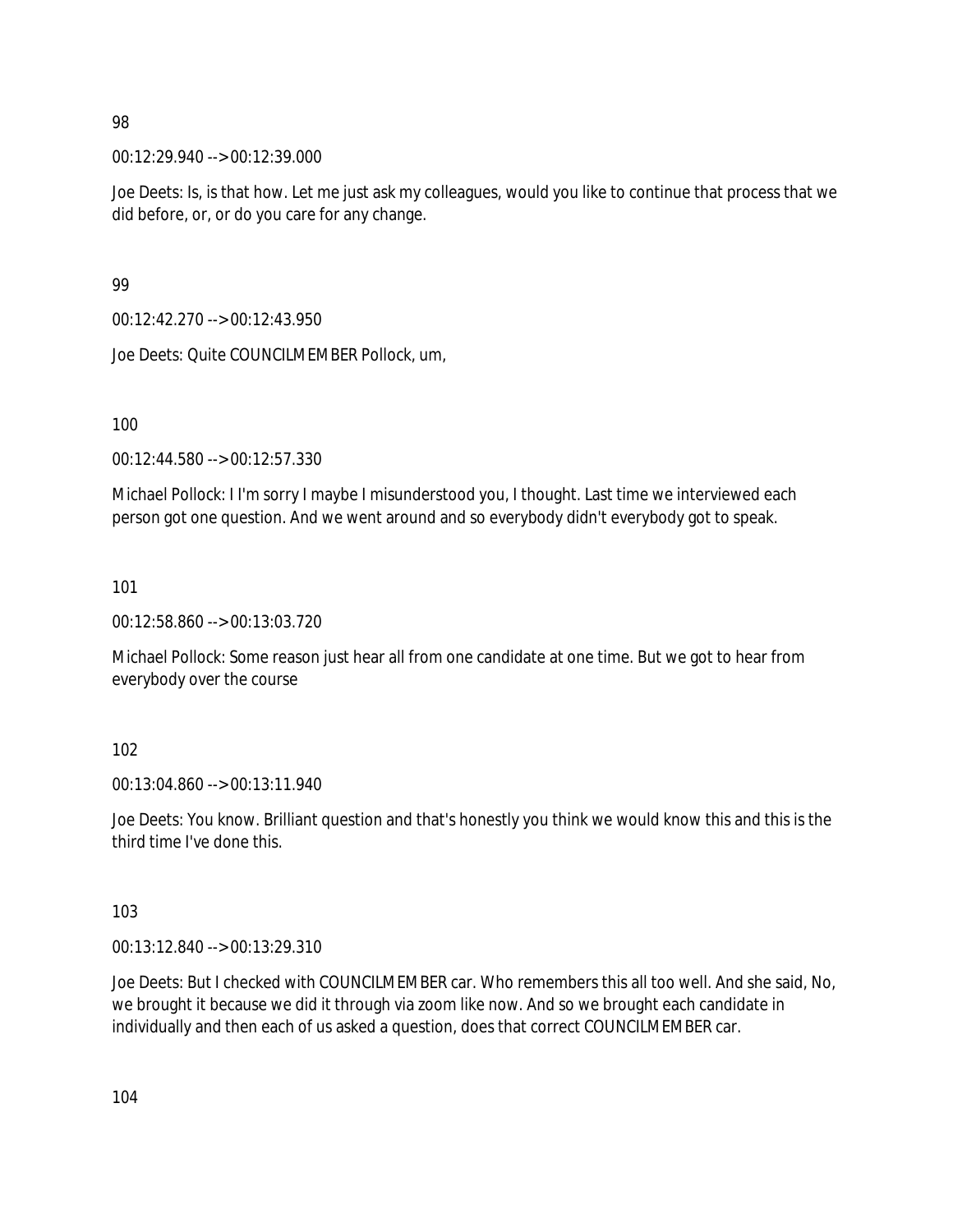98

00:12:29.940 --> 00:12:39.000

Joe Deets: Is, is that how. Let me just ask my colleagues, would you like to continue that process that we did before, or, or do you care for any change.

99

00:12:42.270 --> 00:12:43.950

Joe Deets: Quite COUNCILMEMBER Pollock, um,

100

00:12:44.580 --> 00:12:57.330

Michael Pollock: I I'm sorry I maybe I misunderstood you, I thought. Last time we interviewed each person got one question. And we went around and so everybody didn't everybody got to speak.

101

00:12:58.860 --> 00:13:03.720

Michael Pollock: Some reason just hear all from one candidate at one time. But we got to hear from everybody over the course

102

00:13:04.860 --> 00:13:11.940

Joe Deets: You know. Brilliant question and that's honestly you think we would know this and this is the third time I've done this.

103

00:13:12.840 --> 00:13:29.310

Joe Deets: But I checked with COUNCILMEMBER car. Who remembers this all too well. And she said, No, we brought it because we did it through via zoom like now. And so we brought each candidate in individually and then each of us asked a question, does that correct COUNCILMEMBER car.

104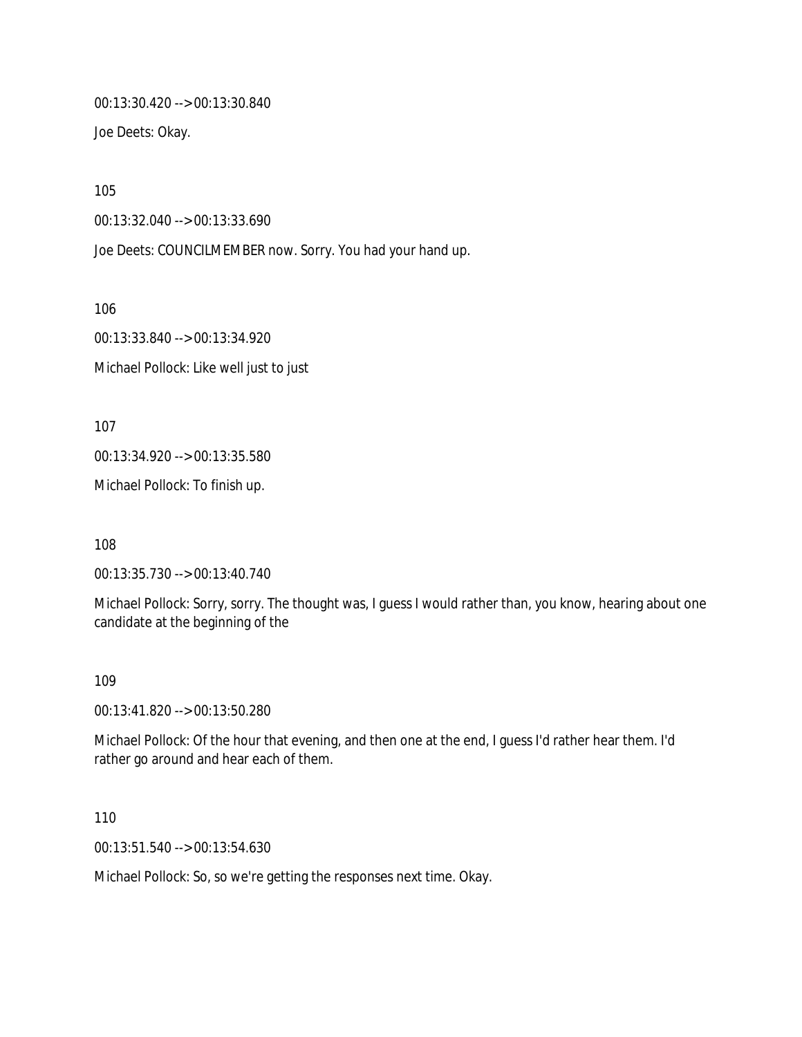00:13:30.420 --> 00:13:30.840

Joe Deets: Okay.

105

00:13:32.040 --> 00:13:33.690

Joe Deets: COUNCILMEMBER now. Sorry. You had your hand up.

106

00:13:33.840 --> 00:13:34.920

Michael Pollock: Like well just to just

107

00:13:34.920 --> 00:13:35.580

Michael Pollock: To finish up.

108

00:13:35.730 --> 00:13:40.740

Michael Pollock: Sorry, sorry. The thought was, I guess I would rather than, you know, hearing about one candidate at the beginning of the

109

00:13:41.820 --> 00:13:50.280

Michael Pollock: Of the hour that evening, and then one at the end, I guess I'd rather hear them. I'd rather go around and hear each of them.

110

00:13:51.540 --> 00:13:54.630

Michael Pollock: So, so we're getting the responses next time. Okay.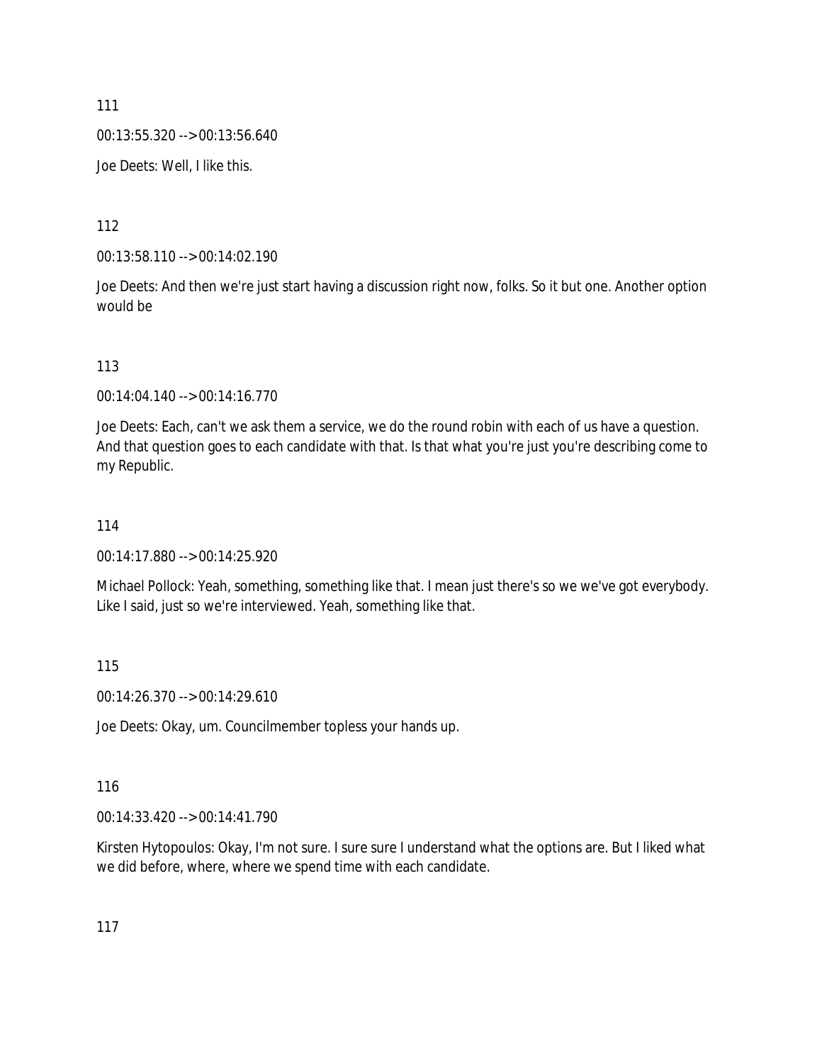111

00:13:55.320 --> 00:13:56.640

Joe Deets: Well, I like this.

112

00:13:58.110 --> 00:14:02.190

Joe Deets: And then we're just start having a discussion right now, folks. So it but one. Another option would be

113

00:14:04.140 --> 00:14:16.770

Joe Deets: Each, can't we ask them a service, we do the round robin with each of us have a question. And that question goes to each candidate with that. Is that what you're just you're describing come to my Republic.

114

00:14:17.880 --> 00:14:25.920

Michael Pollock: Yeah, something, something like that. I mean just there's so we we've got everybody. Like I said, just so we're interviewed. Yeah, something like that.

115

00:14:26.370 --> 00:14:29.610

Joe Deets: Okay, um. Councilmember topless your hands up.

116

00:14:33.420 --> 00:14:41.790

Kirsten Hytopoulos: Okay, I'm not sure. I sure sure I understand what the options are. But I liked what we did before, where, where we spend time with each candidate.

117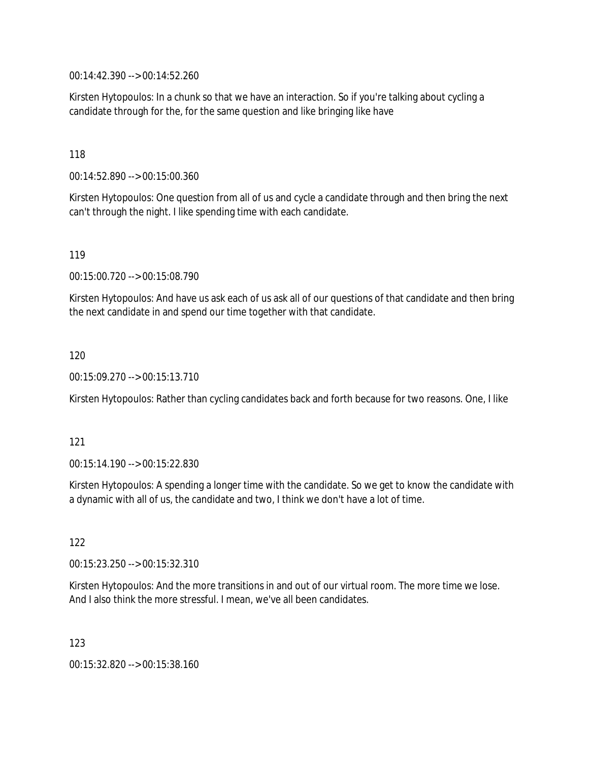00:14:42.390 --> 00:14:52.260

Kirsten Hytopoulos: In a chunk so that we have an interaction. So if you're talking about cycling a candidate through for the, for the same question and like bringing like have

118

00:14:52.890 --> 00:15:00.360

Kirsten Hytopoulos: One question from all of us and cycle a candidate through and then bring the next can't through the night. I like spending time with each candidate.

119

00:15:00.720 --> 00:15:08.790

Kirsten Hytopoulos: And have us ask each of us ask all of our questions of that candidate and then bring the next candidate in and spend our time together with that candidate.

120

00:15:09.270 --> 00:15:13.710

Kirsten Hytopoulos: Rather than cycling candidates back and forth because for two reasons. One, I like

121

00:15:14.190 --> 00:15:22.830

Kirsten Hytopoulos: A spending a longer time with the candidate. So we get to know the candidate with a dynamic with all of us, the candidate and two, I think we don't have a lot of time.

122

00:15:23.250 --> 00:15:32.310

Kirsten Hytopoulos: And the more transitions in and out of our virtual room. The more time we lose. And I also think the more stressful. I mean, we've all been candidates.

123

00:15:32.820 --> 00:15:38.160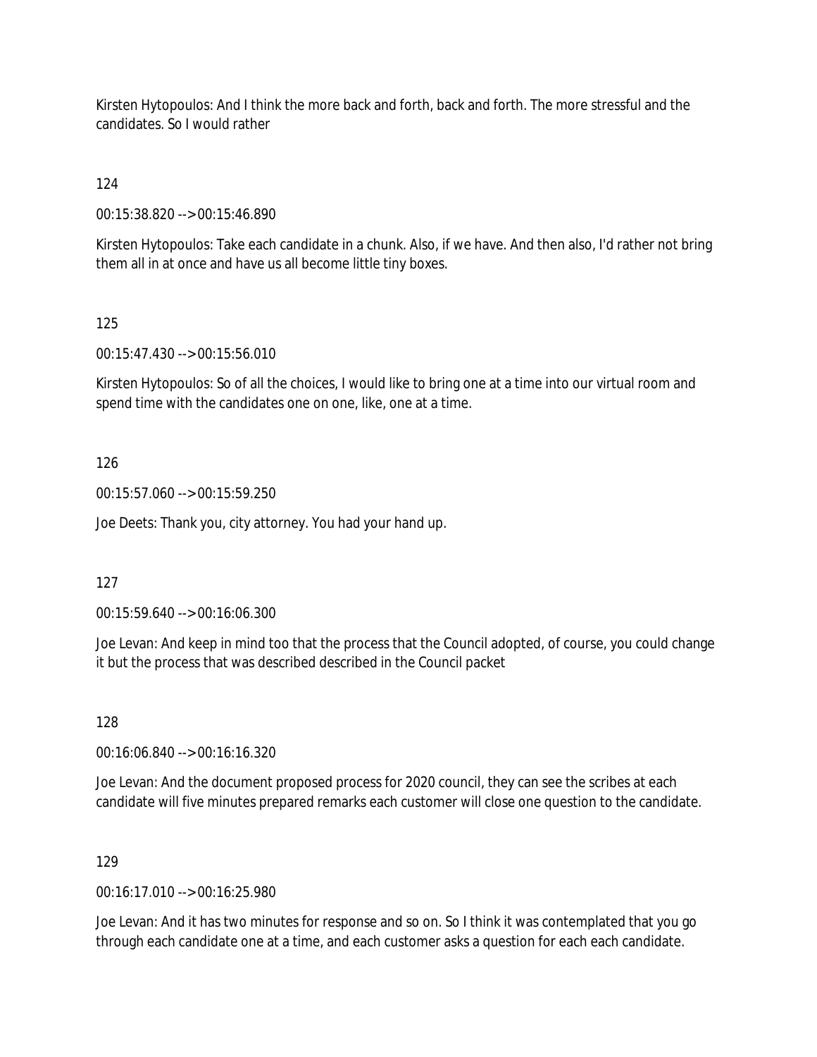Kirsten Hytopoulos: And I think the more back and forth, back and forth. The more stressful and the candidates. So I would rather

124

00:15:38.820 --> 00:15:46.890

Kirsten Hytopoulos: Take each candidate in a chunk. Also, if we have. And then also, I'd rather not bring them all in at once and have us all become little tiny boxes.

125

00:15:47.430 --> 00:15:56.010

Kirsten Hytopoulos: So of all the choices, I would like to bring one at a time into our virtual room and spend time with the candidates one on one, like, one at a time.

126

00:15:57.060 --> 00:15:59.250

Joe Deets: Thank you, city attorney. You had your hand up.

127

00:15:59.640 --> 00:16:06.300

Joe Levan: And keep in mind too that the process that the Council adopted, of course, you could change it but the process that was described described in the Council packet

128

00:16:06.840 --> 00:16:16.320

Joe Levan: And the document proposed process for 2020 council, they can see the scribes at each candidate will five minutes prepared remarks each customer will close one question to the candidate.

129

00:16:17.010 --> 00:16:25.980

Joe Levan: And it has two minutes for response and so on. So I think it was contemplated that you go through each candidate one at a time, and each customer asks a question for each each candidate.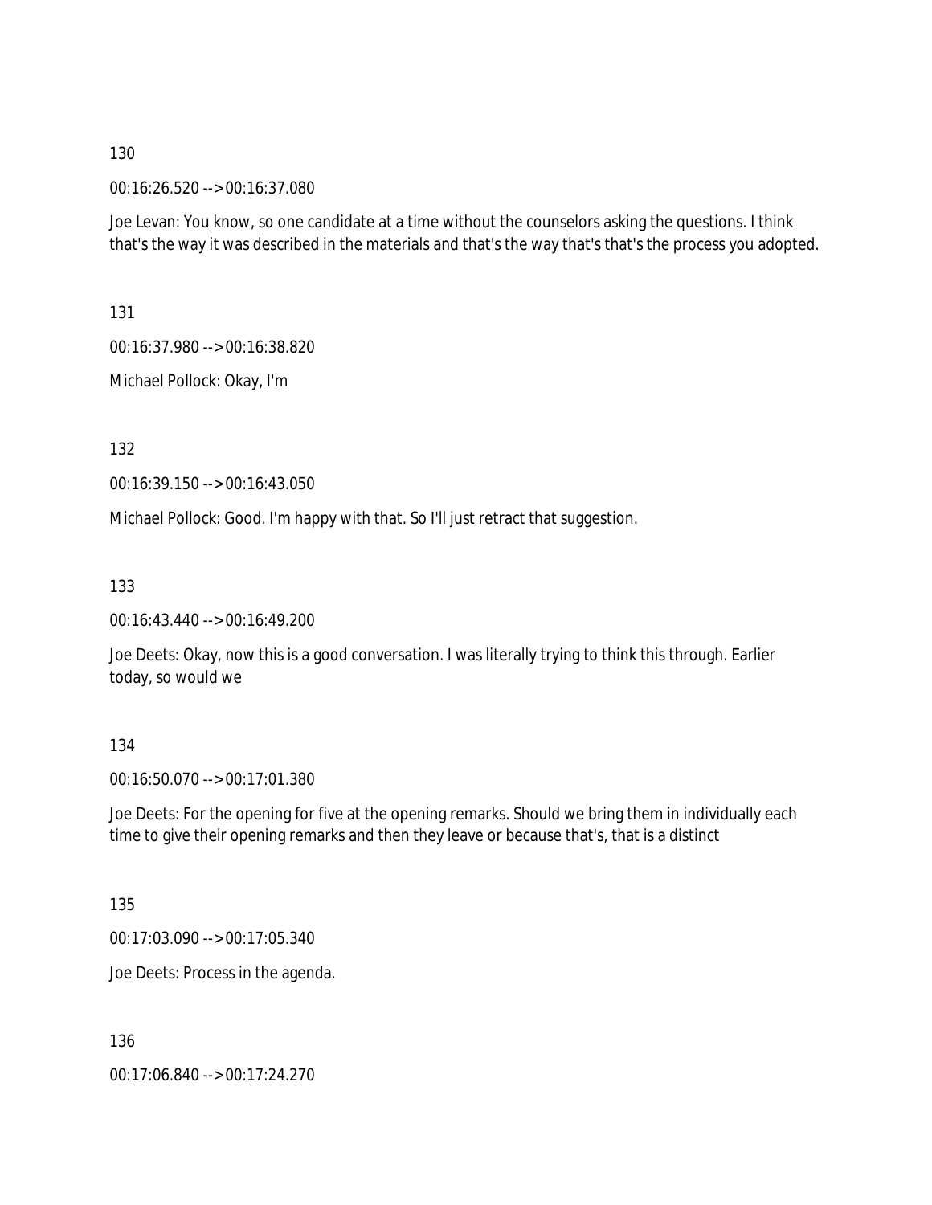130

00:16:26.520 --> 00:16:37.080

Joe Levan: You know, so one candidate at a time without the counselors asking the questions. I think that's the way it was described in the materials and that's the way that's that's the process you adopted.

131

00:16:37.980 --> 00:16:38.820

Michael Pollock: Okay, I'm

132

00:16:39.150 --> 00:16:43.050

Michael Pollock: Good. I'm happy with that. So I'll just retract that suggestion.

133

00:16:43.440 --> 00:16:49.200

Joe Deets: Okay, now this is a good conversation. I was literally trying to think this through. Earlier today, so would we

134

00:16:50.070 --> 00:17:01.380

Joe Deets: For the opening for five at the opening remarks. Should we bring them in individually each time to give their opening remarks and then they leave or because that's, that is a distinct

135

00:17:03.090 --> 00:17:05.340

Joe Deets: Process in the agenda.

136

00:17:06.840 --> 00:17:24.270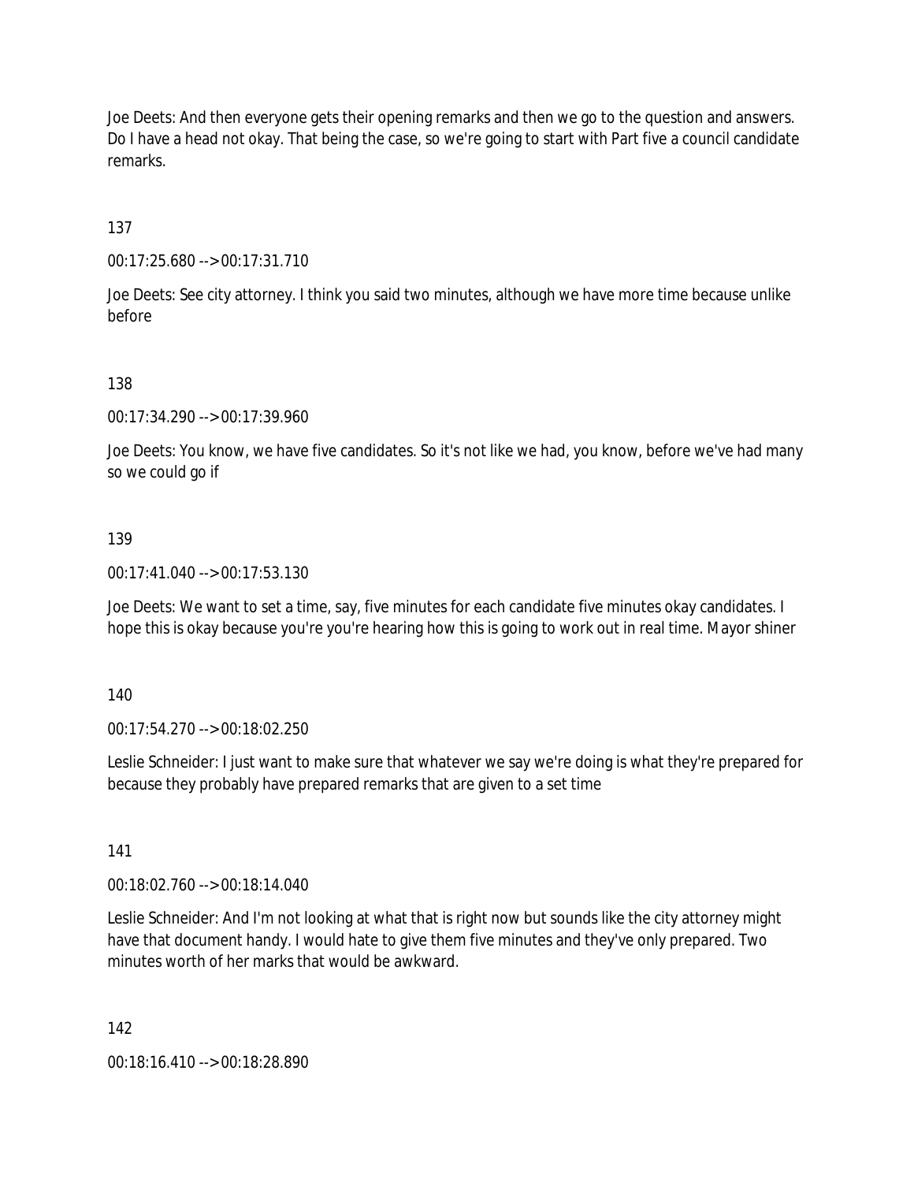Joe Deets: And then everyone gets their opening remarks and then we go to the question and answers. Do I have a head not okay. That being the case, so we're going to start with Part five a council candidate remarks.

137

00:17:25.680 --> 00:17:31.710

Joe Deets: See city attorney. I think you said two minutes, although we have more time because unlike before

138

00:17:34.290 --> 00:17:39.960

Joe Deets: You know, we have five candidates. So it's not like we had, you know, before we've had many so we could go if

139

00:17:41.040 --> 00:17:53.130

Joe Deets: We want to set a time, say, five minutes for each candidate five minutes okay candidates. I hope this is okay because you're you're hearing how this is going to work out in real time. Mayor shiner

140

00:17:54.270 --> 00:18:02.250

Leslie Schneider: I just want to make sure that whatever we say we're doing is what they're prepared for because they probably have prepared remarks that are given to a set time

141

00:18:02.760 --> 00:18:14.040

Leslie Schneider: And I'm not looking at what that is right now but sounds like the city attorney might have that document handy. I would hate to give them five minutes and they've only prepared. Two minutes worth of her marks that would be awkward.

142

00:18:16.410 --> 00:18:28.890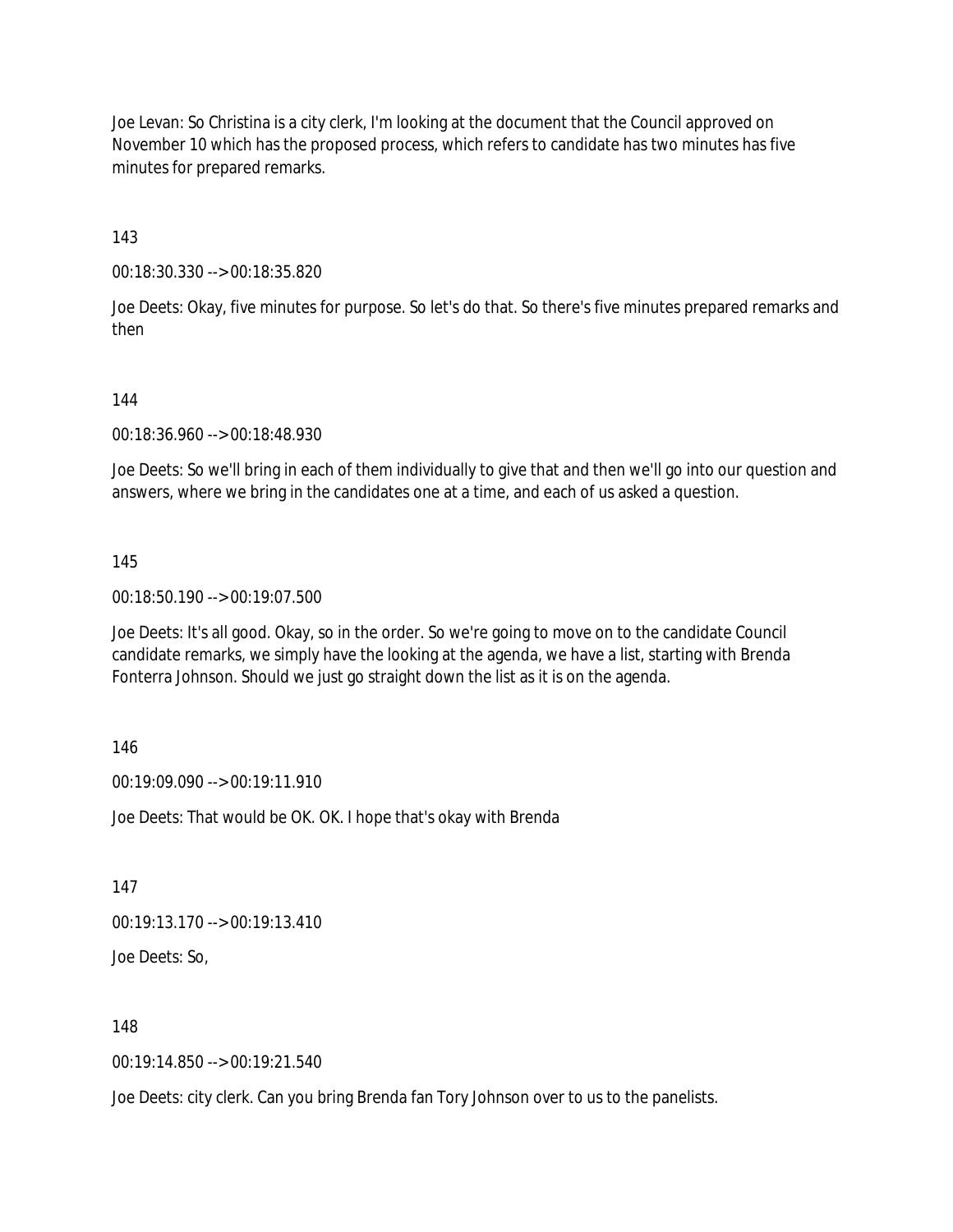Joe Levan: So Christina is a city clerk, I'm looking at the document that the Council approved on November 10 which has the proposed process, which refers to candidate has two minutes has five minutes for prepared remarks.

143

00:18:30.330 --> 00:18:35.820

Joe Deets: Okay, five minutes for purpose. So let's do that. So there's five minutes prepared remarks and then

144

00:18:36.960 --> 00:18:48.930

Joe Deets: So we'll bring in each of them individually to give that and then we'll go into our question and answers, where we bring in the candidates one at a time, and each of us asked a question.

145

00:18:50.190 --> 00:19:07.500

Joe Deets: It's all good. Okay, so in the order. So we're going to move on to the candidate Council candidate remarks, we simply have the looking at the agenda, we have a list, starting with Brenda Fonterra Johnson. Should we just go straight down the list as it is on the agenda.

146

00:19:09.090 --> 00:19:11.910

Joe Deets: That would be OK. OK. I hope that's okay with Brenda

147

00:19:13.170 --> 00:19:13.410

Joe Deets: So,

148

00:19:14.850 --> 00:19:21.540

Joe Deets: city clerk. Can you bring Brenda fan Tory Johnson over to us to the panelists.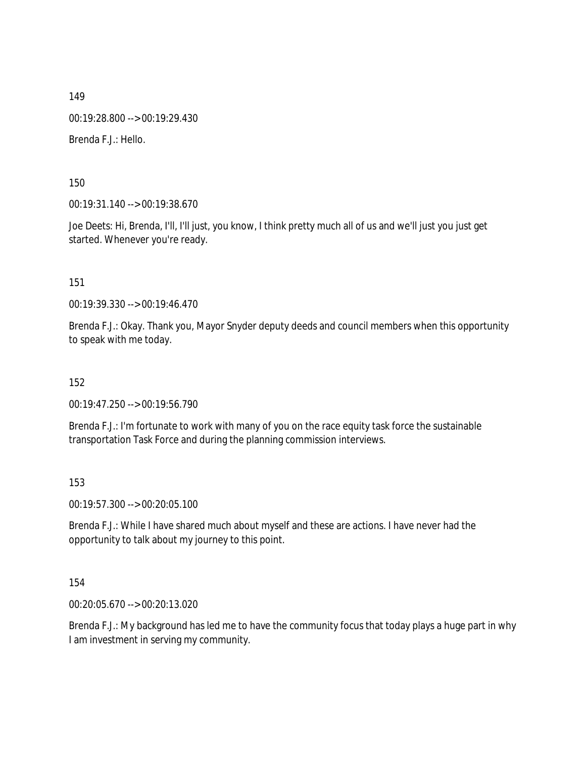149

00:19:28.800 --> 00:19:29.430

Brenda F.J.: Hello.

150

00:19:31.140 --> 00:19:38.670

Joe Deets: Hi, Brenda, I'll, I'll just, you know, I think pretty much all of us and we'll just you just get started. Whenever you're ready.

151

00:19:39.330 --> 00:19:46.470

Brenda F.J.: Okay. Thank you, Mayor Snyder deputy deeds and council members when this opportunity to speak with me today.

152

00:19:47.250 --> 00:19:56.790

Brenda F.J.: I'm fortunate to work with many of you on the race equity task force the sustainable transportation Task Force and during the planning commission interviews.

153

00:19:57.300 --> 00:20:05.100

Brenda F.J.: While I have shared much about myself and these are actions. I have never had the opportunity to talk about my journey to this point.

154

00:20:05.670 --> 00:20:13.020

Brenda F.J.: My background has led me to have the community focus that today plays a huge part in why I am investment in serving my community.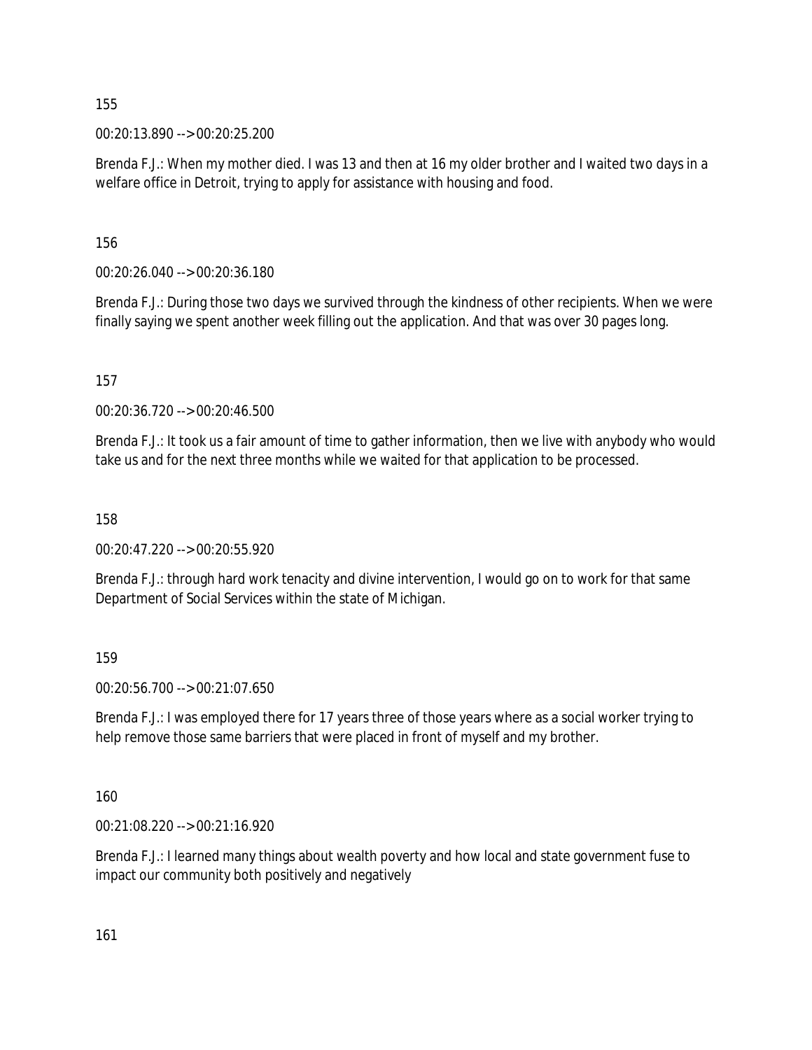155

00:20:13.890 --> 00:20:25.200

Brenda F.J.: When my mother died. I was 13 and then at 16 my older brother and I waited two days in a welfare office in Detroit, trying to apply for assistance with housing and food.

156

00:20:26.040 --> 00:20:36.180

Brenda F.J.: During those two days we survived through the kindness of other recipients. When we were finally saying we spent another week filling out the application. And that was over 30 pages long.

157

00:20:36.720 --> 00:20:46.500

Brenda F.J.: It took us a fair amount of time to gather information, then we live with anybody who would take us and for the next three months while we waited for that application to be processed.

158

00:20:47.220 --> 00:20:55.920

Brenda F.J.: through hard work tenacity and divine intervention, I would go on to work for that same Department of Social Services within the state of Michigan.

159

00:20:56.700 --> 00:21:07.650

Brenda F.J.: I was employed there for 17 years three of those years where as a social worker trying to help remove those same barriers that were placed in front of myself and my brother.

160

00:21:08.220 --> 00:21:16.920

Brenda F.J.: I learned many things about wealth poverty and how local and state government fuse to impact our community both positively and negatively

161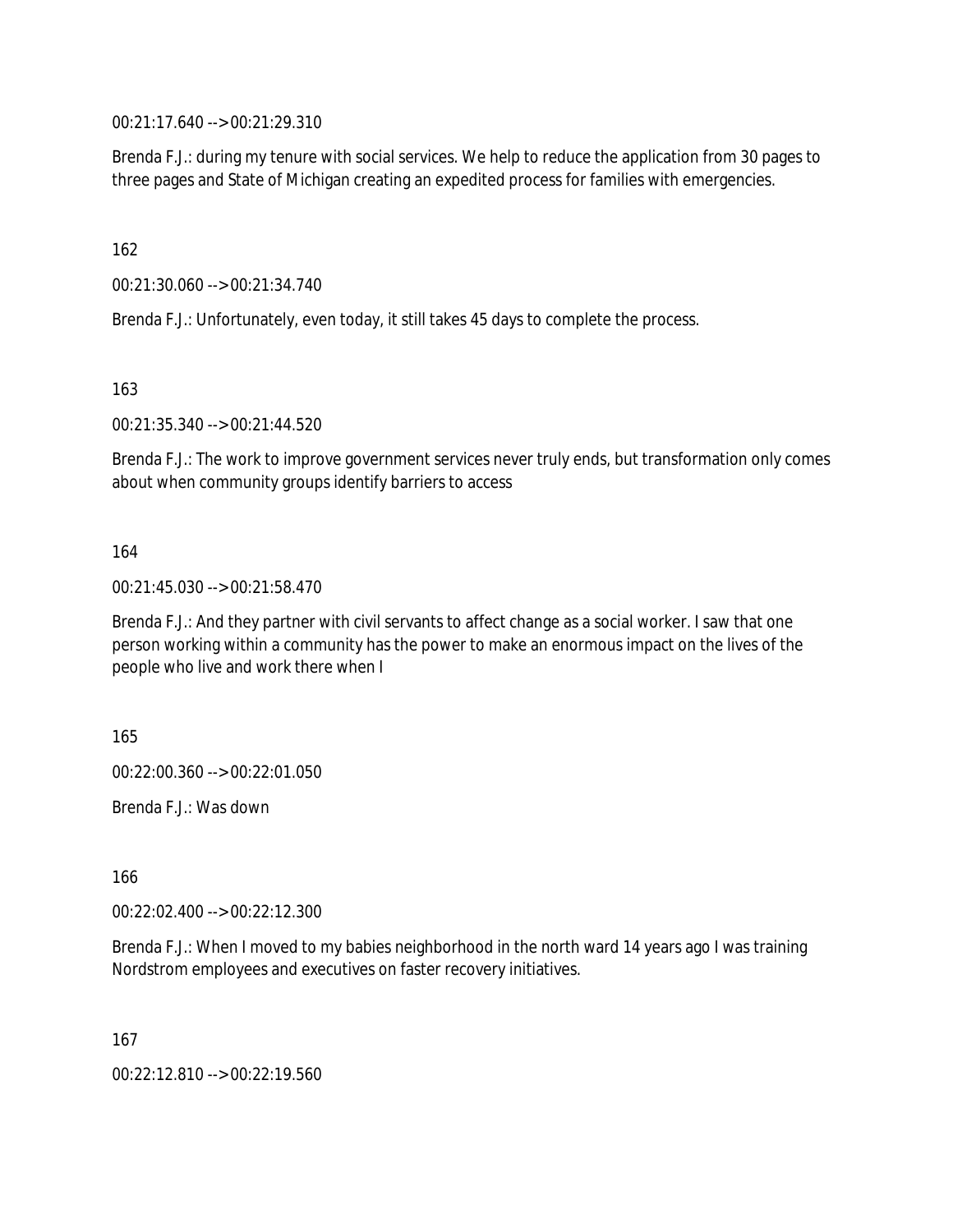00:21:17.640 --> 00:21:29.310

Brenda F.J.: during my tenure with social services. We help to reduce the application from 30 pages to three pages and State of Michigan creating an expedited process for families with emergencies.

162

00:21:30.060 --> 00:21:34.740

Brenda F.J.: Unfortunately, even today, it still takes 45 days to complete the process.

163

00:21:35.340 --> 00:21:44.520

Brenda F.J.: The work to improve government services never truly ends, but transformation only comes about when community groups identify barriers to access

164

00:21:45.030 --> 00:21:58.470

Brenda F.J.: And they partner with civil servants to affect change as a social worker. I saw that one person working within a community has the power to make an enormous impact on the lives of the people who live and work there when I

165

00:22:00.360 --> 00:22:01.050

Brenda F.J.: Was down

166

00:22:02.400 --> 00:22:12.300

Brenda F.J.: When I moved to my babies neighborhood in the north ward 14 years ago I was training Nordstrom employees and executives on faster recovery initiatives.

167

00:22:12.810 --> 00:22:19.560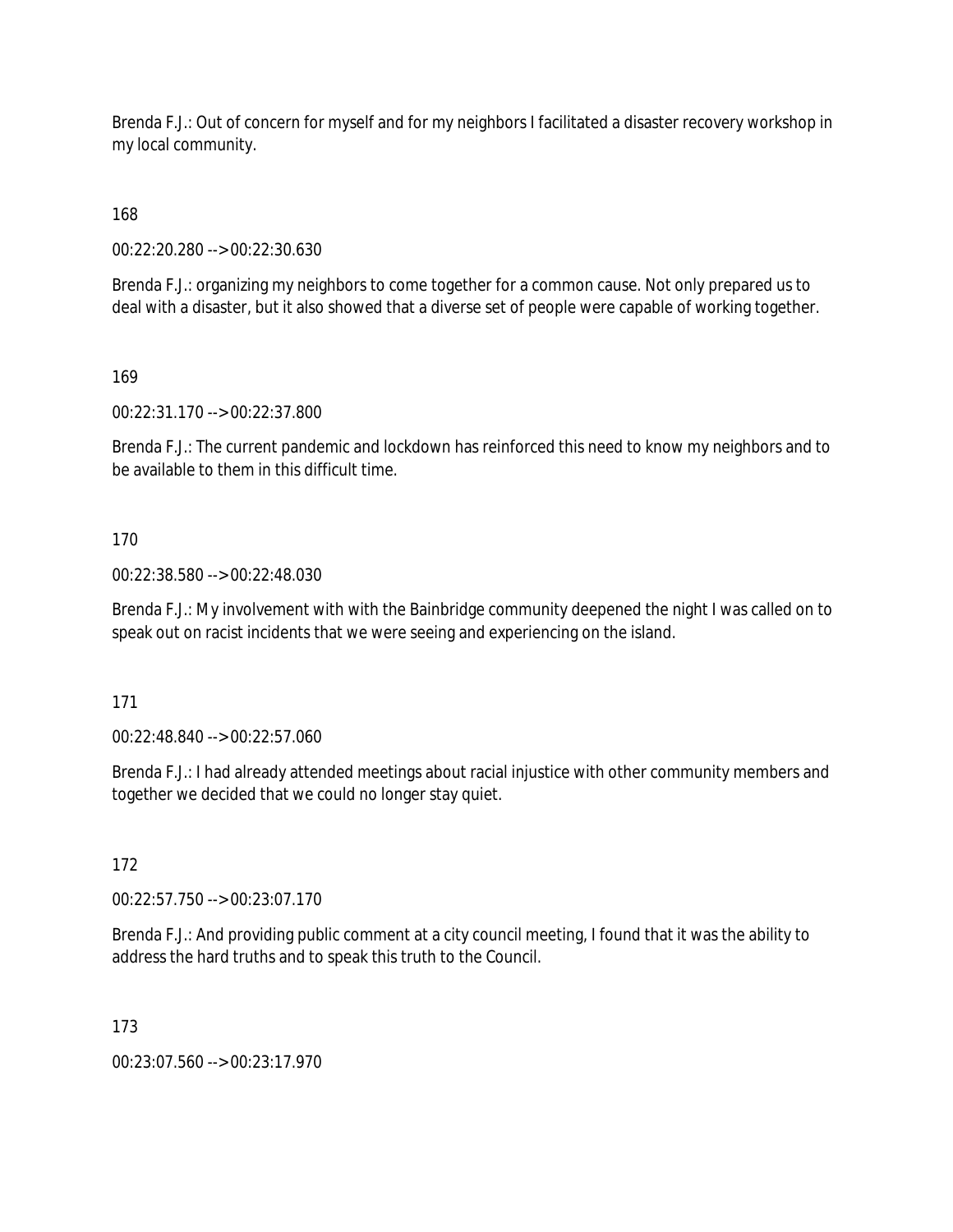Brenda F.J.: Out of concern for myself and for my neighbors I facilitated a disaster recovery workshop in my local community.

168

00:22:20.280 --> 00:22:30.630

Brenda F.J.: organizing my neighbors to come together for a common cause. Not only prepared us to deal with a disaster, but it also showed that a diverse set of people were capable of working together.

169

00:22:31.170 --> 00:22:37.800

Brenda F.J.: The current pandemic and lockdown has reinforced this need to know my neighbors and to be available to them in this difficult time.

170

00:22:38.580 --> 00:22:48.030

Brenda F.J.: My involvement with with the Bainbridge community deepened the night I was called on to speak out on racist incidents that we were seeing and experiencing on the island.

171

00:22:48.840 --> 00:22:57.060

Brenda F.J.: I had already attended meetings about racial injustice with other community members and together we decided that we could no longer stay quiet.

172

00:22:57.750 --> 00:23:07.170

Brenda F.J.: And providing public comment at a city council meeting, I found that it was the ability to address the hard truths and to speak this truth to the Council.

173

00:23:07.560 --> 00:23:17.970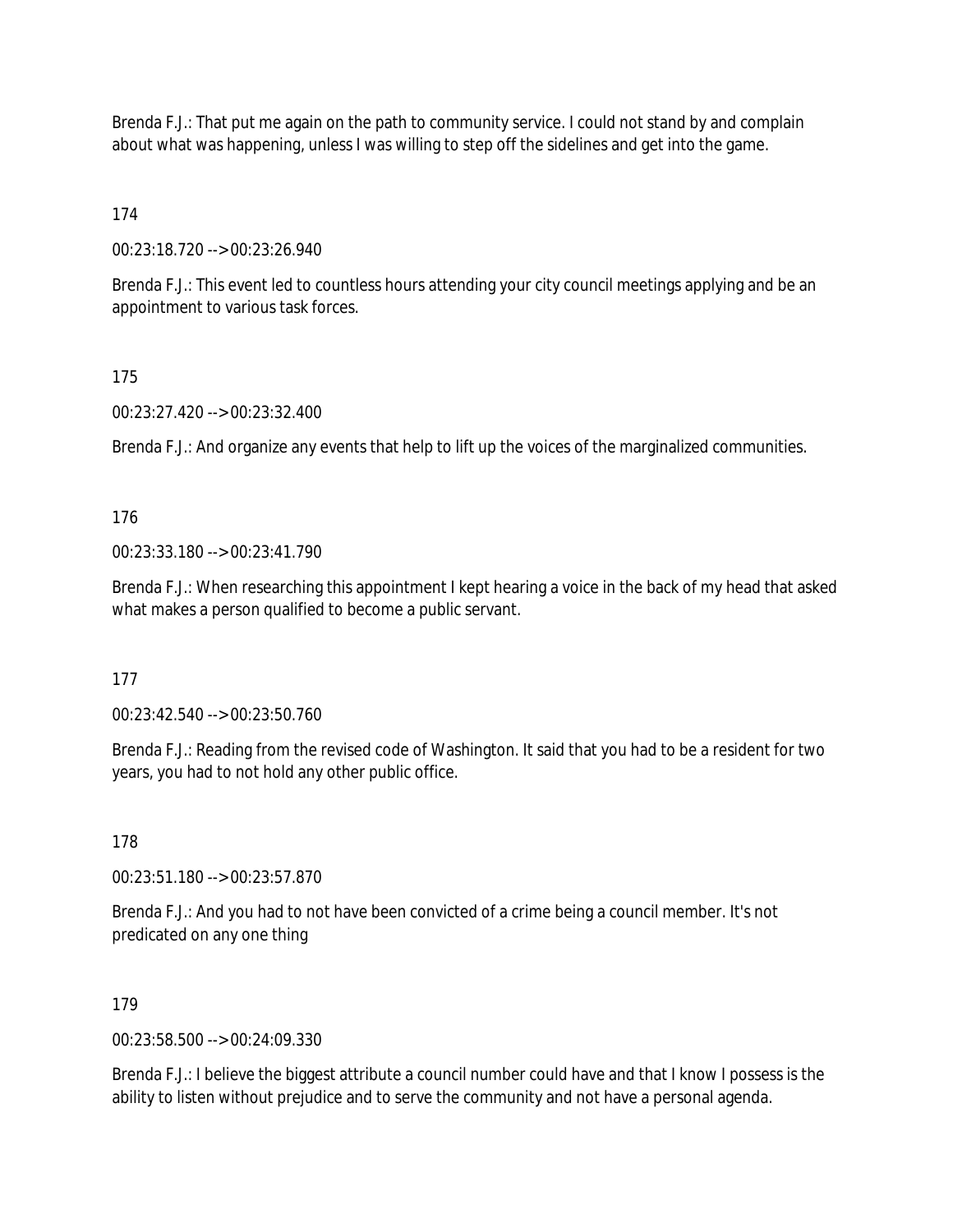Brenda F.J.: That put me again on the path to community service. I could not stand by and complain about what was happening, unless I was willing to step off the sidelines and get into the game.

174

00:23:18.720 --> 00:23:26.940

Brenda F.J.: This event led to countless hours attending your city council meetings applying and be an appointment to various task forces.

175

00:23:27.420 --> 00:23:32.400

Brenda F.J.: And organize any events that help to lift up the voices of the marginalized communities.

176

00:23:33.180 --> 00:23:41.790

Brenda F.J.: When researching this appointment I kept hearing a voice in the back of my head that asked what makes a person qualified to become a public servant.

177

00:23:42.540 --> 00:23:50.760

Brenda F.J.: Reading from the revised code of Washington. It said that you had to be a resident for two years, you had to not hold any other public office.

178

00:23:51.180 --> 00:23:57.870

Brenda F.J.: And you had to not have been convicted of a crime being a council member. It's not predicated on any one thing

179

00:23:58.500 --> 00:24:09.330

Brenda F.J.: I believe the biggest attribute a council number could have and that I know I possess is the ability to listen without prejudice and to serve the community and not have a personal agenda.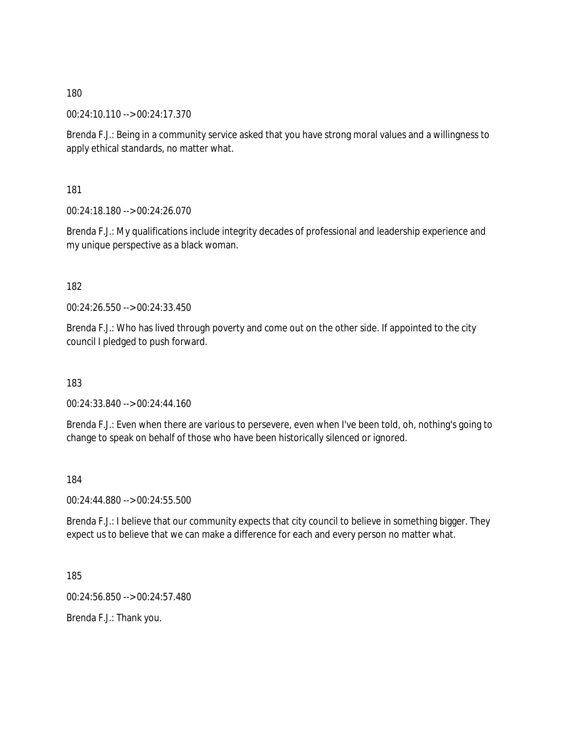180

00:24:10.110 --> 00:24:17.370

Brenda F.J.: Being in a community service asked that you have strong moral values and a willingness to apply ethical standards, no matter what.

181

00:24:18.180 --> 00:24:26.070

Brenda F.J.: My qualifications include integrity decades of professional and leadership experience and my unique perspective as a black woman.

182

00:24:26.550 --> 00:24:33.450

Brenda F.J.: Who has lived through poverty and come out on the other side. If appointed to the city council I pledged to push forward.

183

00:24:33.840 --> 00:24:44.160

Brenda F.J.: Even when there are various to persevere, even when I've been told, oh, nothing's going to change to speak on behalf of those who have been historically silenced or ignored.

184

00:24:44.880 --> 00:24:55.500

Brenda F.J.: I believe that our community expects that city council to believe in something bigger. They expect us to believe that we can make a difference for each and every person no matter what.

185

00:24:56.850 --> 00:24:57.480

Brenda F.J.: Thank you.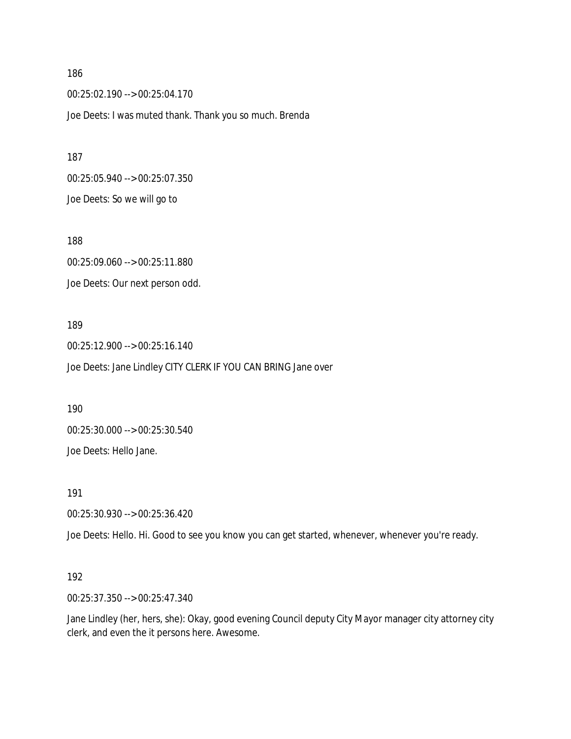186

00:25:02.190 --> 00:25:04.170

Joe Deets: I was muted thank. Thank you so much. Brenda

187

00:25:05.940 --> 00:25:07.350

Joe Deets: So we will go to

188

00:25:09.060 --> 00:25:11.880

Joe Deets: Our next person odd.

189

00:25:12.900 --> 00:25:16.140

Joe Deets: Jane Lindley CITY CLERK IF YOU CAN BRING Jane over

190

00:25:30.000 --> 00:25:30.540

Joe Deets: Hello Jane.

191

00:25:30.930 --> 00:25:36.420

Joe Deets: Hello. Hi. Good to see you know you can get started, whenever, whenever you're ready.

192

00:25:37.350 --> 00:25:47.340

Jane Lindley (her, hers, she): Okay, good evening Council deputy City Mayor manager city attorney city clerk, and even the it persons here. Awesome.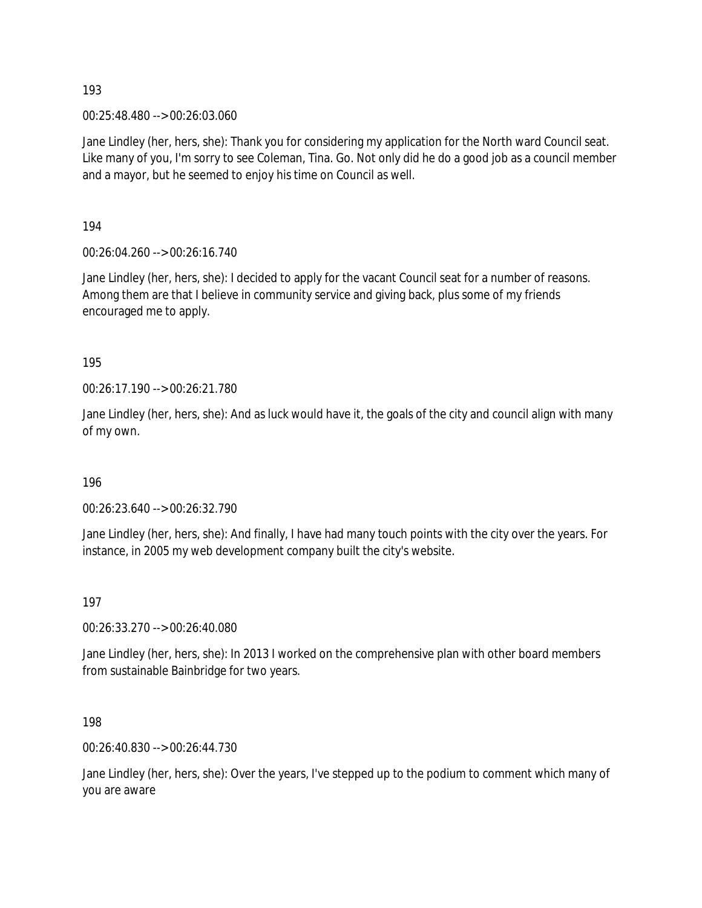193

00:25:48.480 --> 00:26:03.060

Jane Lindley (her, hers, she): Thank you for considering my application for the North ward Council seat. Like many of you, I'm sorry to see Coleman, Tina. Go. Not only did he do a good job as a council member and a mayor, but he seemed to enjoy his time on Council as well.

194

00:26:04.260 --> 00:26:16.740

Jane Lindley (her, hers, she): I decided to apply for the vacant Council seat for a number of reasons. Among them are that I believe in community service and giving back, plus some of my friends encouraged me to apply.

195

00:26:17.190 --> 00:26:21.780

Jane Lindley (her, hers, she): And as luck would have it, the goals of the city and council align with many of my own.

196

00:26:23.640 --> 00:26:32.790

Jane Lindley (her, hers, she): And finally, I have had many touch points with the city over the years. For instance, in 2005 my web development company built the city's website.

197

00:26:33.270 --> 00:26:40.080

Jane Lindley (her, hers, she): In 2013 I worked on the comprehensive plan with other board members from sustainable Bainbridge for two years.

198

00:26:40.830 --> 00:26:44.730

Jane Lindley (her, hers, she): Over the years, I've stepped up to the podium to comment which many of you are aware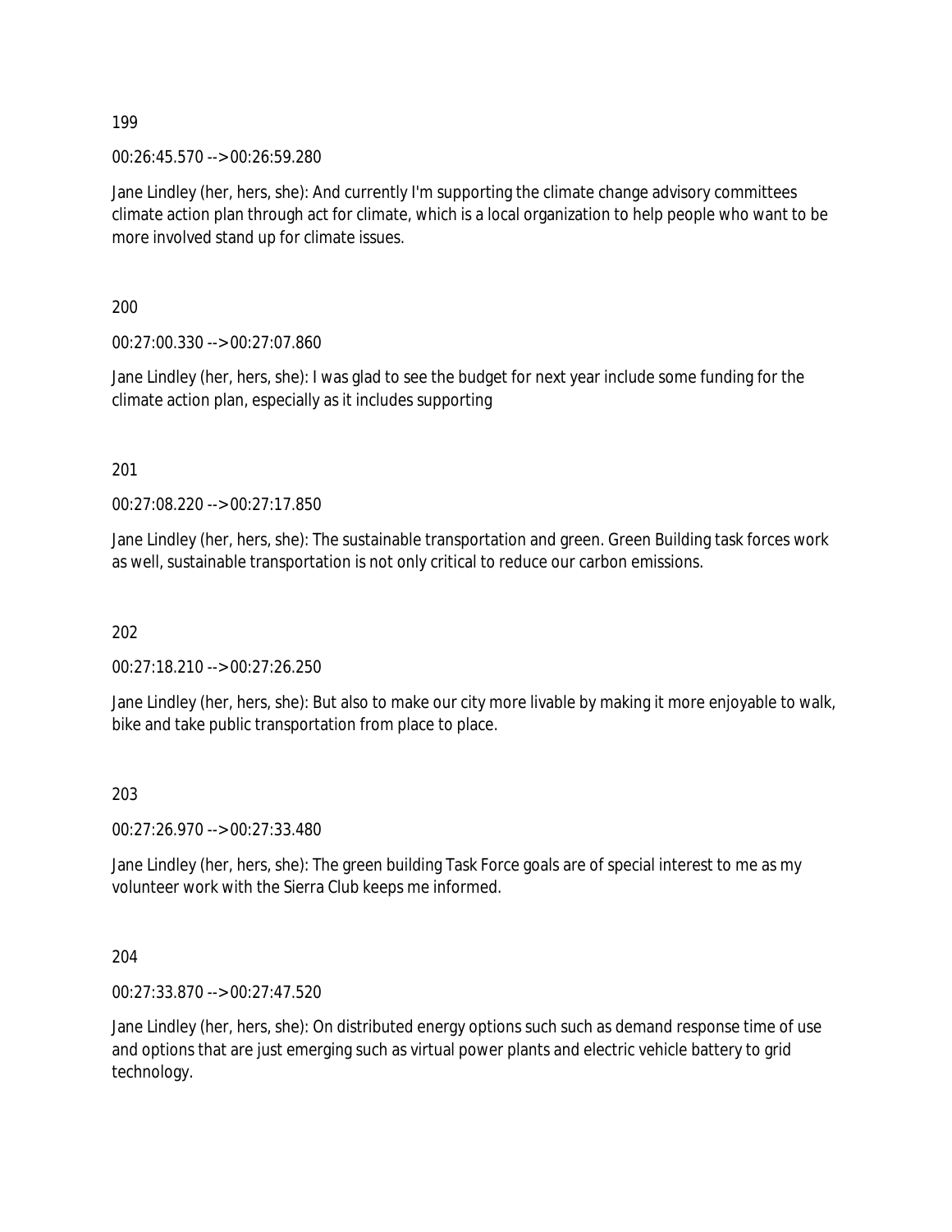199

00:26:45.570 --> 00:26:59.280

Jane Lindley (her, hers, she): And currently I'm supporting the climate change advisory committees climate action plan through act for climate, which is a local organization to help people who want to be more involved stand up for climate issues.

200

00:27:00.330 --> 00:27:07.860

Jane Lindley (her, hers, she): I was glad to see the budget for next year include some funding for the climate action plan, especially as it includes supporting

201

00:27:08.220 --> 00:27:17.850

Jane Lindley (her, hers, she): The sustainable transportation and green. Green Building task forces work as well, sustainable transportation is not only critical to reduce our carbon emissions.

202

00:27:18.210 --> 00:27:26.250

Jane Lindley (her, hers, she): But also to make our city more livable by making it more enjoyable to walk, bike and take public transportation from place to place.

203

00:27:26.970 --> 00:27:33.480

Jane Lindley (her, hers, she): The green building Task Force goals are of special interest to me as my volunteer work with the Sierra Club keeps me informed.

204

00:27:33.870 --> 00:27:47.520

Jane Lindley (her, hers, she): On distributed energy options such such as demand response time of use and options that are just emerging such as virtual power plants and electric vehicle battery to grid technology.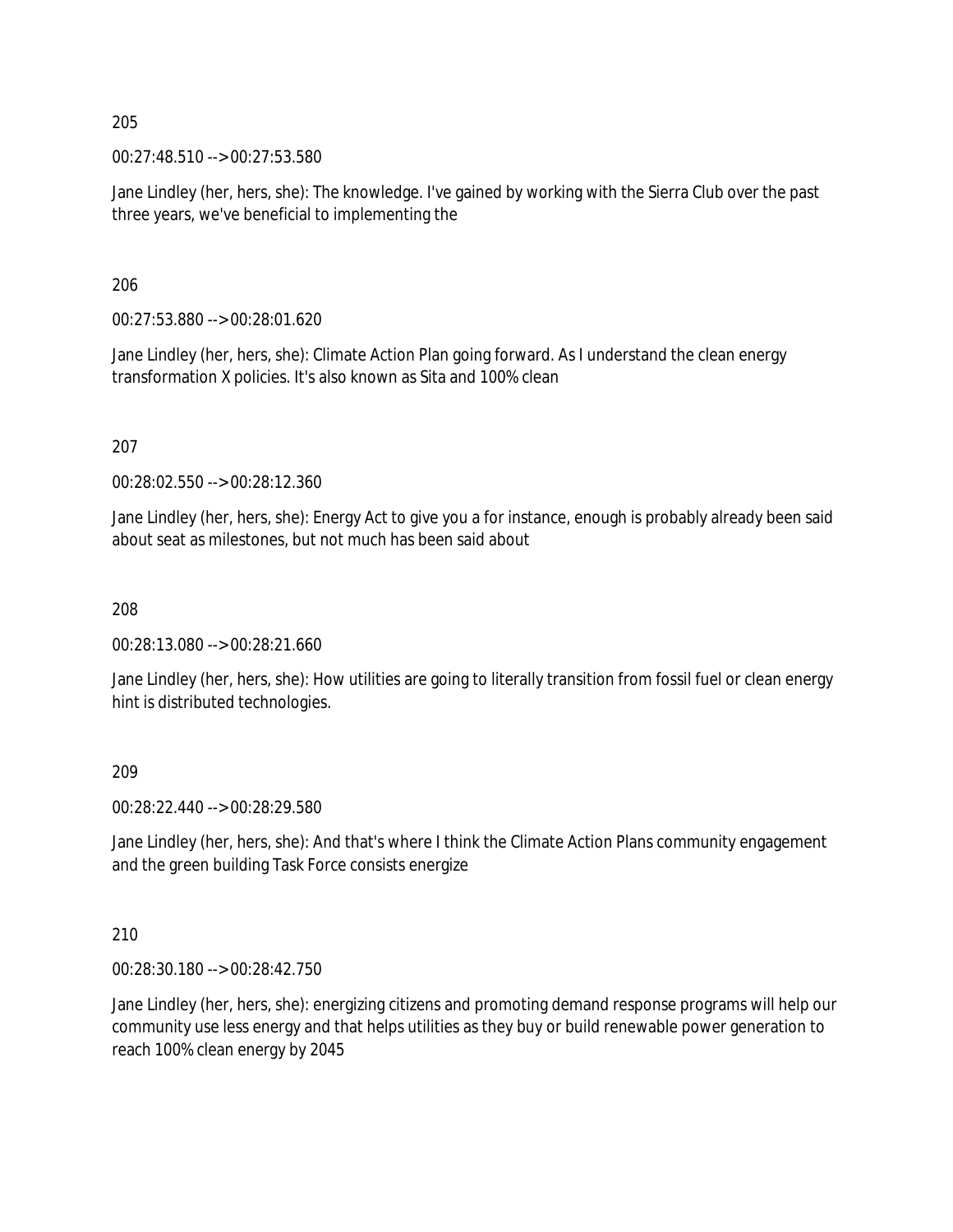205

00:27:48.510 --> 00:27:53.580

Jane Lindley (her, hers, she): The knowledge. I've gained by working with the Sierra Club over the past three years, we've beneficial to implementing the

206

00:27:53.880 --> 00:28:01.620

Jane Lindley (her, hers, she): Climate Action Plan going forward. As I understand the clean energy transformation X policies. It's also known as Sita and 100% clean

207

00:28:02.550 --> 00:28:12.360

Jane Lindley (her, hers, she): Energy Act to give you a for instance, enough is probably already been said about seat as milestones, but not much has been said about

208

00:28:13.080 --> 00:28:21.660

Jane Lindley (her, hers, she): How utilities are going to literally transition from fossil fuel or clean energy hint is distributed technologies.

209

00:28:22.440 --> 00:28:29.580

Jane Lindley (her, hers, she): And that's where I think the Climate Action Plans community engagement and the green building Task Force consists energize

210

00:28:30.180 --> 00:28:42.750

Jane Lindley (her, hers, she): energizing citizens and promoting demand response programs will help our community use less energy and that helps utilities as they buy or build renewable power generation to reach 100% clean energy by 2045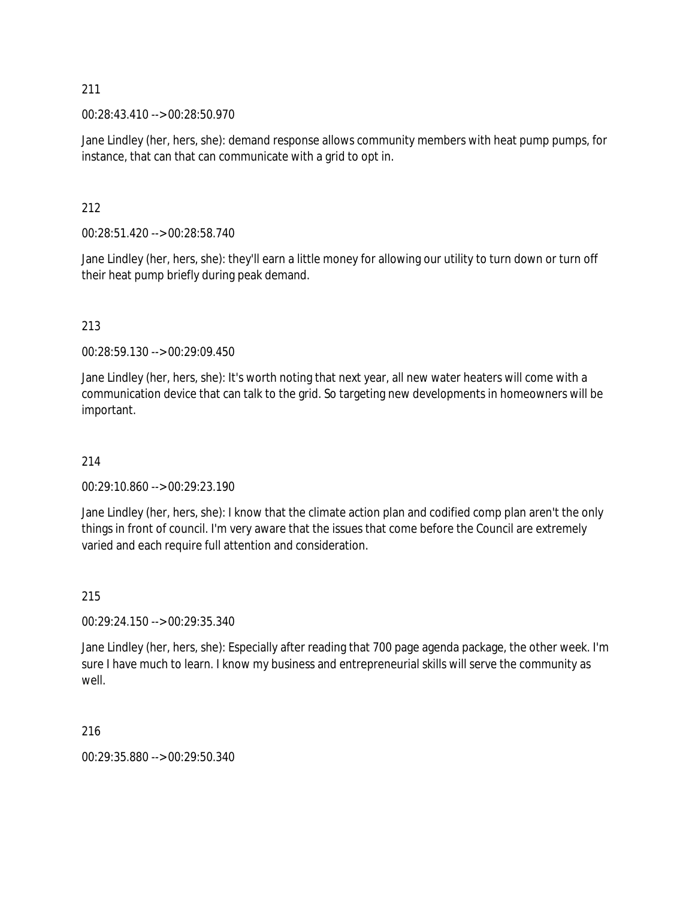211

00:28:43.410 --> 00:28:50.970

Jane Lindley (her, hers, she): demand response allows community members with heat pump pumps, for instance, that can that can communicate with a grid to opt in.

212

00:28:51.420 --> 00:28:58.740

Jane Lindley (her, hers, she): they'll earn a little money for allowing our utility to turn down or turn off their heat pump briefly during peak demand.

213

00:28:59.130 --> 00:29:09.450

Jane Lindley (her, hers, she): It's worth noting that next year, all new water heaters will come with a communication device that can talk to the grid. So targeting new developments in homeowners will be important.

214

00:29:10.860 --> 00:29:23.190

Jane Lindley (her, hers, she): I know that the climate action plan and codified comp plan aren't the only things in front of council. I'm very aware that the issues that come before the Council are extremely varied and each require full attention and consideration.

215

00:29:24.150 --> 00:29:35.340

Jane Lindley (her, hers, she): Especially after reading that 700 page agenda package, the other week. I'm sure I have much to learn. I know my business and entrepreneurial skills will serve the community as well.

216

00:29:35.880 --> 00:29:50.340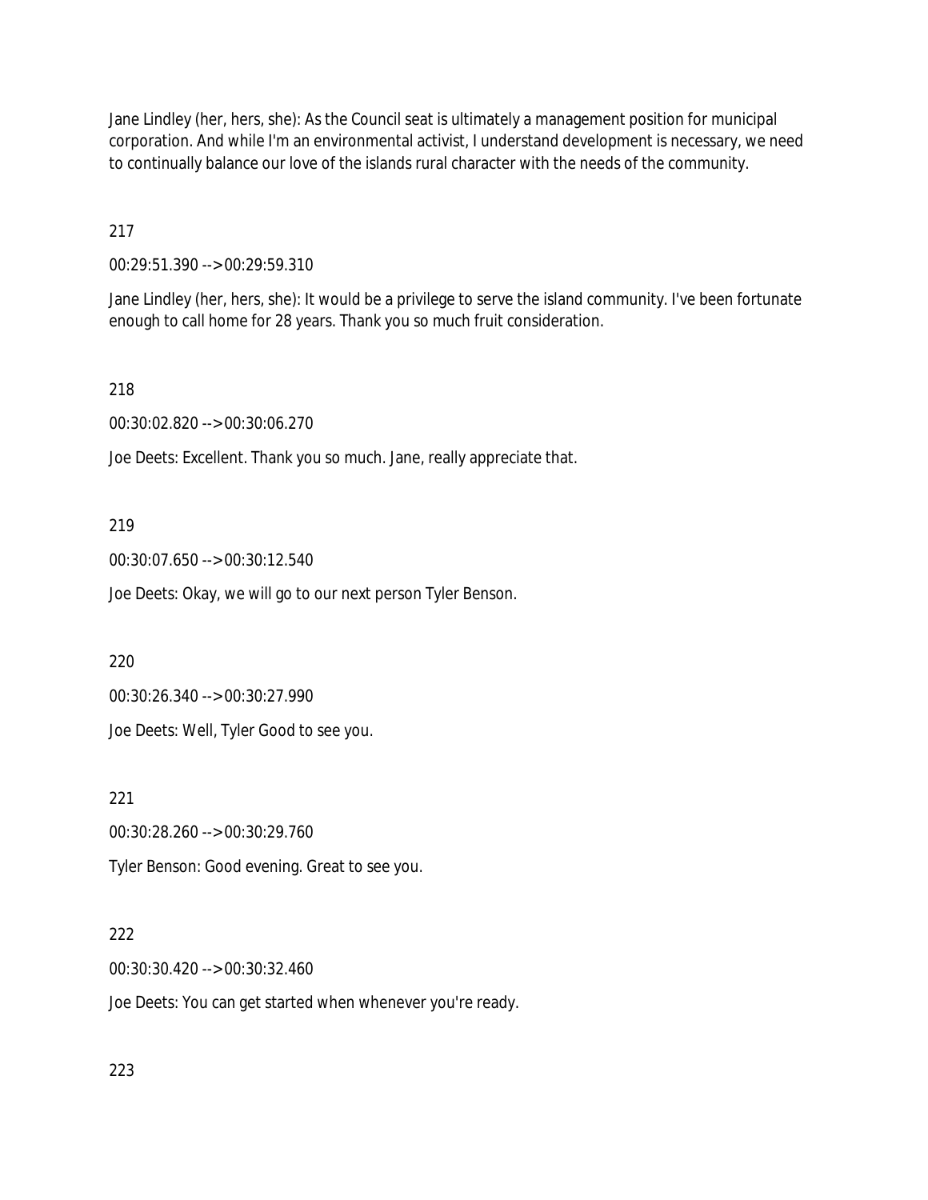Jane Lindley (her, hers, she): As the Council seat is ultimately a management position for municipal corporation. And while I'm an environmental activist, I understand development is necessary, we need to continually balance our love of the islands rural character with the needs of the community.

217

00:29:51.390 --> 00:29:59.310

Jane Lindley (her, hers, she): It would be a privilege to serve the island community. I've been fortunate enough to call home for 28 years. Thank you so much fruit consideration.

218

00:30:02.820 --> 00:30:06.270

Joe Deets: Excellent. Thank you so much. Jane, really appreciate that.

219

00:30:07.650 --> 00:30:12.540

Joe Deets: Okay, we will go to our next person Tyler Benson.

220

00:30:26.340 --> 00:30:27.990

Joe Deets: Well, Tyler Good to see you.

221

00:30:28.260 --> 00:30:29.760

Tyler Benson: Good evening. Great to see you.

222

00:30:30.420 --> 00:30:32.460

Joe Deets: You can get started when whenever you're ready.

223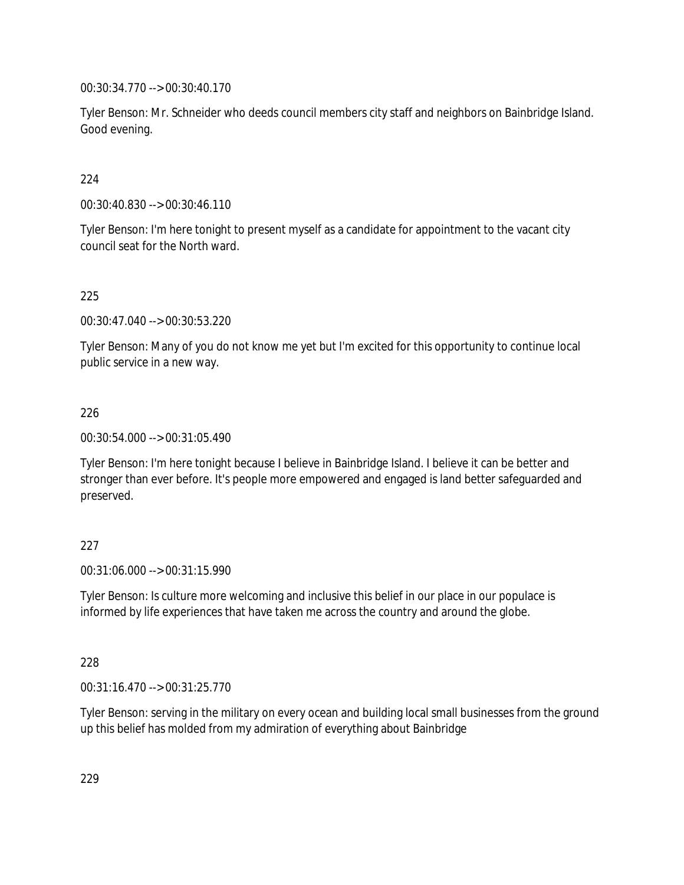00:30:34.770 --> 00:30:40.170

Tyler Benson: Mr. Schneider who deeds council members city staff and neighbors on Bainbridge Island. Good evening.

224

00:30:40.830 --> 00:30:46.110

Tyler Benson: I'm here tonight to present myself as a candidate for appointment to the vacant city council seat for the North ward.

225

00:30:47.040 --> 00:30:53.220

Tyler Benson: Many of you do not know me yet but I'm excited for this opportunity to continue local public service in a new way.

226

00:30:54.000 --> 00:31:05.490

Tyler Benson: I'm here tonight because I believe in Bainbridge Island. I believe it can be better and stronger than ever before. It's people more empowered and engaged is land better safeguarded and preserved.

227

00:31:06.000 --> 00:31:15.990

Tyler Benson: Is culture more welcoming and inclusive this belief in our place in our populace is informed by life experiences that have taken me across the country and around the globe.

228

00:31:16.470 --> 00:31:25.770

Tyler Benson: serving in the military on every ocean and building local small businesses from the ground up this belief has molded from my admiration of everything about Bainbridge

229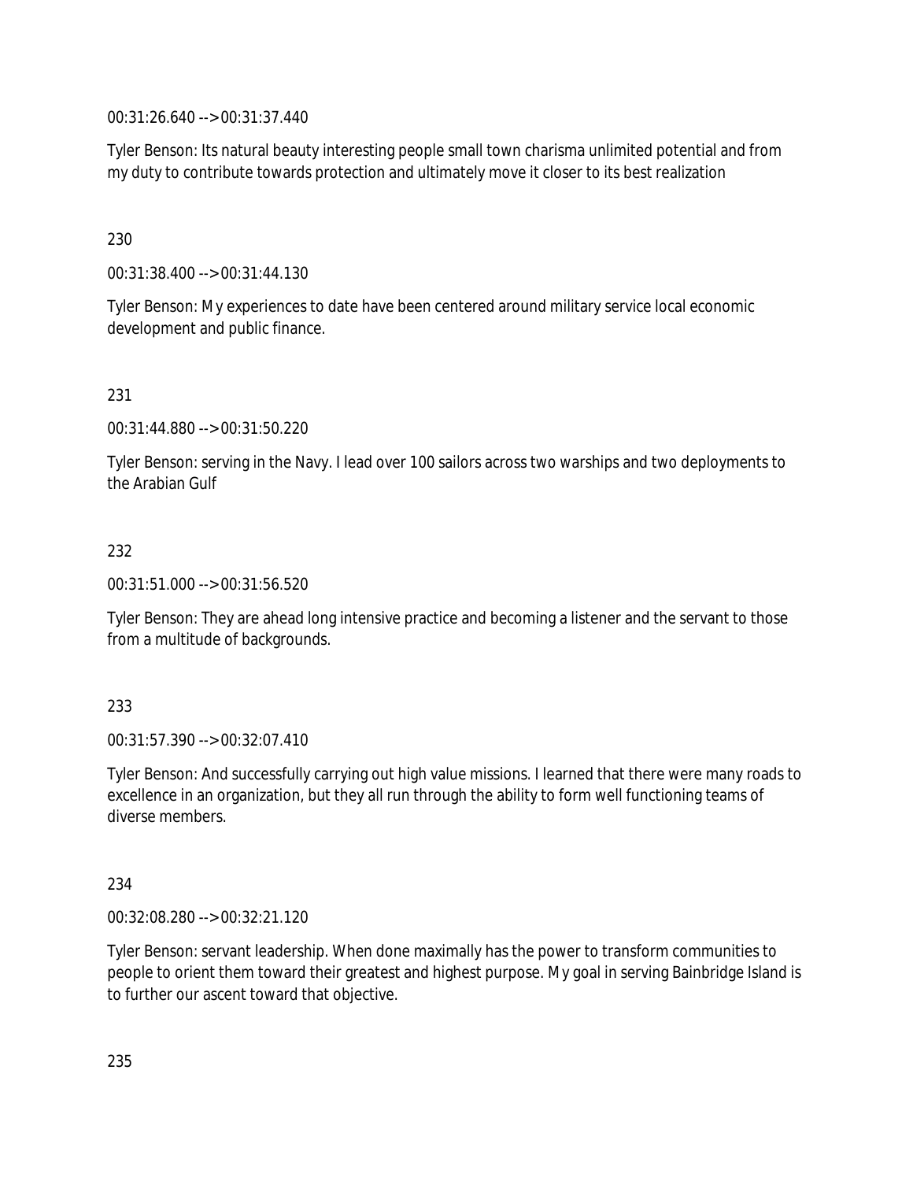00:31:26.640 --> 00:31:37.440

Tyler Benson: Its natural beauty interesting people small town charisma unlimited potential and from my duty to contribute towards protection and ultimately move it closer to its best realization

230

00:31:38.400 --> 00:31:44.130

Tyler Benson: My experiences to date have been centered around military service local economic development and public finance.

231

00:31:44.880 --> 00:31:50.220

Tyler Benson: serving in the Navy. I lead over 100 sailors across two warships and two deployments to the Arabian Gulf

232

00:31:51.000 --> 00:31:56.520

Tyler Benson: They are ahead long intensive practice and becoming a listener and the servant to those from a multitude of backgrounds.

233

00:31:57.390 --> 00:32:07.410

Tyler Benson: And successfully carrying out high value missions. I learned that there were many roads to excellence in an organization, but they all run through the ability to form well functioning teams of diverse members.

234

00:32:08.280 --> 00:32:21.120

Tyler Benson: servant leadership. When done maximally has the power to transform communities to people to orient them toward their greatest and highest purpose. My goal in serving Bainbridge Island is to further our ascent toward that objective.

235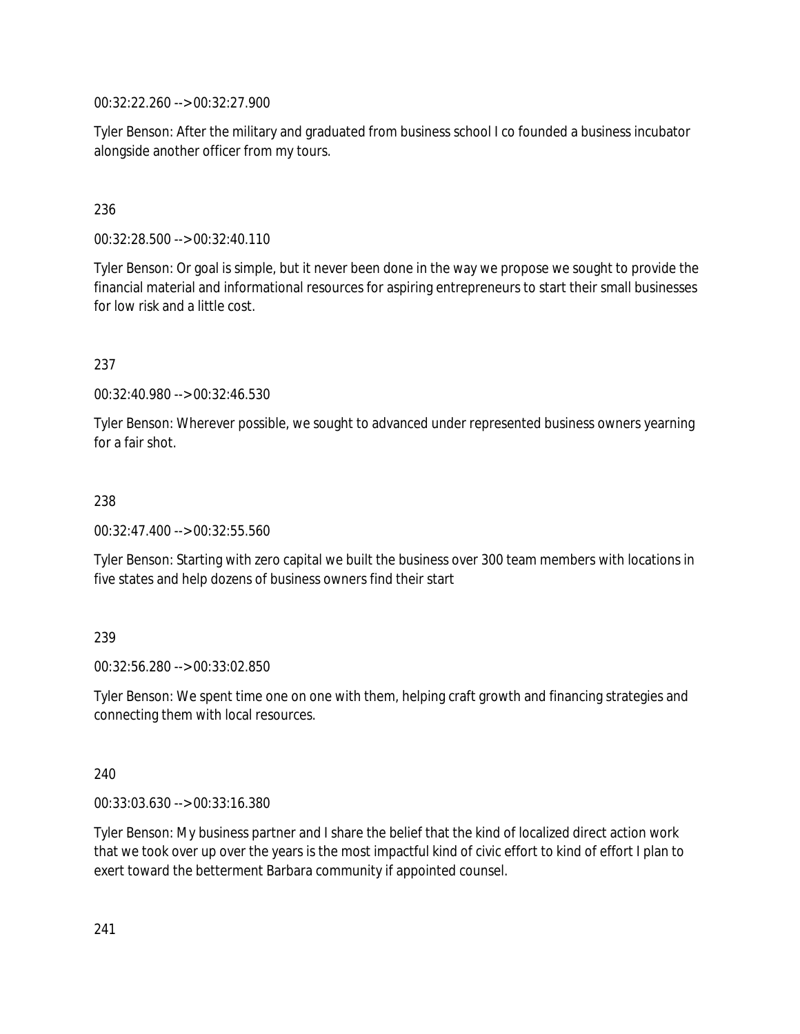00:32:22.260 --> 00:32:27.900

Tyler Benson: After the military and graduated from business school I co founded a business incubator alongside another officer from my tours.

236

00:32:28.500 --> 00:32:40.110

Tyler Benson: Or goal is simple, but it never been done in the way we propose we sought to provide the financial material and informational resources for aspiring entrepreneurs to start their small businesses for low risk and a little cost.

237

00:32:40.980 --> 00:32:46.530

Tyler Benson: Wherever possible, we sought to advanced under represented business owners yearning for a fair shot.

238

00:32:47.400 --> 00:32:55.560

Tyler Benson: Starting with zero capital we built the business over 300 team members with locations in five states and help dozens of business owners find their start

239

00:32:56.280 --> 00:33:02.850

Tyler Benson: We spent time one on one with them, helping craft growth and financing strategies and connecting them with local resources.

240

00:33:03.630 --> 00:33:16.380

Tyler Benson: My business partner and I share the belief that the kind of localized direct action work that we took over up over the years is the most impactful kind of civic effort to kind of effort I plan to exert toward the betterment Barbara community if appointed counsel.

241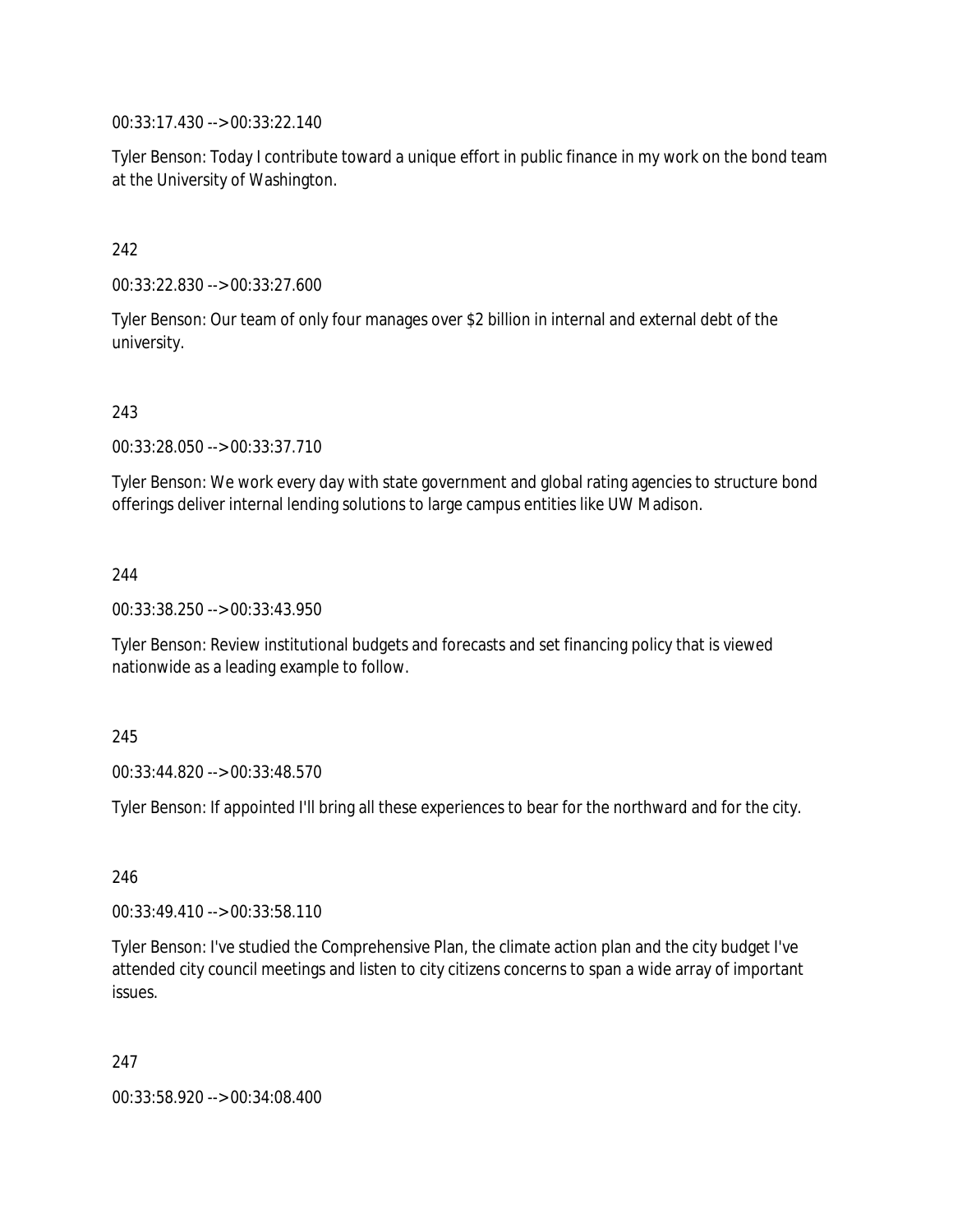00:33:17.430 --> 00:33:22.140

Tyler Benson: Today I contribute toward a unique effort in public finance in my work on the bond team at the University of Washington.

242

00:33:22.830 --> 00:33:27.600

Tyler Benson: Our team of only four manages over $2 billion in internal and external debt of the university.

243

00:33:28.050 --> 00:33:37.710

Tyler Benson: We work every day with state government and global rating agencies to structure bond offerings deliver internal lending solutions to large campus entities like UW Madison.

244

00:33:38.250 --> 00:33:43.950

Tyler Benson: Review institutional budgets and forecasts and set financing policy that is viewed nationwide as a leading example to follow.

245

00:33:44.820 --> 00:33:48.570

Tyler Benson: If appointed I'll bring all these experiences to bear for the northward and for the city.

246

00:33:49.410 --> 00:33:58.110

Tyler Benson: I've studied the Comprehensive Plan, the climate action plan and the city budget I've attended city council meetings and listen to city citizens concerns to span a wide array of important issues.

247

00:33:58.920 --> 00:34:08.400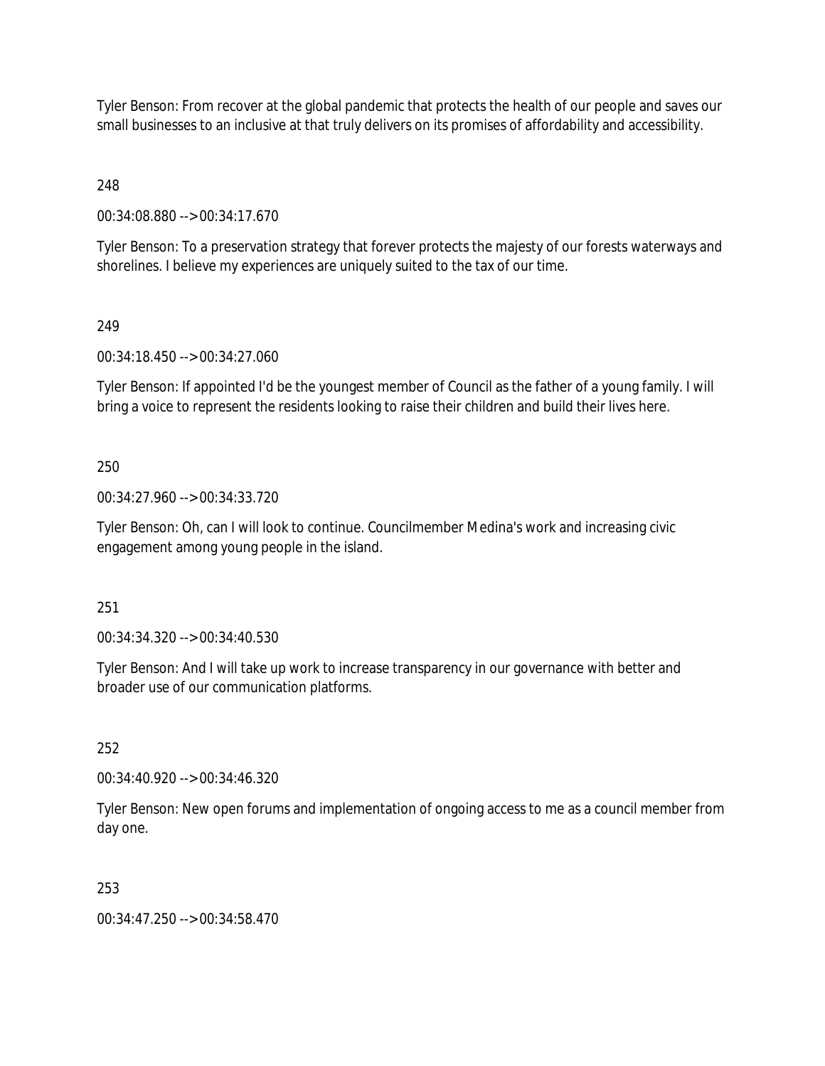Tyler Benson: From recover at the global pandemic that protects the health of our people and saves our small businesses to an inclusive at that truly delivers on its promises of affordability and accessibility.

248

00:34:08.880 --> 00:34:17.670

Tyler Benson: To a preservation strategy that forever protects the majesty of our forests waterways and shorelines. I believe my experiences are uniquely suited to the tax of our time.

249

00:34:18.450 --> 00:34:27.060

Tyler Benson: If appointed I'd be the youngest member of Council as the father of a young family. I will bring a voice to represent the residents looking to raise their children and build their lives here.

250

00:34:27.960 --> 00:34:33.720

Tyler Benson: Oh, can I will look to continue. Councilmember Medina's work and increasing civic engagement among young people in the island.

251

00:34:34.320 --> 00:34:40.530

Tyler Benson: And I will take up work to increase transparency in our governance with better and broader use of our communication platforms.

252

00:34:40.920 --> 00:34:46.320

Tyler Benson: New open forums and implementation of ongoing access to me as a council member from day one.

253

00:34:47.250 --> 00:34:58.470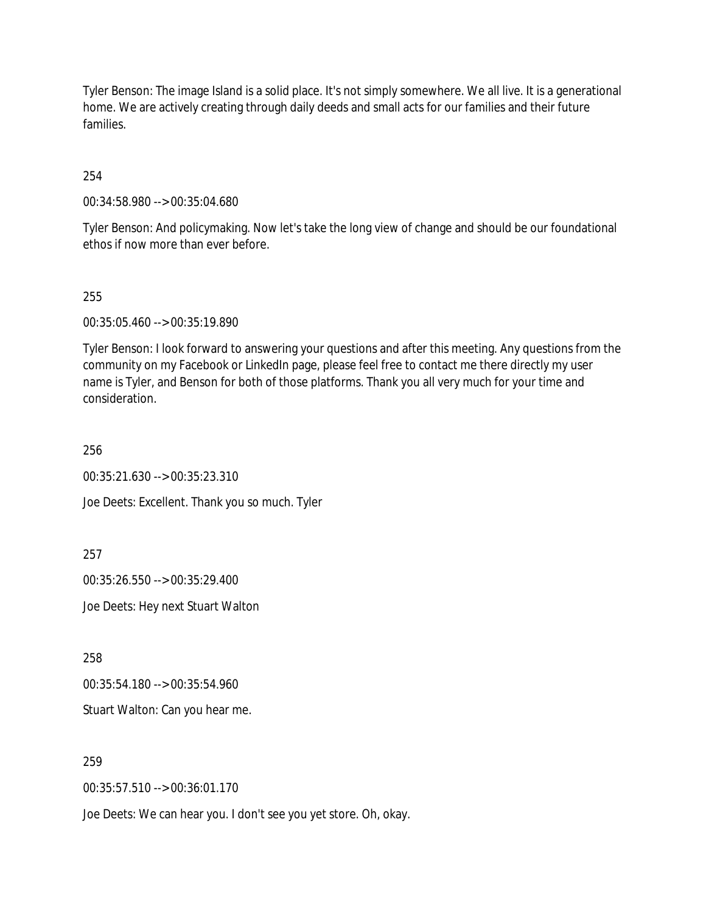Tyler Benson: The image Island is a solid place. It's not simply somewhere. We all live. It is a generational home. We are actively creating through daily deeds and small acts for our families and their future families.

254

00:34:58.980 --> 00:35:04.680

Tyler Benson: And policymaking. Now let's take the long view of change and should be our foundational ethos if now more than ever before.

255

00:35:05.460 --> 00:35:19.890

Tyler Benson: I look forward to answering your questions and after this meeting. Any questions from the community on my Facebook or LinkedIn page, please feel free to contact me there directly my user name is Tyler, and Benson for both of those platforms. Thank you all very much for your time and consideration.

256

00:35:21.630 --> 00:35:23.310

Joe Deets: Excellent. Thank you so much. Tyler

257

00:35:26.550 --> 00:35:29.400

Joe Deets: Hey next Stuart Walton

258

00:35:54.180 --> 00:35:54.960

Stuart Walton: Can you hear me.

259

00:35:57.510 --> 00:36:01.170

Joe Deets: We can hear you. I don't see you yet store. Oh, okay.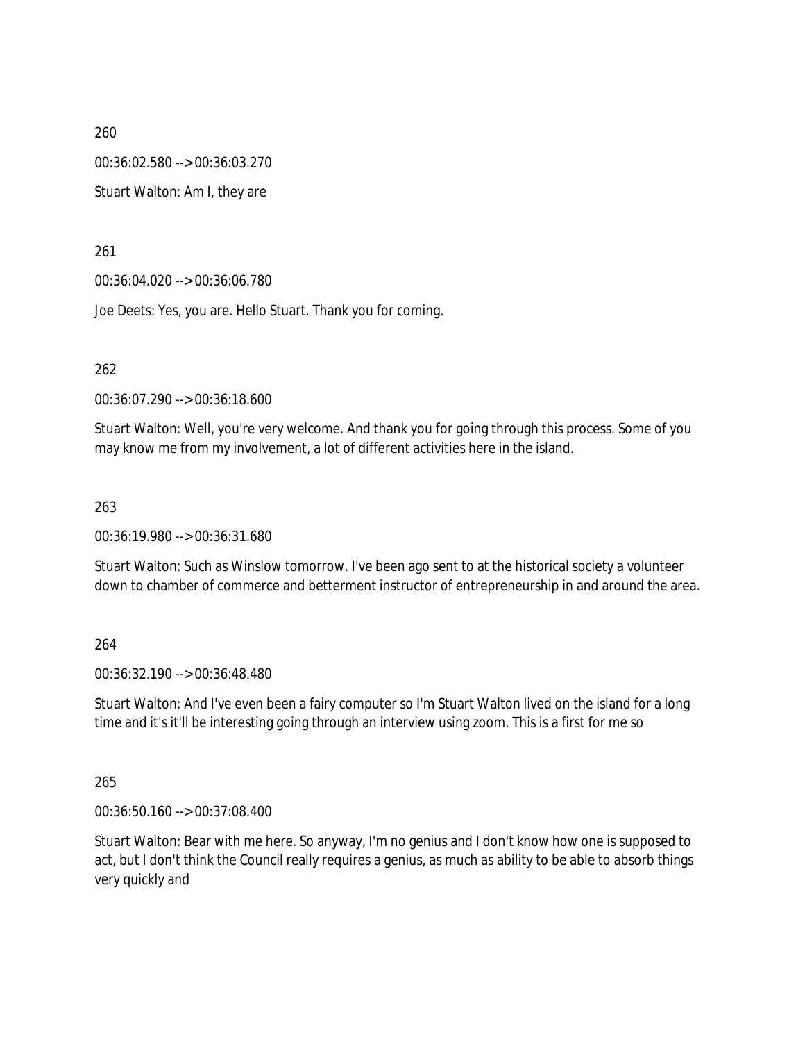260

00:36:02.580 --> 00:36:03.270

Stuart Walton: Am I, they are

261

00:36:04.020 --> 00:36:06.780

Joe Deets: Yes, you are. Hello Stuart. Thank you for coming.

262

00:36:07.290 --> 00:36:18.600

Stuart Walton: Well, you're very welcome. And thank you for going through this process. Some of you may know me from my involvement, a lot of different activities here in the island.

263

00:36:19.980 --> 00:36:31.680

Stuart Walton: Such as Winslow tomorrow. I've been ago sent to at the historical society a volunteer down to chamber of commerce and betterment instructor of entrepreneurship in and around the area.

264

00:36:32.190 --> 00:36:48.480

Stuart Walton: And I've even been a fairy computer so I'm Stuart Walton lived on the island for a long time and it's it'll be interesting going through an interview using zoom. This is a first for me so

265

00:36:50.160 --> 00:37:08.400

Stuart Walton: Bear with me here. So anyway, I'm no genius and I don't know how one is supposed to act, but I don't think the Council really requires a genius, as much as ability to be able to absorb things very quickly and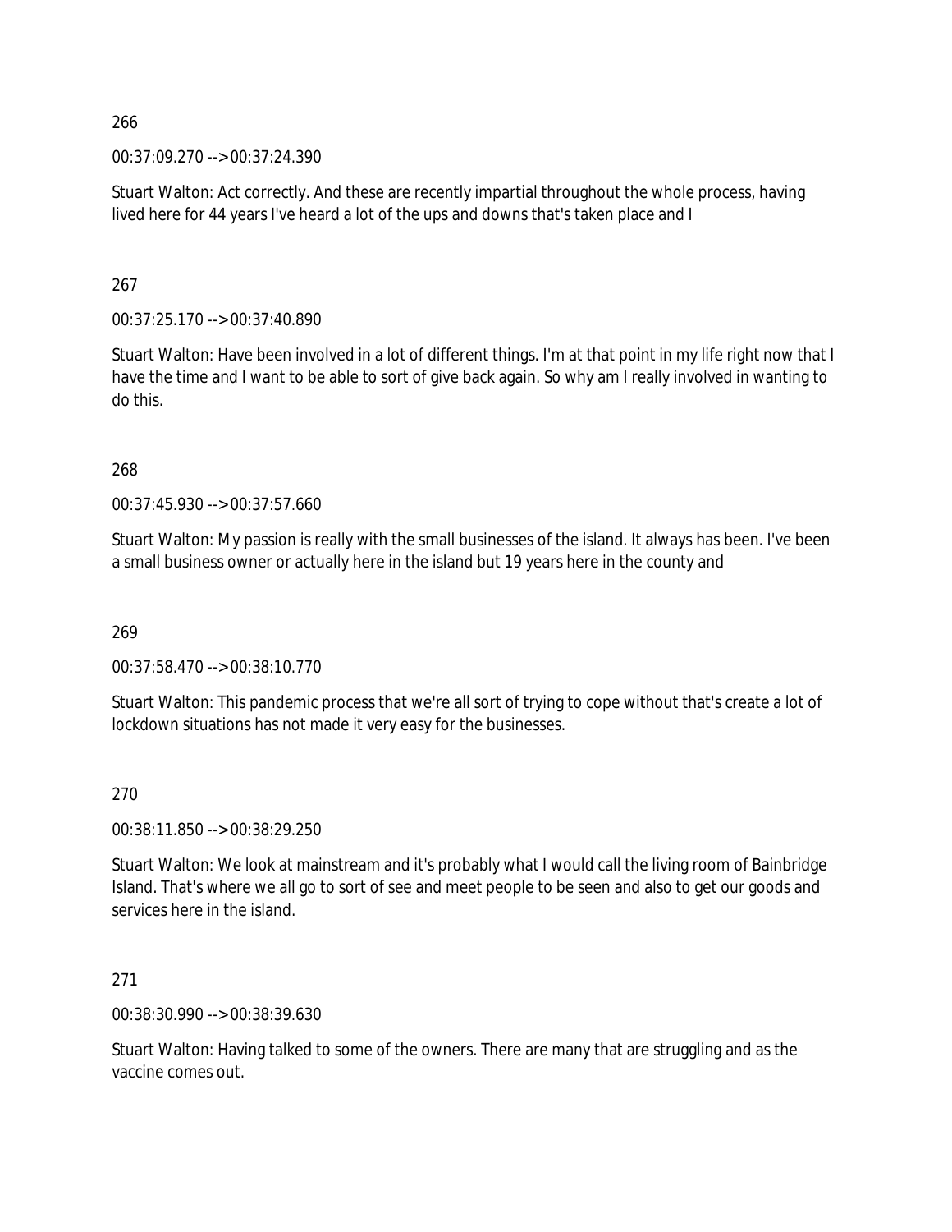266

00:37:09.270 --> 00:37:24.390

Stuart Walton: Act correctly. And these are recently impartial throughout the whole process, having lived here for 44 years I've heard a lot of the ups and downs that's taken place and I

267

00:37:25.170 --> 00:37:40.890

Stuart Walton: Have been involved in a lot of different things. I'm at that point in my life right now that I have the time and I want to be able to sort of give back again. So why am I really involved in wanting to do this.

268

00:37:45.930 --> 00:37:57.660

Stuart Walton: My passion is really with the small businesses of the island. It always has been. I've been a small business owner or actually here in the island but 19 years here in the county and

269

00:37:58.470 --> 00:38:10.770

Stuart Walton: This pandemic process that we're all sort of trying to cope without that's create a lot of lockdown situations has not made it very easy for the businesses.

270

00:38:11.850 --> 00:38:29.250

Stuart Walton: We look at mainstream and it's probably what I would call the living room of Bainbridge Island. That's where we all go to sort of see and meet people to be seen and also to get our goods and services here in the island.

271

00:38:30.990 --> 00:38:39.630

Stuart Walton: Having talked to some of the owners. There are many that are struggling and as the vaccine comes out.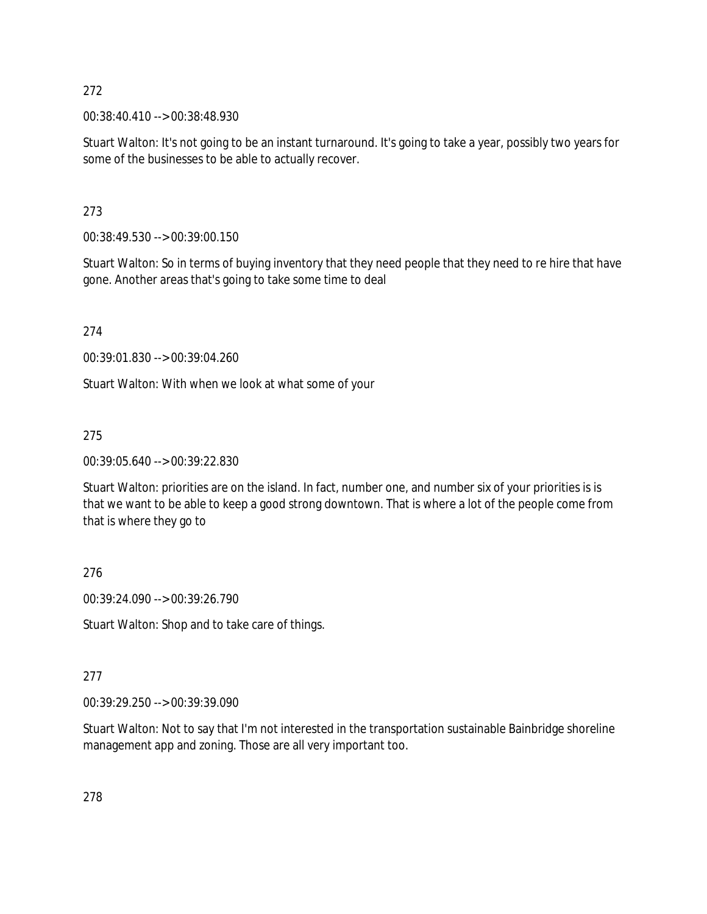272

00:38:40.410 --> 00:38:48.930

Stuart Walton: It's not going to be an instant turnaround. It's going to take a year, possibly two years for some of the businesses to be able to actually recover.

273

00:38:49.530 --> 00:39:00.150

Stuart Walton: So in terms of buying inventory that they need people that they need to re hire that have gone. Another areas that's going to take some time to deal

274

00:39:01.830 --> 00:39:04.260

Stuart Walton: With when we look at what some of your

275

00:39:05.640 --> 00:39:22.830

Stuart Walton: priorities are on the island. In fact, number one, and number six of your priorities is is that we want to be able to keep a good strong downtown. That is where a lot of the people come from that is where they go to

276

00:39:24.090 --> 00:39:26.790

Stuart Walton: Shop and to take care of things.

277

00:39:29.250 --> 00:39:39.090

Stuart Walton: Not to say that I'm not interested in the transportation sustainable Bainbridge shoreline management app and zoning. Those are all very important too.

278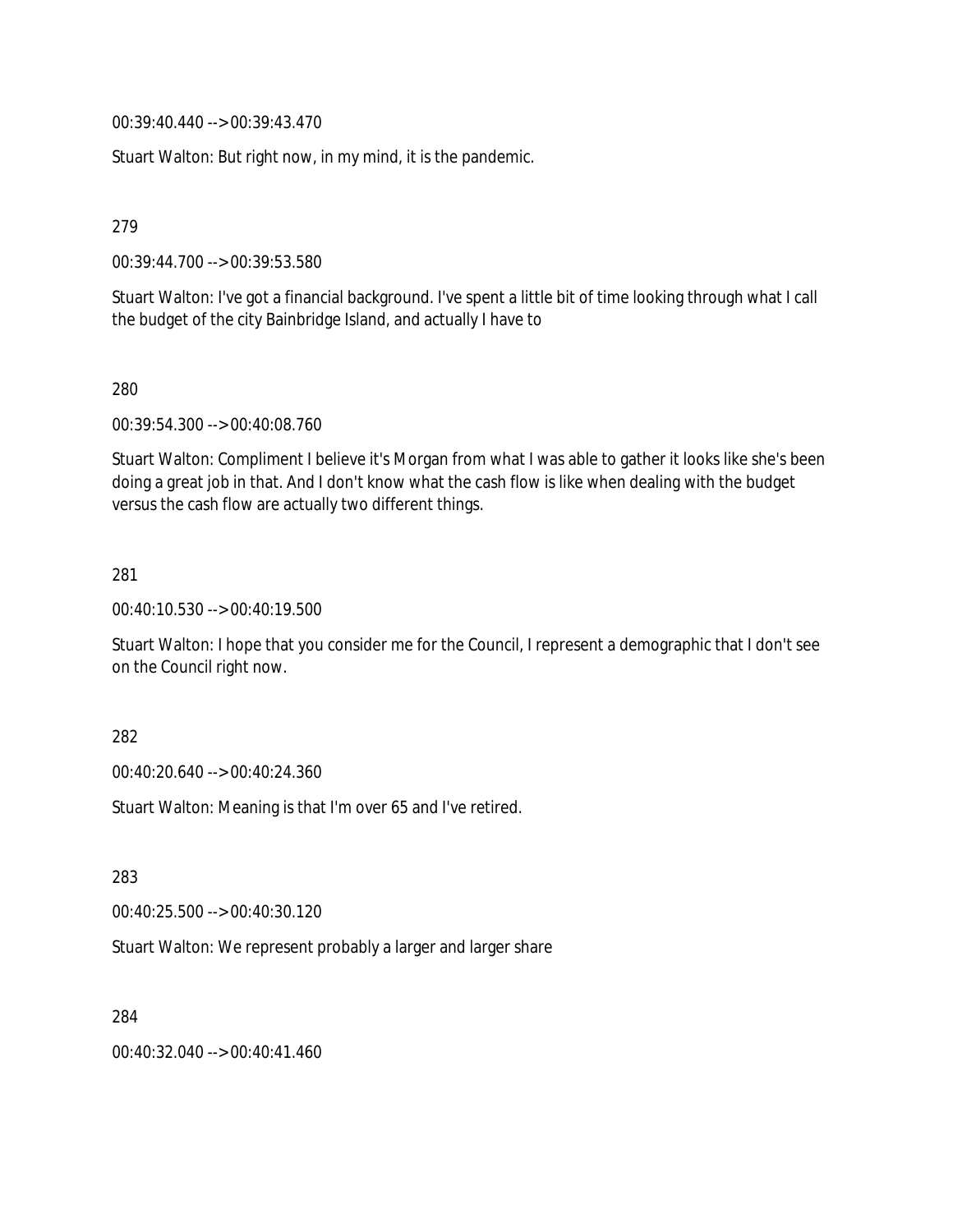00:39:40.440 --> 00:39:43.470

Stuart Walton: But right now, in my mind, it is the pandemic.

279

00:39:44.700 --> 00:39:53.580

Stuart Walton: I've got a financial background. I've spent a little bit of time looking through what I call the budget of the city Bainbridge Island, and actually I have to

280

00:39:54.300 --> 00:40:08.760

Stuart Walton: Compliment I believe it's Morgan from what I was able to gather it looks like she's been doing a great job in that. And I don't know what the cash flow is like when dealing with the budget versus the cash flow are actually two different things.

281

00:40:10.530 --> 00:40:19.500

Stuart Walton: I hope that you consider me for the Council, I represent a demographic that I don't see on the Council right now.

282

00:40:20.640 --> 00:40:24.360

Stuart Walton: Meaning is that I'm over 65 and I've retired.

283

00:40:25.500 --> 00:40:30.120

Stuart Walton: We represent probably a larger and larger share

284

00:40:32.040 --> 00:40:41.460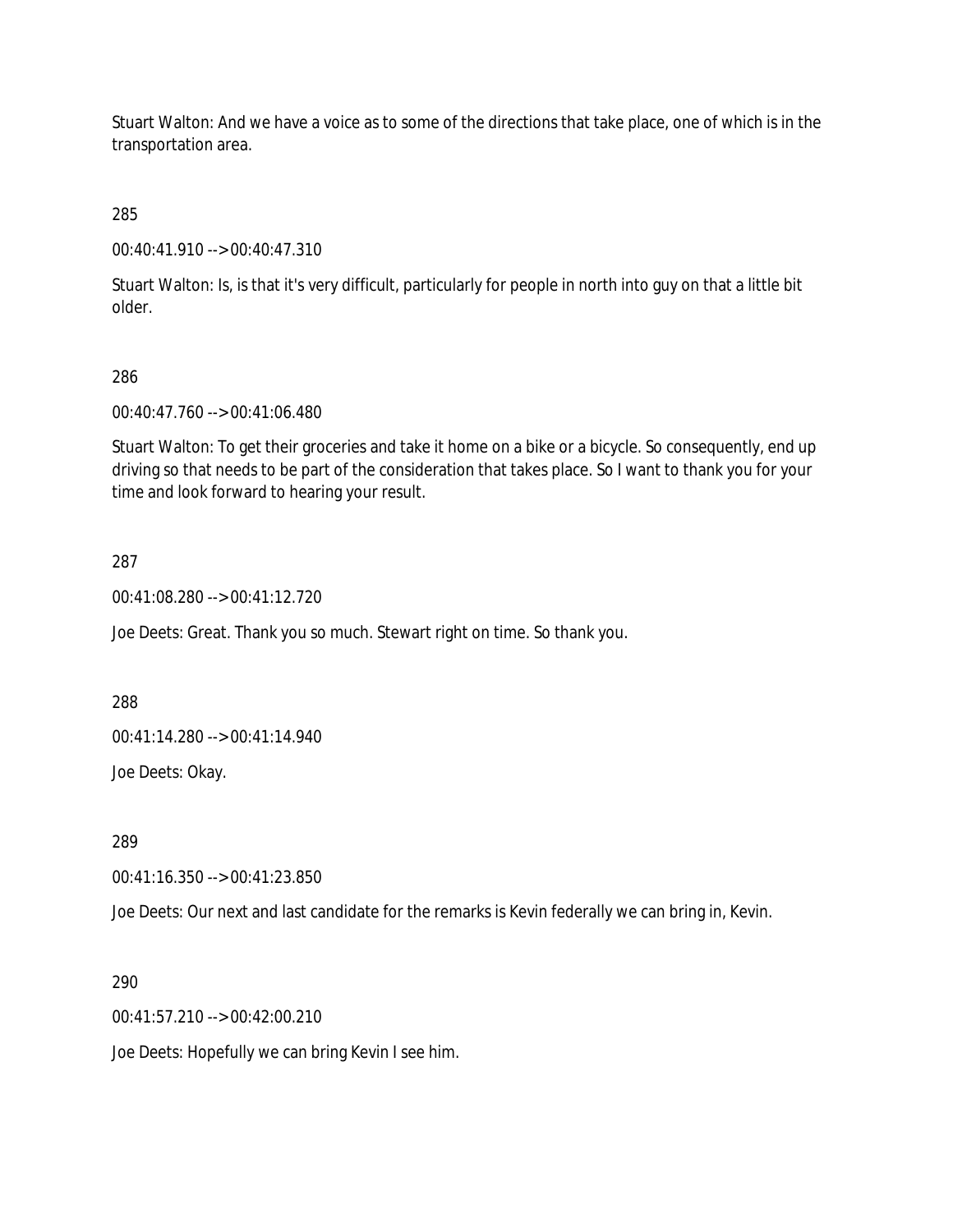Stuart Walton: And we have a voice as to some of the directions that take place, one of which is in the transportation area.

285

00:40:41.910 --> 00:40:47.310

Stuart Walton: Is, is that it's very difficult, particularly for people in north into guy on that a little bit older.

286

00:40:47.760 --> 00:41:06.480

Stuart Walton: To get their groceries and take it home on a bike or a bicycle. So consequently, end up driving so that needs to be part of the consideration that takes place. So I want to thank you for your time and look forward to hearing your result.

287

00:41:08.280 --> 00:41:12.720

Joe Deets: Great. Thank you so much. Stewart right on time. So thank you.

288

00:41:14.280 --> 00:41:14.940

Joe Deets: Okay.

289

00:41:16.350 --> 00:41:23.850

Joe Deets: Our next and last candidate for the remarks is Kevin federally we can bring in, Kevin.

290

00:41:57.210 --> 00:42:00.210

Joe Deets: Hopefully we can bring Kevin I see him.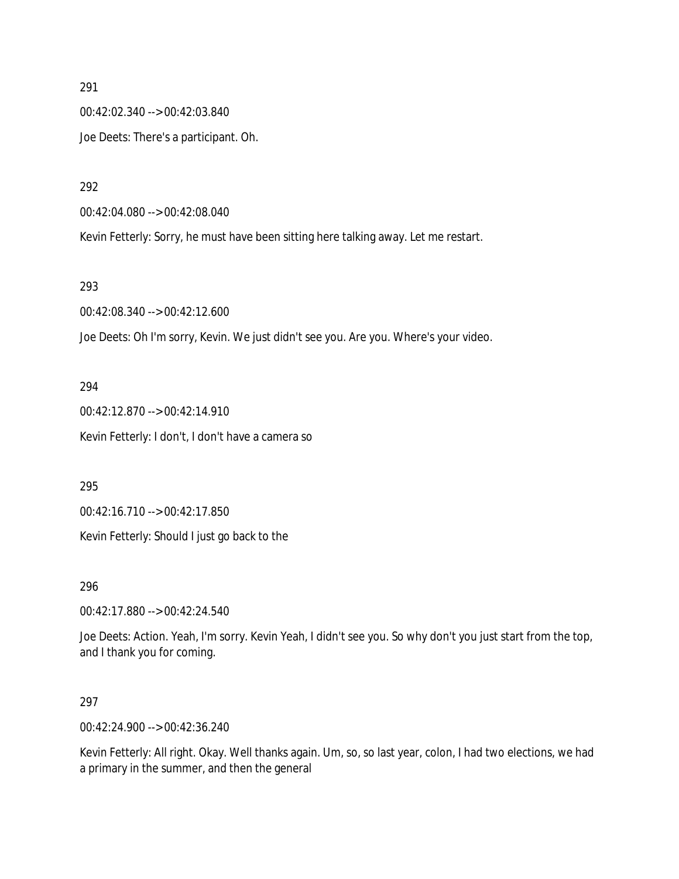291

00:42:02.340 --> 00:42:03.840

Joe Deets: There's a participant. Oh.

292

00:42:04.080 --> 00:42:08.040

Kevin Fetterly: Sorry, he must have been sitting here talking away. Let me restart.

293

00:42:08.340 --> 00:42:12.600

Joe Deets: Oh I'm sorry, Kevin. We just didn't see you. Are you. Where's your video.

294

00:42:12.870 --> 00:42:14.910

Kevin Fetterly: I don't, I don't have a camera so

295

00:42:16.710 --> 00:42:17.850

Kevin Fetterly: Should I just go back to the

296

00:42:17.880 --> 00:42:24.540

Joe Deets: Action. Yeah, I'm sorry. Kevin Yeah, I didn't see you. So why don't you just start from the top, and I thank you for coming.

297

00:42:24.900 --> 00:42:36.240

Kevin Fetterly: All right. Okay. Well thanks again. Um, so, so last year, colon, I had two elections, we had a primary in the summer, and then the general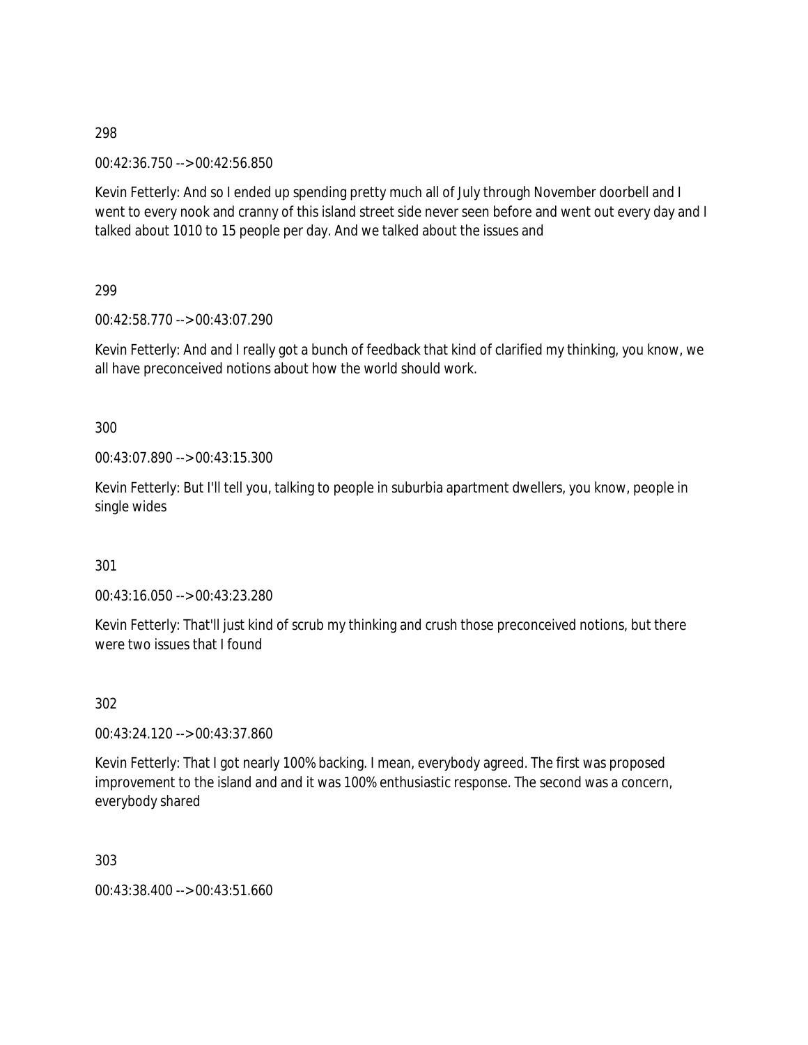298

00:42:36.750 --> 00:42:56.850

Kevin Fetterly: And so I ended up spending pretty much all of July through November doorbell and I went to every nook and cranny of this island street side never seen before and went out every day and I talked about 1010 to 15 people per day. And we talked about the issues and

299

00:42:58.770 --> 00:43:07.290

Kevin Fetterly: And and I really got a bunch of feedback that kind of clarified my thinking, you know, we all have preconceived notions about how the world should work.

300

00:43:07.890 --> 00:43:15.300

Kevin Fetterly: But I'll tell you, talking to people in suburbia apartment dwellers, you know, people in single wides

301

00:43:16.050 --> 00:43:23.280

Kevin Fetterly: That'll just kind of scrub my thinking and crush those preconceived notions, but there were two issues that I found

302

00:43:24.120 --> 00:43:37.860

Kevin Fetterly: That I got nearly 100% backing. I mean, everybody agreed. The first was proposed improvement to the island and and it was 100% enthusiastic response. The second was a concern, everybody shared

303

00:43:38.400 --> 00:43:51.660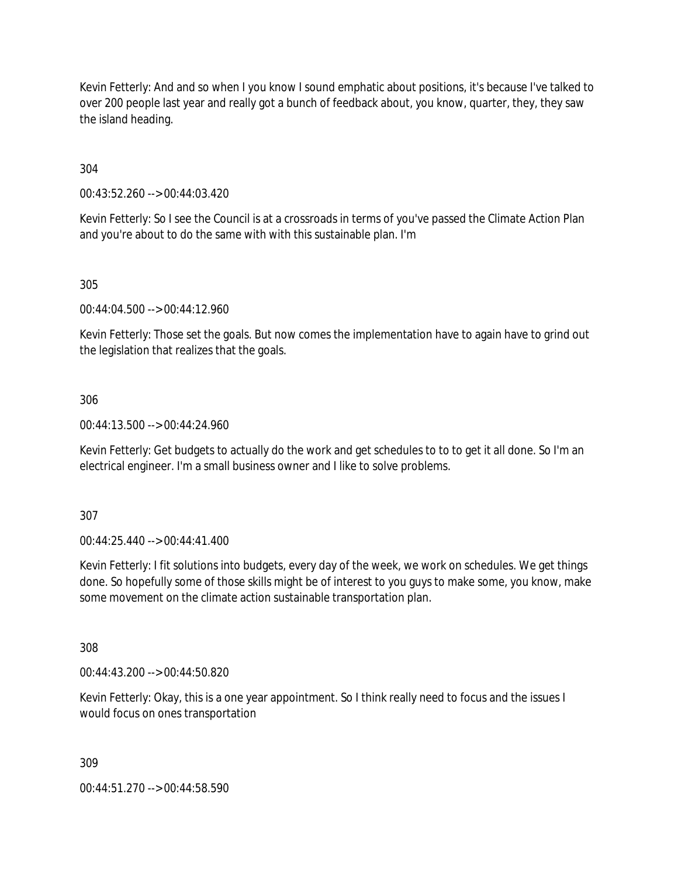Kevin Fetterly: And and so when I you know I sound emphatic about positions, it's because I've talked to over 200 people last year and really got a bunch of feedback about, you know, quarter, they, they saw the island heading.

304

00:43:52.260 --> 00:44:03.420

Kevin Fetterly: So I see the Council is at a crossroads in terms of you've passed the Climate Action Plan and you're about to do the same with with this sustainable plan. I'm

305

00:44:04.500 --> 00:44:12.960

Kevin Fetterly: Those set the goals. But now comes the implementation have to again have to grind out the legislation that realizes that the goals.

306

00:44:13.500 --> 00:44:24.960

Kevin Fetterly: Get budgets to actually do the work and get schedules to to to get it all done. So I'm an electrical engineer. I'm a small business owner and I like to solve problems.

307

00:44:25.440 --> 00:44:41.400

Kevin Fetterly: I fit solutions into budgets, every day of the week, we work on schedules. We get things done. So hopefully some of those skills might be of interest to you guys to make some, you know, make some movement on the climate action sustainable transportation plan.

308

00:44:43.200 --> 00:44:50.820

Kevin Fetterly: Okay, this is a one year appointment. So I think really need to focus and the issues I would focus on ones transportation

309

00:44:51.270 --> 00:44:58.590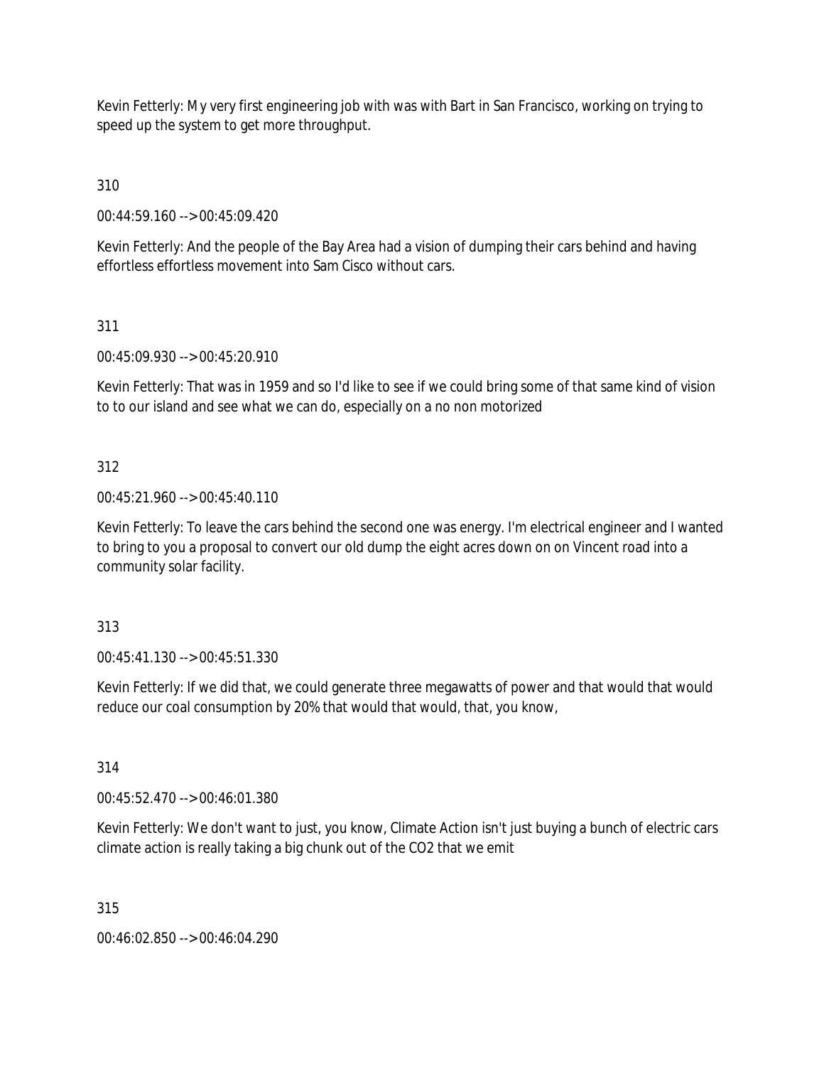Kevin Fetterly: My very first engineering job with was with Bart in San Francisco, working on trying to speed up the system to get more throughput.

310

00:44:59.160 --> 00:45:09.420

Kevin Fetterly: And the people of the Bay Area had a vision of dumping their cars behind and having effortless effortless movement into Sam Cisco without cars.

311

00:45:09.930 --> 00:45:20.910

Kevin Fetterly: That was in 1959 and so I'd like to see if we could bring some of that same kind of vision to to our island and see what we can do, especially on a no non motorized

312

00:45:21.960 --> 00:45:40.110

Kevin Fetterly: To leave the cars behind the second one was energy. I'm electrical engineer and I wanted to bring to you a proposal to convert our old dump the eight acres down on on Vincent road into a community solar facility.

313

00:45:41.130 --> 00:45:51.330

Kevin Fetterly: If we did that, we could generate three megawatts of power and that would that would reduce our coal consumption by 20% that would that would, that, you know,

314

00:45:52.470 --> 00:46:01.380

Kevin Fetterly: We don't want to just, you know, Climate Action isn't just buying a bunch of electric cars climate action is really taking a big chunk out of the $CO_2$ that we emit

315

00:46:02.850 --> 00:46:04.290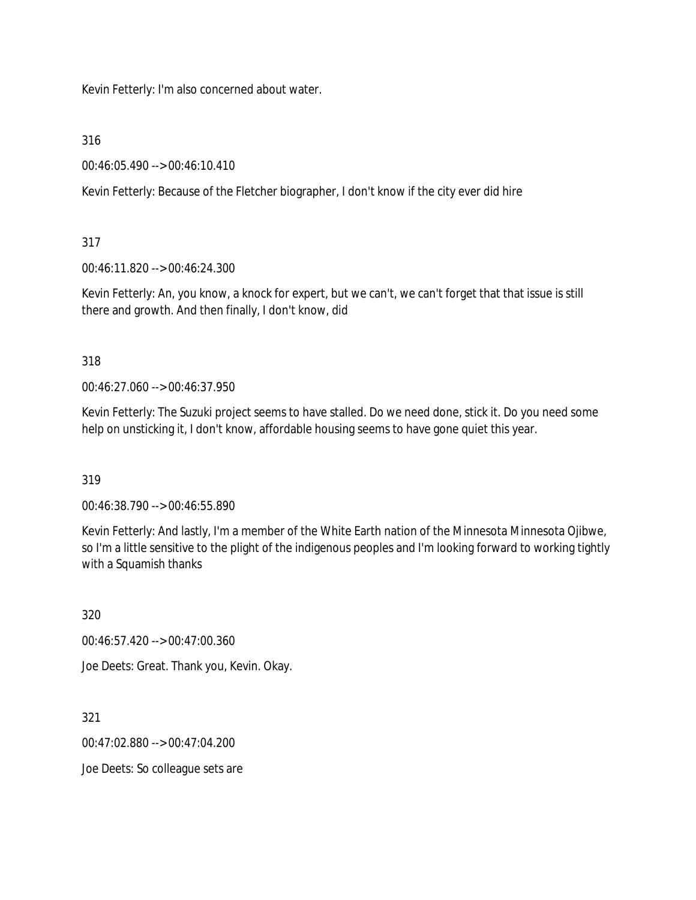Kevin Fetterly: I'm also concerned about water.

316

00:46:05.490 --> 00:46:10.410

Kevin Fetterly: Because of the Fletcher biographer, I don't know if the city ever did hire

317

00:46:11.820 --> 00:46:24.300

Kevin Fetterly: An, you know, a knock for expert, but we can't, we can't forget that that issue is still there and growth. And then finally, I don't know, did

318

00:46:27.060 --> 00:46:37.950

Kevin Fetterly: The Suzuki project seems to have stalled. Do we need done, stick it. Do you need some help on unsticking it, I don't know, affordable housing seems to have gone quiet this year.

319

00:46:38.790 --> 00:46:55.890

Kevin Fetterly: And lastly, I'm a member of the White Earth nation of the Minnesota Minnesota Ojibwe, so I'm a little sensitive to the plight of the indigenous peoples and I'm looking forward to working tightly with a Squamish thanks

320

00:46:57.420 --> 00:47:00.360

Joe Deets: Great. Thank you, Kevin. Okay.

321

00:47:02.880 --> 00:47:04.200

Joe Deets: So colleague sets are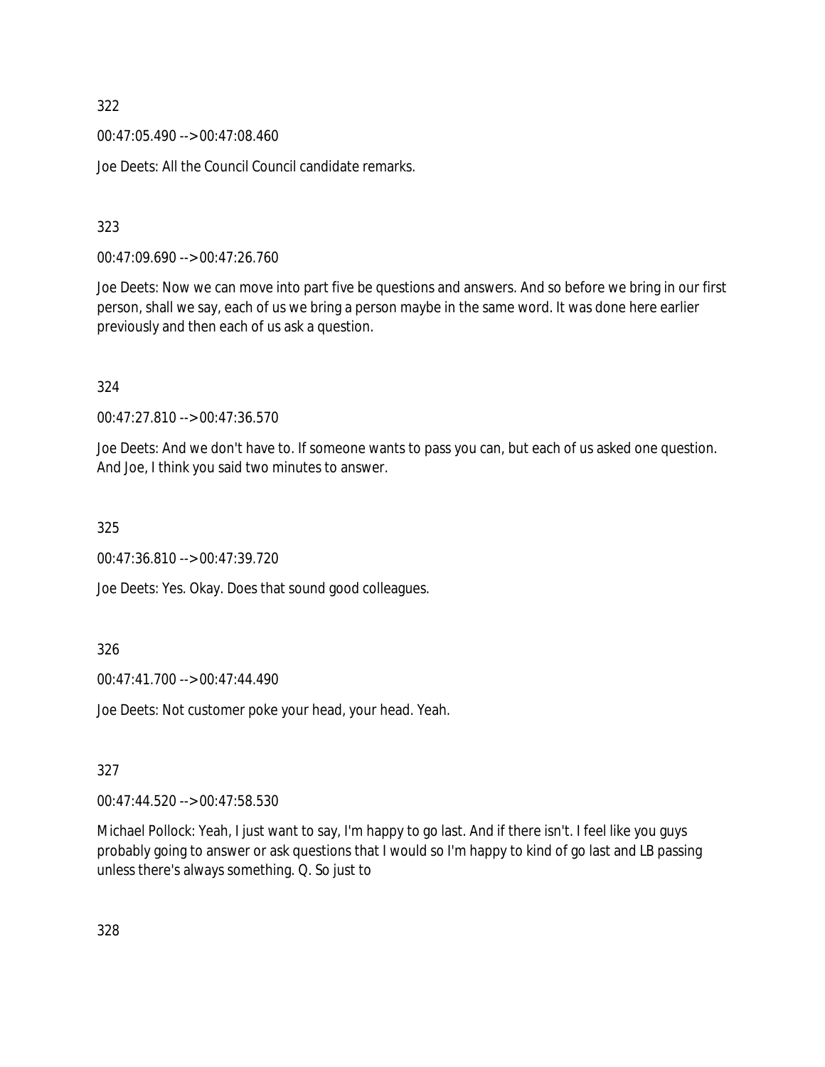322

00:47:05.490 --> 00:47:08.460

Joe Deets: All the Council Council candidate remarks.

323

00:47:09.690 --> 00:47:26.760

Joe Deets: Now we can move into part five be questions and answers. And so before we bring in our first person, shall we say, each of us we bring a person maybe in the same word. It was done here earlier previously and then each of us ask a question.

324

00:47:27.810 --> 00:47:36.570

Joe Deets: And we don't have to. If someone wants to pass you can, but each of us asked one question. And Joe, I think you said two minutes to answer.

325

00:47:36.810 --> 00:47:39.720

Joe Deets: Yes. Okay. Does that sound good colleagues.

326

00:47:41.700 --> 00:47:44.490

Joe Deets: Not customer poke your head, your head. Yeah.

327

00:47:44.520 --> 00:47:58.530

Michael Pollock: Yeah, I just want to say, I'm happy to go last. And if there isn't. I feel like you guys probably going to answer or ask questions that I would so I'm happy to kind of go last and LB passing unless there's always something. Q. So just to

328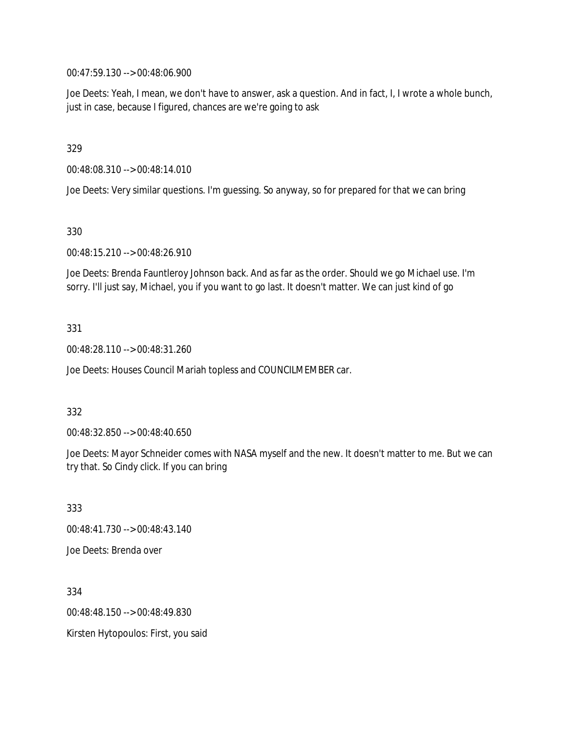00:47:59.130 --> 00:48:06.900

Joe Deets: Yeah, I mean, we don't have to answer, ask a question. And in fact, I, I wrote a whole bunch, just in case, because I figured, chances are we're going to ask

329

00:48:08.310 --> 00:48:14.010

Joe Deets: Very similar questions. I'm guessing. So anyway, so for prepared for that we can bring

330

00:48:15.210 --> 00:48:26.910

Joe Deets: Brenda Fauntleroy Johnson back. And as far as the order. Should we go Michael use. I'm sorry. I'll just say, Michael, you if you want to go last. It doesn't matter. We can just kind of go

331

00:48:28.110 --> 00:48:31.260

Joe Deets: Houses Council Mariah topless and COUNCILMEMBER car.

332

00:48:32.850 --> 00:48:40.650

Joe Deets: Mayor Schneider comes with NASA myself and the new. It doesn't matter to me. But we can try that. So Cindy click. If you can bring

333

00:48:41.730 --> 00:48:43.140

Joe Deets: Brenda over

334

00:48:48.150 --> 00:48:49.830

Kirsten Hytopoulos: First, you said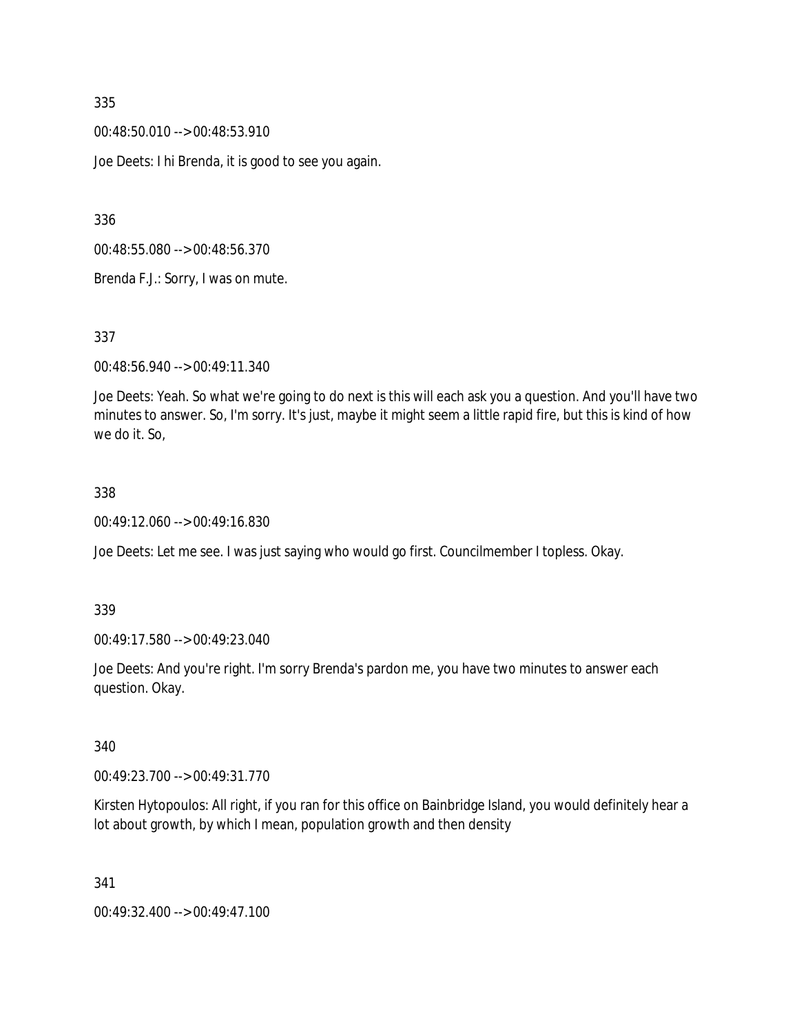335

00:48:50.010 --> 00:48:53.910

Joe Deets: I hi Brenda, it is good to see you again.

336

00:48:55.080 --> 00:48:56.370

Brenda F.J.: Sorry, I was on mute.

337

00:48:56.940 --> 00:49:11.340

Joe Deets: Yeah. So what we're going to do next is this will each ask you a question. And you'll have two minutes to answer. So, I'm sorry. It's just, maybe it might seem a little rapid fire, but this is kind of how we do it. So,

338

00:49:12.060 --> 00:49:16.830

Joe Deets: Let me see. I was just saying who would go first. Councilmember I topless. Okay.

339

00:49:17.580 --> 00:49:23.040

Joe Deets: And you're right. I'm sorry Brenda's pardon me, you have two minutes to answer each question. Okay.

340

00:49:23.700 --> 00:49:31.770

Kirsten Hytopoulos: All right, if you ran for this office on Bainbridge Island, you would definitely hear a lot about growth, by which I mean, population growth and then density

341

00:49:32.400 --> 00:49:47.100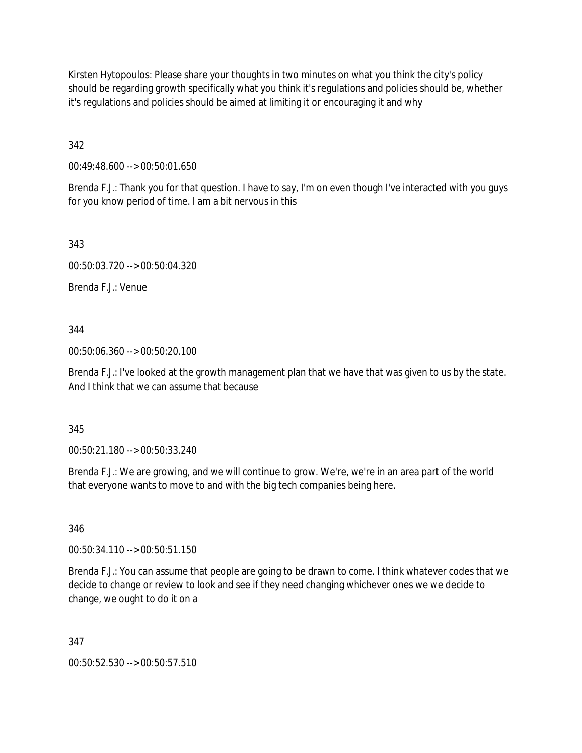Kirsten Hytopoulos: Please share your thoughts in two minutes on what you think the city's policy should be regarding growth specifically what you think it's regulations and policies should be, whether it's regulations and policies should be aimed at limiting it or encouraging it and why

342

00:49:48.600 --> 00:50:01.650

Brenda F.J.: Thank you for that question. I have to say, I'm on even though I've interacted with you guys for you know period of time. I am a bit nervous in this

343

00:50:03.720 --> 00:50:04.320

Brenda F.J.: Venue

344

00:50:06.360 --> 00:50:20.100

Brenda F.J.: I've looked at the growth management plan that we have that was given to us by the state. And I think that we can assume that because

345

00:50:21.180 --> 00:50:33.240

Brenda F.J.: We are growing, and we will continue to grow. We're, we're in an area part of the world that everyone wants to move to and with the big tech companies being here.

346

00:50:34.110 --> 00:50:51.150

Brenda F.J.: You can assume that people are going to be drawn to come. I think whatever codes that we decide to change or review to look and see if they need changing whichever ones we we decide to change, we ought to do it on a

347

00:50:52.530 --> 00:50:57.510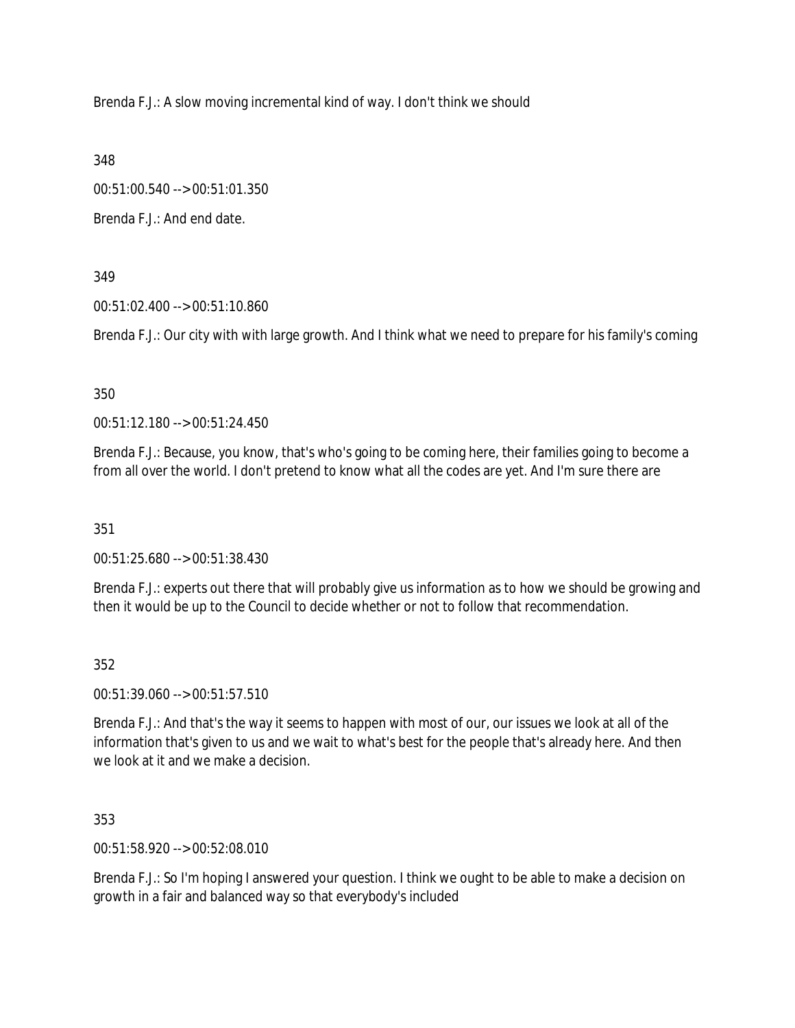Brenda F.J.: A slow moving incremental kind of way. I don't think we should

348

00:51:00.540 --> 00:51:01.350

Brenda F.J.: And end date.

349

00:51:02.400 --> 00:51:10.860

Brenda F.J.: Our city with with large growth. And I think what we need to prepare for his family's coming

350

00:51:12.180 --> 00:51:24.450

Brenda F.J.: Because, you know, that's who's going to be coming here, their families going to become a from all over the world. I don't pretend to know what all the codes are yet. And I'm sure there are

351

00:51:25.680 --> 00:51:38.430

Brenda F.J.: experts out there that will probably give us information as to how we should be growing and then it would be up to the Council to decide whether or not to follow that recommendation.

352

00:51:39.060 --> 00:51:57.510

Brenda F.J.: And that's the way it seems to happen with most of our, our issues we look at all of the information that's given to us and we wait to what's best for the people that's already here. And then we look at it and we make a decision.

353

00:51:58.920 --> 00:52:08.010

Brenda F.J.: So I'm hoping I answered your question. I think we ought to be able to make a decision on growth in a fair and balanced way so that everybody's included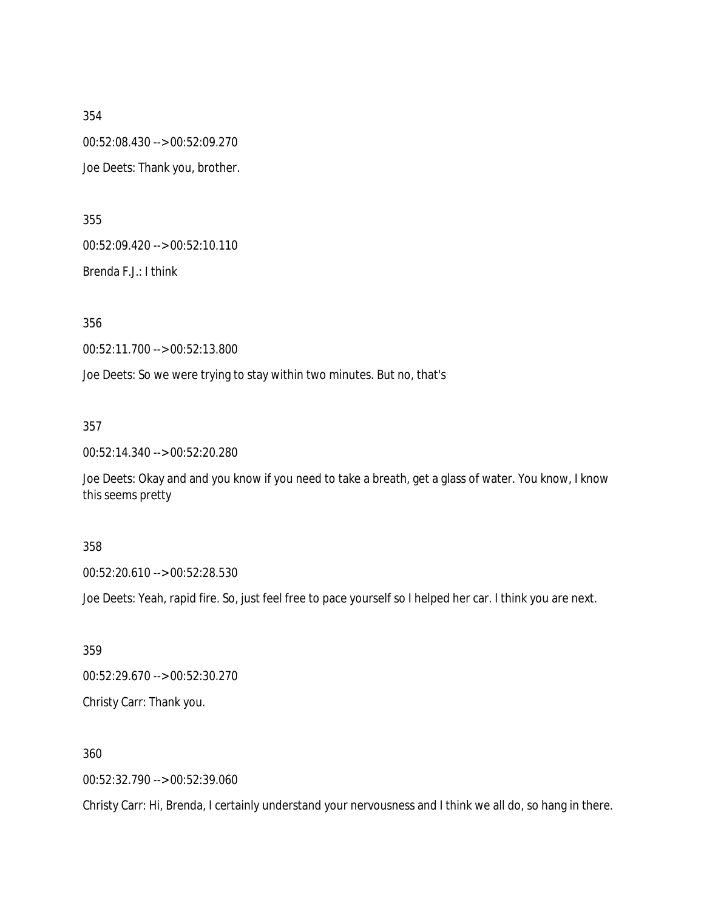354

00:52:08.430 --> 00:52:09.270

Joe Deets: Thank you, brother.

355

00:52:09.420 --> 00:52:10.110

Brenda F.J.: I think

356

00:52:11.700 --> 00:52:13.800

Joe Deets: So we were trying to stay within two minutes. But no, that's

357

00:52:14.340 --> 00:52:20.280

Joe Deets: Okay and and you know if you need to take a breath, get a glass of water. You know, I know this seems pretty

358

00:52:20.610 --> 00:52:28.530

Joe Deets: Yeah, rapid fire. So, just feel free to pace yourself so I helped her car. I think you are next.

359

00:52:29.670 --> 00:52:30.270

Christy Carr: Thank you.

360

00:52:32.790 --> 00:52:39.060

Christy Carr: Hi, Brenda, I certainly understand your nervousness and I think we all do, so hang in there.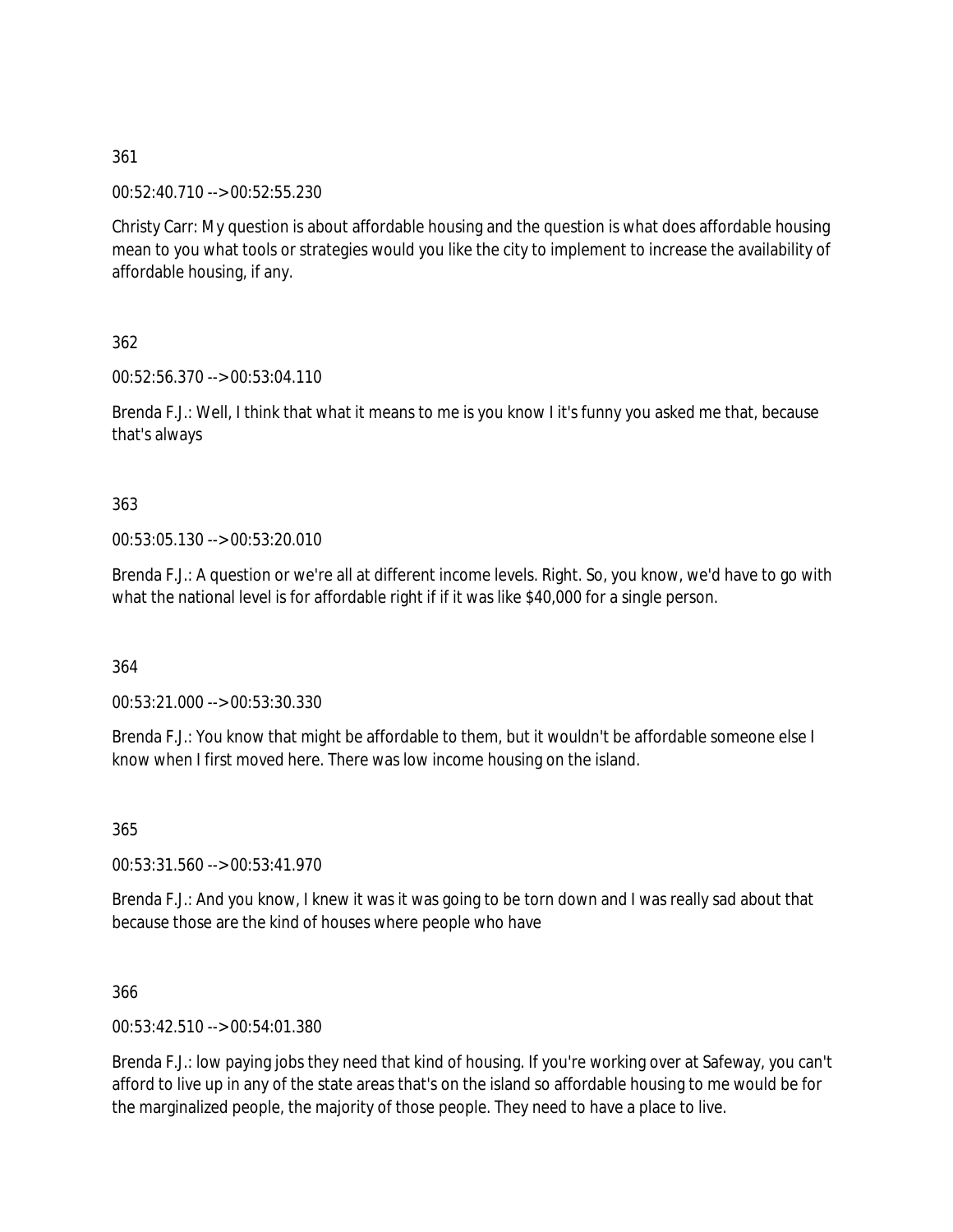361

00:52:40.710 --> 00:52:55.230

Christy Carr: My question is about affordable housing and the question is what does affordable housing mean to you what tools or strategies would you like the city to implement to increase the availability of affordable housing, if any.

362

00:52:56.370 --> 00:53:04.110

Brenda F.J.: Well, I think that what it means to me is you know I it's funny you asked me that, because that's always

363

00:53:05.130 --> 00:53:20.010

Brenda F.J.: A question or we're all at different income levels. Right. So, you know, we'd have to go with what the national level is for affordable right if if it was like $40,000 for a single person.

364

00:53:21.000 --> 00:53:30.330

Brenda F.J.: You know that might be affordable to them, but it wouldn't be affordable someone else I know when I first moved here. There was low income housing on the island.

365

00:53:31.560 --> 00:53:41.970

Brenda F.J.: And you know, I knew it was it was going to be torn down and I was really sad about that because those are the kind of houses where people who have

366

00:53:42.510 --> 00:54:01.380

Brenda F.J.: low paying jobs they need that kind of housing. If you're working over at Safeway, you can't afford to live up in any of the state areas that's on the island so affordable housing to me would be for the marginalized people, the majority of those people. They need to have a place to live.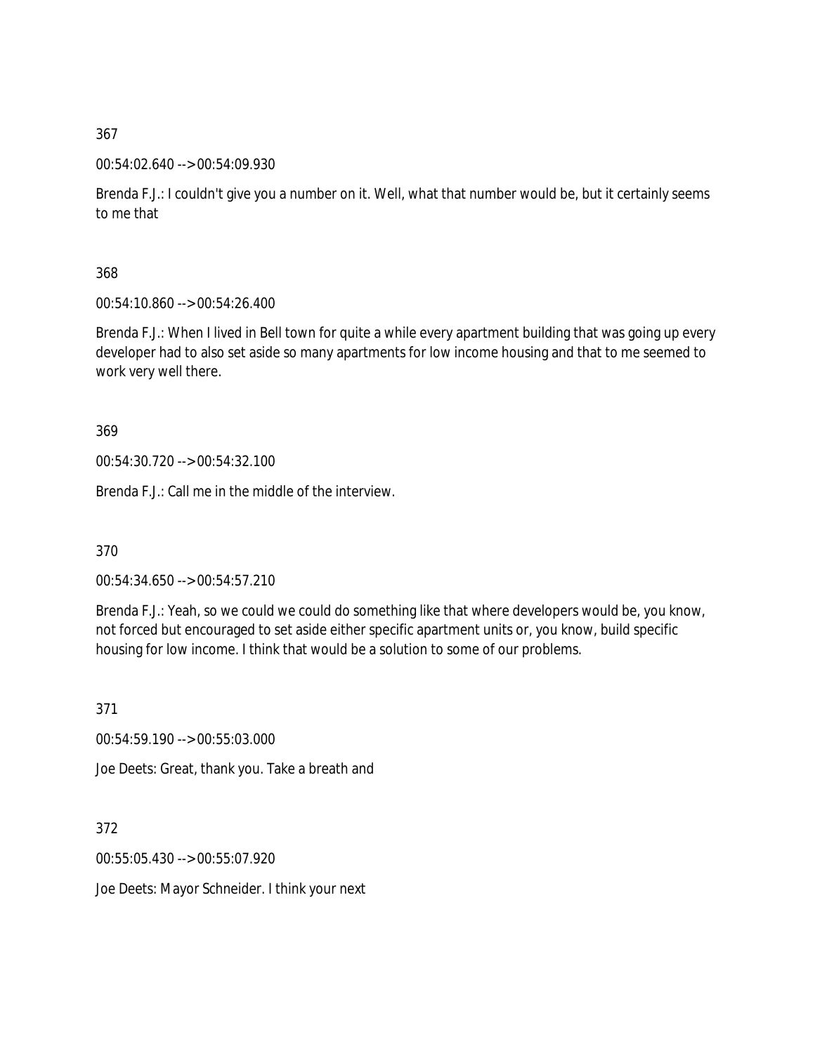367

00:54:02.640 --> 00:54:09.930

Brenda F.J.: I couldn't give you a number on it. Well, what that number would be, but it certainly seems to me that

368

00:54:10.860 --> 00:54:26.400

Brenda F.J.: When I lived in Bell town for quite a while every apartment building that was going up every developer had to also set aside so many apartments for low income housing and that to me seemed to work very well there.

369

00:54:30.720 --> 00:54:32.100

Brenda F.J.: Call me in the middle of the interview.

370

00:54:34.650 --> 00:54:57.210

Brenda F.J.: Yeah, so we could we could do something like that where developers would be, you know, not forced but encouraged to set aside either specific apartment units or, you know, build specific housing for low income. I think that would be a solution to some of our problems.

371

00:54:59.190 --> 00:55:03.000

Joe Deets: Great, thank you. Take a breath and

372

00:55:05.430 --> 00:55:07.920

Joe Deets: Mayor Schneider. I think your next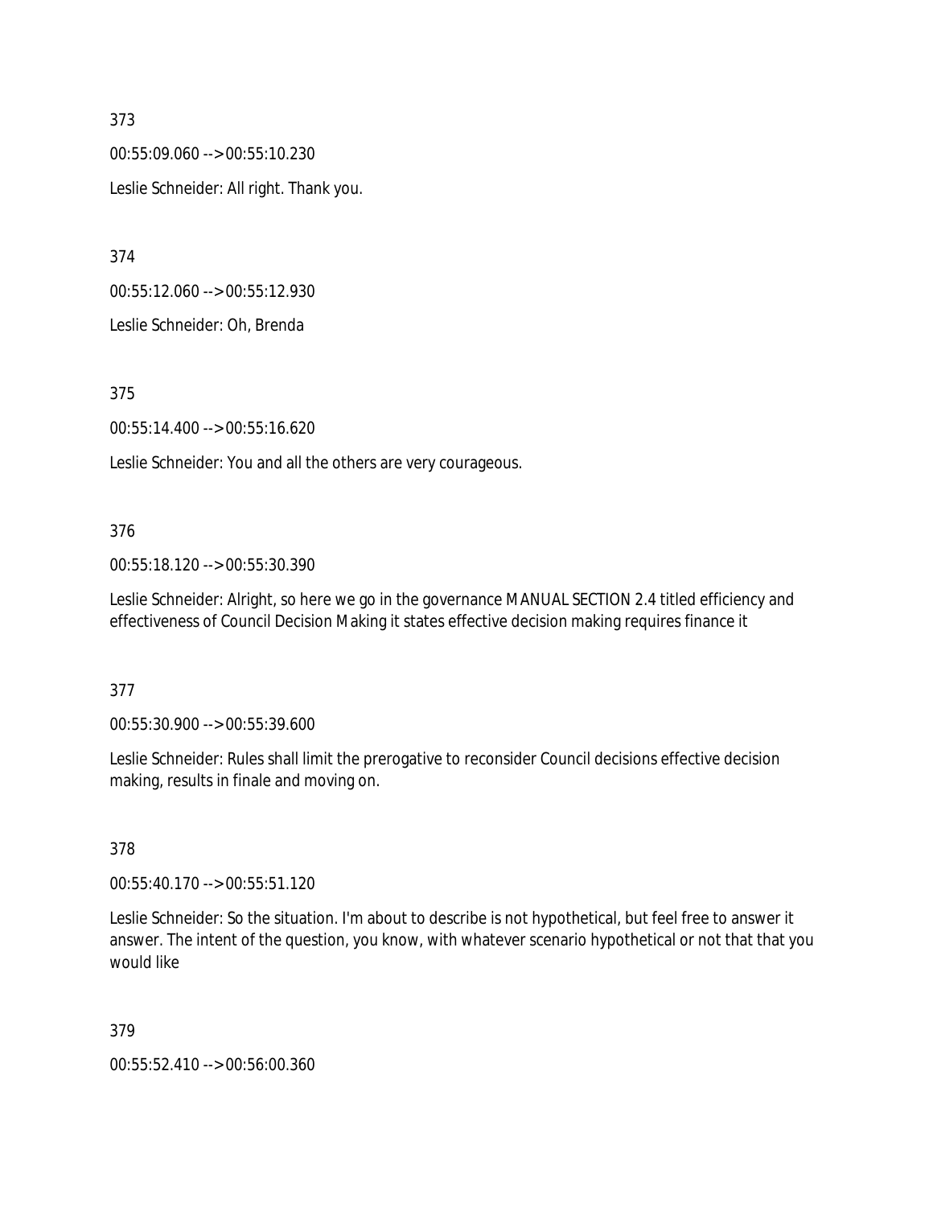373

00:55:09.060 --> 00:55:10.230

Leslie Schneider: All right. Thank you.

374

00:55:12.060 --> 00:55:12.930

Leslie Schneider: Oh, Brenda

375

00:55:14.400 --> 00:55:16.620

Leslie Schneider: You and all the others are very courageous.

376

00:55:18.120 --> 00:55:30.390

Leslie Schneider: Alright, so here we go in the governance MANUAL SECTION 2.4 titled efficiency and effectiveness of Council Decision Making it states effective decision making requires finance it

377

00:55:30.900 --> 00:55:39.600

Leslie Schneider: Rules shall limit the prerogative to reconsider Council decisions effective decision making, results in finale and moving on.

378

00:55:40.170 --> 00:55:51.120

Leslie Schneider: So the situation. I'm about to describe is not hypothetical, but feel free to answer it answer. The intent of the question, you know, with whatever scenario hypothetical or not that that you would like

379

00:55:52.410 --> 00:56:00.360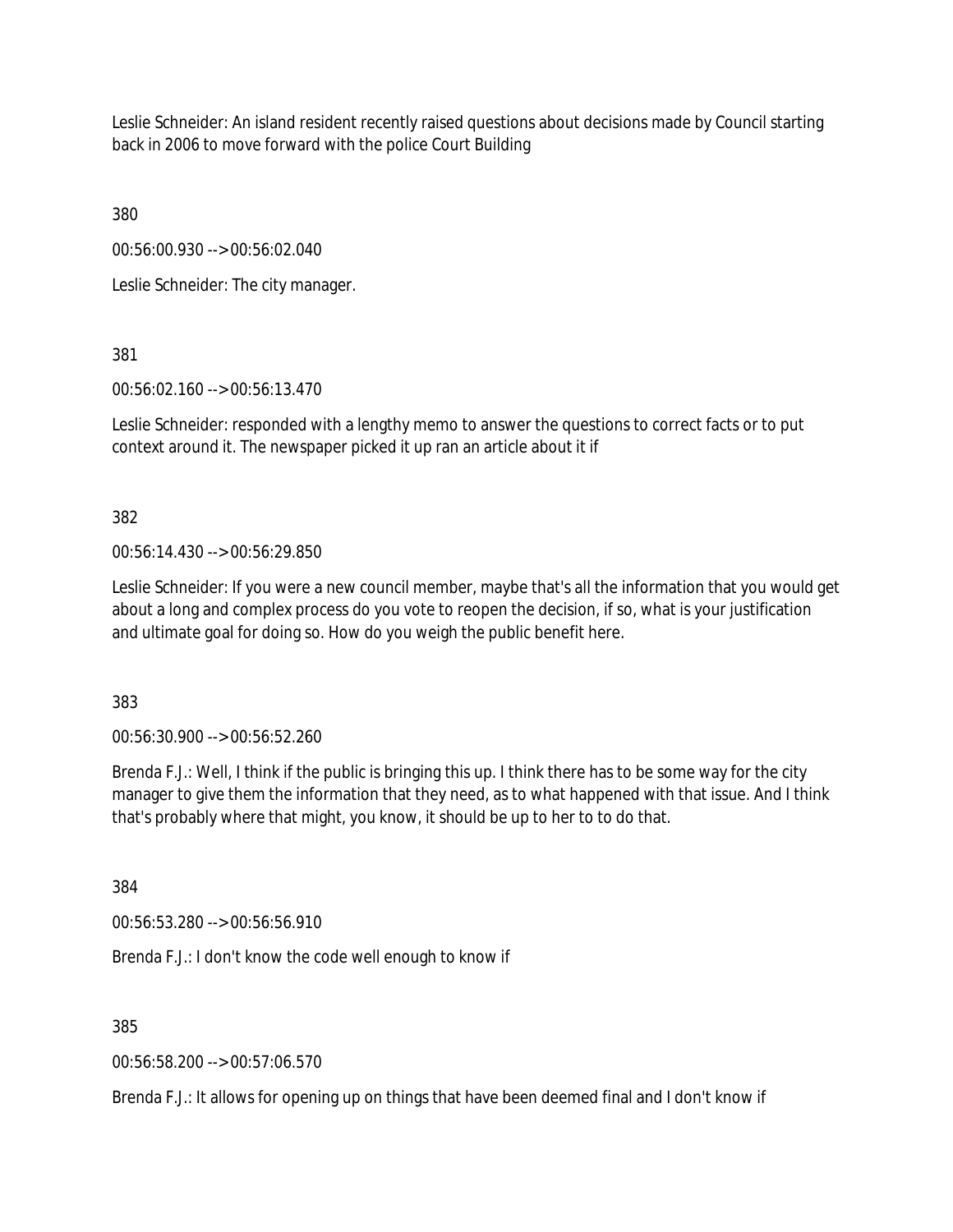Leslie Schneider: An island resident recently raised questions about decisions made by Council starting back in 2006 to move forward with the police Court Building

380

00:56:00.930 --> 00:56:02.040

Leslie Schneider: The city manager.

381

00:56:02.160 --> 00:56:13.470

Leslie Schneider: responded with a lengthy memo to answer the questions to correct facts or to put context around it. The newspaper picked it up ran an article about it if

382

00:56:14.430 --> 00:56:29.850

Leslie Schneider: If you were a new council member, maybe that's all the information that you would get about a long and complex process do you vote to reopen the decision, if so, what is your justification and ultimate goal for doing so. How do you weigh the public benefit here.

383

00:56:30.900 --> 00:56:52.260

Brenda F.J.: Well, I think if the public is bringing this up. I think there has to be some way for the city manager to give them the information that they need, as to what happened with that issue. And I think that's probably where that might, you know, it should be up to her to to do that.

384

00:56:53.280 --> 00:56:56.910

Brenda F.J.: I don't know the code well enough to know if

385

00:56:58.200 --> 00:57:06.570

Brenda F.J.: It allows for opening up on things that have been deemed final and I don't know if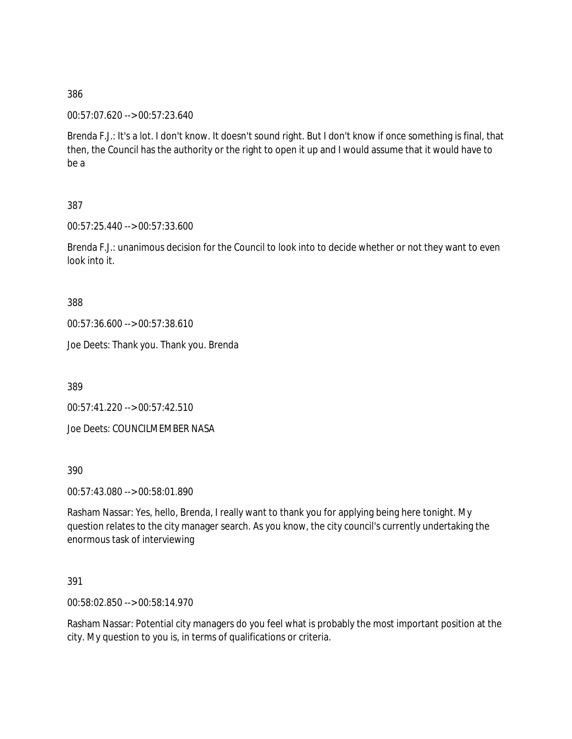386

00:57:07.620 --> 00:57:23.640

Brenda F.J.: It's a lot. I don't know. It doesn't sound right. But I don't know if once something is final, that then, the Council has the authority or the right to open it up and I would assume that it would have to be a

387

00:57:25.440 --> 00:57:33.600

Brenda F.J.: unanimous decision for the Council to look into to decide whether or not they want to even look into it.

388

00:57:36.600 --> 00:57:38.610

Joe Deets: Thank you. Thank you. Brenda

389

00:57:41.220 --> 00:57:42.510

Joe Deets: COUNCILMEMBER NASA

390

00:57:43.080 --> 00:58:01.890

Rasham Nassar: Yes, hello, Brenda, I really want to thank you for applying being here tonight. My question relates to the city manager search. As you know, the city council's currently undertaking the enormous task of interviewing

391

00:58:02.850 --> 00:58:14.970

Rasham Nassar: Potential city managers do you feel what is probably the most important position at the city. My question to you is, in terms of qualifications or criteria.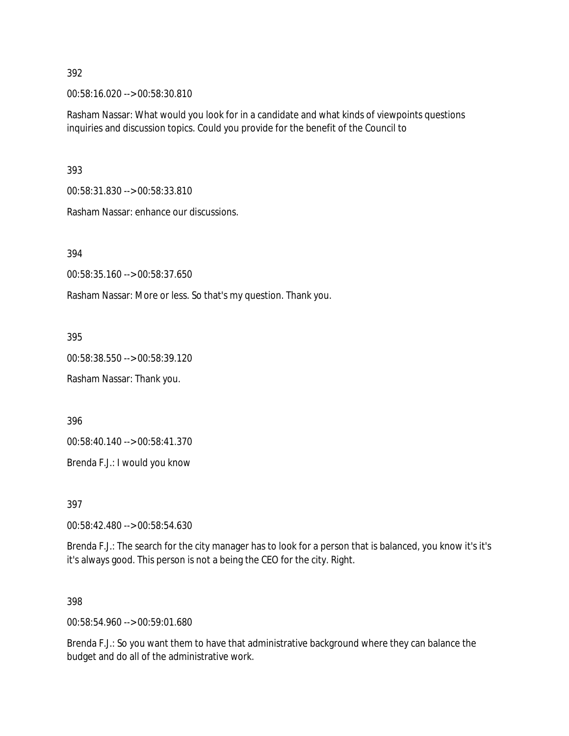392

00:58:16.020 --> 00:58:30.810

Rasham Nassar: What would you look for in a candidate and what kinds of viewpoints questions inquiries and discussion topics. Could you provide for the benefit of the Council to

393

00:58:31.830 --> 00:58:33.810

Rasham Nassar: enhance our discussions.

394

00:58:35.160 --> 00:58:37.650

Rasham Nassar: More or less. So that's my question. Thank you.

395

00:58:38.550 --> 00:58:39.120

Rasham Nassar: Thank you.

396

00:58:40.140 --> 00:58:41.370

Brenda F.J.: I would you know

397

00:58:42.480 --> 00:58:54.630

Brenda F.J.: The search for the city manager has to look for a person that is balanced, you know it's it's it's always good. This person is not a being the CEO for the city. Right.

398

00:58:54.960 --> 00:59:01.680

Brenda F.J.: So you want them to have that administrative background where they can balance the budget and do all of the administrative work.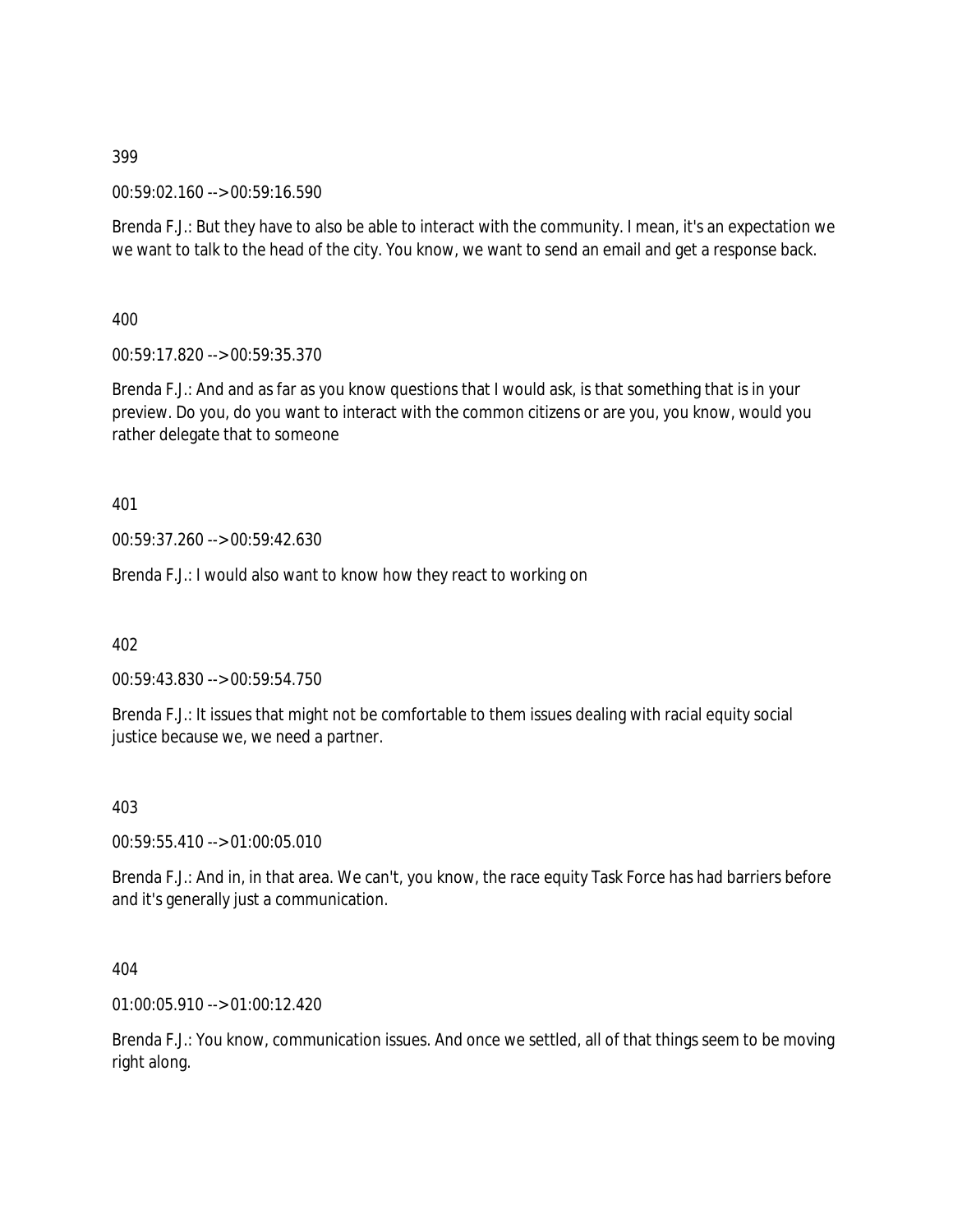399

00:59:02.160 --> 00:59:16.590

Brenda F.J.: But they have to also be able to interact with the community. I mean, it's an expectation we we want to talk to the head of the city. You know, we want to send an email and get a response back.

400

00:59:17.820 --> 00:59:35.370

Brenda F.J.: And and as far as you know questions that I would ask, is that something that is in your preview. Do you, do you want to interact with the common citizens or are you, you know, would you rather delegate that to someone

401

00:59:37.260 --> 00:59:42.630

Brenda F.J.: I would also want to know how they react to working on

402

00:59:43.830 --> 00:59:54.750

Brenda F.J.: It issues that might not be comfortable to them issues dealing with racial equity social justice because we, we need a partner.

403

00:59:55.410 --> 01:00:05.010

Brenda F.J.: And in, in that area. We can't, you know, the race equity Task Force has had barriers before and it's generally just a communication.

404

01:00:05.910 --> 01:00:12.420

Brenda F.J.: You know, communication issues. And once we settled, all of that things seem to be moving right along.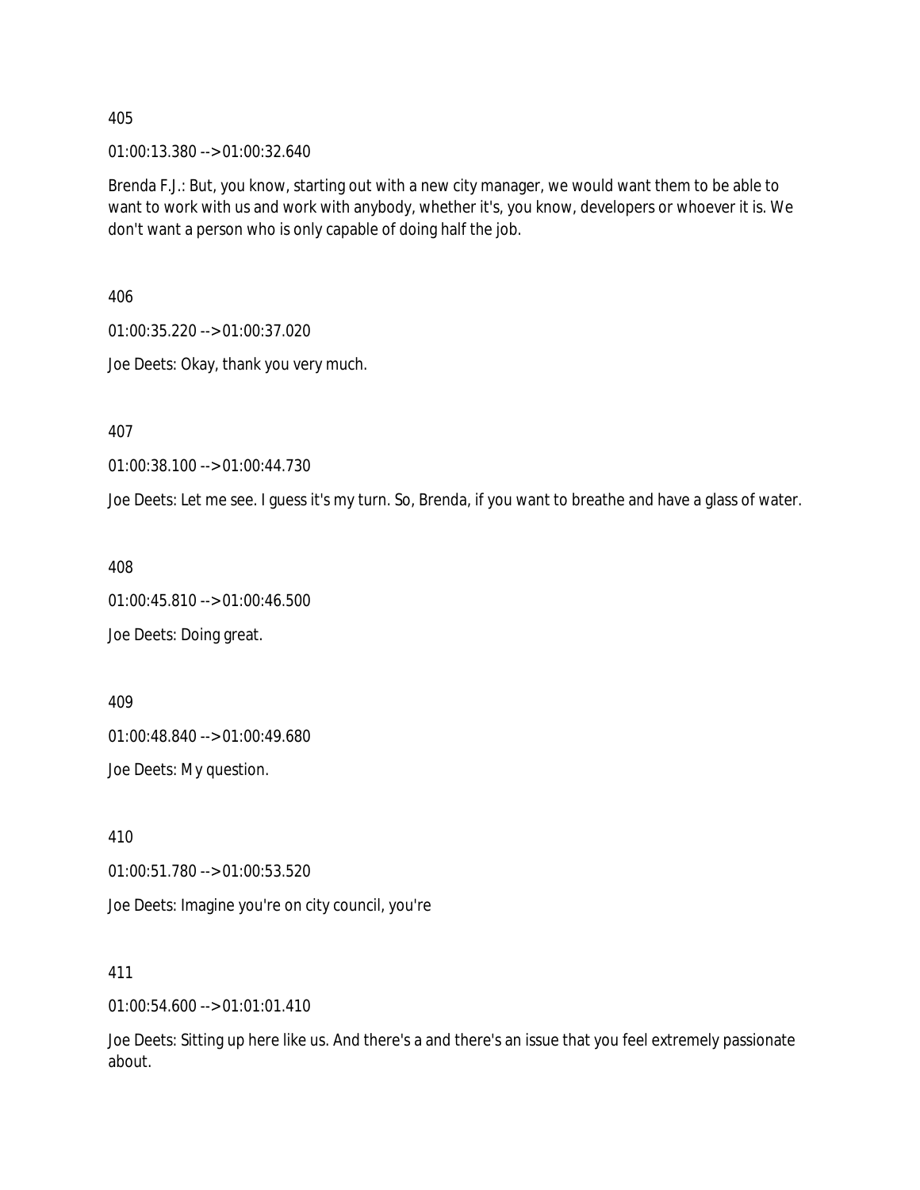405

01:00:13.380 --> 01:00:32.640

Brenda F.J.: But, you know, starting out with a new city manager, we would want them to be able to want to work with us and work with anybody, whether it's, you know, developers or whoever it is. We don't want a person who is only capable of doing half the job.

406

01:00:35.220 --> 01:00:37.020

Joe Deets: Okay, thank you very much.

407

01:00:38.100 --> 01:00:44.730

Joe Deets: Let me see. I guess it's my turn. So, Brenda, if you want to breathe and have a glass of water.

408

01:00:45.810 --> 01:00:46.500

Joe Deets: Doing great.

409

01:00:48.840 --> 01:00:49.680

Joe Deets: My question.

410

01:00:51.780 --> 01:00:53.520

Joe Deets: Imagine you're on city council, you're

411

01:00:54.600 --> 01:01:01.410

Joe Deets: Sitting up here like us. And there's a and there's an issue that you feel extremely passionate about.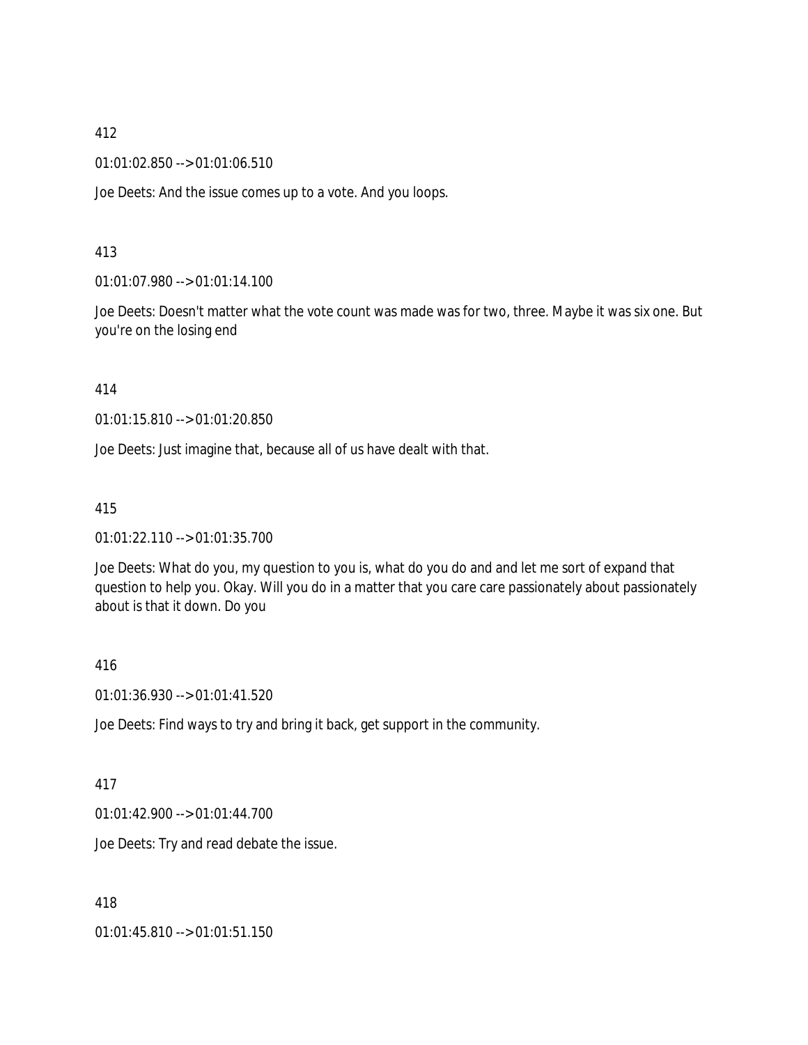412

01:01:02.850 --> 01:01:06.510

Joe Deets: And the issue comes up to a vote. And you loops.

413

01:01:07.980 --> 01:01:14.100

Joe Deets: Doesn't matter what the vote count was made was for two, three. Maybe it was six one. But you're on the losing end

414

01:01:15.810 --> 01:01:20.850

Joe Deets: Just imagine that, because all of us have dealt with that.

415

01:01:22.110 --> 01:01:35.700

Joe Deets: What do you, my question to you is, what do you do and and let me sort of expand that question to help you. Okay. Will you do in a matter that you care care passionately about passionately about is that it down. Do you

416

01:01:36.930 --> 01:01:41.520

Joe Deets: Find ways to try and bring it back, get support in the community.

417

01:01:42.900 --> 01:01:44.700

Joe Deets: Try and read debate the issue.

418

01:01:45.810 --> 01:01:51.150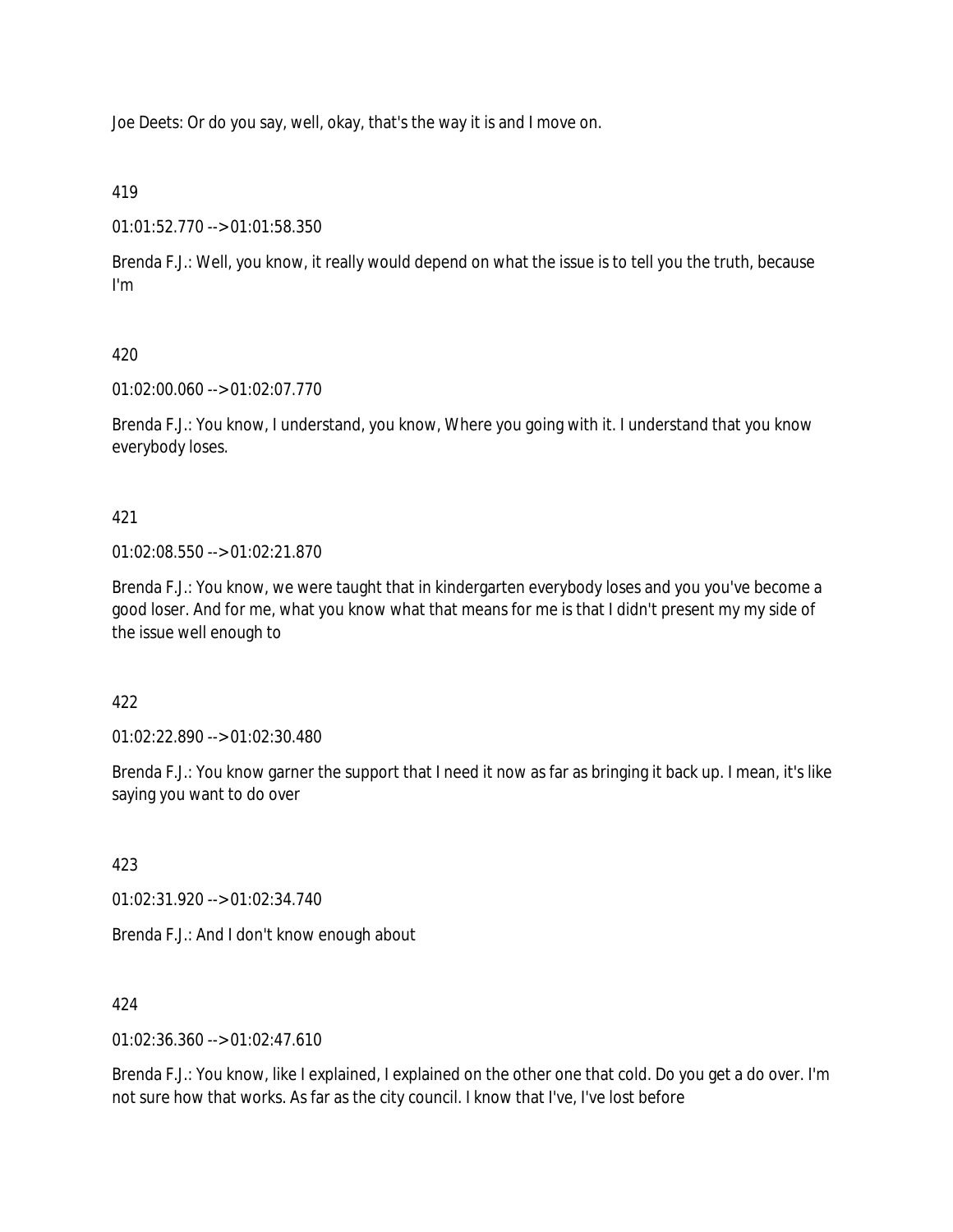Joe Deets: Or do you say, well, okay, that's the way it is and I move on.

419

01:01:52.770 --> 01:01:58.350

Brenda F.J.: Well, you know, it really would depend on what the issue is to tell you the truth, because I'm

420

01:02:00.060 --> 01:02:07.770

Brenda F.J.: You know, I understand, you know, Where you going with it. I understand that you know everybody loses.

421

01:02:08.550 --> 01:02:21.870

Brenda F.J.: You know, we were taught that in kindergarten everybody loses and you you've become a good loser. And for me, what you know what that means for me is that I didn't present my my side of the issue well enough to

422

01:02:22.890 --> 01:02:30.480

Brenda F.J.: You know garner the support that I need it now as far as bringing it back up. I mean, it's like saying you want to do over

423

01:02:31.920 --> 01:02:34.740

Brenda F.J.: And I don't know enough about

424

01:02:36.360 --> 01:02:47.610

Brenda F.J.: You know, like I explained, I explained on the other one that cold. Do you get a do over. I'm not sure how that works. As far as the city council. I know that I've, I've lost before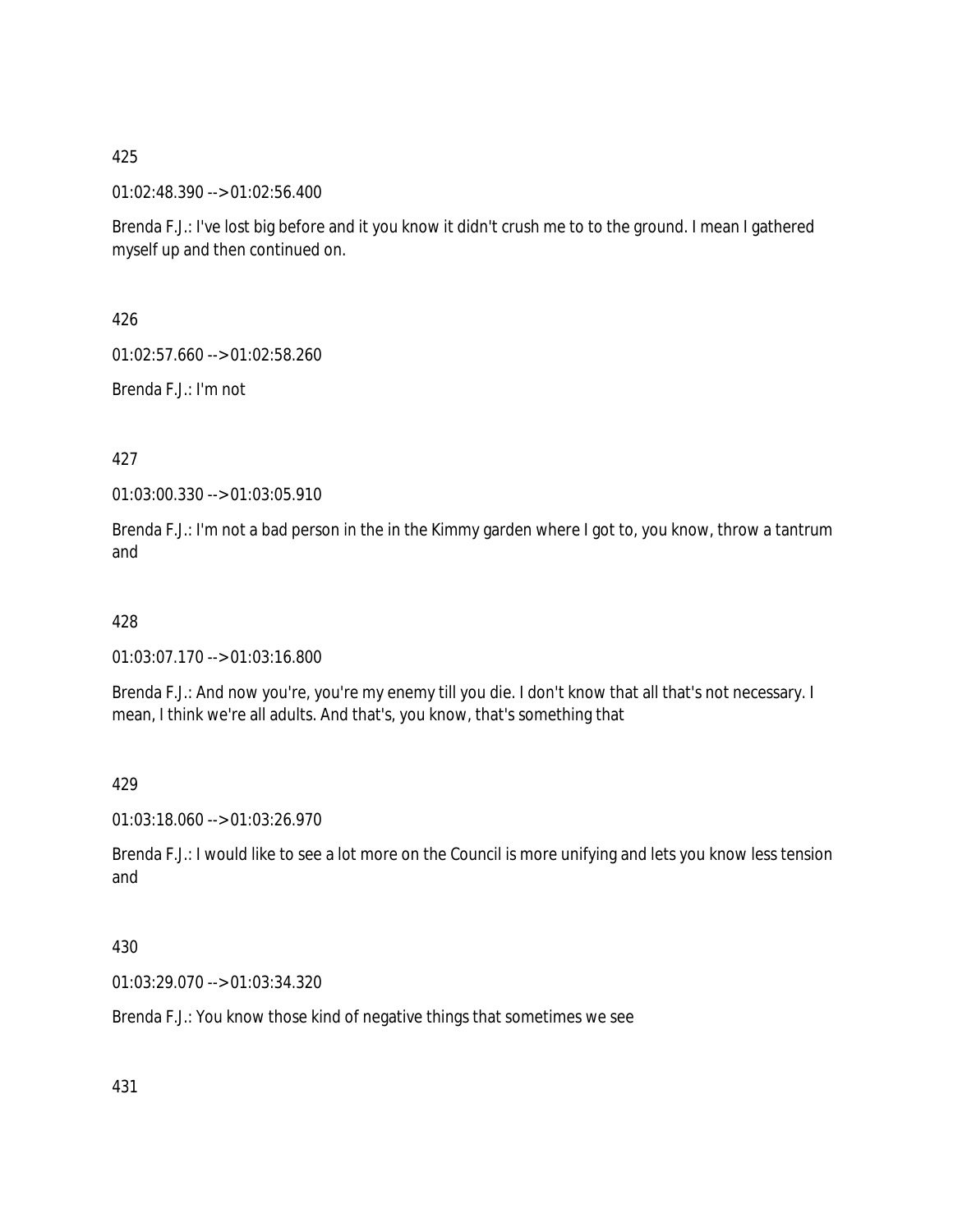425

01:02:48.390 --> 01:02:56.400

Brenda F.J.: I've lost big before and it you know it didn't crush me to to the ground. I mean I gathered myself up and then continued on.

426

01:02:57.660 --> 01:02:58.260

Brenda F.J.: I'm not

427

01:03:00.330 --> 01:03:05.910

Brenda F.J.: I'm not a bad person in the in the Kimmy garden where I got to, you know, throw a tantrum and

428

01:03:07.170 --> 01:03:16.800

Brenda F.J.: And now you're, you're my enemy till you die. I don't know that all that's not necessary. I mean, I think we're all adults. And that's, you know, that's something that

429

01:03:18.060 --> 01:03:26.970

Brenda F.J.: I would like to see a lot more on the Council is more unifying and lets you know less tension and

430

01:03:29.070 --> 01:03:34.320

Brenda F.J.: You know those kind of negative things that sometimes we see

431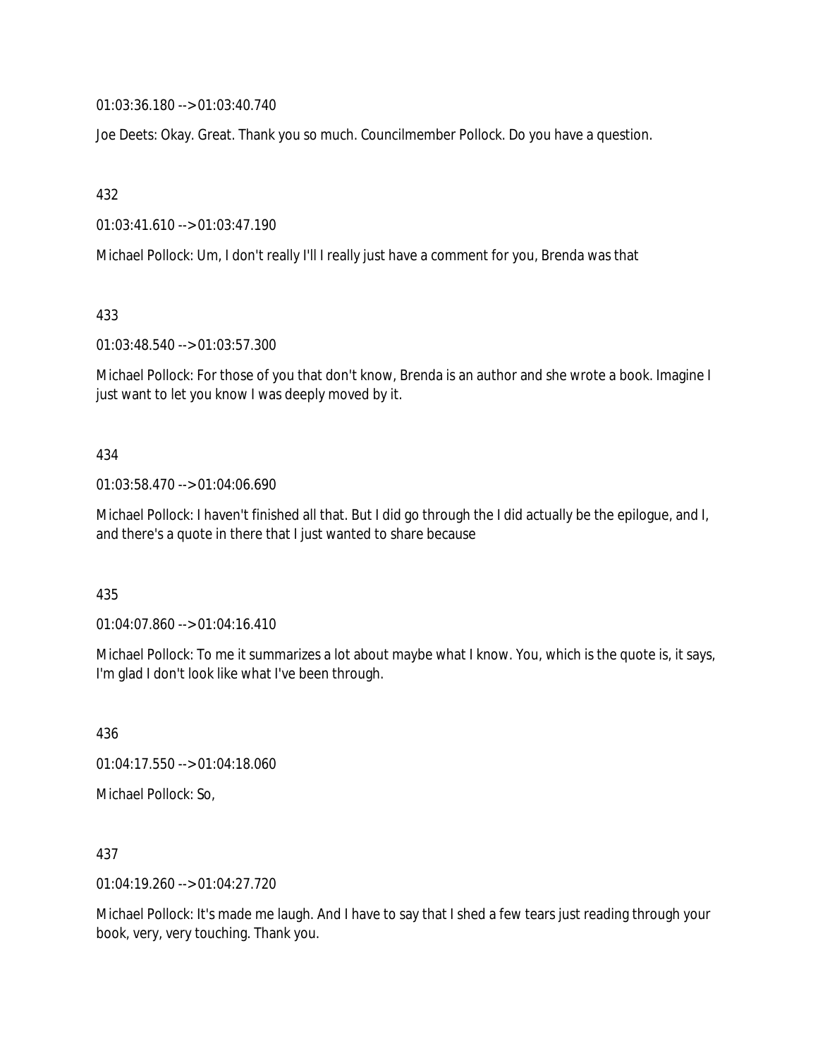01:03:36.180 --> 01:03:40.740

Joe Deets: Okay. Great. Thank you so much. Councilmember Pollock. Do you have a question.

432

01:03:41.610 --> 01:03:47.190

Michael Pollock: Um, I don't really I'll I really just have a comment for you, Brenda was that

433

01:03:48.540 --> 01:03:57.300

Michael Pollock: For those of you that don't know, Brenda is an author and she wrote a book. Imagine I just want to let you know I was deeply moved by it.

434

01:03:58.470 --> 01:04:06.690

Michael Pollock: I haven't finished all that. But I did go through the I did actually be the epilogue, and I, and there's a quote in there that I just wanted to share because

435

01:04:07.860 --> 01:04:16.410

Michael Pollock: To me it summarizes a lot about maybe what I know. You, which is the quote is, it says, I'm glad I don't look like what I've been through.

436

01:04:17.550 --> 01:04:18.060

Michael Pollock: So,

437

01:04:19.260 --> 01:04:27.720

Michael Pollock: It's made me laugh. And I have to say that I shed a few tears just reading through your book, very, very touching. Thank you.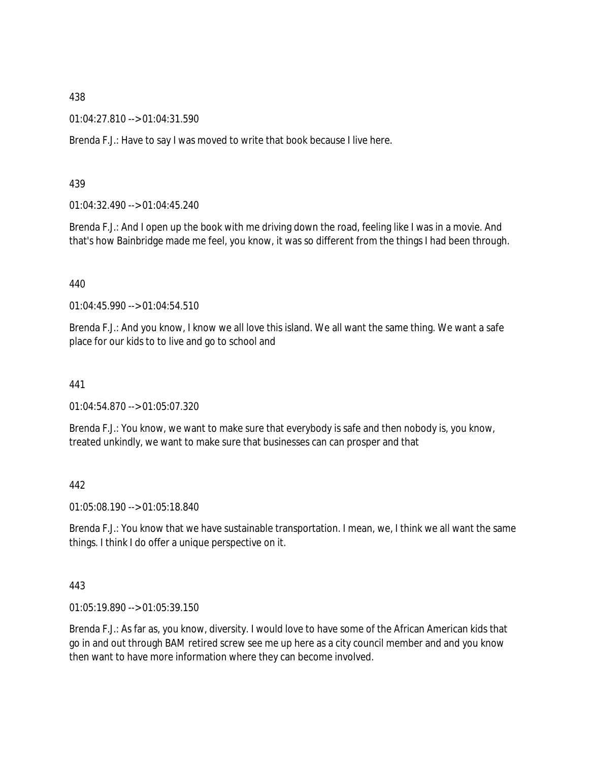438

01:04:27.810 --> 01:04:31.590

Brenda F.J.: Have to say I was moved to write that book because I live here.

439

01:04:32.490 --> 01:04:45.240

Brenda F.J.: And I open up the book with me driving down the road, feeling like I was in a movie. And that's how Bainbridge made me feel, you know, it was so different from the things I had been through.

440

01:04:45.990 --> 01:04:54.510

Brenda F.J.: And you know, I know we all love this island. We all want the same thing. We want a safe place for our kids to to live and go to school and

441

01:04:54.870 --> 01:05:07.320

Brenda F.J.: You know, we want to make sure that everybody is safe and then nobody is, you know, treated unkindly, we want to make sure that businesses can can prosper and that

442

01:05:08.190 --> 01:05:18.840

Brenda F.J.: You know that we have sustainable transportation. I mean, we, I think we all want the same things. I think I do offer a unique perspective on it.

443

01:05:19.890 --> 01:05:39.150

Brenda F.J.: As far as, you know, diversity. I would love to have some of the African American kids that go in and out through BAM retired screw see me up here as a city council member and and you know then want to have more information where they can become involved.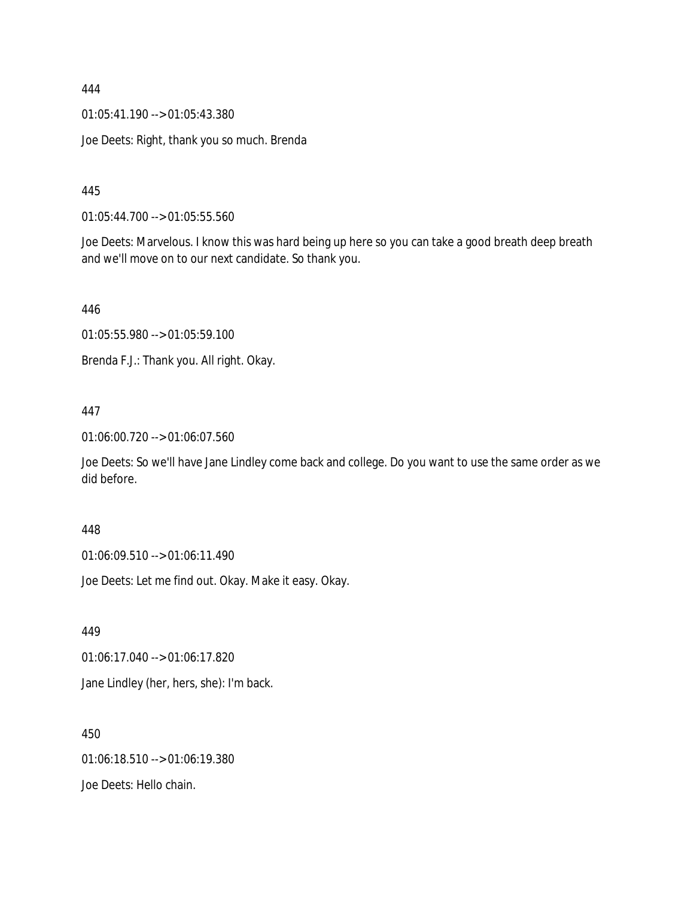444

01:05:41.190 --> 01:05:43.380

Joe Deets: Right, thank you so much. Brenda

445

01:05:44.700 --> 01:05:55.560

Joe Deets: Marvelous. I know this was hard being up here so you can take a good breath deep breath and we'll move on to our next candidate. So thank you.

446

01:05:55.980 --> 01:05:59.100

Brenda F.J.: Thank you. All right. Okay.

447

01:06:00.720 --> 01:06:07.560

Joe Deets: So we'll have Jane Lindley come back and college. Do you want to use the same order as we did before.

448

01:06:09.510 --> 01:06:11.490

Joe Deets: Let me find out. Okay. Make it easy. Okay.

449

01:06:17.040 --> 01:06:17.820

Jane Lindley (her, hers, she): I'm back.

450

01:06:18.510 --> 01:06:19.380

Joe Deets: Hello chain.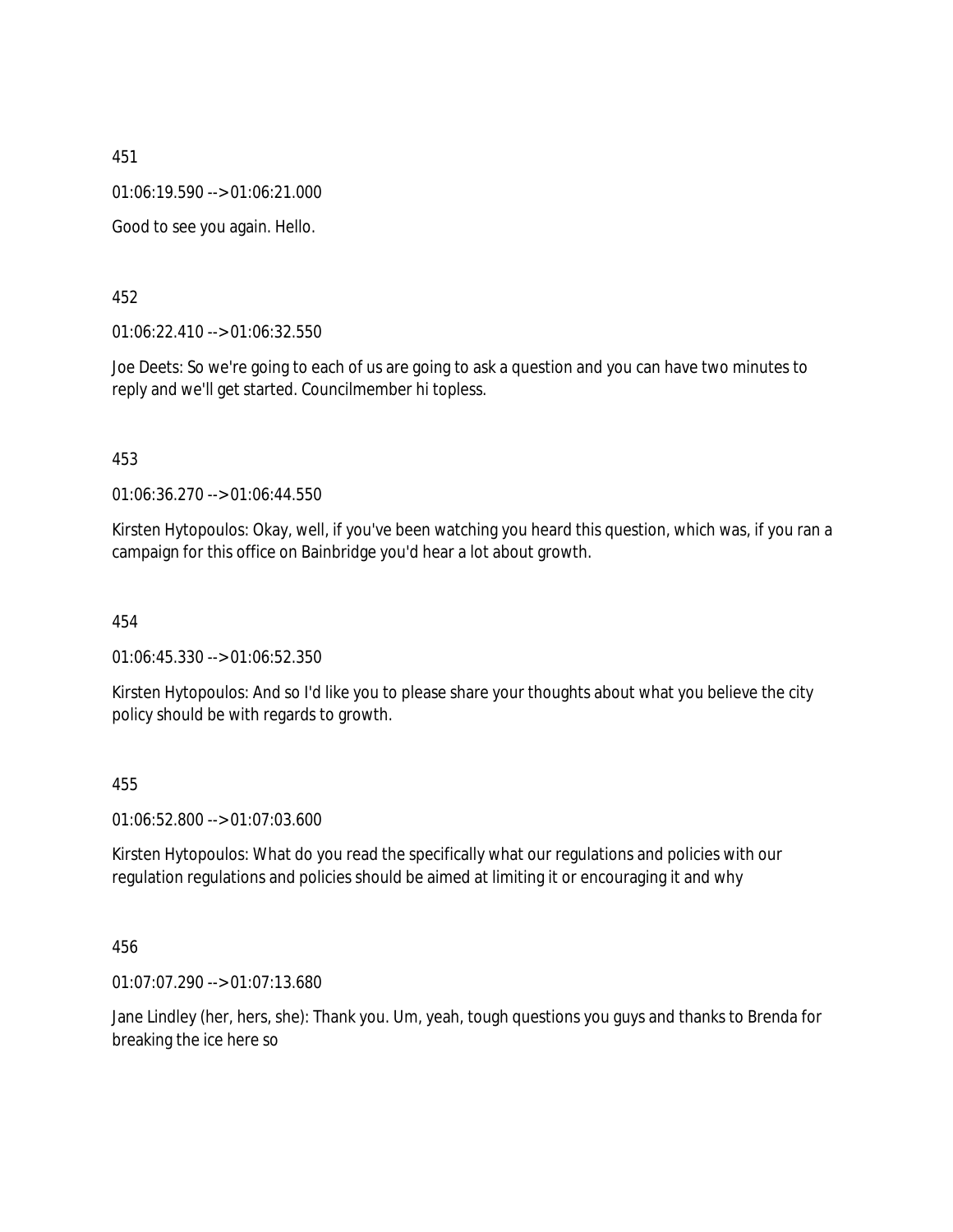451

01:06:19.590 --> 01:06:21.000

Good to see you again. Hello.

452

01:06:22.410 --> 01:06:32.550

Joe Deets: So we're going to each of us are going to ask a question and you can have two minutes to reply and we'll get started. Councilmember hi topless.

453

01:06:36.270 --> 01:06:44.550

Kirsten Hytopoulos: Okay, well, if you've been watching you heard this question, which was, if you ran a campaign for this office on Bainbridge you'd hear a lot about growth.

454

01:06:45.330 --> 01:06:52.350

Kirsten Hytopoulos: And so I'd like you to please share your thoughts about what you believe the city policy should be with regards to growth.

455

01:06:52.800 --> 01:07:03.600

Kirsten Hytopoulos: What do you read the specifically what our regulations and policies with our regulation regulations and policies should be aimed at limiting it or encouraging it and why

456

01:07:07.290 --> 01:07:13.680

Jane Lindley (her, hers, she): Thank you. Um, yeah, tough questions you guys and thanks to Brenda for breaking the ice here so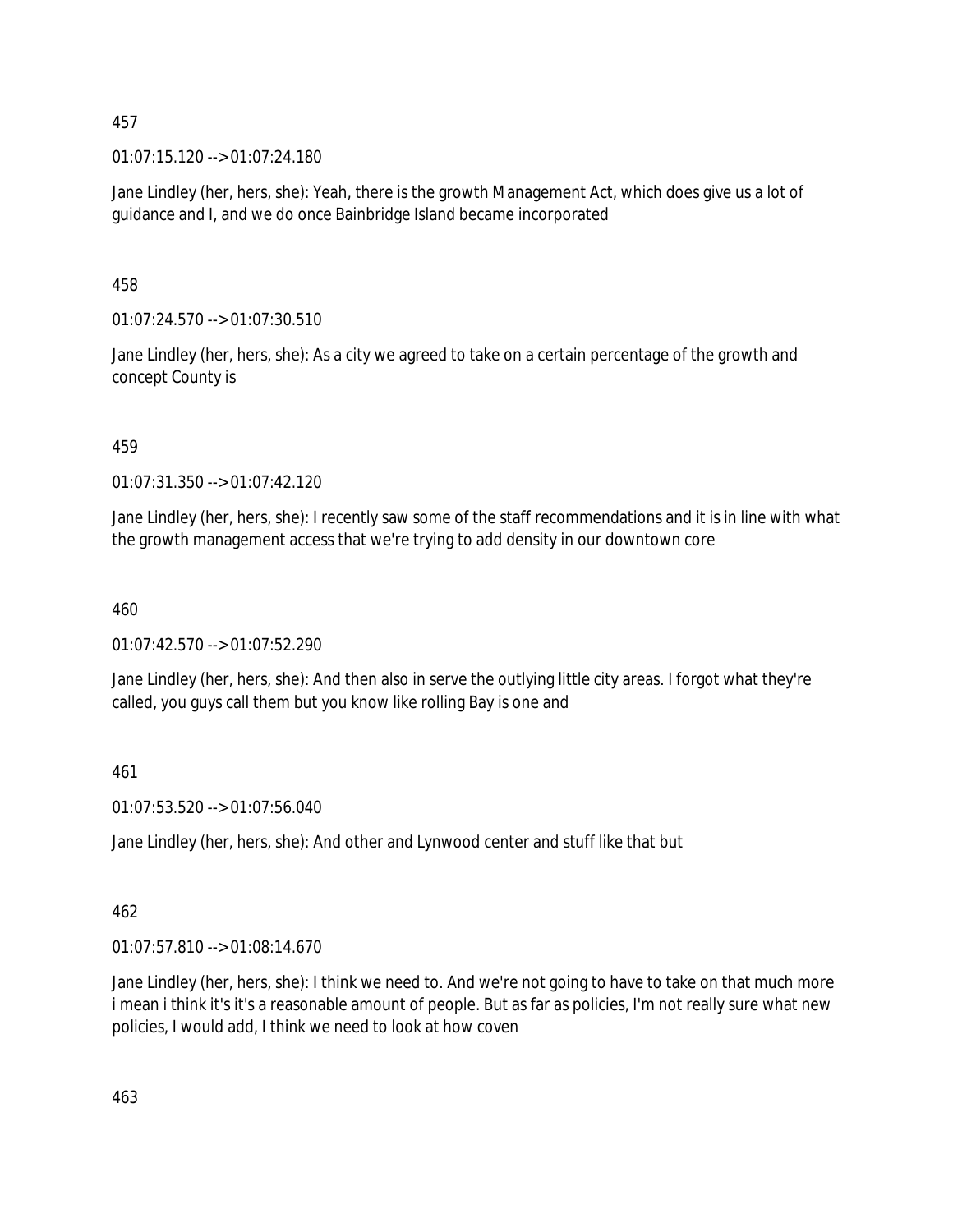457

01:07:15.120 --> 01:07:24.180

Jane Lindley (her, hers, she): Yeah, there is the growth Management Act, which does give us a lot of guidance and I, and we do once Bainbridge Island became incorporated

458

01:07:24.570 --> 01:07:30.510

Jane Lindley (her, hers, she): As a city we agreed to take on a certain percentage of the growth and concept County is

459

01:07:31.350 --> 01:07:42.120

Jane Lindley (her, hers, she): I recently saw some of the staff recommendations and it is in line with what the growth management access that we're trying to add density in our downtown core

460

01:07:42.570 --> 01:07:52.290

Jane Lindley (her, hers, she): And then also in serve the outlying little city areas. I forgot what they're called, you guys call them but you know like rolling Bay is one and

461

01:07:53.520 --> 01:07:56.040

Jane Lindley (her, hers, she): And other and Lynwood center and stuff like that but

462

01:07:57.810 --> 01:08:14.670

Jane Lindley (her, hers, she): I think we need to. And we're not going to have to take on that much more i mean i think it's it's a reasonable amount of people. But as far as policies, I'm not really sure what new policies, I would add, I think we need to look at how coven

463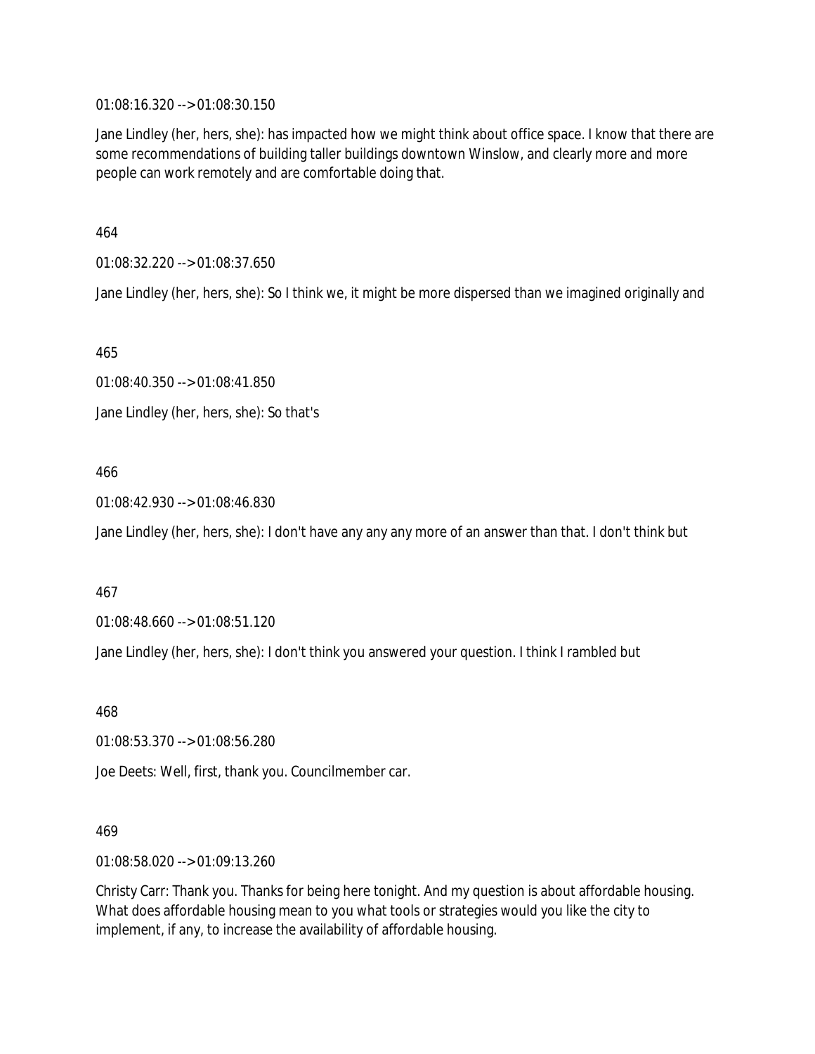01:08:16.320 --> 01:08:30.150

Jane Lindley (her, hers, she): has impacted how we might think about office space. I know that there are some recommendations of building taller buildings downtown Winslow, and clearly more and more people can work remotely and are comfortable doing that.

464

01:08:32.220 --> 01:08:37.650

Jane Lindley (her, hers, she): So I think we, it might be more dispersed than we imagined originally and

465

01:08:40.350 --> 01:08:41.850

Jane Lindley (her, hers, she): So that's

466

01:08:42.930 --> 01:08:46.830

Jane Lindley (her, hers, she): I don't have any any any more of an answer than that. I don't think but

467

01:08:48.660 --> 01:08:51.120

Jane Lindley (her, hers, she): I don't think you answered your question. I think I rambled but

468

01:08:53.370 --> 01:08:56.280

Joe Deets: Well, first, thank you. Councilmember car.

469

01:08:58.020 --> 01:09:13.260

Christy Carr: Thank you. Thanks for being here tonight. And my question is about affordable housing. What does affordable housing mean to you what tools or strategies would you like the city to implement, if any, to increase the availability of affordable housing.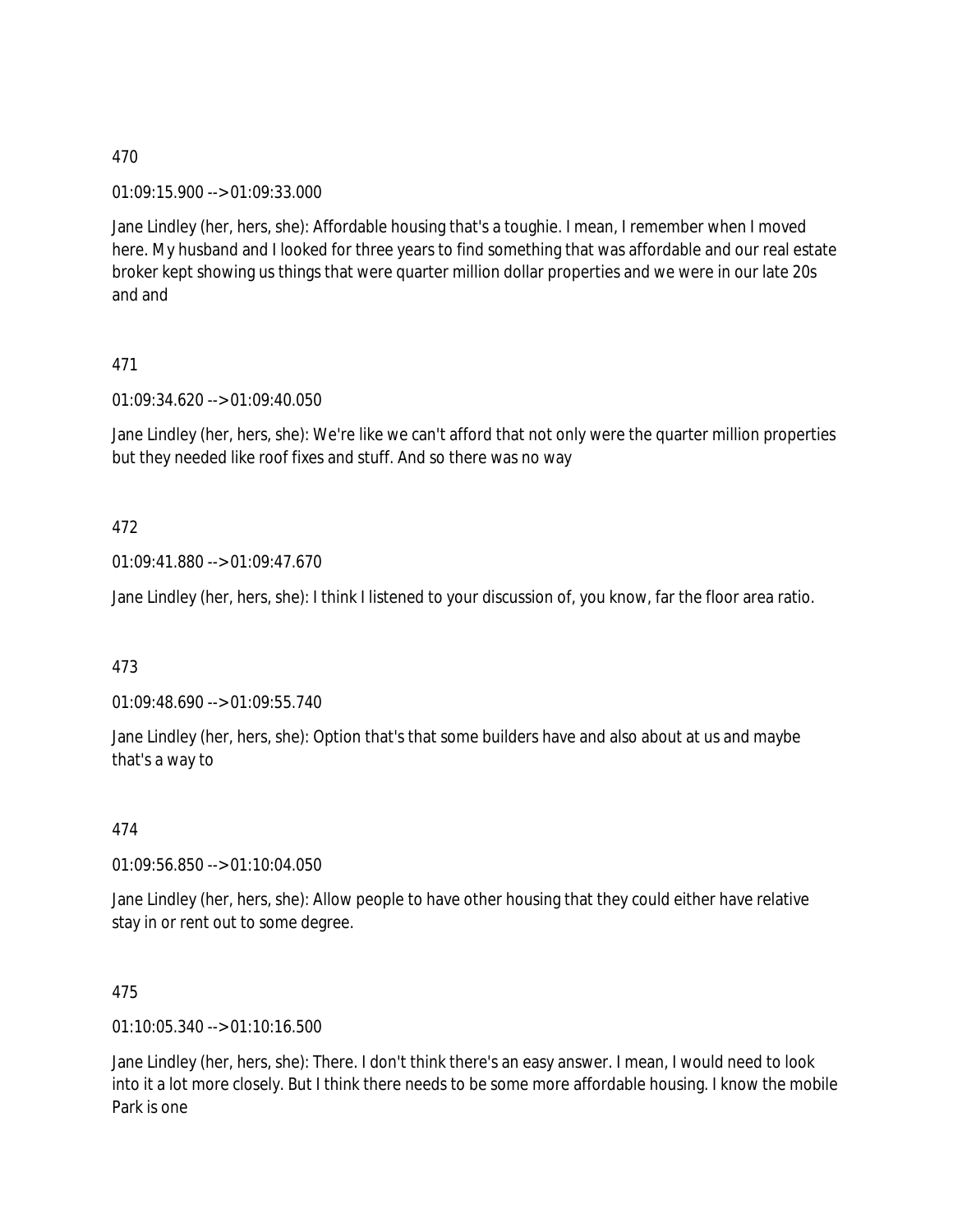470

01:09:15.900 --> 01:09:33.000

Jane Lindley (her, hers, she): Affordable housing that's a toughie. I mean, I remember when I moved here. My husband and I looked for three years to find something that was affordable and our real estate broker kept showing us things that were quarter million dollar properties and we were in our late 20s and and

471

01:09:34.620 --> 01:09:40.050

Jane Lindley (her, hers, she): We're like we can't afford that not only were the quarter million properties but they needed like roof fixes and stuff. And so there was no way

472

01:09:41.880 --> 01:09:47.670

Jane Lindley (her, hers, she): I think I listened to your discussion of, you know, far the floor area ratio.

473

01:09:48.690 --> 01:09:55.740

Jane Lindley (her, hers, she): Option that's that some builders have and also about at us and maybe that's a way to

474

01:09:56.850 --> 01:10:04.050

Jane Lindley (her, hers, she): Allow people to have other housing that they could either have relative stay in or rent out to some degree.

475

01:10:05.340 --> 01:10:16.500

Jane Lindley (her, hers, she): There. I don't think there's an easy answer. I mean, I would need to look into it a lot more closely. But I think there needs to be some more affordable housing. I know the mobile Park is one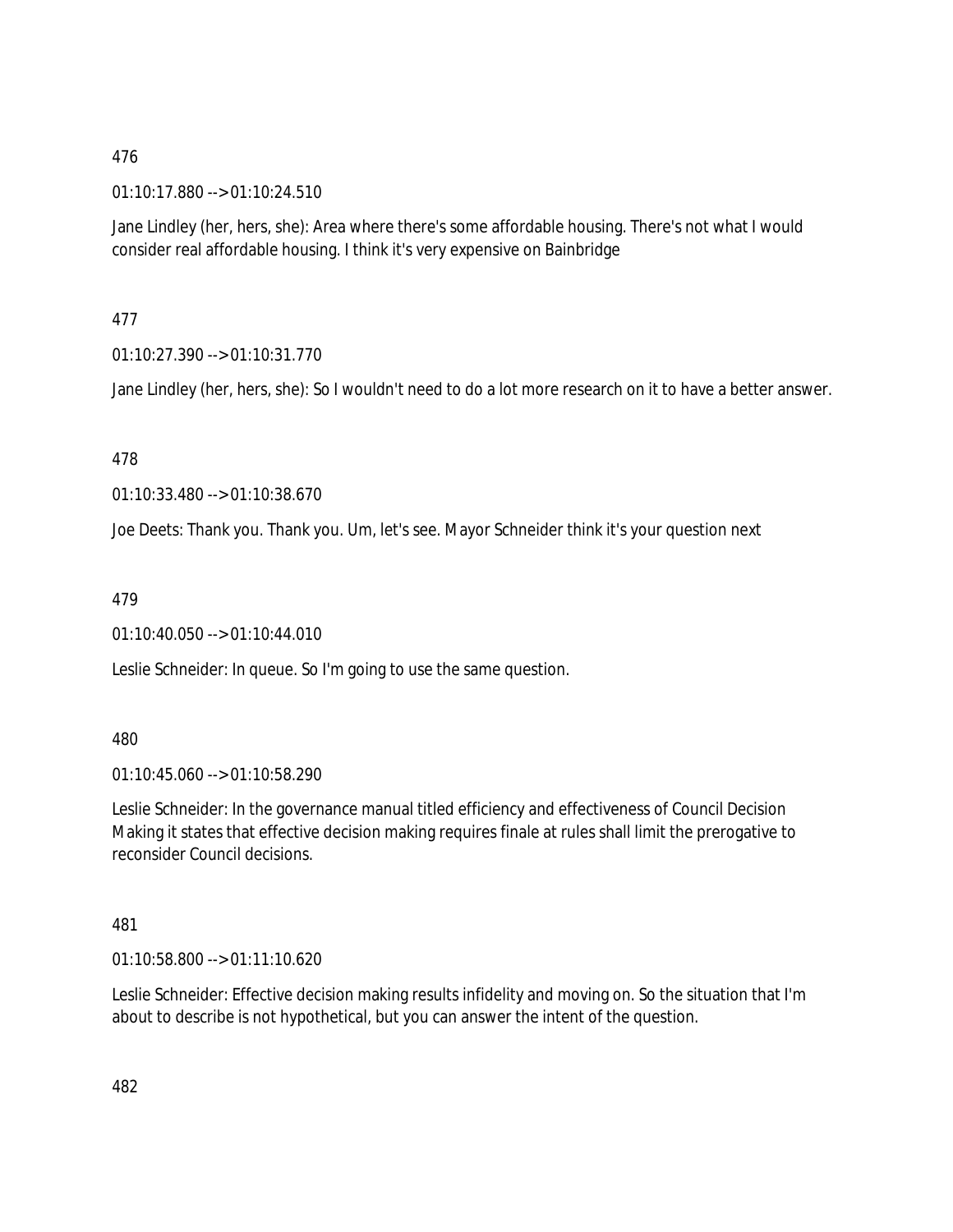476

01:10:17.880 --> 01:10:24.510

Jane Lindley (her, hers, she): Area where there's some affordable housing. There's not what I would consider real affordable housing. I think it's very expensive on Bainbridge

477

01:10:27.390 --> 01:10:31.770

Jane Lindley (her, hers, she): So I wouldn't need to do a lot more research on it to have a better answer.

478

01:10:33.480 --> 01:10:38.670

Joe Deets: Thank you. Thank you. Um, let's see. Mayor Schneider think it's your question next

479

01:10:40.050 --> 01:10:44.010

Leslie Schneider: In queue. So I'm going to use the same question.

480

01:10:45.060 --> 01:10:58.290

Leslie Schneider: In the governance manual titled efficiency and effectiveness of Council Decision Making it states that effective decision making requires finale at rules shall limit the prerogative to reconsider Council decisions.

481

01:10:58.800 --> 01:11:10.620

Leslie Schneider: Effective decision making results infidelity and moving on. So the situation that I'm about to describe is not hypothetical, but you can answer the intent of the question.

482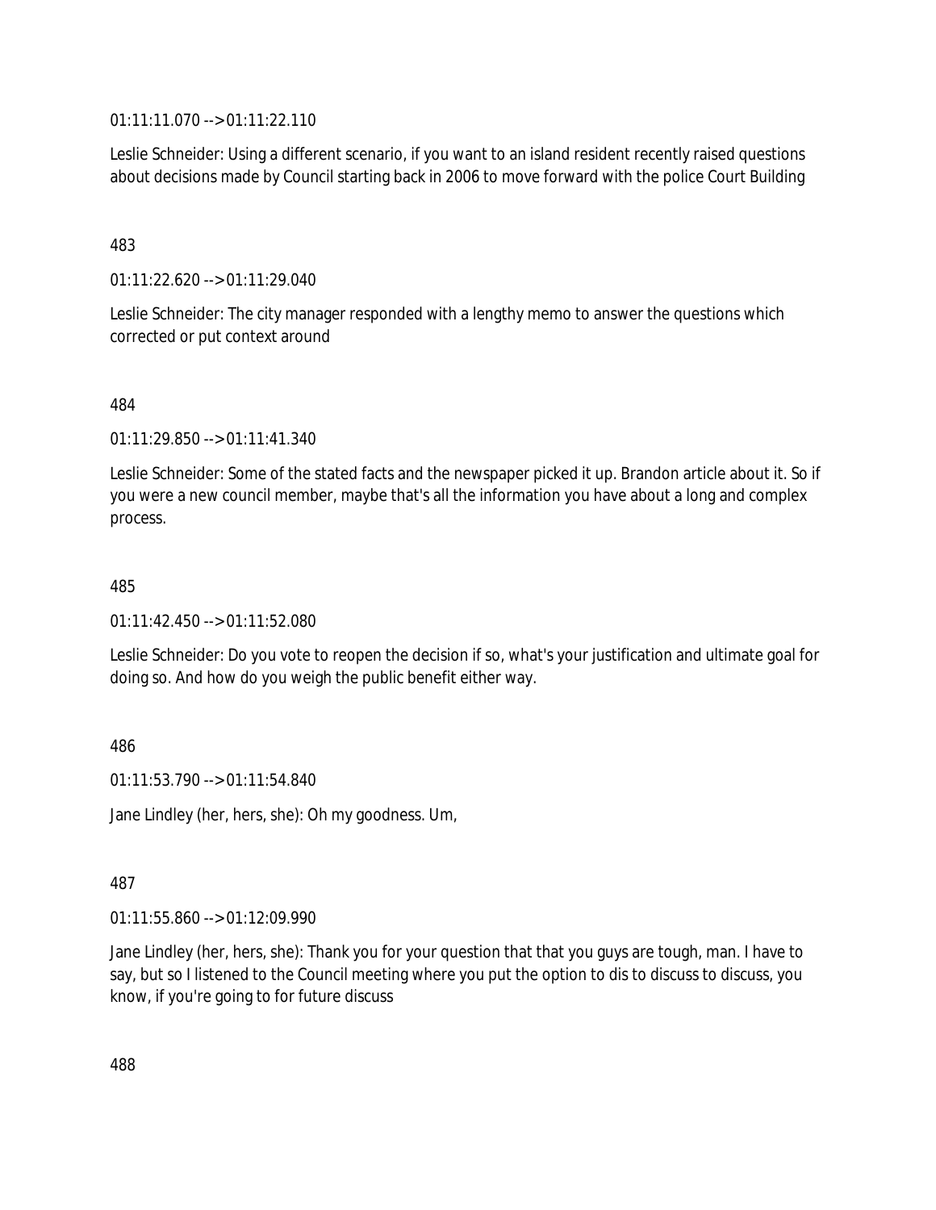01:11:11.070 --> 01:11:22.110

Leslie Schneider: Using a different scenario, if you want to an island resident recently raised questions about decisions made by Council starting back in 2006 to move forward with the police Court Building

483

01:11:22.620 --> 01:11:29.040

Leslie Schneider: The city manager responded with a lengthy memo to answer the questions which corrected or put context around

484

01:11:29.850 --> 01:11:41.340

Leslie Schneider: Some of the stated facts and the newspaper picked it up. Brandon article about it. So if you were a new council member, maybe that's all the information you have about a long and complex process.

485

01:11:42.450 --> 01:11:52.080

Leslie Schneider: Do you vote to reopen the decision if so, what's your justification and ultimate goal for doing so. And how do you weigh the public benefit either way.

486

01:11:53.790 --> 01:11:54.840

Jane Lindley (her, hers, she): Oh my goodness. Um,

487

01:11:55.860 --> 01:12:09.990

Jane Lindley (her, hers, she): Thank you for your question that that you guys are tough, man. I have to say, but so I listened to the Council meeting where you put the option to dis to discuss to discuss, you know, if you're going to for future discuss

488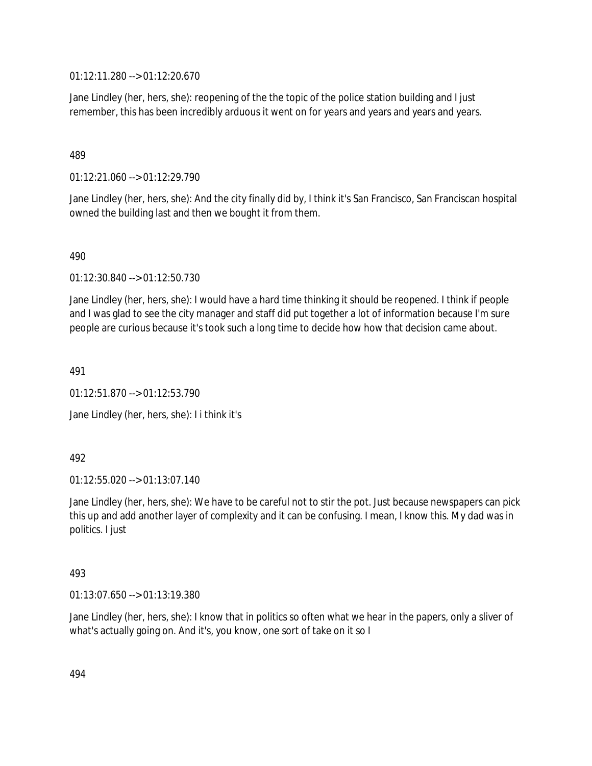01:12:11.280 --> 01:12:20.670

Jane Lindley (her, hers, she): reopening of the the topic of the police station building and I just remember, this has been incredibly arduous it went on for years and years and years and years.

489

01:12:21.060 --> 01:12:29.790

Jane Lindley (her, hers, she): And the city finally did by, I think it's San Francisco, San Franciscan hospital owned the building last and then we bought it from them.

490

01:12:30.840 --> 01:12:50.730

Jane Lindley (her, hers, she): I would have a hard time thinking it should be reopened. I think if people and I was glad to see the city manager and staff did put together a lot of information because I'm sure people are curious because it's took such a long time to decide how how that decision came about.

491

01:12:51.870 --> 01:12:53.790

Jane Lindley (her, hers, she): I i think it's

492

01:12:55.020 --> 01:13:07.140

Jane Lindley (her, hers, she): We have to be careful not to stir the pot. Just because newspapers can pick this up and add another layer of complexity and it can be confusing. I mean, I know this. My dad was in politics. I just

493

01:13:07.650 --> 01:13:19.380

Jane Lindley (her, hers, she): I know that in politics so often what we hear in the papers, only a sliver of what's actually going on. And it's, you know, one sort of take on it so I

494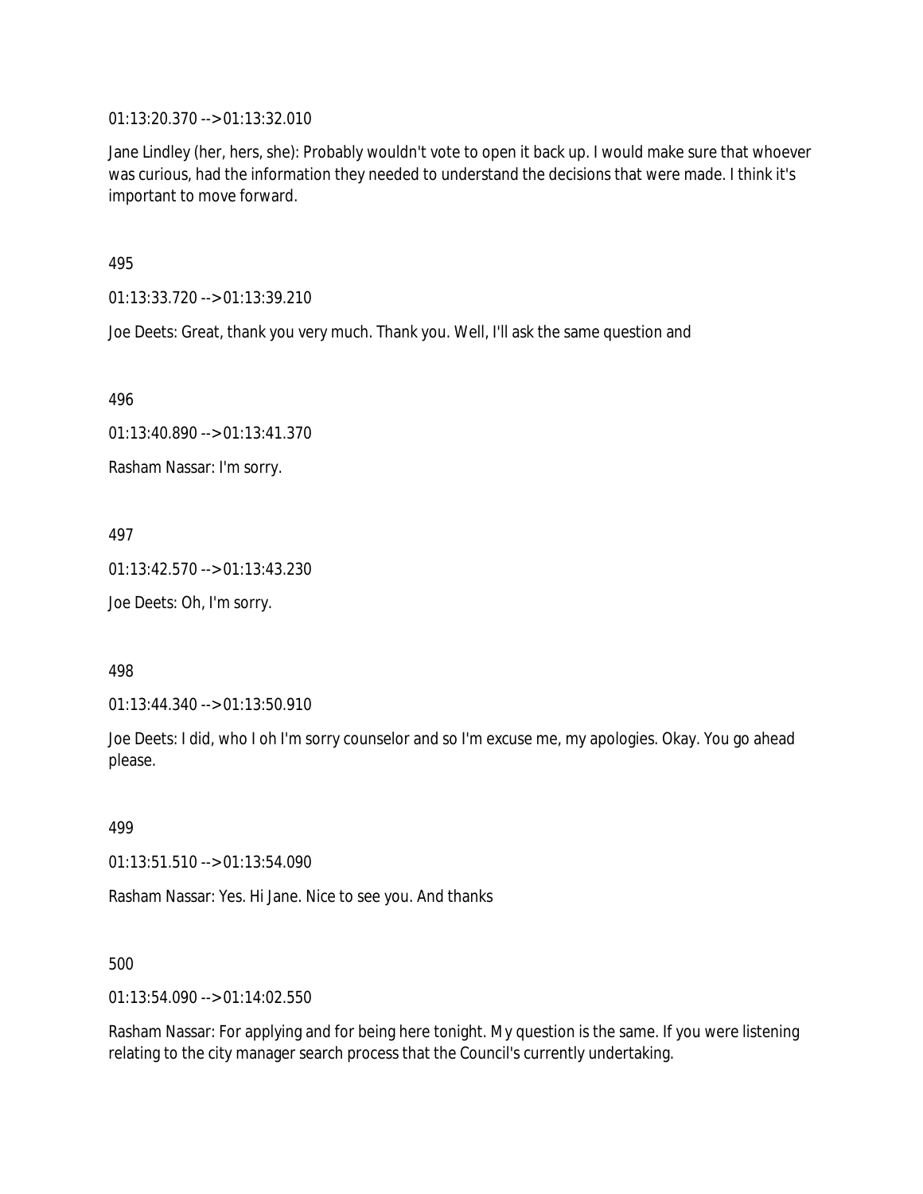01:13:20.370 --> 01:13:32.010

Jane Lindley (her, hers, she): Probably wouldn't vote to open it back up. I would make sure that whoever was curious, had the information they needed to understand the decisions that were made. I think it's important to move forward.

495

01:13:33.720 --> 01:13:39.210

Joe Deets: Great, thank you very much. Thank you. Well, I'll ask the same question and

496

01:13:40.890 --> 01:13:41.370

Rasham Nassar: I'm sorry.

497

01:13:42.570 --> 01:13:43.230

Joe Deets: Oh, I'm sorry.

498

01:13:44.340 --> 01:13:50.910

Joe Deets: I did, who I oh I'm sorry counselor and so I'm excuse me, my apologies. Okay. You go ahead please.

499

01:13:51.510 --> 01:13:54.090

Rasham Nassar: Yes. Hi Jane. Nice to see you. And thanks

500

01:13:54.090 --> 01:14:02.550

Rasham Nassar: For applying and for being here tonight. My question is the same. If you were listening relating to the city manager search process that the Council's currently undertaking.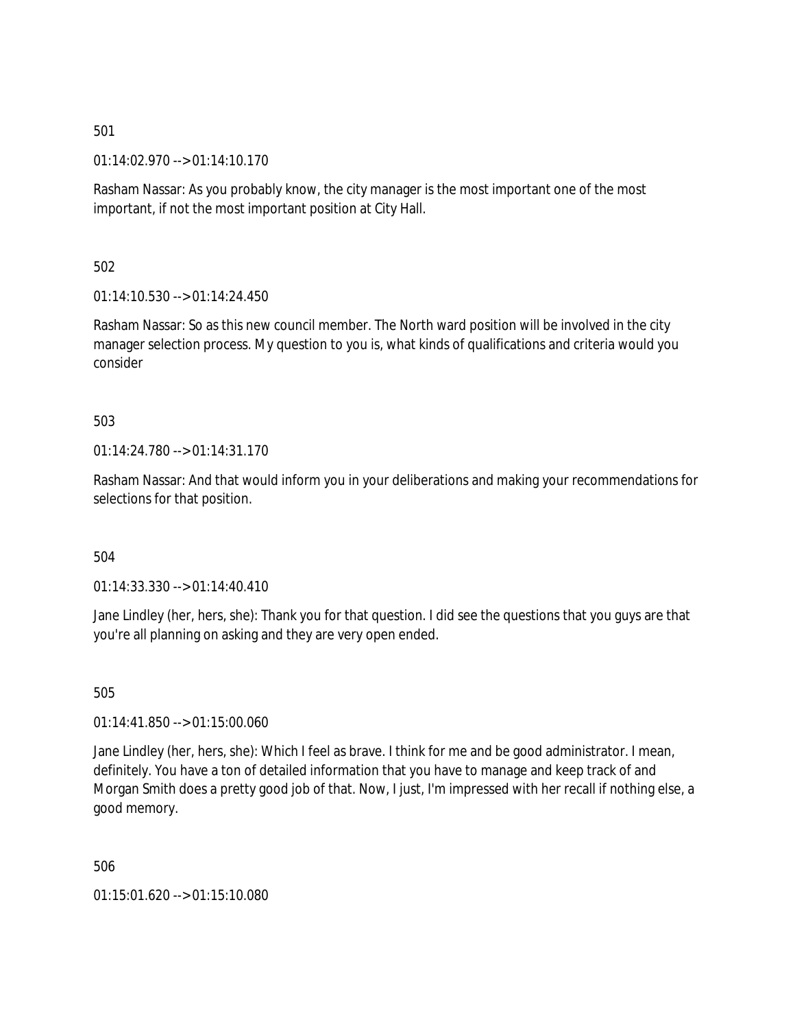501

01:14:02.970 --> 01:14:10.170

Rasham Nassar: As you probably know, the city manager is the most important one of the most important, if not the most important position at City Hall.

502

01:14:10.530 --> 01:14:24.450

Rasham Nassar: So as this new council member. The North ward position will be involved in the city manager selection process. My question to you is, what kinds of qualifications and criteria would you consider

503

01:14:24.780 --> 01:14:31.170

Rasham Nassar: And that would inform you in your deliberations and making your recommendations for selections for that position.

504

01:14:33.330 --> 01:14:40.410

Jane Lindley (her, hers, she): Thank you for that question. I did see the questions that you guys are that you're all planning on asking and they are very open ended.

505

01:14:41.850 --> 01:15:00.060

Jane Lindley (her, hers, she): Which I feel as brave. I think for me and be good administrator. I mean, definitely. You have a ton of detailed information that you have to manage and keep track of and Morgan Smith does a pretty good job of that. Now, I just, I'm impressed with her recall if nothing else, a good memory.

506

01:15:01.620 --> 01:15:10.080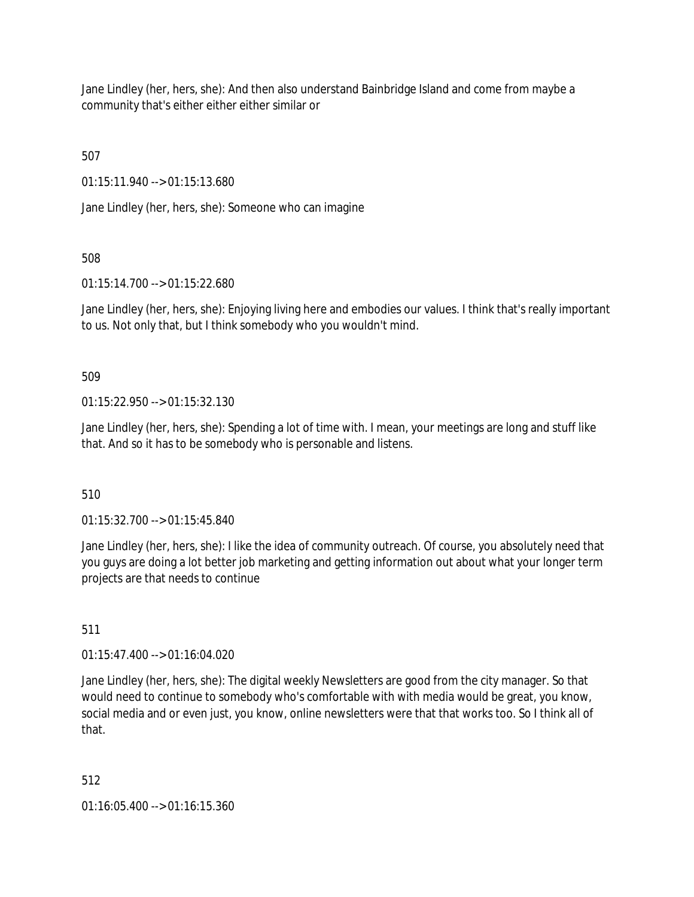Jane Lindley (her, hers, she): And then also understand Bainbridge Island and come from maybe a community that's either either either similar or

507

01:15:11.940 --> 01:15:13.680

Jane Lindley (her, hers, she): Someone who can imagine

508

01:15:14.700 --> 01:15:22.680

Jane Lindley (her, hers, she): Enjoying living here and embodies our values. I think that's really important to us. Not only that, but I think somebody who you wouldn't mind.

509

01:15:22.950 --> 01:15:32.130

Jane Lindley (her, hers, she): Spending a lot of time with. I mean, your meetings are long and stuff like that. And so it has to be somebody who is personable and listens.

510

01:15:32.700 --> 01:15:45.840

Jane Lindley (her, hers, she): I like the idea of community outreach. Of course, you absolutely need that you guys are doing a lot better job marketing and getting information out about what your longer term projects are that needs to continue

511

01:15:47.400 --> 01:16:04.020

Jane Lindley (her, hers, she): The digital weekly Newsletters are good from the city manager. So that would need to continue to somebody who's comfortable with with media would be great, you know, social media and or even just, you know, online newsletters were that that works too. So I think all of that.

512

01:16:05.400 --> 01:16:15.360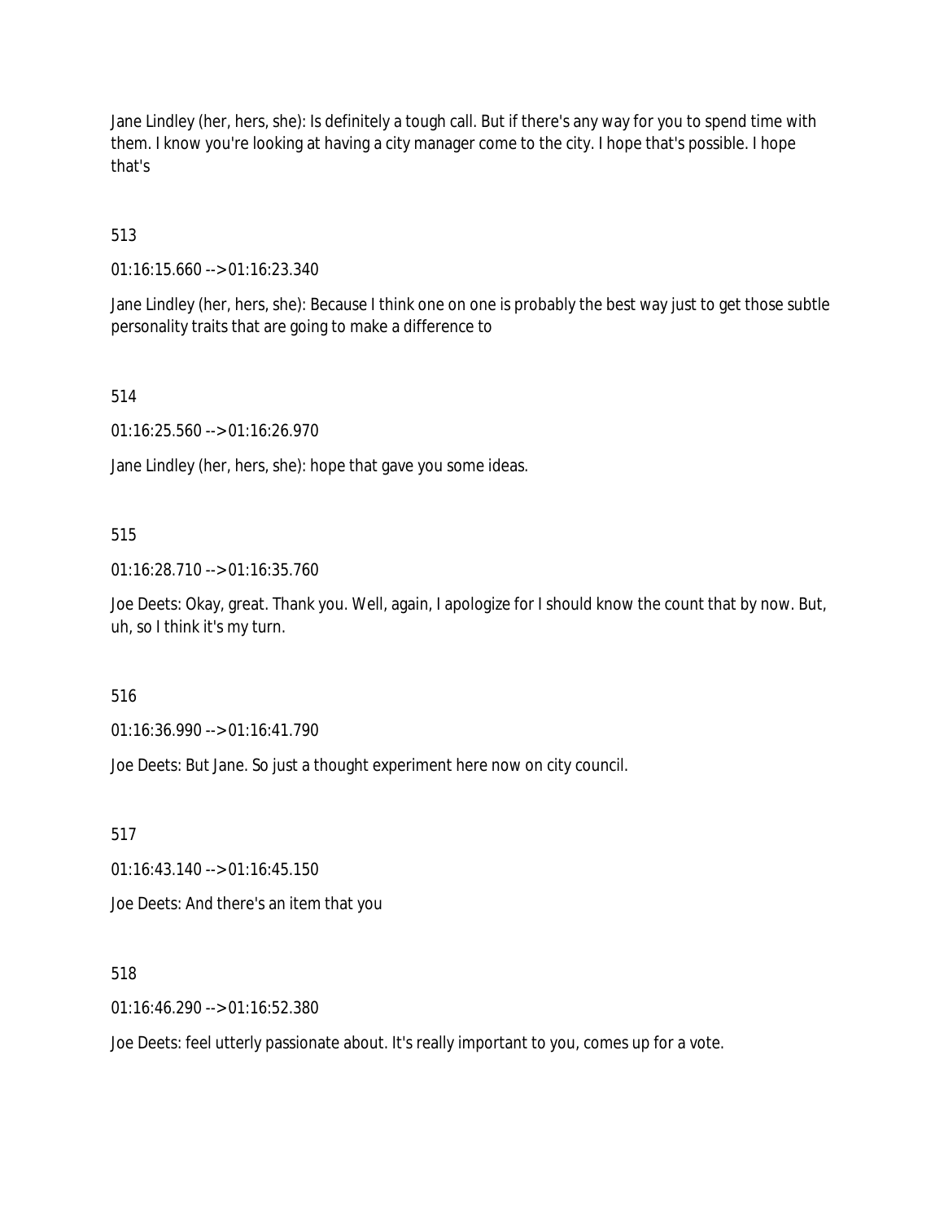Jane Lindley (her, hers, she): Is definitely a tough call. But if there's any way for you to spend time with them. I know you're looking at having a city manager come to the city. I hope that's possible. I hope that's

513

01:16:15.660 --> 01:16:23.340

Jane Lindley (her, hers, she): Because I think one on one is probably the best way just to get those subtle personality traits that are going to make a difference to

514

01:16:25.560 --> 01:16:26.970

Jane Lindley (her, hers, she): hope that gave you some ideas.

515

01:16:28.710 --> 01:16:35.760

Joe Deets: Okay, great. Thank you. Well, again, I apologize for I should know the count that by now. But, uh, so I think it's my turn.

516

01:16:36.990 --> 01:16:41.790

Joe Deets: But Jane. So just a thought experiment here now on city council.

517

01:16:43.140 --> 01:16:45.150

Joe Deets: And there's an item that you

518

01:16:46.290 --> 01:16:52.380

Joe Deets: feel utterly passionate about. It's really important to you, comes up for a vote.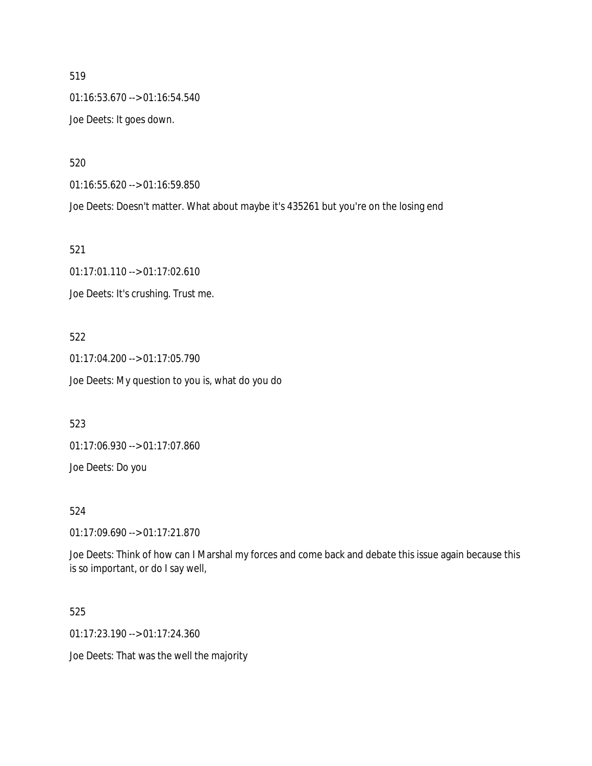519

01:16:53.670 --> 01:16:54.540

Joe Deets: It goes down.

520

01:16:55.620 --> 01:16:59.850

Joe Deets: Doesn't matter. What about maybe it's 435261 but you're on the losing end

521

01:17:01.110 --> 01:17:02.610

Joe Deets: It's crushing. Trust me.

522

01:17:04.200 --> 01:17:05.790

Joe Deets: My question to you is, what do you do

523

01:17:06.930 --> 01:17:07.860

Joe Deets: Do you

524

01:17:09.690 --> 01:17:21.870

Joe Deets: Think of how can I Marshal my forces and come back and debate this issue again because this is so important, or do I say well,

525

01:17:23.190 --> 01:17:24.360

Joe Deets: That was the well the majority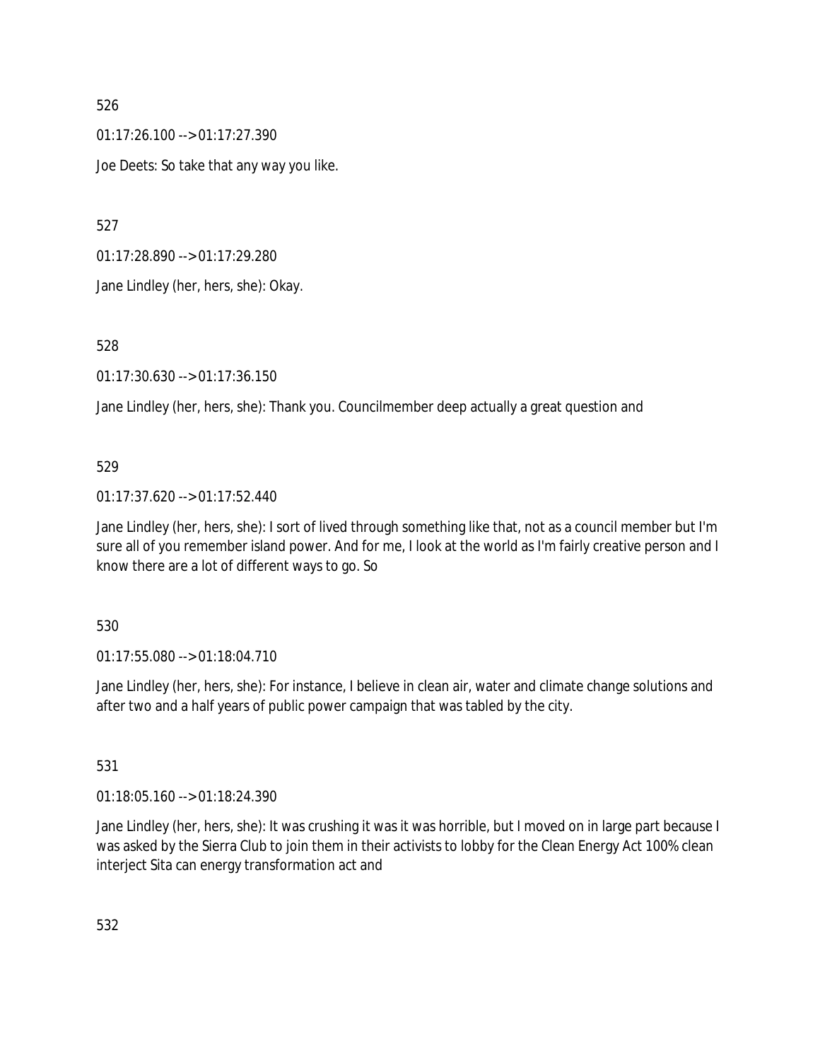526

01:17:26.100 --> 01:17:27.390

Joe Deets: So take that any way you like.

527

01:17:28.890 --> 01:17:29.280

Jane Lindley (her, hers, she): Okay.

528

01:17:30.630 --> 01:17:36.150

Jane Lindley (her, hers, she): Thank you. Councilmember deep actually a great question and

529

01:17:37.620 --> 01:17:52.440

Jane Lindley (her, hers, she): I sort of lived through something like that, not as a council member but I'm sure all of you remember island power. And for me, I look at the world as I'm fairly creative person and I know there are a lot of different ways to go. So

530

01:17:55.080 --> 01:18:04.710

Jane Lindley (her, hers, she): For instance, I believe in clean air, water and climate change solutions and after two and a half years of public power campaign that was tabled by the city.

531

01:18:05.160 --> 01:18:24.390

Jane Lindley (her, hers, she): It was crushing it was it was horrible, but I moved on in large part because I was asked by the Sierra Club to join them in their activists to lobby for the Clean Energy Act 100% clean interject Sita can energy transformation act and

532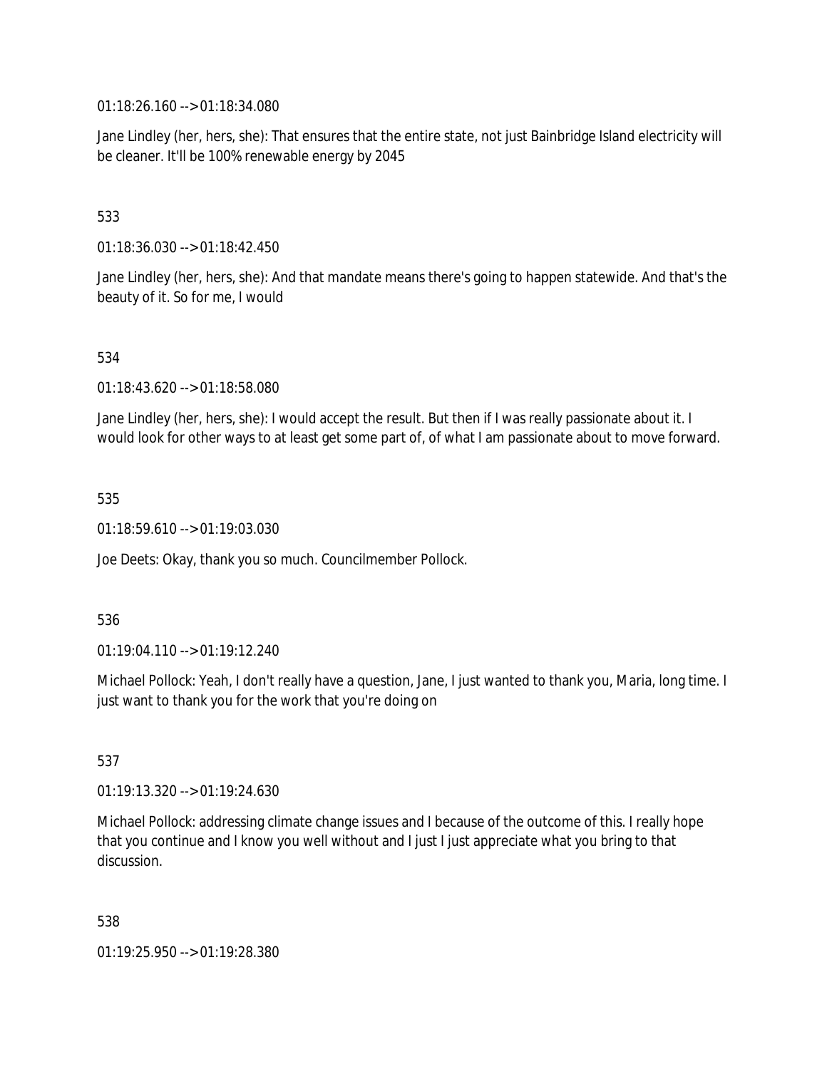01:18:26.160 --> 01:18:34.080

Jane Lindley (her, hers, she): That ensures that the entire state, not just Bainbridge Island electricity will be cleaner. It'll be 100% renewable energy by 2045

533

01:18:36.030 --> 01:18:42.450

Jane Lindley (her, hers, she): And that mandate means there's going to happen statewide. And that's the beauty of it. So for me, I would

534

01:18:43.620 --> 01:18:58.080

Jane Lindley (her, hers, she): I would accept the result. But then if I was really passionate about it. I would look for other ways to at least get some part of, of what I am passionate about to move forward.

535

01:18:59.610 --> 01:19:03.030

Joe Deets: Okay, thank you so much. Councilmember Pollock.

536

01:19:04.110 --> 01:19:12.240

Michael Pollock: Yeah, I don't really have a question, Jane, I just wanted to thank you, Maria, long time. I just want to thank you for the work that you're doing on

537

01:19:13.320 --> 01:19:24.630

Michael Pollock: addressing climate change issues and I because of the outcome of this. I really hope that you continue and I know you well without and I just I just appreciate what you bring to that discussion.

538

01:19:25.950 --> 01:19:28.380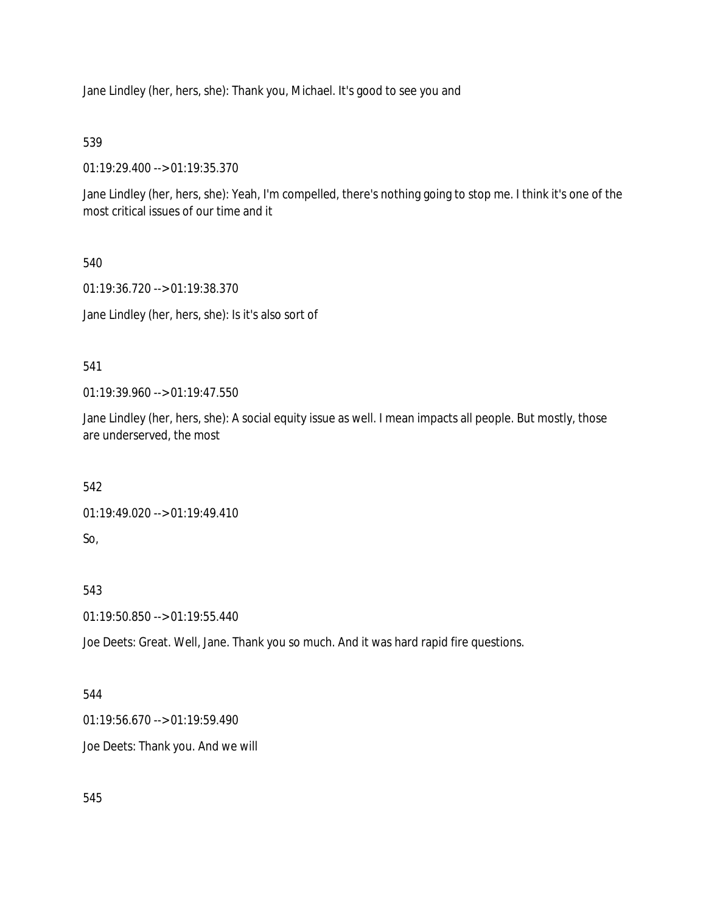Jane Lindley (her, hers, she): Thank you, Michael. It's good to see you and

539

01:19:29.400 --> 01:19:35.370

Jane Lindley (her, hers, she): Yeah, I'm compelled, there's nothing going to stop me. I think it's one of the most critical issues of our time and it

540

01:19:36.720 --> 01:19:38.370

Jane Lindley (her, hers, she): Is it's also sort of

541

01:19:39.960 --> 01:19:47.550

Jane Lindley (her, hers, she): A social equity issue as well. I mean impacts all people. But mostly, those are underserved, the most

542

01:19:49.020 --> 01:19:49.410

So,

543

01:19:50.850 --> 01:19:55.440

Joe Deets: Great. Well, Jane. Thank you so much. And it was hard rapid fire questions.

544

01:19:56.670 --> 01:19:59.490

Joe Deets: Thank you. And we will

545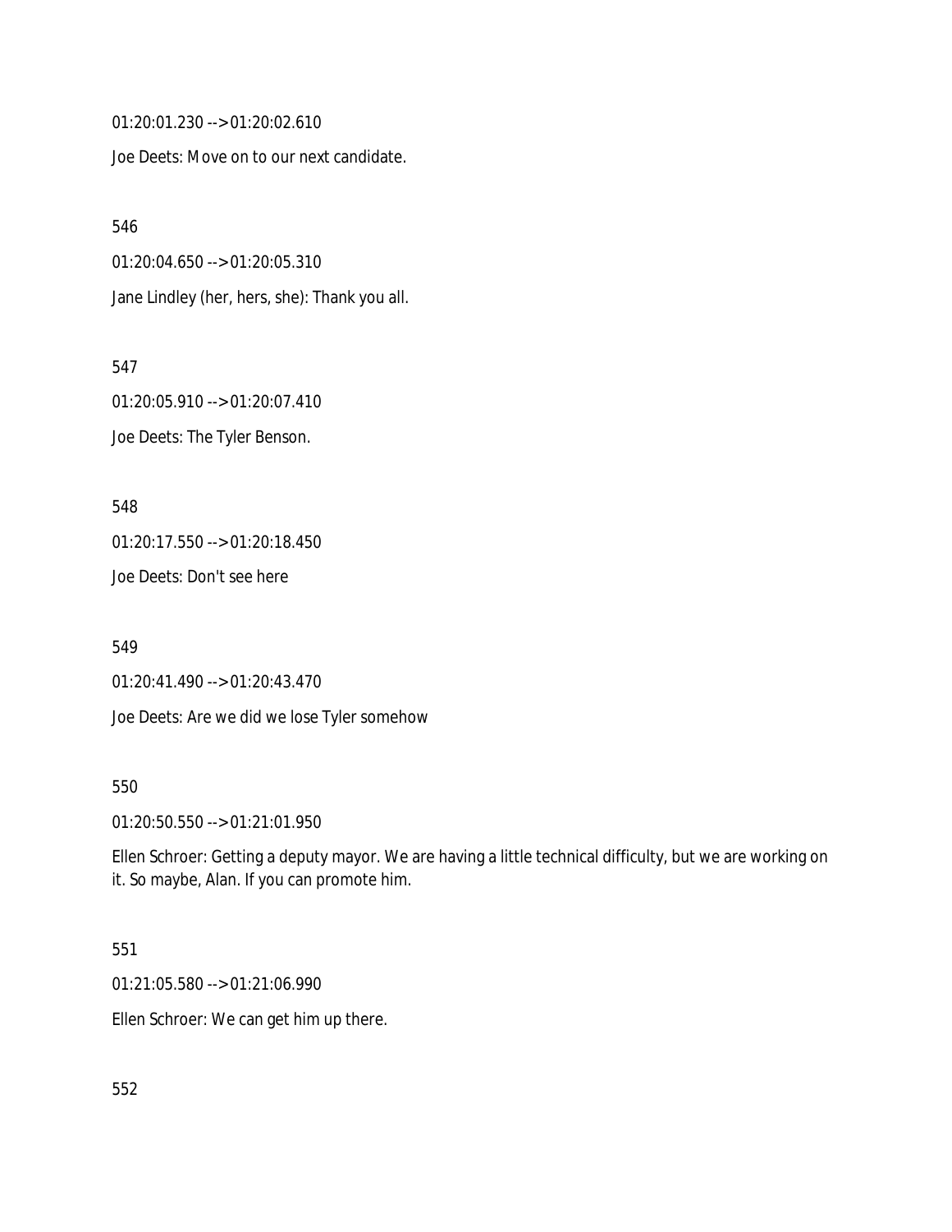01:20:01.230 --> 01:20:02.610

Joe Deets: Move on to our next candidate.

546

01:20:04.650 --> 01:20:05.310

Jane Lindley (her, hers, she): Thank you all.

547

01:20:05.910 --> 01:20:07.410

Joe Deets: The Tyler Benson.

548

01:20:17.550 --> 01:20:18.450

Joe Deets: Don't see here

549

01:20:41.490 --> 01:20:43.470

Joe Deets: Are we did we lose Tyler somehow

550

01:20:50.550 --> 01:21:01.950

Ellen Schroer: Getting a deputy mayor. We are having a little technical difficulty, but we are working on it. So maybe, Alan. If you can promote him.

551

01:21:05.580 --> 01:21:06.990

Ellen Schroer: We can get him up there.

552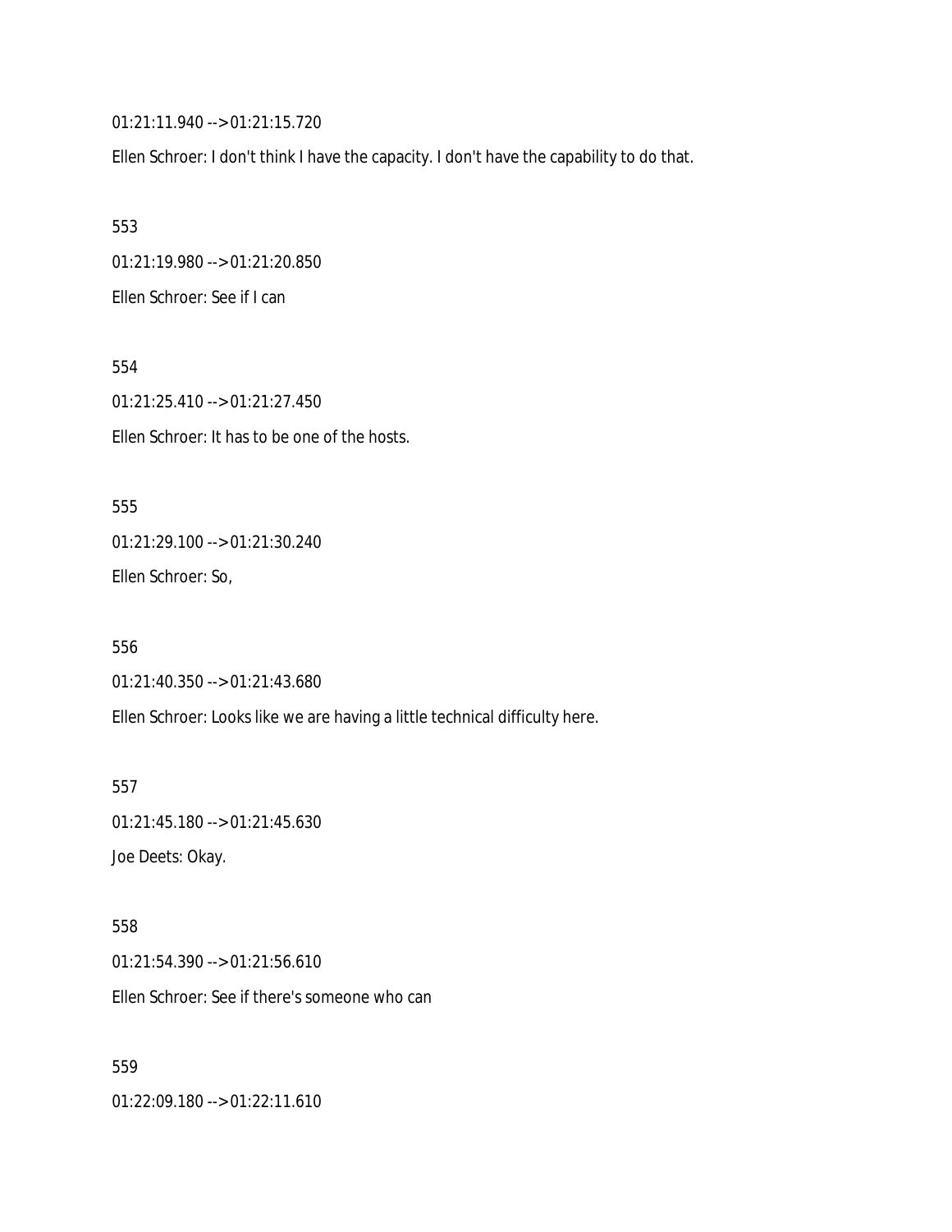01:21:11.940 --> 01:21:15.720

Ellen Schroer: I don't think I have the capacity. I don't have the capability to do that.

553

01:21:19.980 --> 01:21:20.850

Ellen Schroer: See if I can

554

01:21:25.410 --> 01:21:27.450

Ellen Schroer: It has to be one of the hosts.

555

01:21:29.100 --> 01:21:30.240

Ellen Schroer: So,

556

01:21:40.350 --> 01:21:43.680

Ellen Schroer: Looks like we are having a little technical difficulty here.

557

01:21:45.180 --> 01:21:45.630

Joe Deets: Okay.

558

01:21:54.390 --> 01:21:56.610

Ellen Schroer: See if there's someone who can

559

01:22:09.180 --> 01:22:11.610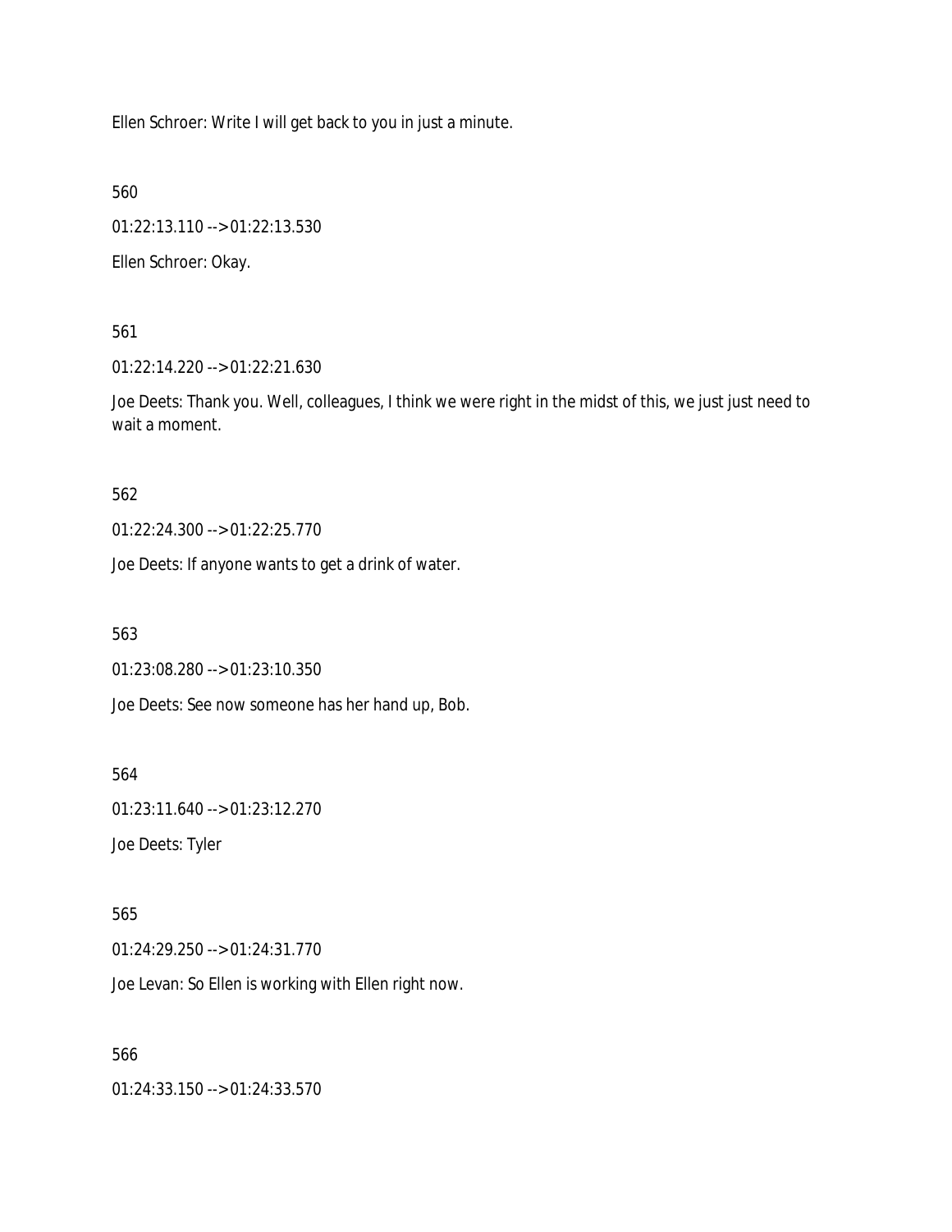Ellen Schroer: Write I will get back to you in just a minute.

560

01:22:13.110 --> 01:22:13.530

Ellen Schroer: Okay.

561

01:22:14.220 --> 01:22:21.630

Joe Deets: Thank you. Well, colleagues, I think we were right in the midst of this, we just just need to wait a moment.

562

01:22:24.300 --> 01:22:25.770

Joe Deets: If anyone wants to get a drink of water.

563

01:23:08.280 --> 01:23:10.350

Joe Deets: See now someone has her hand up, Bob.

564

01:23:11.640 --> 01:23:12.270

Joe Deets: Tyler

565

01:24:29.250 --> 01:24:31.770

Joe Levan: So Ellen is working with Ellen right now.

566

01:24:33.150 --> 01:24:33.570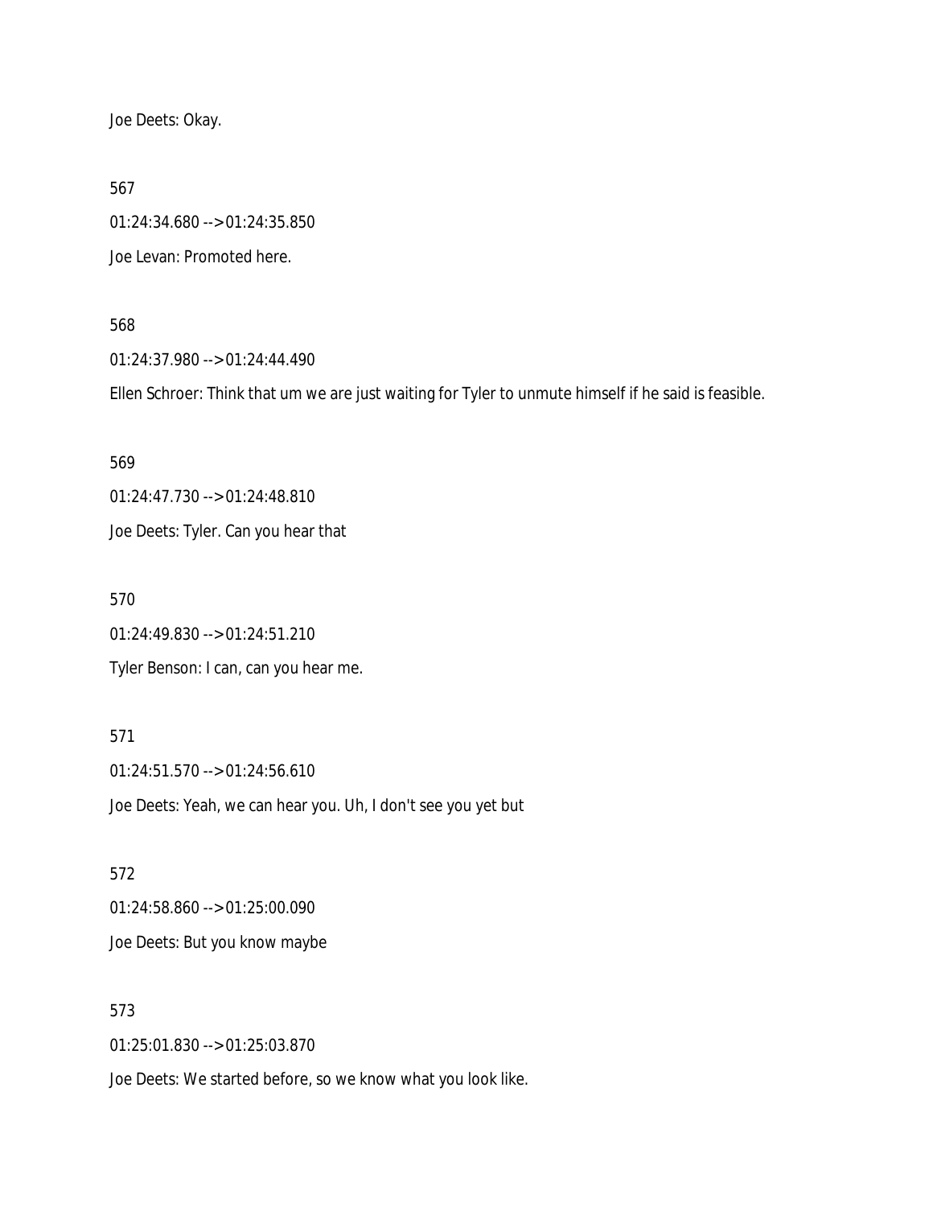Joe Deets: Okay.

567

01:24:34.680 --> 01:24:35.850

Joe Levan: Promoted here.

568

01:24:37.980 --> 01:24:44.490

Ellen Schroer: Think that um we are just waiting for Tyler to unmute himself if he said is feasible.

569

01:24:47.730 --> 01:24:48.810

Joe Deets: Tyler. Can you hear that

570

01:24:49.830 --> 01:24:51.210

Tyler Benson: I can, can you hear me.

571

01:24:51.570 --> 01:24:56.610

Joe Deets: Yeah, we can hear you. Uh, I don't see you yet but

572

01:24:58.860 --> 01:25:00.090

Joe Deets: But you know maybe

573

01:25:01.830 --> 01:25:03.870

Joe Deets: We started before, so we know what you look like.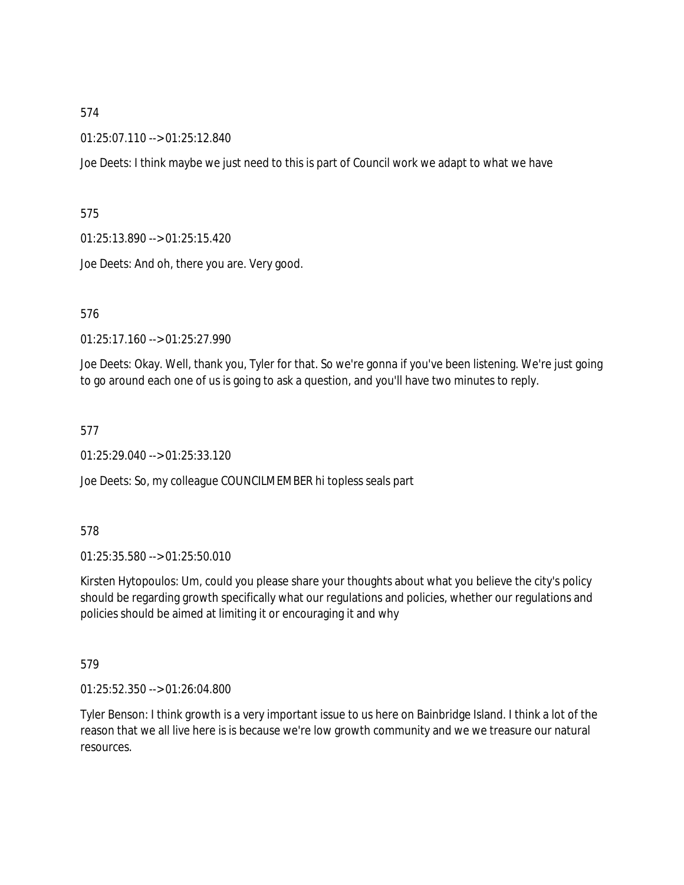574

01:25:07.110 --> 01:25:12.840

Joe Deets: I think maybe we just need to this is part of Council work we adapt to what we have

575

01:25:13.890 --> 01:25:15.420

Joe Deets: And oh, there you are. Very good.

576

01:25:17.160 --> 01:25:27.990

Joe Deets: Okay. Well, thank you, Tyler for that. So we're gonna if you've been listening. We're just going to go around each one of us is going to ask a question, and you'll have two minutes to reply.

577

01:25:29.040 --> 01:25:33.120

Joe Deets: So, my colleague COUNCILMEMBER hi topless seals part

578

01:25:35.580 --> 01:25:50.010

Kirsten Hytopoulos: Um, could you please share your thoughts about what you believe the city's policy should be regarding growth specifically what our regulations and policies, whether our regulations and policies should be aimed at limiting it or encouraging it and why

579

01:25:52.350 --> 01:26:04.800

Tyler Benson: I think growth is a very important issue to us here on Bainbridge Island. I think a lot of the reason that we all live here is is because we're low growth community and we we treasure our natural resources.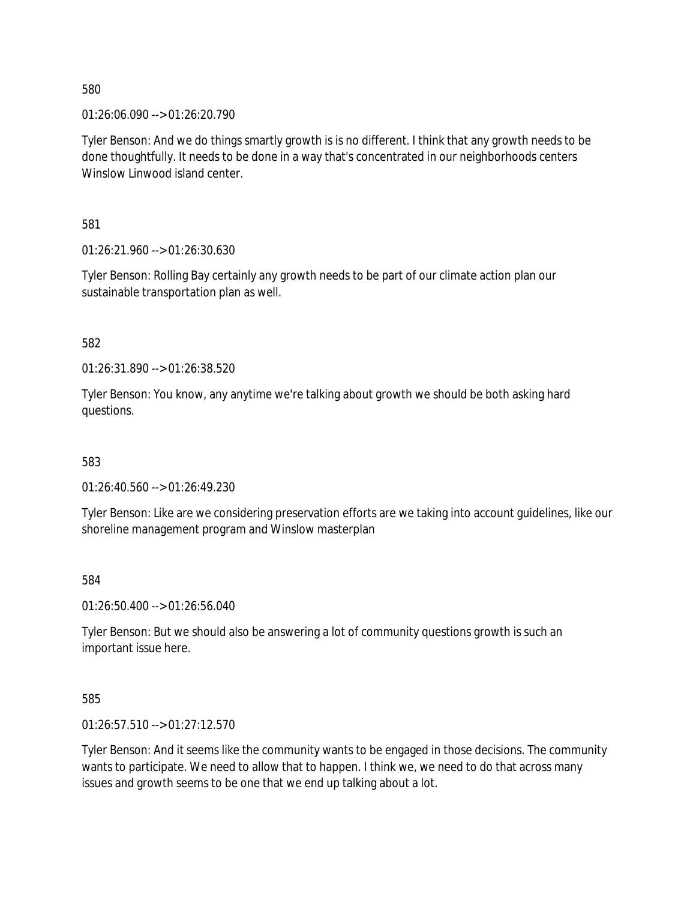580

01:26:06.090 --> 01:26:20.790

Tyler Benson: And we do things smartly growth is is no different. I think that any growth needs to be done thoughtfully. It needs to be done in a way that's concentrated in our neighborhoods centers Winslow Linwood island center.

581

01:26:21.960 --> 01:26:30.630

Tyler Benson: Rolling Bay certainly any growth needs to be part of our climate action plan our sustainable transportation plan as well.

582

01:26:31.890 --> 01:26:38.520

Tyler Benson: You know, any anytime we're talking about growth we should be both asking hard questions.

583

01:26:40.560 --> 01:26:49.230

Tyler Benson: Like are we considering preservation efforts are we taking into account guidelines, like our shoreline management program and Winslow masterplan

584

01:26:50.400 --> 01:26:56.040

Tyler Benson: But we should also be answering a lot of community questions growth is such an important issue here.

585

01:26:57.510 --> 01:27:12.570

Tyler Benson: And it seems like the community wants to be engaged in those decisions. The community wants to participate. We need to allow that to happen. I think we, we need to do that across many issues and growth seems to be one that we end up talking about a lot.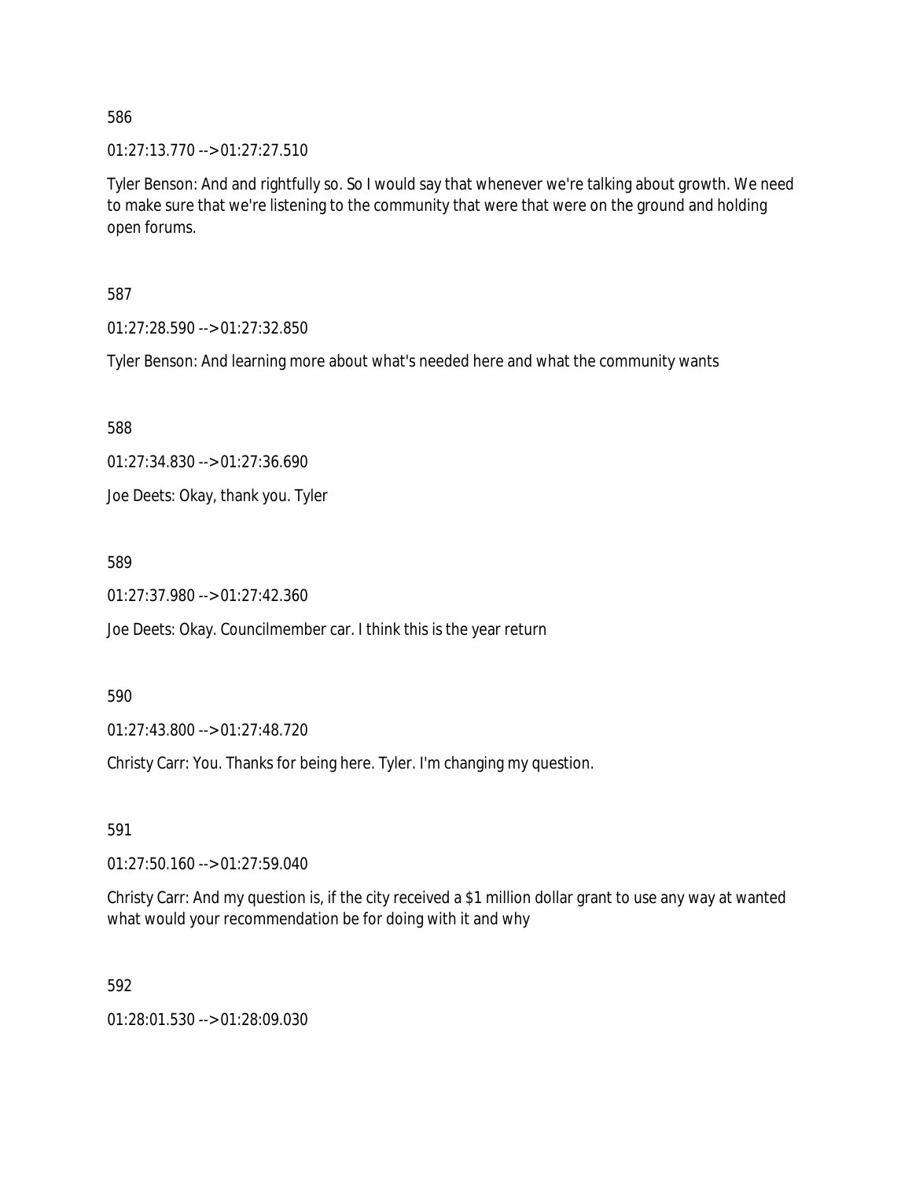586

01:27:13.770 --> 01:27:27.510

Tyler Benson: And and rightfully so. So I would say that whenever we're talking about growth. We need to make sure that we're listening to the community that were that were on the ground and holding open forums.

587

01:27:28.590 --> 01:27:32.850

Tyler Benson: And learning more about what's needed here and what the community wants

588

01:27:34.830 --> 01:27:36.690

Joe Deets: Okay, thank you. Tyler

589

01:27:37.980 --> 01:27:42.360

Joe Deets: Okay. Councilmember car. I think this is the year return

590

01:27:43.800 --> 01:27:48.720

Christy Carr: You. Thanks for being here. Tyler. I'm changing my question.

591

01:27:50.160 --> 01:27:59.040

Christy Carr: And my question is, if the city received a $1 million dollar grant to use any way at wanted what would your recommendation be for doing with it and why

592

01:28:01.530 --> 01:28:09.030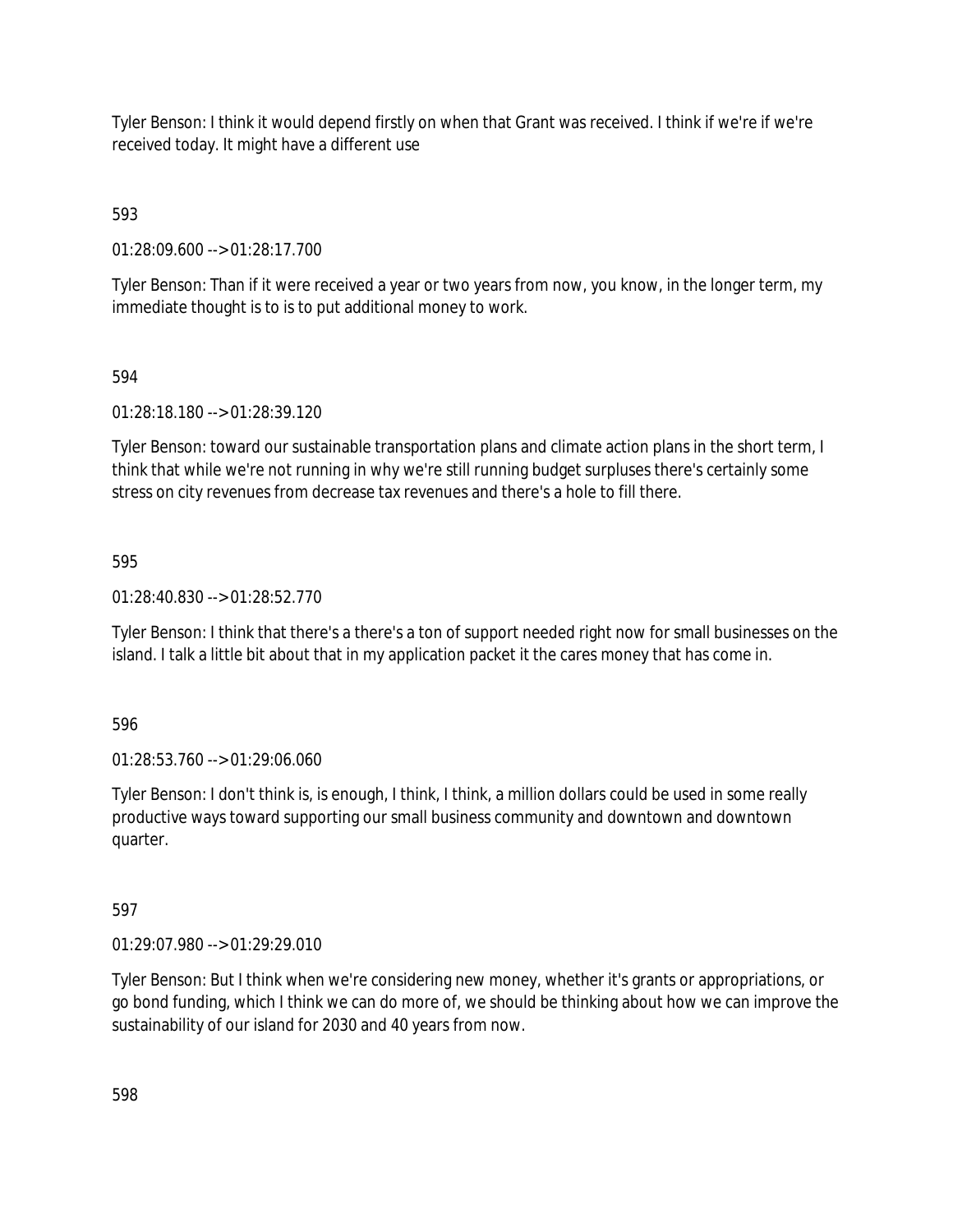Tyler Benson: I think it would depend firstly on when that Grant was received. I think if we're if we're received today. It might have a different use

593

01:28:09.600 --> 01:28:17.700

Tyler Benson: Than if it were received a year or two years from now, you know, in the longer term, my immediate thought is to is to put additional money to work.

594

01:28:18.180 --> 01:28:39.120

Tyler Benson: toward our sustainable transportation plans and climate action plans in the short term, I think that while we're not running in why we're still running budget surpluses there's certainly some stress on city revenues from decrease tax revenues and there's a hole to fill there.

595

01:28:40.830 --> 01:28:52.770

Tyler Benson: I think that there's a there's a ton of support needed right now for small businesses on the island. I talk a little bit about that in my application packet it the cares money that has come in.

596

01:28:53.760 --> 01:29:06.060

Tyler Benson: I don't think is, is enough, I think, I think, a million dollars could be used in some really productive ways toward supporting our small business community and downtown and downtown quarter.

597

01:29:07.980 --> 01:29:29.010

Tyler Benson: But I think when we're considering new money, whether it's grants or appropriations, or go bond funding, which I think we can do more of, we should be thinking about how we can improve the sustainability of our island for 2030 and 40 years from now.

598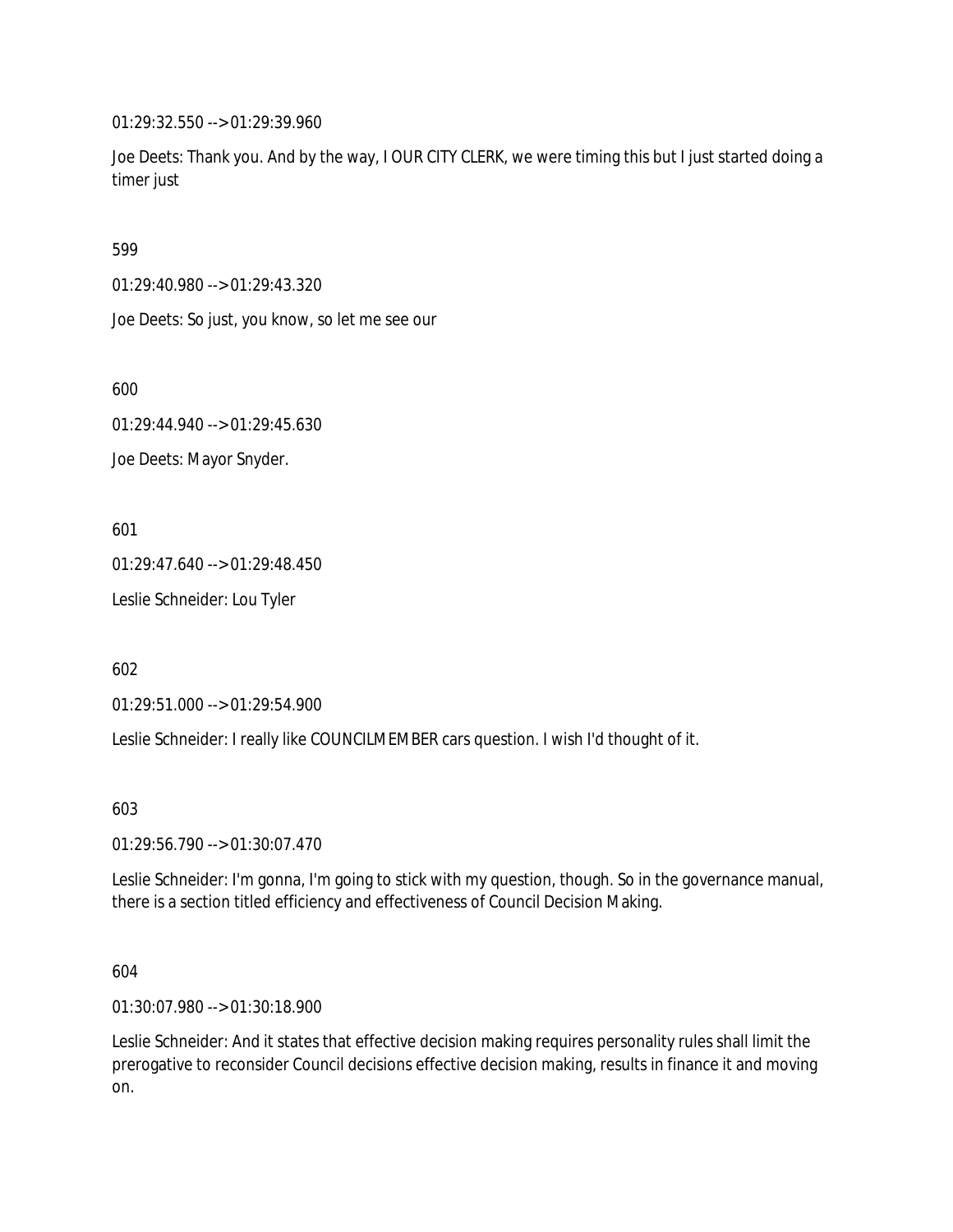01:29:32.550 --> 01:29:39.960

Joe Deets: Thank you. And by the way, I OUR CITY CLERK, we were timing this but I just started doing a timer just

599

01:29:40.980 --> 01:29:43.320

Joe Deets: So just, you know, so let me see our

600

01:29:44.940 --> 01:29:45.630

Joe Deets: Mayor Snyder.

601

01:29:47.640 --> 01:29:48.450

Leslie Schneider: Lou Tyler

602

01:29:51.000 --> 01:29:54.900

Leslie Schneider: I really like COUNCILMEMBER cars question. I wish I'd thought of it.

603

01:29:56.790 --> 01:30:07.470

Leslie Schneider: I'm gonna, I'm going to stick with my question, though. So in the governance manual, there is a section titled efficiency and effectiveness of Council Decision Making.

604

01:30:07.980 --> 01:30:18.900

Leslie Schneider: And it states that effective decision making requires personality rules shall limit the prerogative to reconsider Council decisions effective decision making, results in finance it and moving on.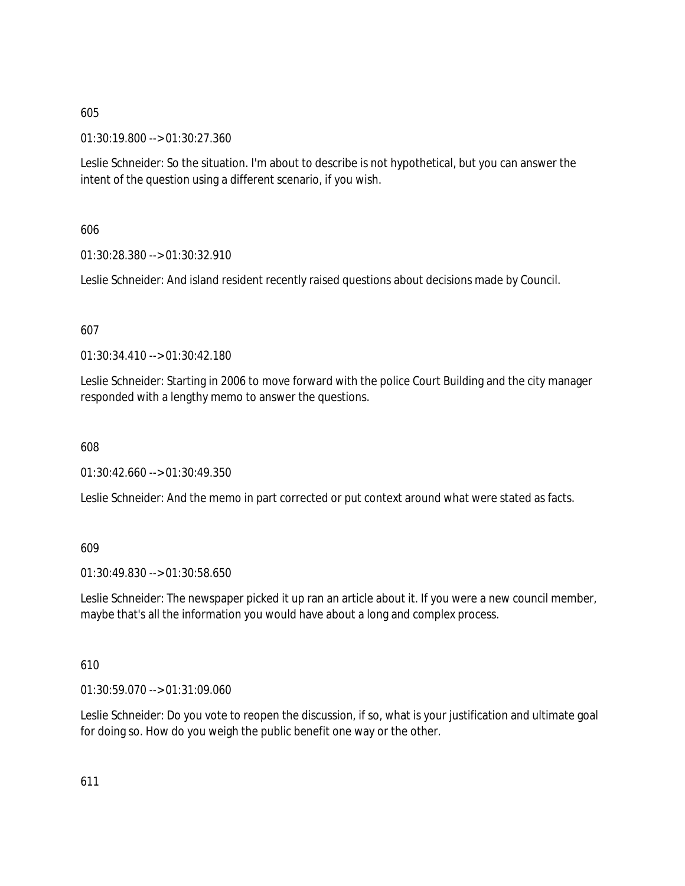605

01:30:19.800 --> 01:30:27.360

Leslie Schneider: So the situation. I'm about to describe is not hypothetical, but you can answer the intent of the question using a different scenario, if you wish.

606

01:30:28.380 --> 01:30:32.910

Leslie Schneider: And island resident recently raised questions about decisions made by Council.

607

01:30:34.410 --> 01:30:42.180

Leslie Schneider: Starting in 2006 to move forward with the police Court Building and the city manager responded with a lengthy memo to answer the questions.

608

01:30:42.660 --> 01:30:49.350

Leslie Schneider: And the memo in part corrected or put context around what were stated as facts.

609

01:30:49.830 --> 01:30:58.650

Leslie Schneider: The newspaper picked it up ran an article about it. If you were a new council member, maybe that's all the information you would have about a long and complex process.

610

01:30:59.070 --> 01:31:09.060

Leslie Schneider: Do you vote to reopen the discussion, if so, what is your justification and ultimate goal for doing so. How do you weigh the public benefit one way or the other.

611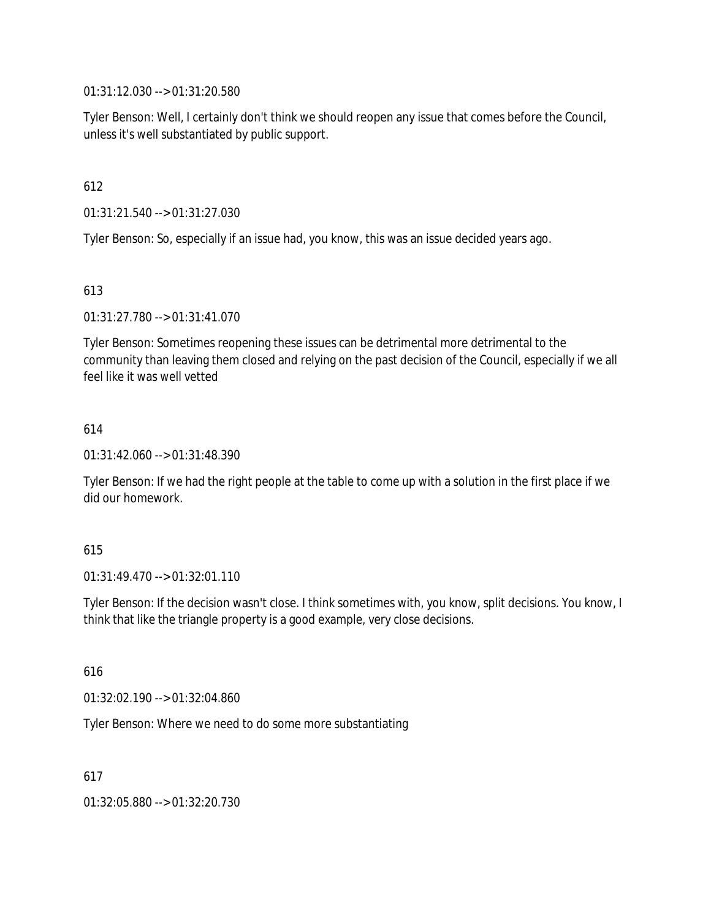01:31:12.030 --> 01:31:20.580

Tyler Benson: Well, I certainly don't think we should reopen any issue that comes before the Council, unless it's well substantiated by public support.

612

01:31:21.540 --> 01:31:27.030

Tyler Benson: So, especially if an issue had, you know, this was an issue decided years ago.

613

01:31:27.780 --> 01:31:41.070

Tyler Benson: Sometimes reopening these issues can be detrimental more detrimental to the community than leaving them closed and relying on the past decision of the Council, especially if we all feel like it was well vetted

614

01:31:42.060 --> 01:31:48.390

Tyler Benson: If we had the right people at the table to come up with a solution in the first place if we did our homework.

615

01:31:49.470 --> 01:32:01.110

Tyler Benson: If the decision wasn't close. I think sometimes with, you know, split decisions. You know, I think that like the triangle property is a good example, very close decisions.

616

01:32:02.190 --> 01:32:04.860

Tyler Benson: Where we need to do some more substantiating

617

01:32:05.880 --> 01:32:20.730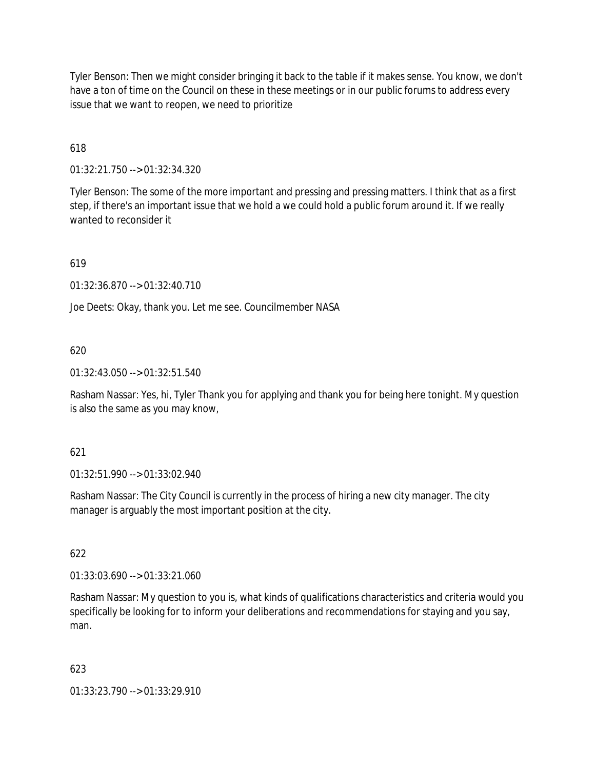Tyler Benson: Then we might consider bringing it back to the table if it makes sense. You know, we don't have a ton of time on the Council on these in these meetings or in our public forums to address every issue that we want to reopen, we need to prioritize

618

01:32:21.750 --> 01:32:34.320

Tyler Benson: The some of the more important and pressing and pressing matters. I think that as a first step, if there's an important issue that we hold a we could hold a public forum around it. If we really wanted to reconsider it

619

01:32:36.870 --> 01:32:40.710

Joe Deets: Okay, thank you. Let me see. Councilmember NASA

620

01:32:43.050 --> 01:32:51.540

Rasham Nassar: Yes, hi, Tyler Thank you for applying and thank you for being here tonight. My question is also the same as you may know,

621

01:32:51.990 --> 01:33:02.940

Rasham Nassar: The City Council is currently in the process of hiring a new city manager. The city manager is arguably the most important position at the city.

622

01:33:03.690 --> 01:33:21.060

Rasham Nassar: My question to you is, what kinds of qualifications characteristics and criteria would you specifically be looking for to inform your deliberations and recommendations for staying and you say, man.

623

01:33:23.790 --> 01:33:29.910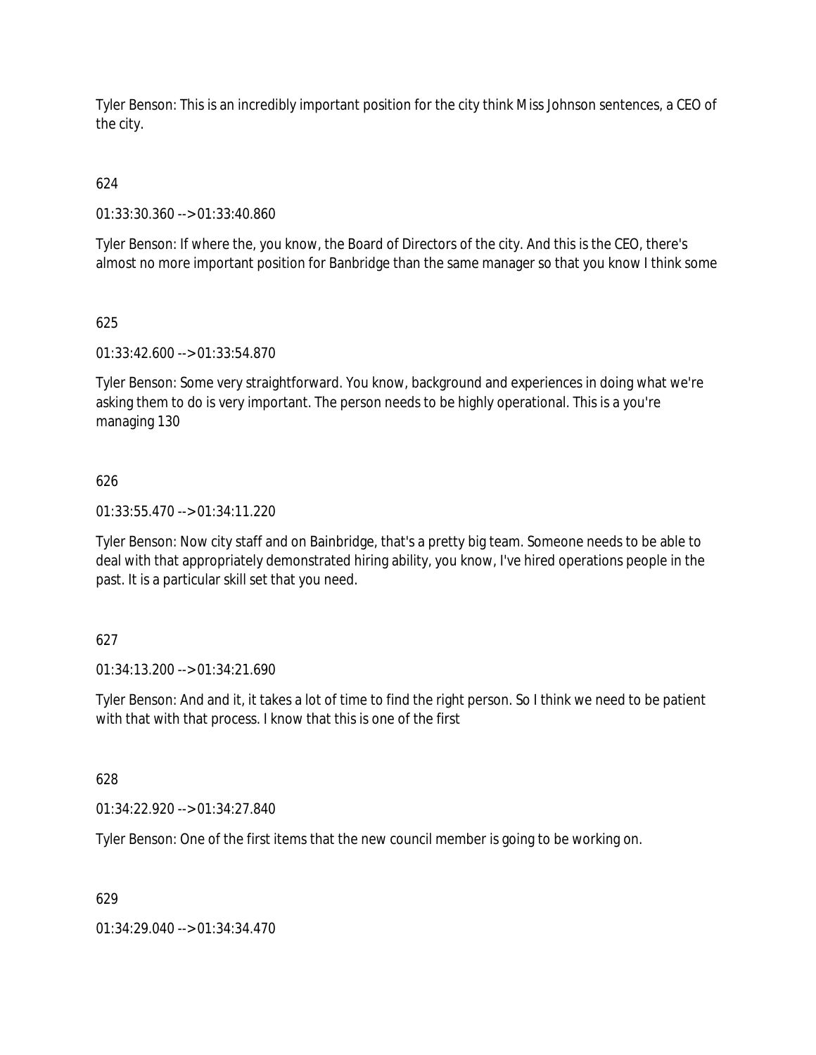Tyler Benson: This is an incredibly important position for the city think Miss Johnson sentences, a CEO of the city.

624

01:33:30.360 --> 01:33:40.860

Tyler Benson: If where the, you know, the Board of Directors of the city. And this is the CEO, there's almost no more important position for Banbridge than the same manager so that you know I think some

625

01:33:42.600 --> 01:33:54.870

Tyler Benson: Some very straightforward. You know, background and experiences in doing what we're asking them to do is very important. The person needs to be highly operational. This is a you're managing 130

626

01:33:55.470 --> 01:34:11.220

Tyler Benson: Now city staff and on Bainbridge, that's a pretty big team. Someone needs to be able to deal with that appropriately demonstrated hiring ability, you know, I've hired operations people in the past. It is a particular skill set that you need.

627

01:34:13.200 --> 01:34:21.690

Tyler Benson: And and it, it takes a lot of time to find the right person. So I think we need to be patient with that with that process. I know that this is one of the first

628

01:34:22.920 --> 01:34:27.840

Tyler Benson: One of the first items that the new council member is going to be working on.

629

01:34:29.040 --> 01:34:34.470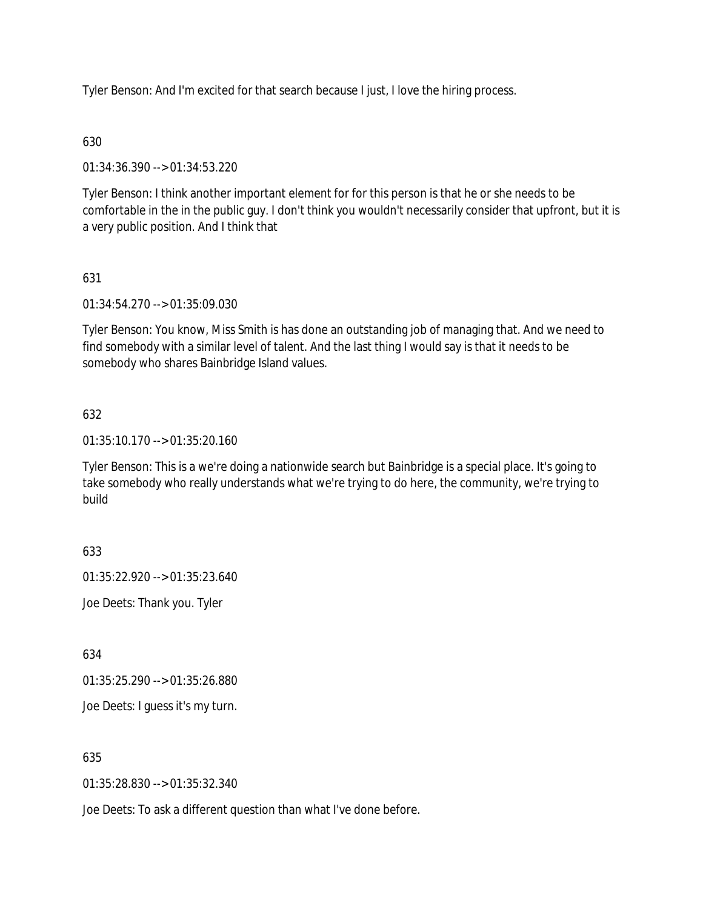Tyler Benson: And I'm excited for that search because I just, I love the hiring process.

630

01:34:36.390 --> 01:34:53.220

Tyler Benson: I think another important element for for this person is that he or she needs to be comfortable in the in the public guy. I don't think you wouldn't necessarily consider that upfront, but it is a very public position. And I think that

631

01:34:54.270 --> 01:35:09.030

Tyler Benson: You know, Miss Smith is has done an outstanding job of managing that. And we need to find somebody with a similar level of talent. And the last thing I would say is that it needs to be somebody who shares Bainbridge Island values.

632

01:35:10.170 --> 01:35:20.160

Tyler Benson: This is a we're doing a nationwide search but Bainbridge is a special place. It's going to take somebody who really understands what we're trying to do here, the community, we're trying to build

633

01:35:22.920 --> 01:35:23.640

Joe Deets: Thank you. Tyler

634

01:35:25.290 --> 01:35:26.880

Joe Deets: I guess it's my turn.

635

01:35:28.830 --> 01:35:32.340

Joe Deets: To ask a different question than what I've done before.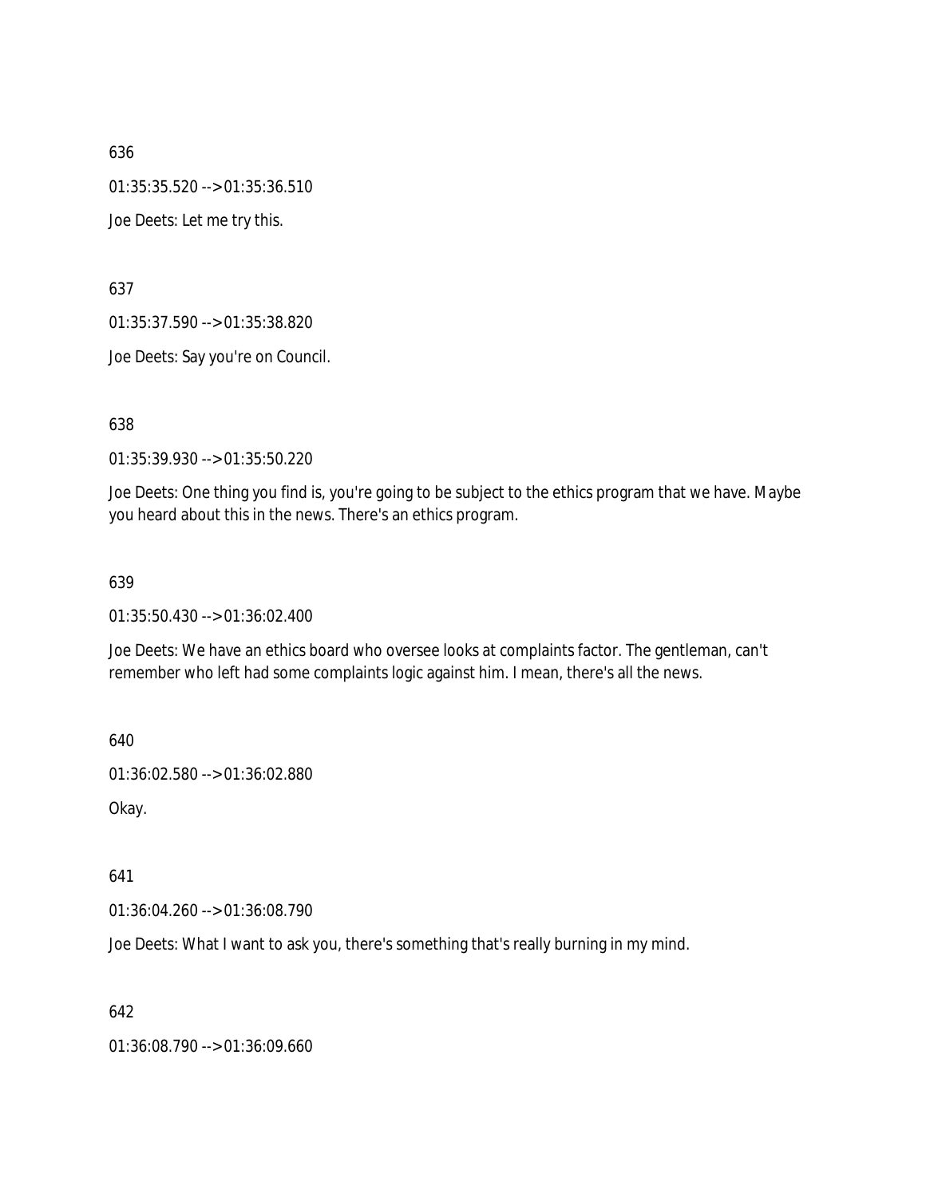636

01:35:35.520 --> 01:35:36.510

Joe Deets: Let me try this.

637

01:35:37.590 --> 01:35:38.820

Joe Deets: Say you're on Council.

638

01:35:39.930 --> 01:35:50.220

Joe Deets: One thing you find is, you're going to be subject to the ethics program that we have. Maybe you heard about this in the news. There's an ethics program.

639

01:35:50.430 --> 01:36:02.400

Joe Deets: We have an ethics board who oversee looks at complaints factor. The gentleman, can't remember who left had some complaints logic against him. I mean, there's all the news.

640

01:36:02.580 --> 01:36:02.880

Okay.

641

01:36:04.260 --> 01:36:08.790

Joe Deets: What I want to ask you, there's something that's really burning in my mind.

642

01:36:08.790 --> 01:36:09.660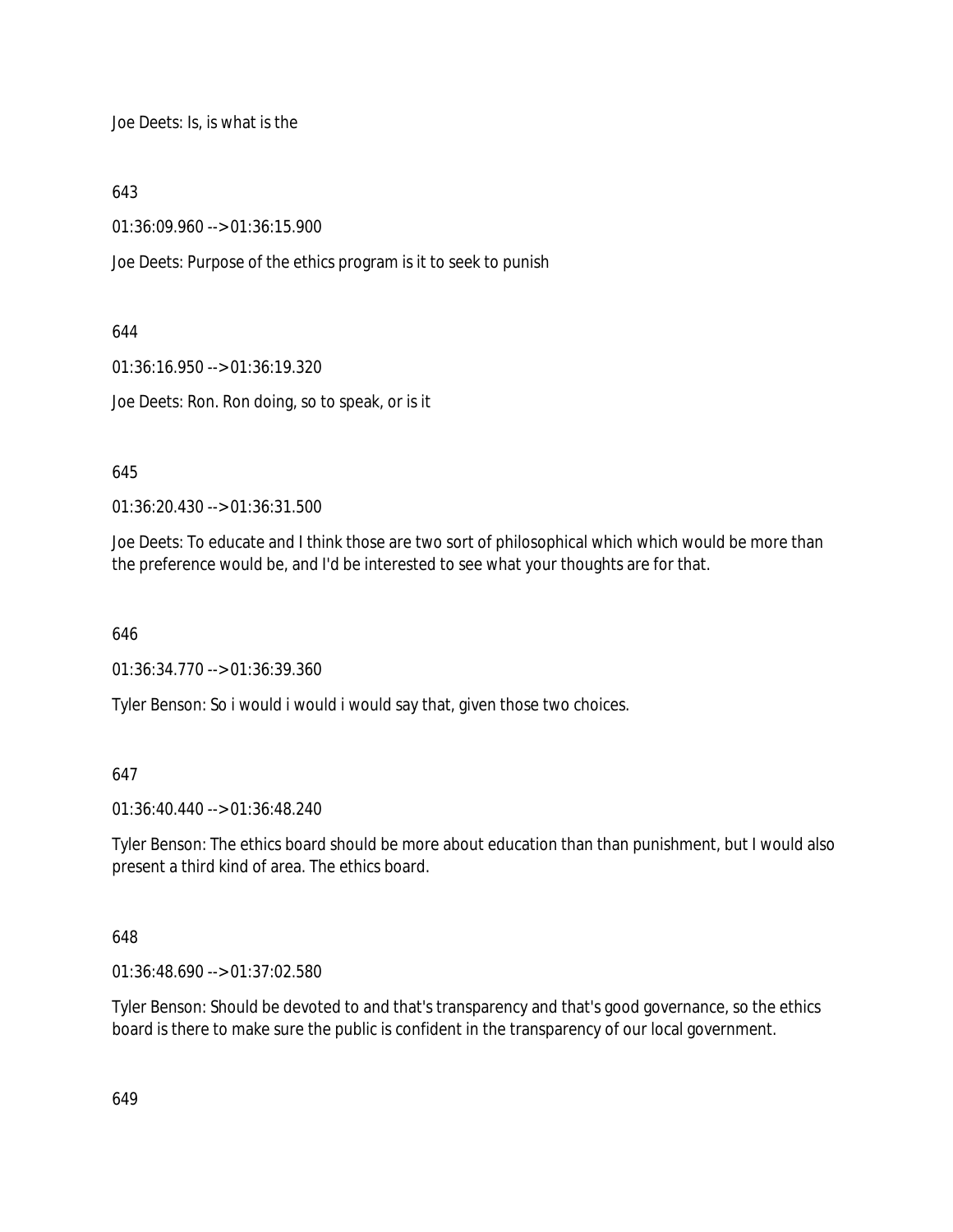Joe Deets: Is, is what is the

643

01:36:09.960 --> 01:36:15.900

Joe Deets: Purpose of the ethics program is it to seek to punish

644

01:36:16.950 --> 01:36:19.320

Joe Deets: Ron. Ron doing, so to speak, or is it

645

01:36:20.430 --> 01:36:31.500

Joe Deets: To educate and I think those are two sort of philosophical which which would be more than the preference would be, and I'd be interested to see what your thoughts are for that.

646

01:36:34.770 --> 01:36:39.360

Tyler Benson: So i would i would i would say that, given those two choices.

647

01:36:40.440 --> 01:36:48.240

Tyler Benson: The ethics board should be more about education than than punishment, but I would also present a third kind of area. The ethics board.

648

01:36:48.690 --> 01:37:02.580

Tyler Benson: Should be devoted to and that's transparency and that's good governance, so the ethics board is there to make sure the public is confident in the transparency of our local government.

649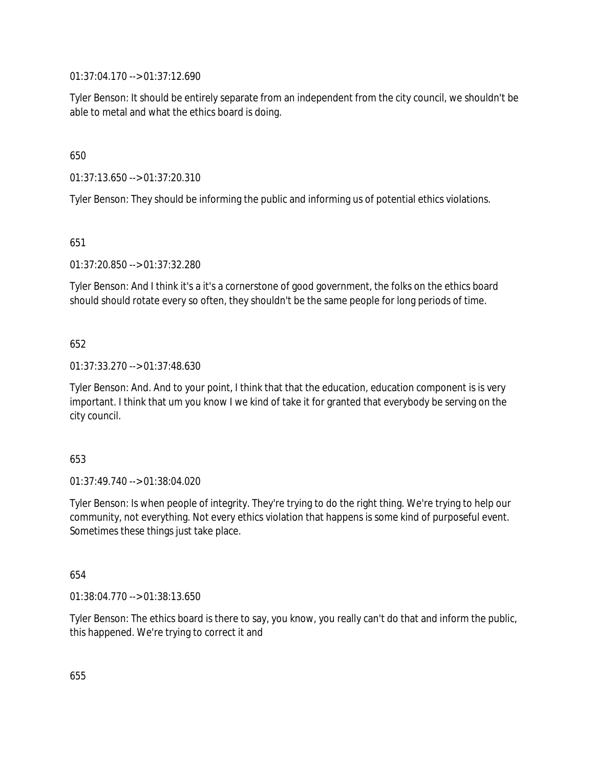01:37:04.170 --> 01:37:12.690

Tyler Benson: It should be entirely separate from an independent from the city council, we shouldn't be able to metal and what the ethics board is doing.

650

01:37:13.650 --> 01:37:20.310

Tyler Benson: They should be informing the public and informing us of potential ethics violations.

651

01:37:20.850 --> 01:37:32.280

Tyler Benson: And I think it's a it's a cornerstone of good government, the folks on the ethics board should should rotate every so often, they shouldn't be the same people for long periods of time.

652

01:37:33.270 --> 01:37:48.630

Tyler Benson: And. And to your point, I think that that the education, education component is is very important. I think that um you know I we kind of take it for granted that everybody be serving on the city council.

653

01:37:49.740 --> 01:38:04.020

Tyler Benson: Is when people of integrity. They're trying to do the right thing. We're trying to help our community, not everything. Not every ethics violation that happens is some kind of purposeful event. Sometimes these things just take place.

654

01:38:04.770 --> 01:38:13.650

Tyler Benson: The ethics board is there to say, you know, you really can't do that and inform the public, this happened. We're trying to correct it and

655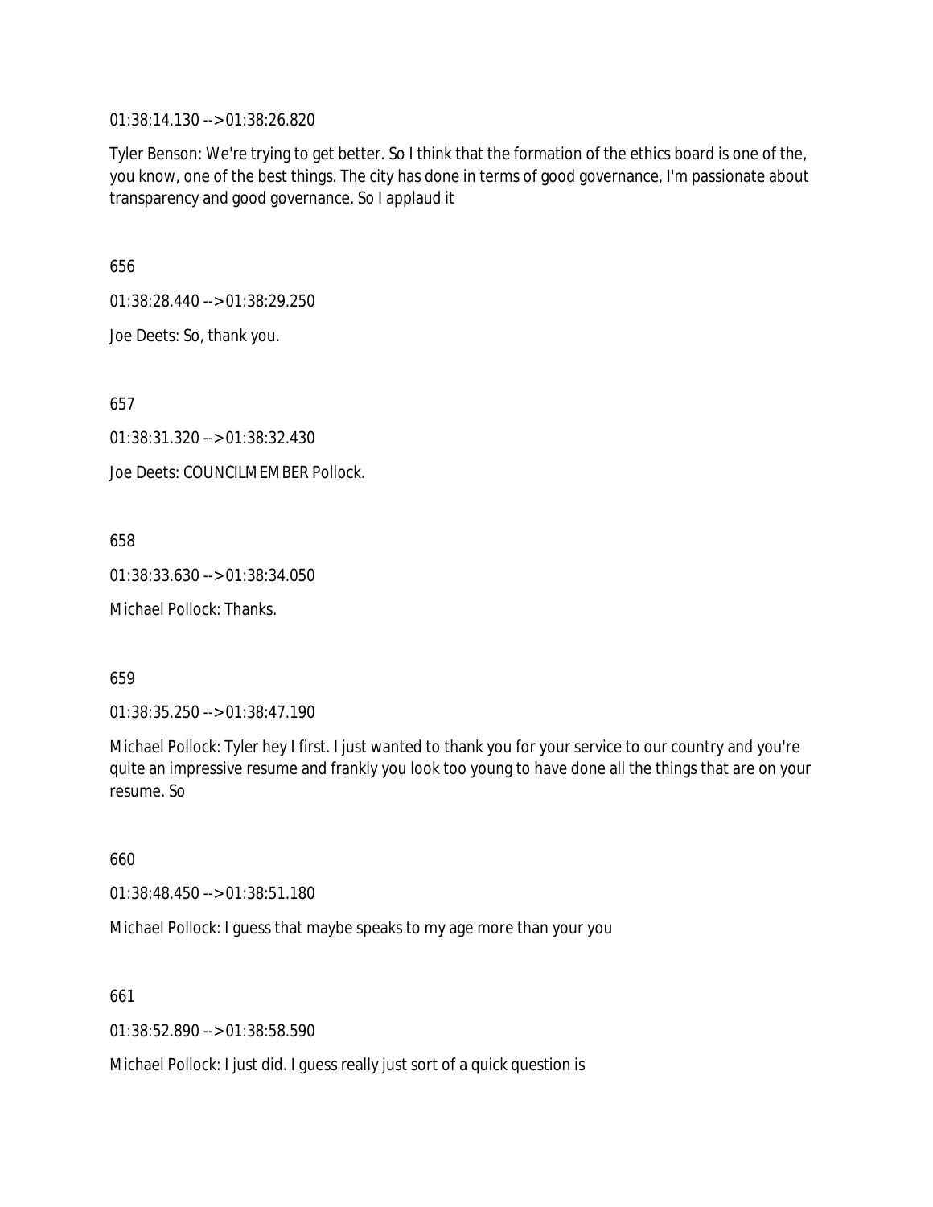01:38:14.130 --> 01:38:26.820

Tyler Benson: We're trying to get better. So I think that the formation of the ethics board is one of the, you know, one of the best things. The city has done in terms of good governance, I'm passionate about transparency and good governance. So I applaud it

656

01:38:28.440 --> 01:38:29.250

Joe Deets: So, thank you.

657

01:38:31.320 --> 01:38:32.430

Joe Deets: COUNCILMEMBER Pollock.

658

01:38:33.630 --> 01:38:34.050

Michael Pollock: Thanks.

659

01:38:35.250 --> 01:38:47.190

Michael Pollock: Tyler hey I first. I just wanted to thank you for your service to our country and you're quite an impressive resume and frankly you look too young to have done all the things that are on your resume. So

660

01:38:48.450 --> 01:38:51.180

Michael Pollock: I guess that maybe speaks to my age more than your you

661

01:38:52.890 --> 01:38:58.590

Michael Pollock: I just did. I guess really just sort of a quick question is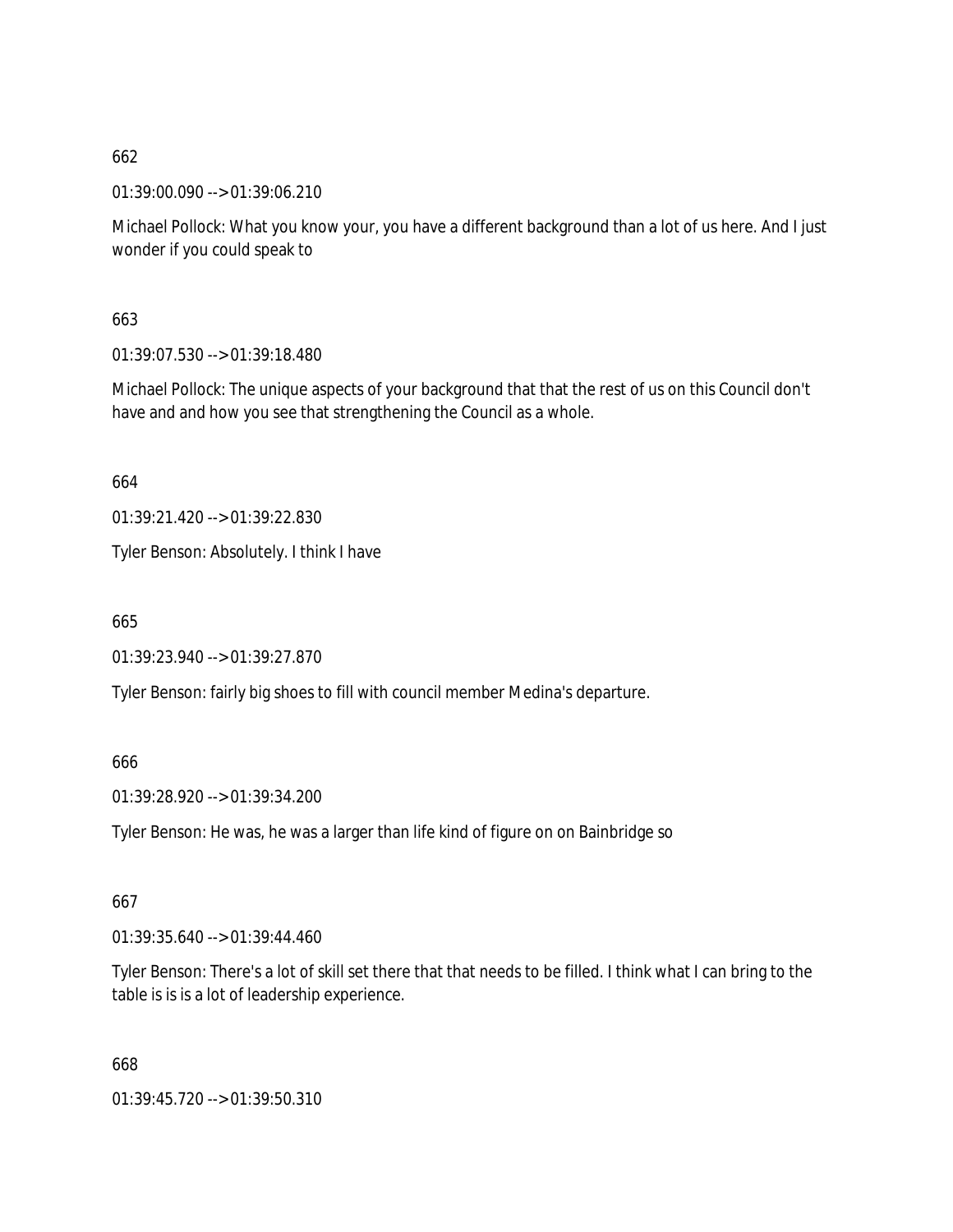662

01:39:00.090 --> 01:39:06.210

Michael Pollock: What you know your, you have a different background than a lot of us here. And I just wonder if you could speak to

663

01:39:07.530 --> 01:39:18.480

Michael Pollock: The unique aspects of your background that that the rest of us on this Council don't have and and how you see that strengthening the Council as a whole.

664

01:39:21.420 --> 01:39:22.830

Tyler Benson: Absolutely. I think I have

665

01:39:23.940 --> 01:39:27.870

Tyler Benson: fairly big shoes to fill with council member Medina's departure.

666

01:39:28.920 --> 01:39:34.200

Tyler Benson: He was, he was a larger than life kind of figure on on Bainbridge so

667

01:39:35.640 --> 01:39:44.460

Tyler Benson: There's a lot of skill set there that that needs to be filled. I think what I can bring to the table is is is a lot of leadership experience.

668

01:39:45.720 --> 01:39:50.310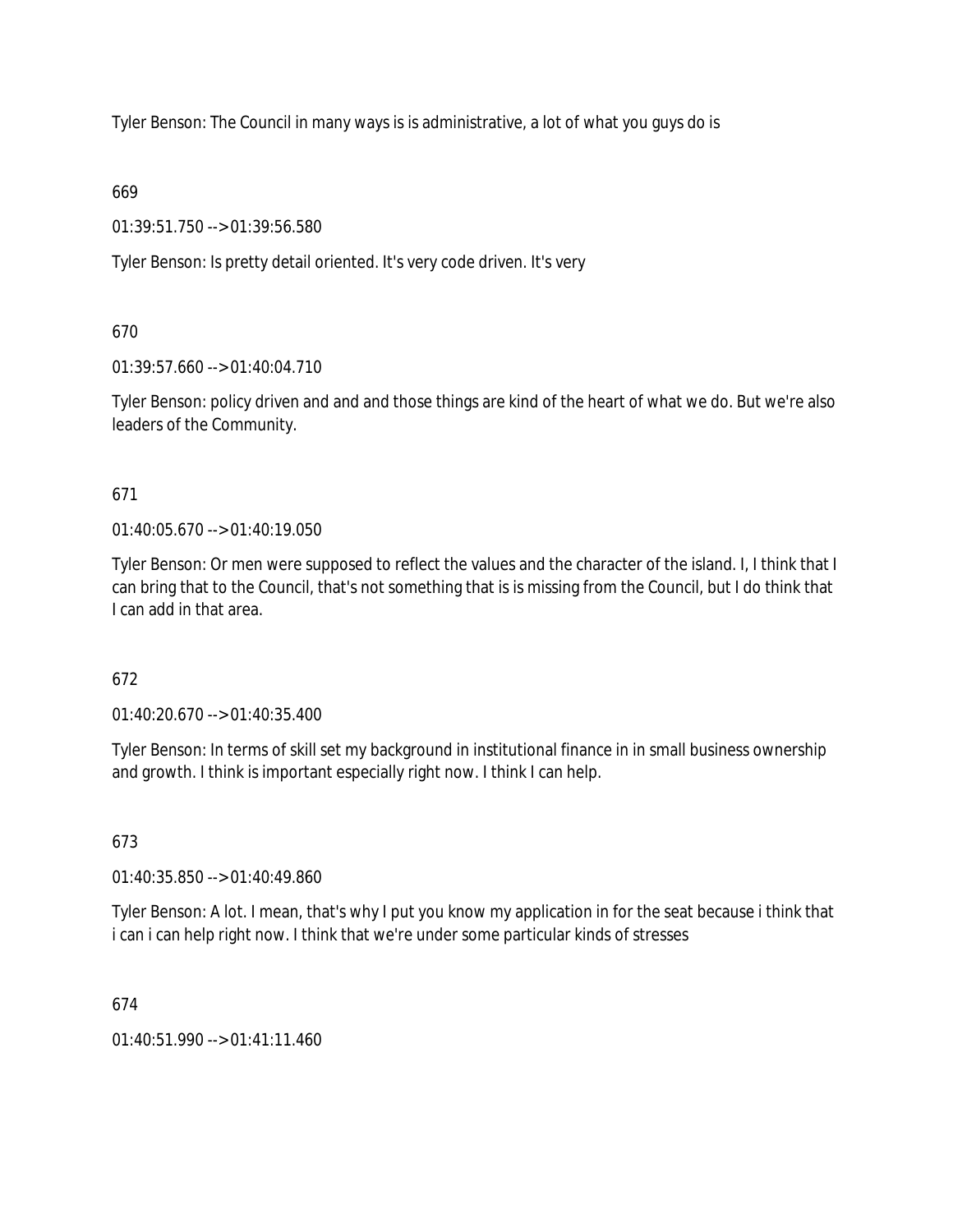Tyler Benson: The Council in many ways is is administrative, a lot of what you guys do is

669

01:39:51.750 --> 01:39:56.580

Tyler Benson: Is pretty detail oriented. It's very code driven. It's very

670

01:39:57.660 --> 01:40:04.710

Tyler Benson: policy driven and and and those things are kind of the heart of what we do. But we're also leaders of the Community.

671

01:40:05.670 --> 01:40:19.050

Tyler Benson: Or men were supposed to reflect the values and the character of the island. I, I think that I can bring that to the Council, that's not something that is is missing from the Council, but I do think that I can add in that area.

672

01:40:20.670 --> 01:40:35.400

Tyler Benson: In terms of skill set my background in institutional finance in in small business ownership and growth. I think is important especially right now. I think I can help.

673

01:40:35.850 --> 01:40:49.860

Tyler Benson: A lot. I mean, that's why I put you know my application in for the seat because i think that i can i can help right now. I think that we're under some particular kinds of stresses

674

01:40:51.990 --> 01:41:11.460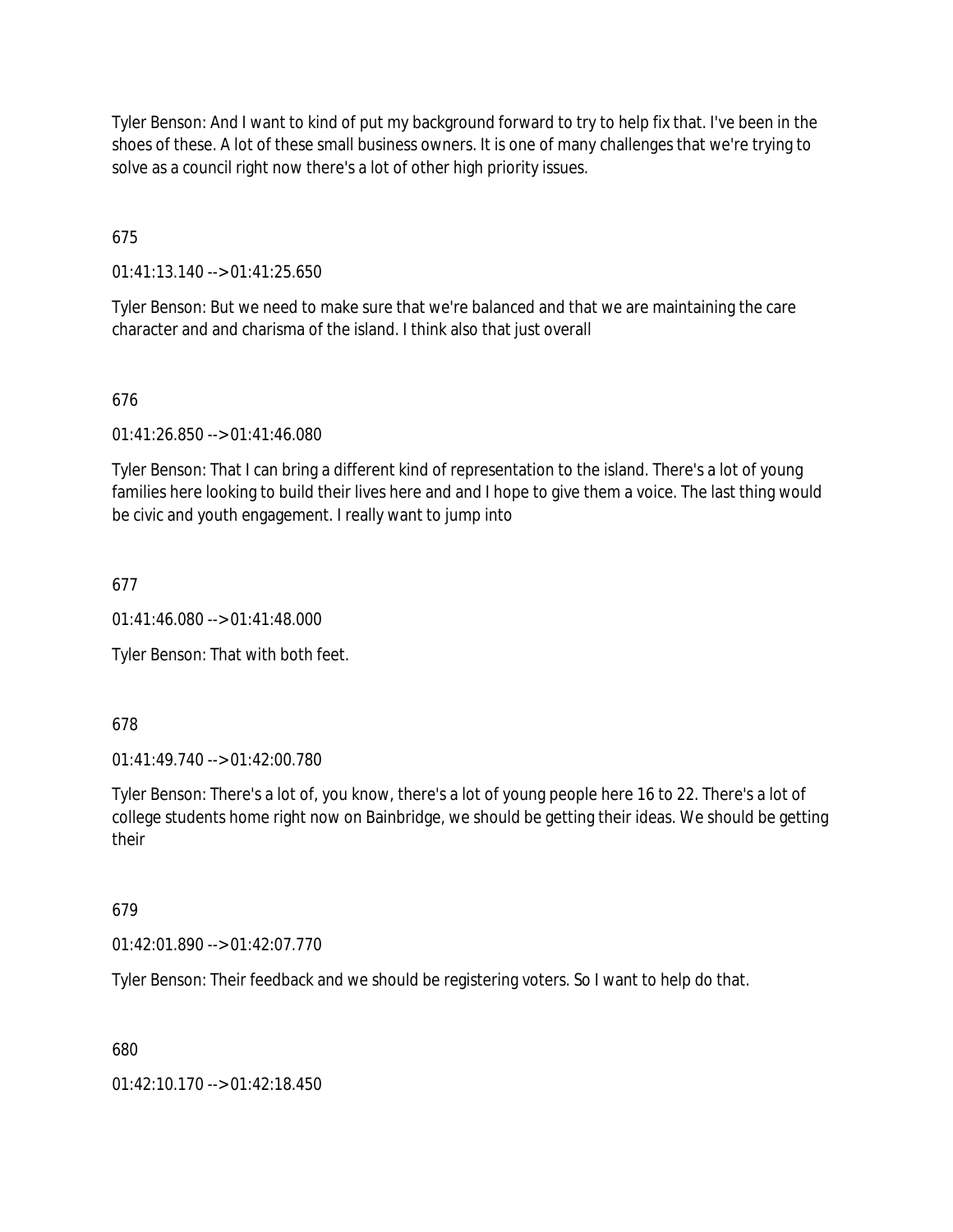Tyler Benson: And I want to kind of put my background forward to try to help fix that. I've been in the shoes of these. A lot of these small business owners. It is one of many challenges that we're trying to solve as a council right now there's a lot of other high priority issues.

675

01:41:13.140 --> 01:41:25.650

Tyler Benson: But we need to make sure that we're balanced and that we are maintaining the care character and and charisma of the island. I think also that just overall

676

01:41:26.850 --> 01:41:46.080

Tyler Benson: That I can bring a different kind of representation to the island. There's a lot of young families here looking to build their lives here and and I hope to give them a voice. The last thing would be civic and youth engagement. I really want to jump into

677

01:41:46.080 --> 01:41:48.000

Tyler Benson: That with both feet.

678

01:41:49.740 --> 01:42:00.780

Tyler Benson: There's a lot of, you know, there's a lot of young people here 16 to 22. There's a lot of college students home right now on Bainbridge, we should be getting their ideas. We should be getting their

679

01:42:01.890 --> 01:42:07.770

Tyler Benson: Their feedback and we should be registering voters. So I want to help do that.

680

01:42:10.170 --> 01:42:18.450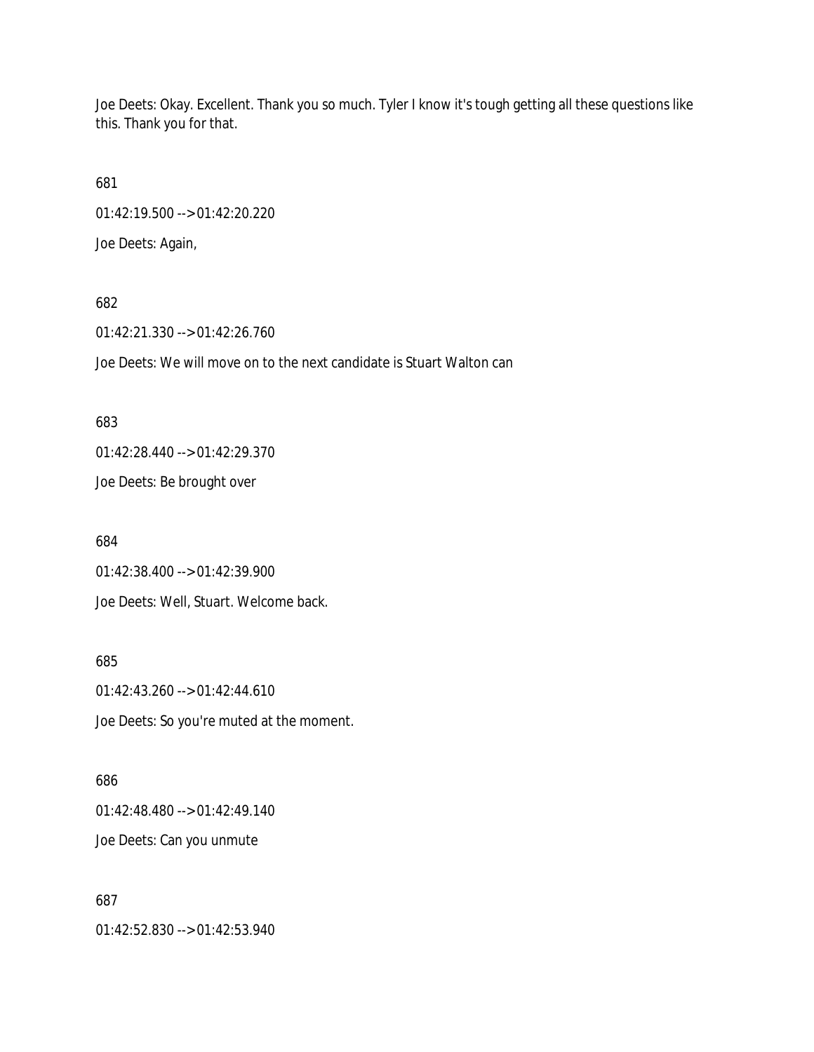Joe Deets: Okay. Excellent. Thank you so much. Tyler I know it's tough getting all these questions like this. Thank you for that.

681

01:42:19.500 --> 01:42:20.220

Joe Deets: Again,

682

01:42:21.330 --> 01:42:26.760

Joe Deets: We will move on to the next candidate is Stuart Walton can

683

01:42:28.440 --> 01:42:29.370

Joe Deets: Be brought over

684

01:42:38.400 --> 01:42:39.900

Joe Deets: Well, Stuart. Welcome back.

685

01:42:43.260 --> 01:42:44.610

Joe Deets: So you're muted at the moment.

686

01:42:48.480 --> 01:42:49.140

Joe Deets: Can you unmute

687

01:42:52.830 --> 01:42:53.940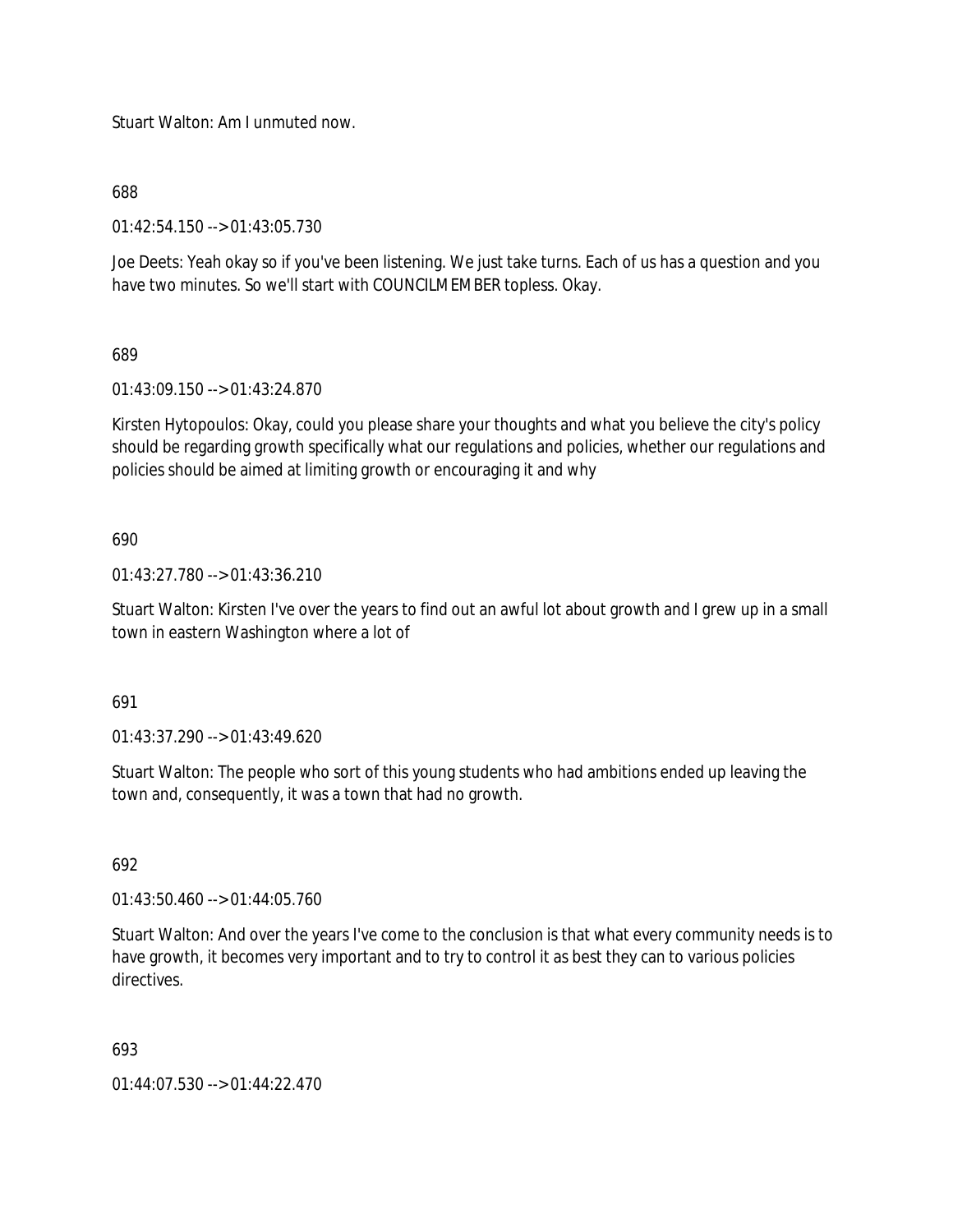Stuart Walton: Am I unmuted now.

688

01:42:54.150 --> 01:43:05.730

Joe Deets: Yeah okay so if you've been listening. We just take turns. Each of us has a question and you have two minutes. So we'll start with COUNCILMEMBER topless. Okay.

689

01:43:09.150 --> 01:43:24.870

Kirsten Hytopoulos: Okay, could you please share your thoughts and what you believe the city's policy should be regarding growth specifically what our regulations and policies, whether our regulations and policies should be aimed at limiting growth or encouraging it and why

690

01:43:27.780 --> 01:43:36.210

Stuart Walton: Kirsten I've over the years to find out an awful lot about growth and I grew up in a small town in eastern Washington where a lot of

691

01:43:37.290 --> 01:43:49.620

Stuart Walton: The people who sort of this young students who had ambitions ended up leaving the town and, consequently, it was a town that had no growth.

692

01:43:50.460 --> 01:44:05.760

Stuart Walton: And over the years I've come to the conclusion is that what every community needs is to have growth, it becomes very important and to try to control it as best they can to various policies directives.

693

01:44:07.530 --> 01:44:22.470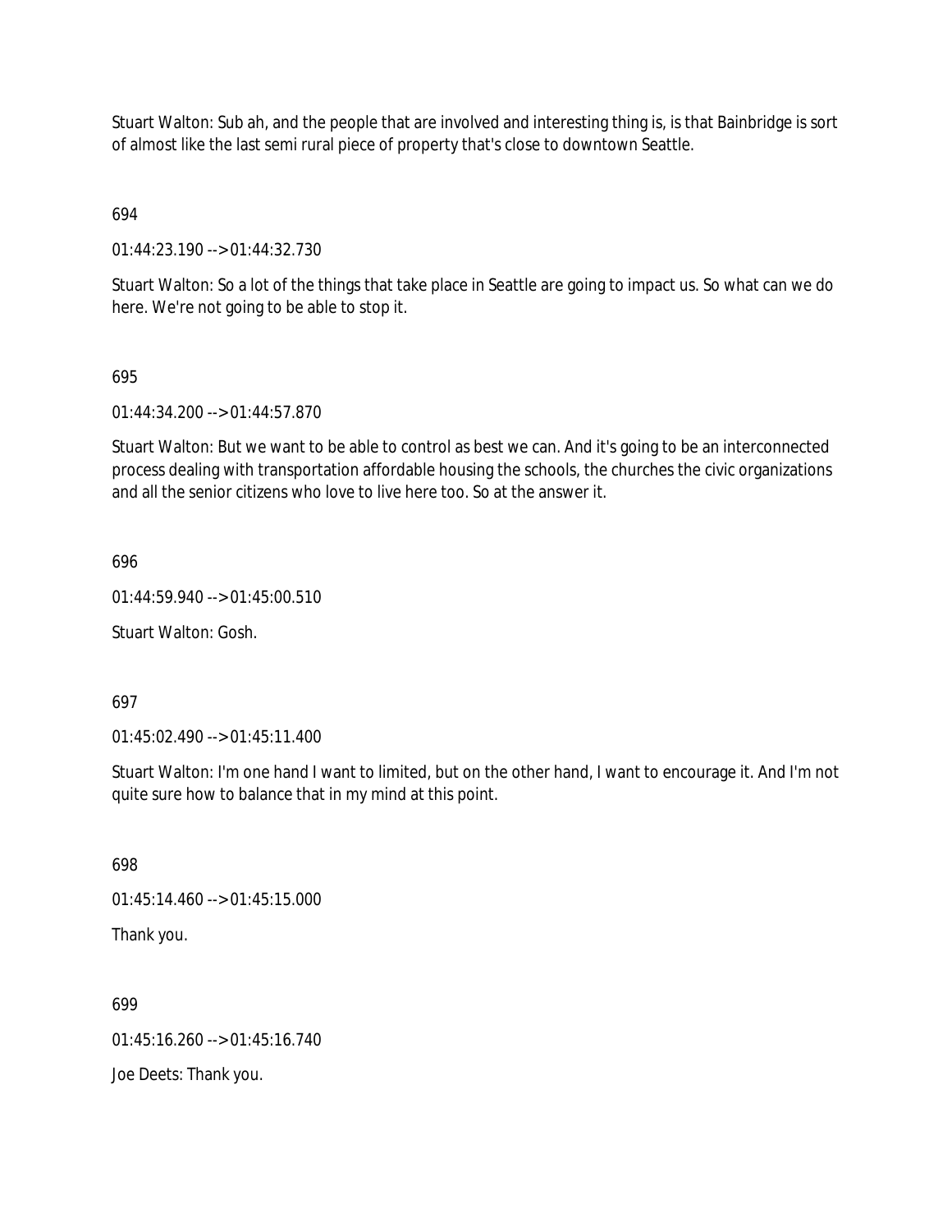Stuart Walton: Sub ah, and the people that are involved and interesting thing is, is that Bainbridge is sort of almost like the last semi rural piece of property that's close to downtown Seattle.

694

01:44:23.190 --> 01:44:32.730

Stuart Walton: So a lot of the things that take place in Seattle are going to impact us. So what can we do here. We're not going to be able to stop it.

695

01:44:34.200 --> 01:44:57.870

Stuart Walton: But we want to be able to control as best we can. And it's going to be an interconnected process dealing with transportation affordable housing the schools, the churches the civic organizations and all the senior citizens who love to live here too. So at the answer it.

696

01:44:59.940 --> 01:45:00.510

Stuart Walton: Gosh.

697

01:45:02.490 --> 01:45:11.400

Stuart Walton: I'm one hand I want to limited, but on the other hand, I want to encourage it. And I'm not quite sure how to balance that in my mind at this point.

698

01:45:14.460 --> 01:45:15.000

Thank you.

699

01:45:16.260 --> 01:45:16.740

Joe Deets: Thank you.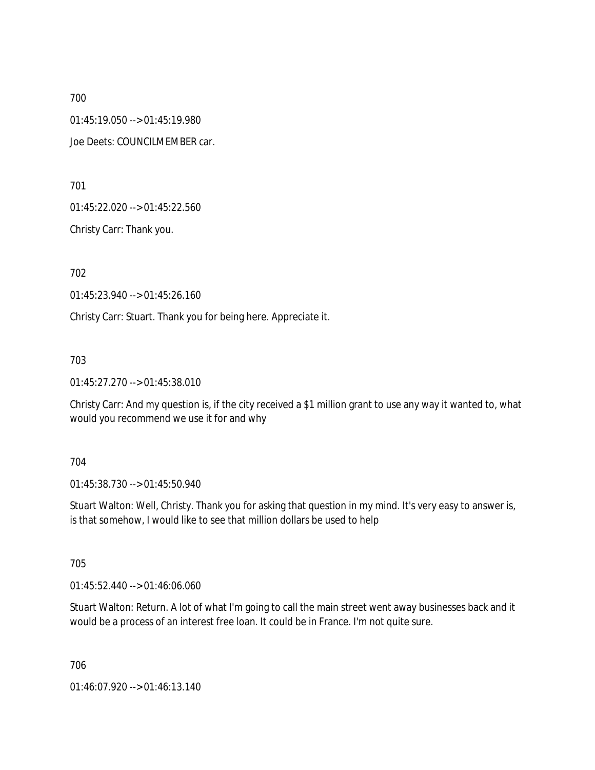700

01:45:19.050 --> 01:45:19.980

Joe Deets: COUNCILMEMBER car.

701

01:45:22.020 --> 01:45:22.560

Christy Carr: Thank you.

702

01:45:23.940 --> 01:45:26.160

Christy Carr: Stuart. Thank you for being here. Appreciate it.

703

01:45:27.270 --> 01:45:38.010

Christy Carr: And my question is, if the city received a $1 million grant to use any way it wanted to, what would you recommend we use it for and why

704

01:45:38.730 --> 01:45:50.940

Stuart Walton: Well, Christy. Thank you for asking that question in my mind. It's very easy to answer is, is that somehow, I would like to see that million dollars be used to help

705

01:45:52.440 --> 01:46:06.060

Stuart Walton: Return. A lot of what I'm going to call the main street went away businesses back and it would be a process of an interest free loan. It could be in France. I'm not quite sure.

706

01:46:07.920 --> 01:46:13.140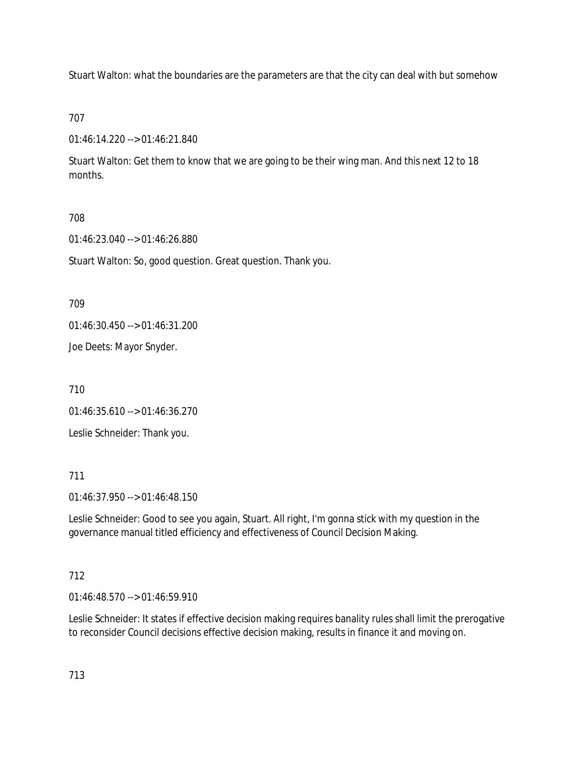Stuart Walton: what the boundaries are the parameters are that the city can deal with but somehow

707

01:46:14.220 --> 01:46:21.840

Stuart Walton: Get them to know that we are going to be their wing man. And this next 12 to 18 months.

708

01:46:23.040 --> 01:46:26.880

Stuart Walton: So, good question. Great question. Thank you.

709

01:46:30.450 --> 01:46:31.200

Joe Deets: Mayor Snyder.

710

01:46:35.610 --> 01:46:36.270

Leslie Schneider: Thank you.

711

01:46:37.950 --> 01:46:48.150

Leslie Schneider: Good to see you again, Stuart. All right, I'm gonna stick with my question in the governance manual titled efficiency and effectiveness of Council Decision Making.

712

01:46:48.570 --> 01:46:59.910

Leslie Schneider: It states if effective decision making requires banality rules shall limit the prerogative to reconsider Council decisions effective decision making, results in finance it and moving on.

713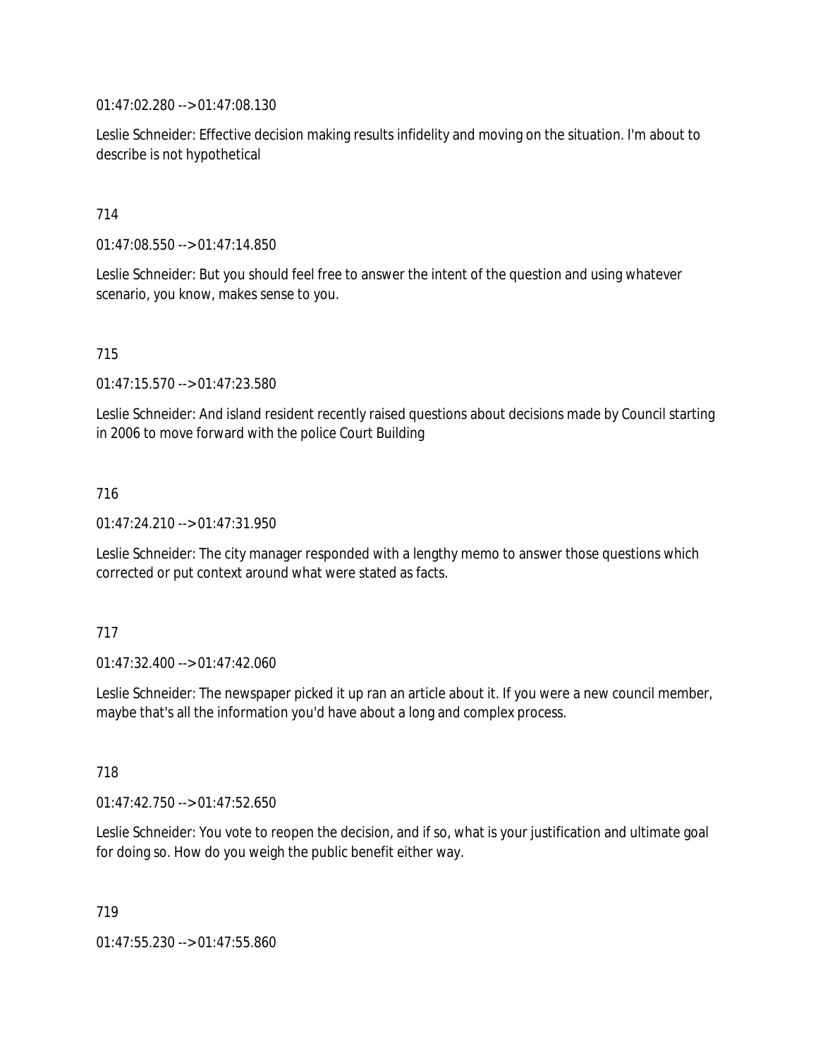01:47:02.280 --> 01:47:08.130

Leslie Schneider: Effective decision making results infidelity and moving on the situation. I'm about to describe is not hypothetical

714

01:47:08.550 --> 01:47:14.850

Leslie Schneider: But you should feel free to answer the intent of the question and using whatever scenario, you know, makes sense to you.

715

01:47:15.570 --> 01:47:23.580

Leslie Schneider: And island resident recently raised questions about decisions made by Council starting in 2006 to move forward with the police Court Building

716

01:47:24.210 --> 01:47:31.950

Leslie Schneider: The city manager responded with a lengthy memo to answer those questions which corrected or put context around what were stated as facts.

717

01:47:32.400 --> 01:47:42.060

Leslie Schneider: The newspaper picked it up ran an article about it. If you were a new council member, maybe that's all the information you'd have about a long and complex process.

718

01:47:42.750 --> 01:47:52.650

Leslie Schneider: You vote to reopen the decision, and if so, what is your justification and ultimate goal for doing so. How do you weigh the public benefit either way.

719

01:47:55.230 --> 01:47:55.860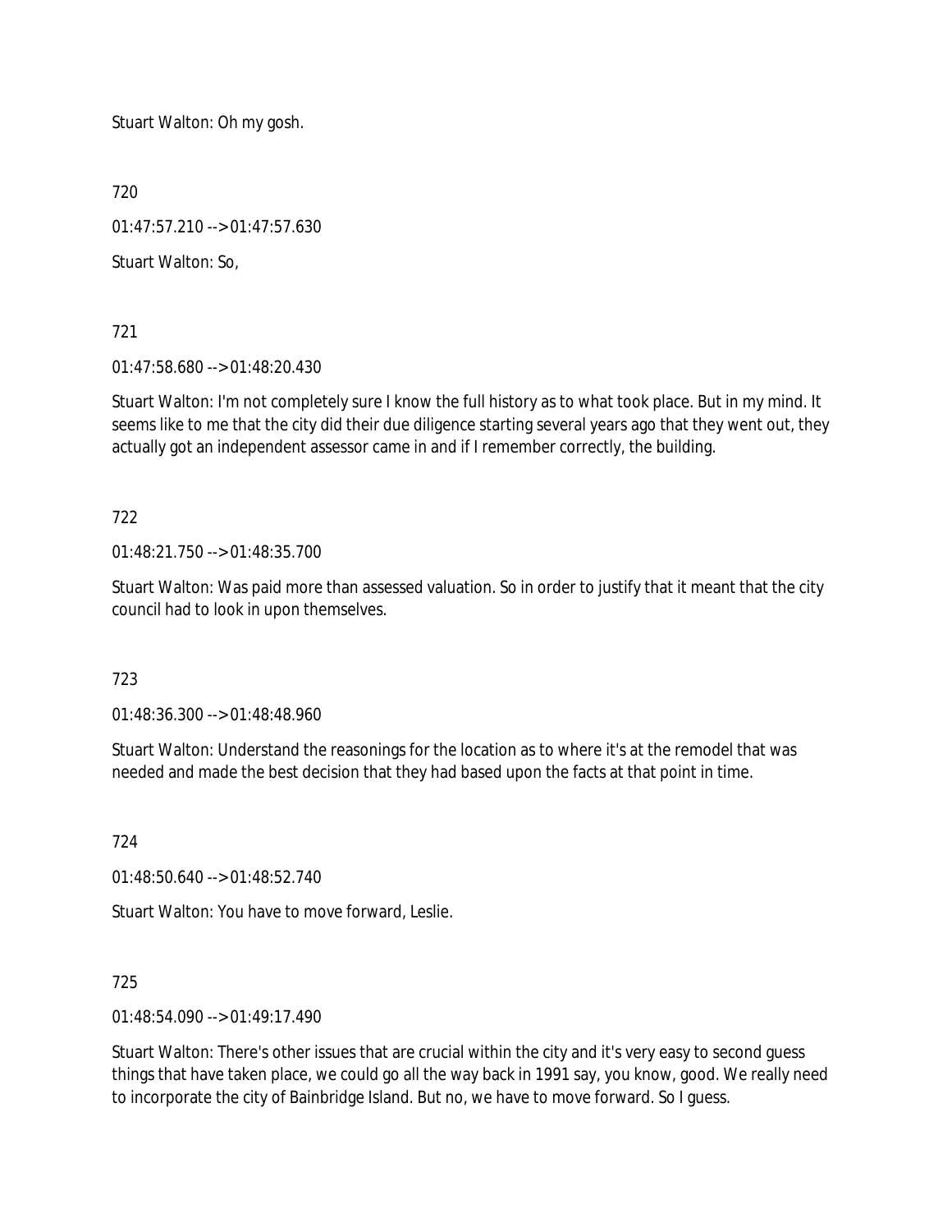Stuart Walton: Oh my gosh.

720

01:47:57.210 --> 01:47:57.630

Stuart Walton: So,

721

01:47:58.680 --> 01:48:20.430

Stuart Walton: I'm not completely sure I know the full history as to what took place. But in my mind. It seems like to me that the city did their due diligence starting several years ago that they went out, they actually got an independent assessor came in and if I remember correctly, the building.

722

01:48:21.750 --> 01:48:35.700

Stuart Walton: Was paid more than assessed valuation. So in order to justify that it meant that the city council had to look in upon themselves.

723

01:48:36.300 --> 01:48:48.960

Stuart Walton: Understand the reasonings for the location as to where it's at the remodel that was needed and made the best decision that they had based upon the facts at that point in time.

724

01:48:50.640 --> 01:48:52.740

Stuart Walton: You have to move forward, Leslie.

725

01:48:54.090 --> 01:49:17.490

Stuart Walton: There's other issues that are crucial within the city and it's very easy to second guess things that have taken place, we could go all the way back in 1991 say, you know, good. We really need to incorporate the city of Bainbridge Island. But no, we have to move forward. So I guess.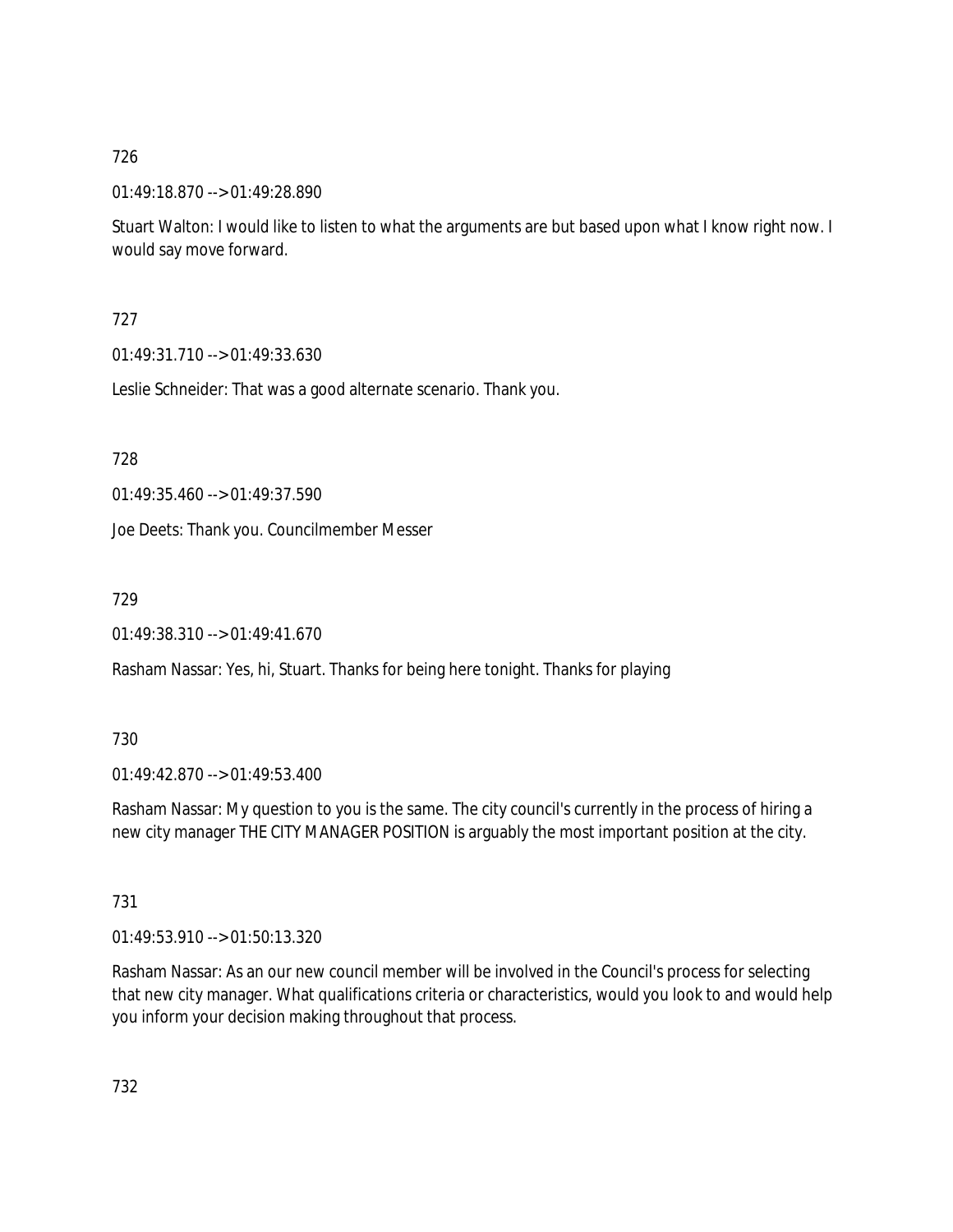726

01:49:18.870 --> 01:49:28.890

Stuart Walton: I would like to listen to what the arguments are but based upon what I know right now. I would say move forward.

727

01:49:31.710 --> 01:49:33.630

Leslie Schneider: That was a good alternate scenario. Thank you.

728

01:49:35.460 --> 01:49:37.590

Joe Deets: Thank you. Councilmember Messer

729

01:49:38.310 --> 01:49:41.670

Rasham Nassar: Yes, hi, Stuart. Thanks for being here tonight. Thanks for playing

730

01:49:42.870 --> 01:49:53.400

Rasham Nassar: My question to you is the same. The city council's currently in the process of hiring a new city manager THE CITY MANAGER POSITION is arguably the most important position at the city.

731

01:49:53.910 --> 01:50:13.320

Rasham Nassar: As an our new council member will be involved in the Council's process for selecting that new city manager. What qualifications criteria or characteristics, would you look to and would help you inform your decision making throughout that process.

732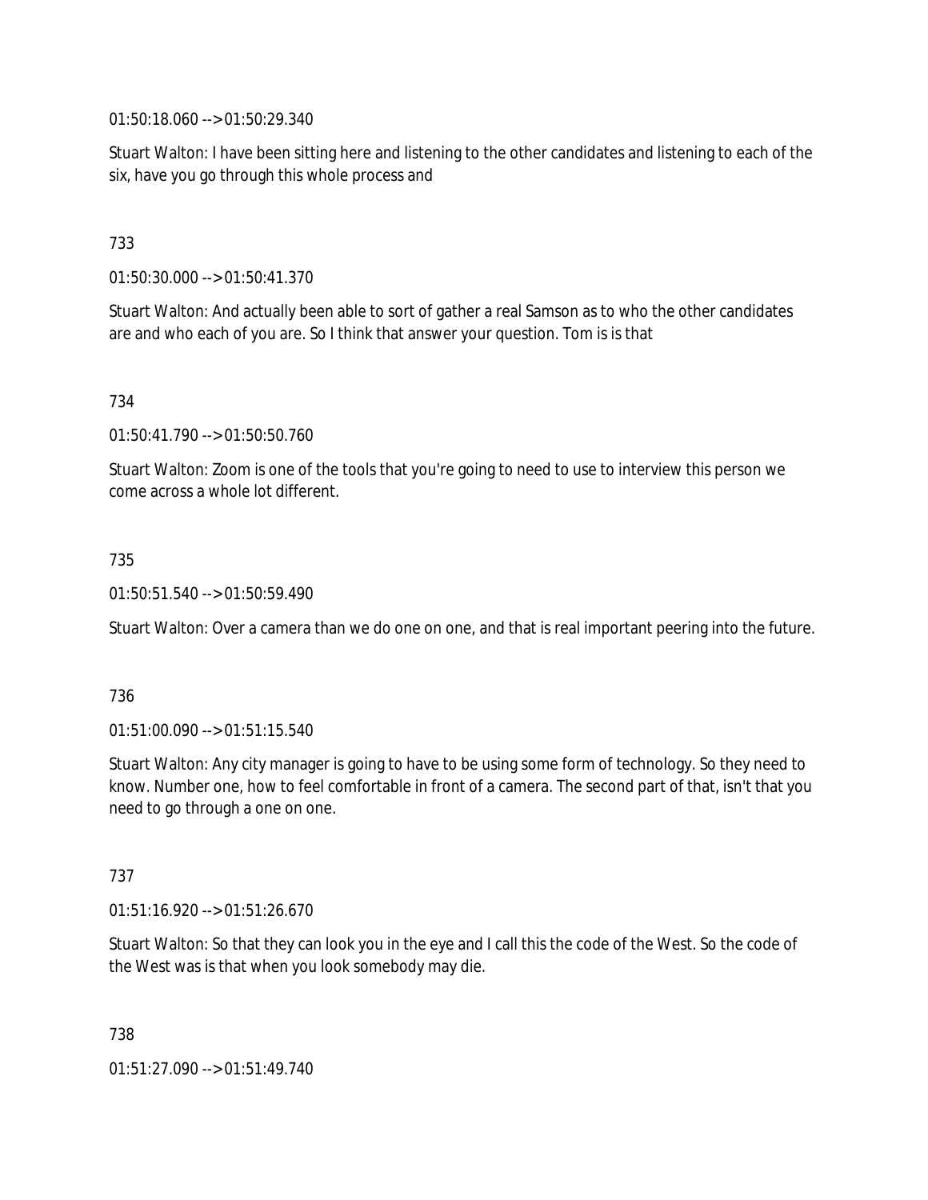01:50:18.060 --> 01:50:29.340

Stuart Walton: I have been sitting here and listening to the other candidates and listening to each of the six, have you go through this whole process and

733

01:50:30.000 --> 01:50:41.370

Stuart Walton: And actually been able to sort of gather a real Samson as to who the other candidates are and who each of you are. So I think that answer your question. Tom is is that

734

01:50:41.790 --> 01:50:50.760

Stuart Walton: Zoom is one of the tools that you're going to need to use to interview this person we come across a whole lot different.

735

01:50:51.540 --> 01:50:59.490

Stuart Walton: Over a camera than we do one on one, and that is real important peering into the future.

736

01:51:00.090 --> 01:51:15.540

Stuart Walton: Any city manager is going to have to be using some form of technology. So they need to know. Number one, how to feel comfortable in front of a camera. The second part of that, isn't that you need to go through a one on one.

737

01:51:16.920 --> 01:51:26.670

Stuart Walton: So that they can look you in the eye and I call this the code of the West. So the code of the West was is that when you look somebody may die.

738

01:51:27.090 --> 01:51:49.740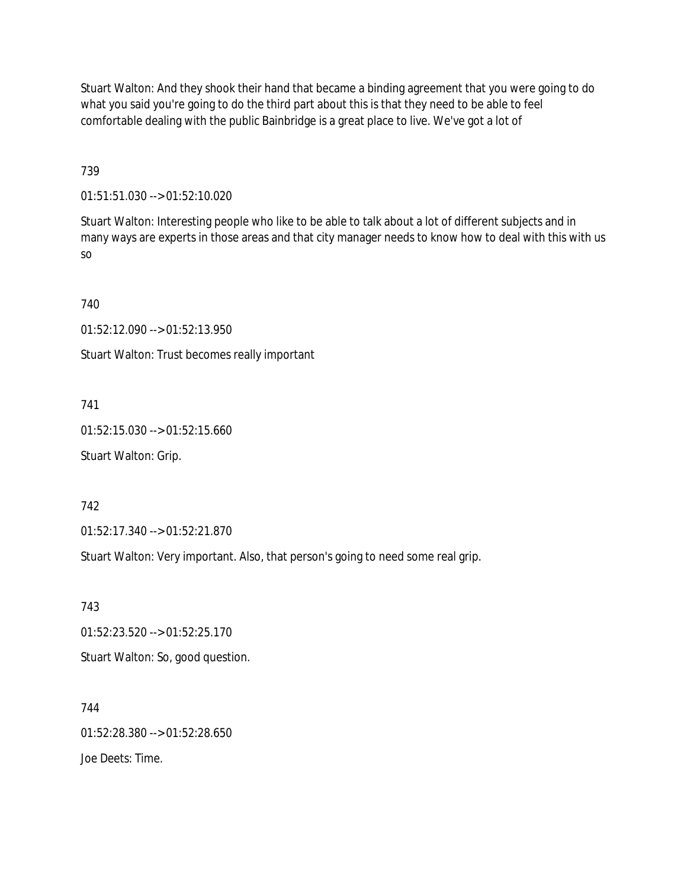Stuart Walton: And they shook their hand that became a binding agreement that you were going to do what you said you're going to do the third part about this is that they need to be able to feel comfortable dealing with the public Bainbridge is a great place to live. We've got a lot of

739

01:51:51.030 --> 01:52:10.020

Stuart Walton: Interesting people who like to be able to talk about a lot of different subjects and in many ways are experts in those areas and that city manager needs to know how to deal with this with us so

740

01:52:12.090 --> 01:52:13.950

Stuart Walton: Trust becomes really important

741

01:52:15.030 --> 01:52:15.660

Stuart Walton: Grip.

742

01:52:17.340 --> 01:52:21.870

Stuart Walton: Very important. Also, that person's going to need some real grip.

743

01:52:23.520 --> 01:52:25.170

Stuart Walton: So, good question.

744

01:52:28.380 --> 01:52:28.650

Joe Deets: Time.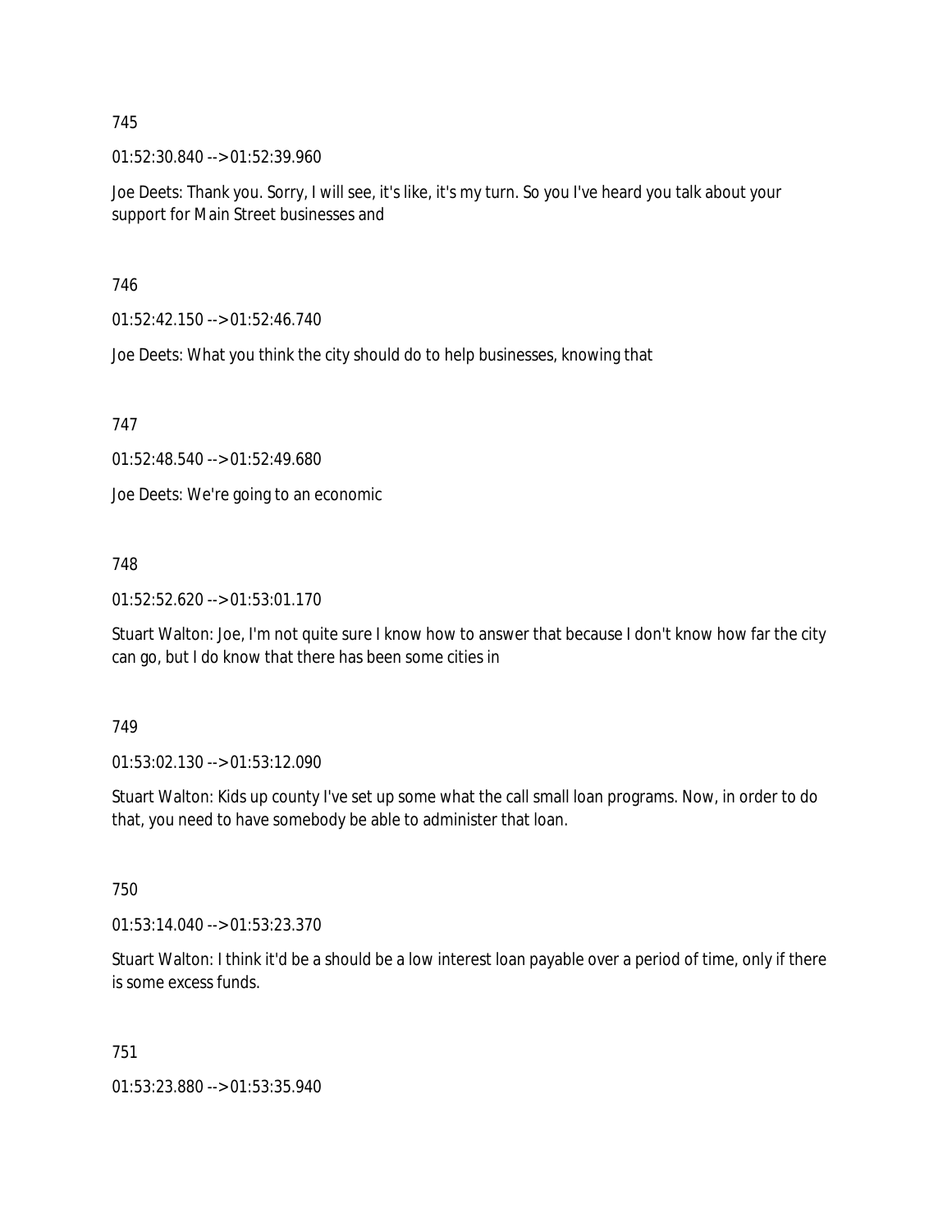745

01:52:30.840 --> 01:52:39.960

Joe Deets: Thank you. Sorry, I will see, it's like, it's my turn. So you I've heard you talk about your support for Main Street businesses and

746

01:52:42.150 --> 01:52:46.740

Joe Deets: What you think the city should do to help businesses, knowing that

747

01:52:48.540 --> 01:52:49.680

Joe Deets: We're going to an economic

748

01:52:52.620 --> 01:53:01.170

Stuart Walton: Joe, I'm not quite sure I know how to answer that because I don't know how far the city can go, but I do know that there has been some cities in

749

01:53:02.130 --> 01:53:12.090

Stuart Walton: Kids up county I've set up some what the call small loan programs. Now, in order to do that, you need to have somebody be able to administer that loan.

750

01:53:14.040 --> 01:53:23.370

Stuart Walton: I think it'd be a should be a low interest loan payable over a period of time, only if there is some excess funds.

751

01:53:23.880 --> 01:53:35.940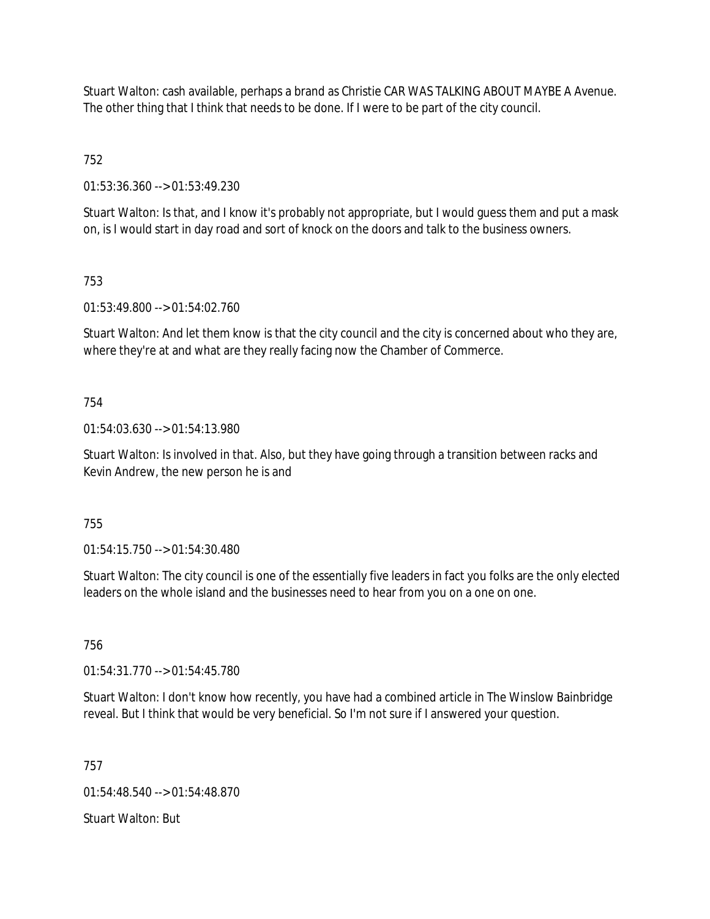Stuart Walton: cash available, perhaps a brand as Christie CAR WAS TALKING ABOUT MAYBE A Avenue. The other thing that I think that needs to be done. If I were to be part of the city council.

752

01:53:36.360 --> 01:53:49.230

Stuart Walton: Is that, and I know it's probably not appropriate, but I would guess them and put a mask on, is I would start in day road and sort of knock on the doors and talk to the business owners.

753

01:53:49.800 --> 01:54:02.760

Stuart Walton: And let them know is that the city council and the city is concerned about who they are, where they're at and what are they really facing now the Chamber of Commerce.

754

01:54:03.630 --> 01:54:13.980

Stuart Walton: Is involved in that. Also, but they have going through a transition between racks and Kevin Andrew, the new person he is and

755

01:54:15.750 --> 01:54:30.480

Stuart Walton: The city council is one of the essentially five leaders in fact you folks are the only elected leaders on the whole island and the businesses need to hear from you on a one on one.

756

01:54:31.770 --> 01:54:45.780

Stuart Walton: I don't know how recently, you have had a combined article in The Winslow Bainbridge reveal. But I think that would be very beneficial. So I'm not sure if I answered your question.

757

01:54:48.540 --> 01:54:48.870

Stuart Walton: But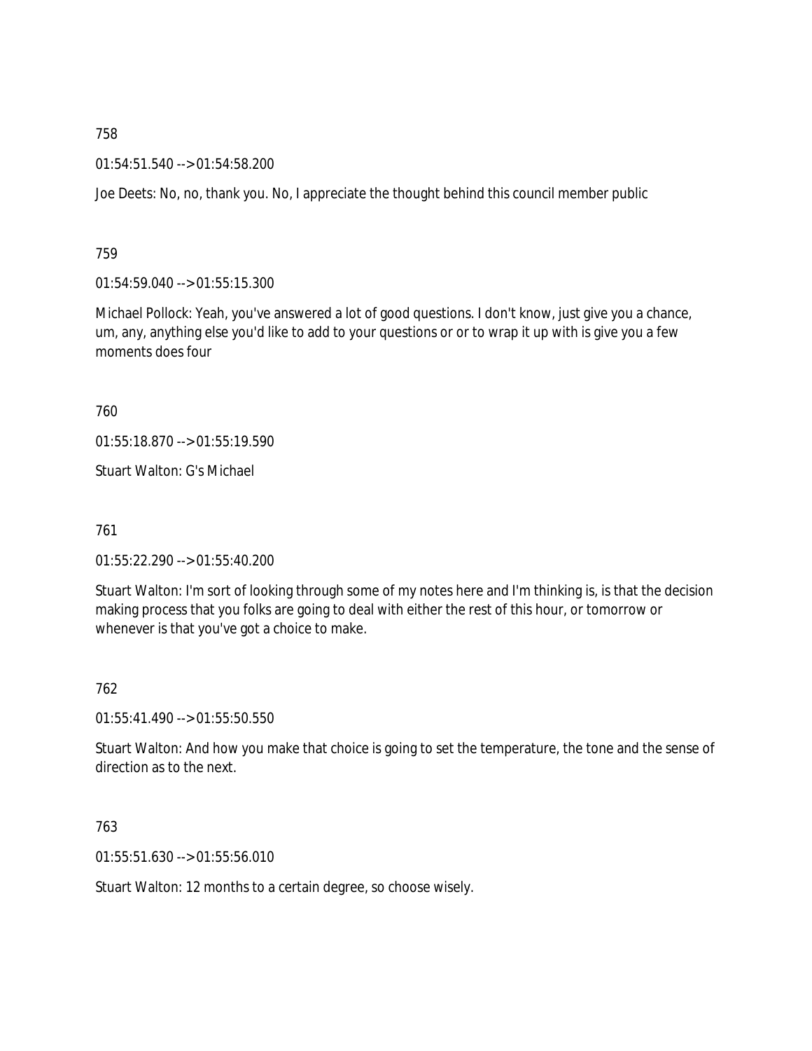758

01:54:51.540 --> 01:54:58.200

Joe Deets: No, no, thank you. No, I appreciate the thought behind this council member public

759

01:54:59.040 --> 01:55:15.300

Michael Pollock: Yeah, you've answered a lot of good questions. I don't know, just give you a chance, um, any, anything else you'd like to add to your questions or or to wrap it up with is give you a few moments does four

760

01:55:18.870 --> 01:55:19.590

Stuart Walton: G's Michael

761

01:55:22.290 --> 01:55:40.200

Stuart Walton: I'm sort of looking through some of my notes here and I'm thinking is, is that the decision making process that you folks are going to deal with either the rest of this hour, or tomorrow or whenever is that you've got a choice to make.

762

01:55:41.490 --> 01:55:50.550

Stuart Walton: And how you make that choice is going to set the temperature, the tone and the sense of direction as to the next.

763

01:55:51.630 --> 01:55:56.010

Stuart Walton: 12 months to a certain degree, so choose wisely.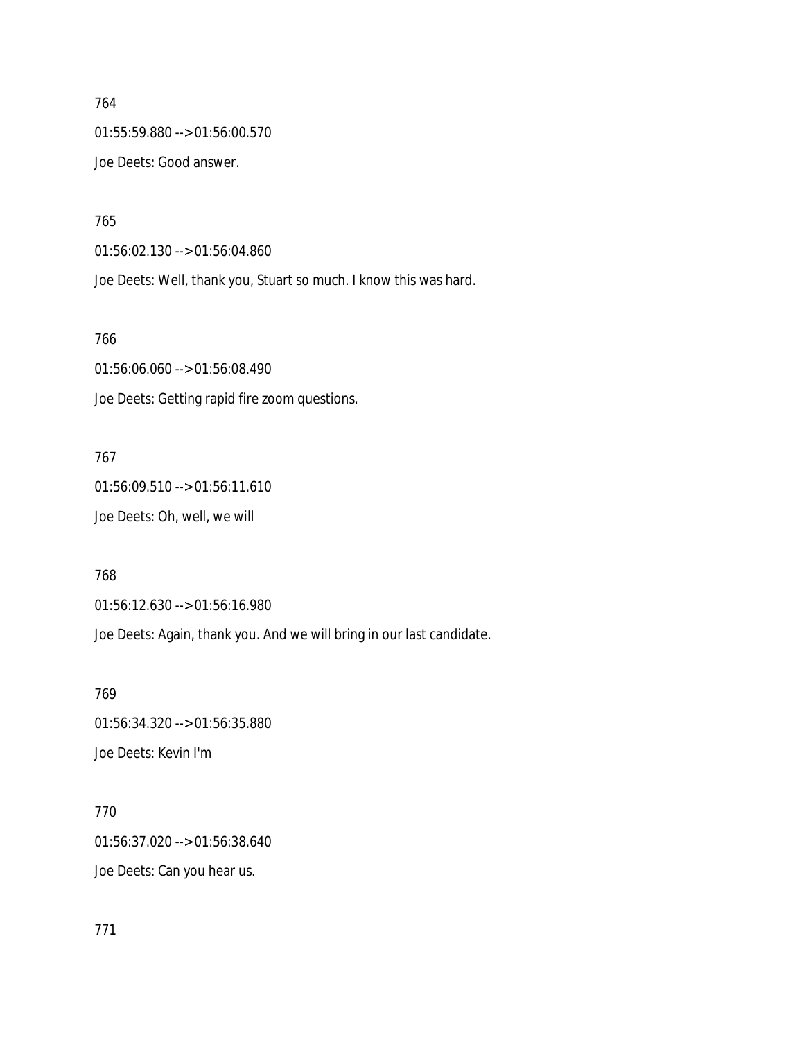764

01:55:59.880 --> 01:56:00.570

Joe Deets: Good answer.

765

01:56:02.130 --> 01:56:04.860

Joe Deets: Well, thank you, Stuart so much. I know this was hard.

766

01:56:06.060 --> 01:56:08.490

Joe Deets: Getting rapid fire zoom questions.

767

01:56:09.510 --> 01:56:11.610

Joe Deets: Oh, well, we will

768

01:56:12.630 --> 01:56:16.980

Joe Deets: Again, thank you. And we will bring in our last candidate.

769

01:56:34.320 --> 01:56:35.880

Joe Deets: Kevin I'm

770

01:56:37.020 --> 01:56:38.640

Joe Deets: Can you hear us.

771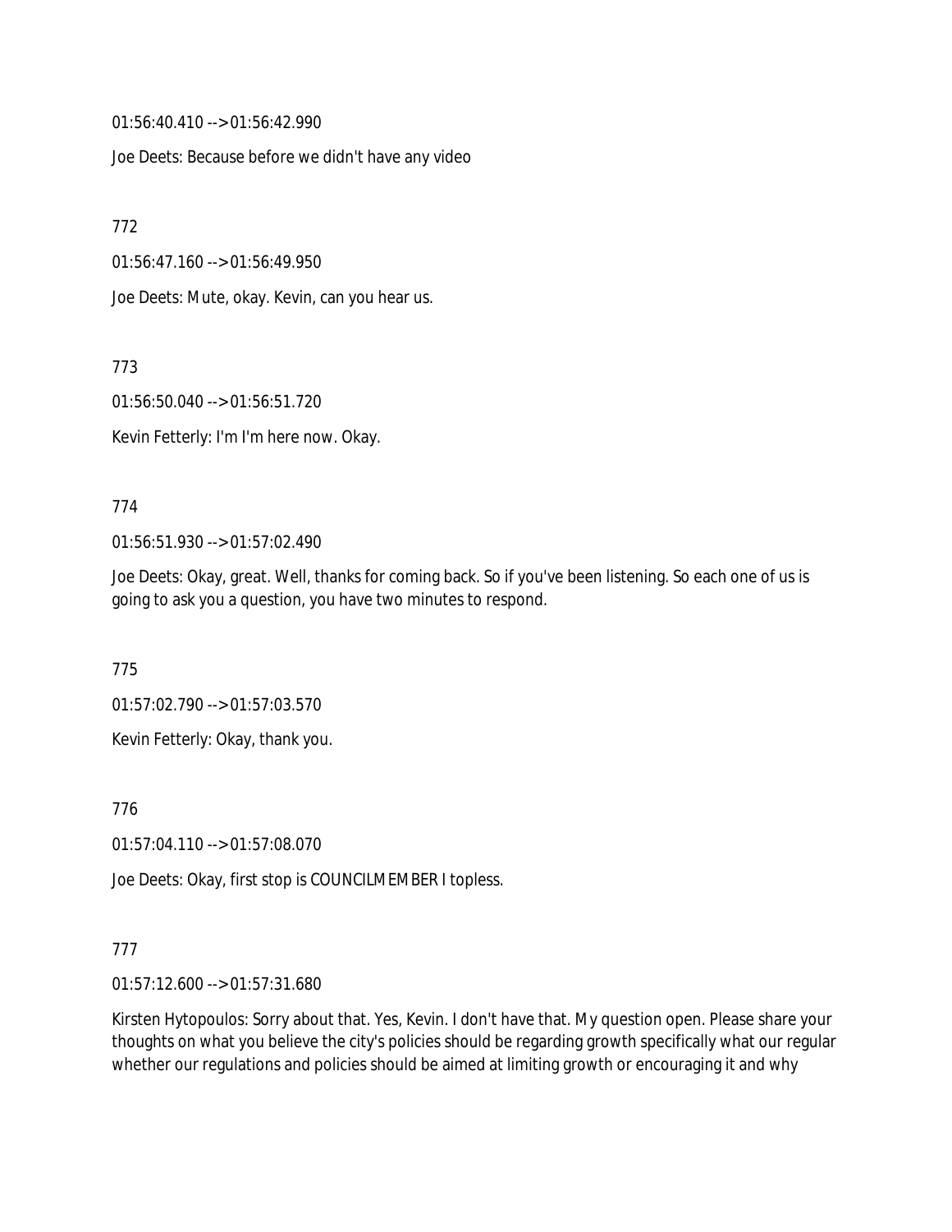01:56:40.410 --> 01:56:42.990

Joe Deets: Because before we didn't have any video

772

01:56:47.160 --> 01:56:49.950

Joe Deets: Mute, okay. Kevin, can you hear us.

773

01:56:50.040 --> 01:56:51.720

Kevin Fetterly: I'm I'm here now. Okay.

774

01:56:51.930 --> 01:57:02.490

Joe Deets: Okay, great. Well, thanks for coming back. So if you've been listening. So each one of us is going to ask you a question, you have two minutes to respond.

775

01:57:02.790 --> 01:57:03.570

Kevin Fetterly: Okay, thank you.

776

01:57:04.110 --> 01:57:08.070

Joe Deets: Okay, first stop is COUNCILMEMBER I topless.

777

01:57:12.600 --> 01:57:31.680

Kirsten Hytopoulos: Sorry about that. Yes, Kevin. I don't have that. My question open. Please share your thoughts on what you believe the city's policies should be regarding growth specifically what our regular whether our regulations and policies should be aimed at limiting growth or encouraging it and why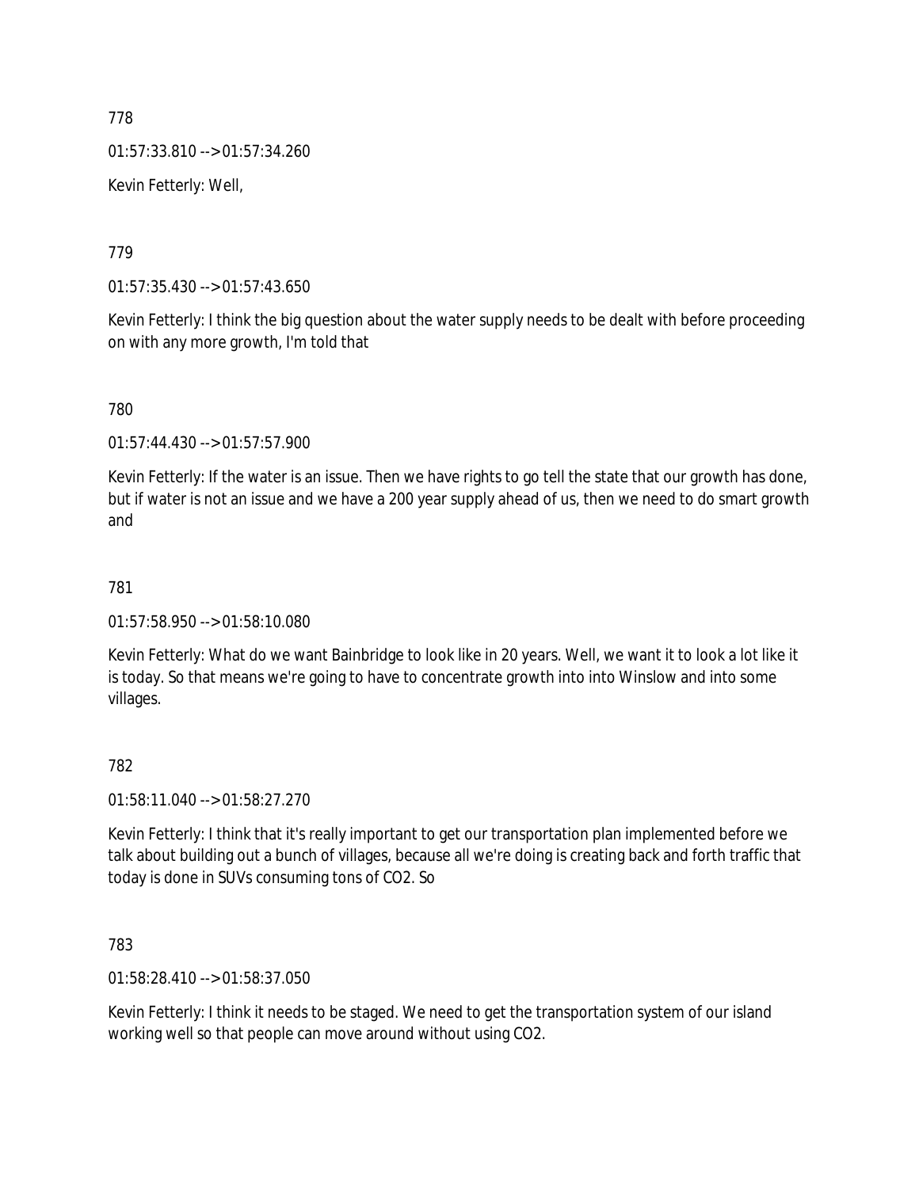778

01:57:33.810 --> 01:57:34.260

Kevin Fetterly: Well,

779

01:57:35.430 --> 01:57:43.650

Kevin Fetterly: I think the big question about the water supply needs to be dealt with before proceeding on with any more growth, I'm told that

780

01:57:44.430 --> 01:57:57.900

Kevin Fetterly: If the water is an issue. Then we have rights to go tell the state that our growth has done, but if water is not an issue and we have a 200 year supply ahead of us, then we need to do smart growth and

781

01:57:58.950 --> 01:58:10.080

Kevin Fetterly: What do we want Bainbridge to look like in 20 years. Well, we want it to look a lot like it is today. So that means we're going to have to concentrate growth into into Winslow and into some villages.

782

01:58:11.040 --> 01:58:27.270

Kevin Fetterly: I think that it's really important to get our transportation plan implemented before we talk about building out a bunch of villages, because all we're doing is creating back and forth traffic that today is done in SUVs consuming tons of $CO_2$. So

783

01:58:28.410 --> 01:58:37.050

Kevin Fetterly: I think it needs to be staged. We need to get the transportation system of our island working well so that people can move around without using $CO_2$.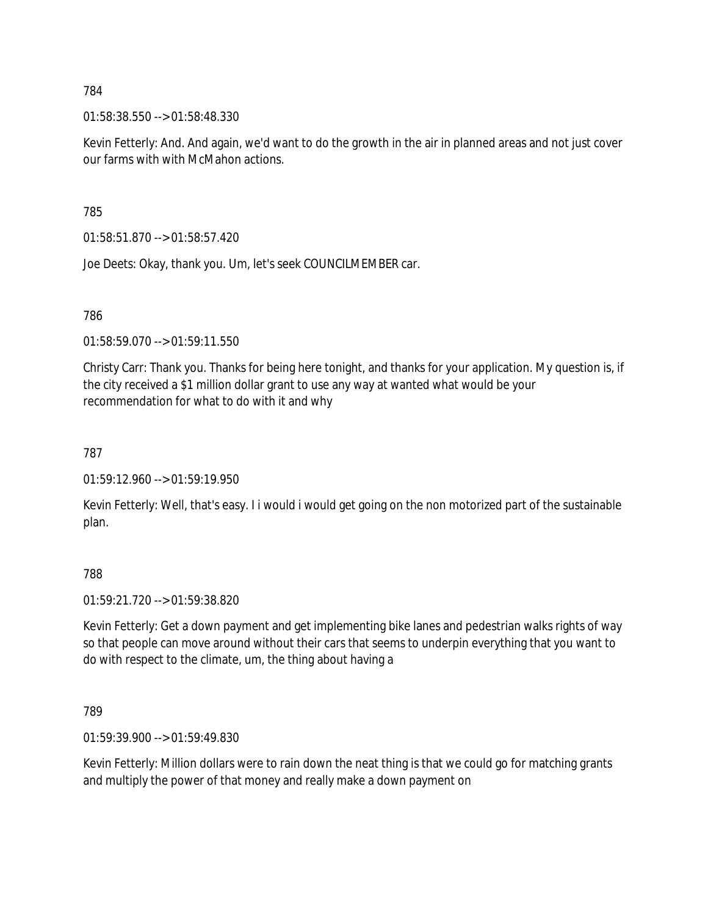784

01:58:38.550 --> 01:58:48.330

Kevin Fetterly: And. And again, we'd want to do the growth in the air in planned areas and not just cover our farms with with McMahon actions.

785

01:58:51.870 --> 01:58:57.420

Joe Deets: Okay, thank you. Um, let's seek COUNCILMEMBER car.

786

01:58:59.070 --> 01:59:11.550

Christy Carr: Thank you. Thanks for being here tonight, and thanks for your application. My question is, if the city received a $1 million dollar grant to use any way at wanted what would be your recommendation for what to do with it and why

787

01:59:12.960 --> 01:59:19.950

Kevin Fetterly: Well, that's easy. I i would i would get going on the non motorized part of the sustainable plan.

788

01:59:21.720 --> 01:59:38.820

Kevin Fetterly: Get a down payment and get implementing bike lanes and pedestrian walks rights of way so that people can move around without their cars that seems to underpin everything that you want to do with respect to the climate, um, the thing about having a

789

01:59:39.900 --> 01:59:49.830

Kevin Fetterly: Million dollars were to rain down the neat thing is that we could go for matching grants and multiply the power of that money and really make a down payment on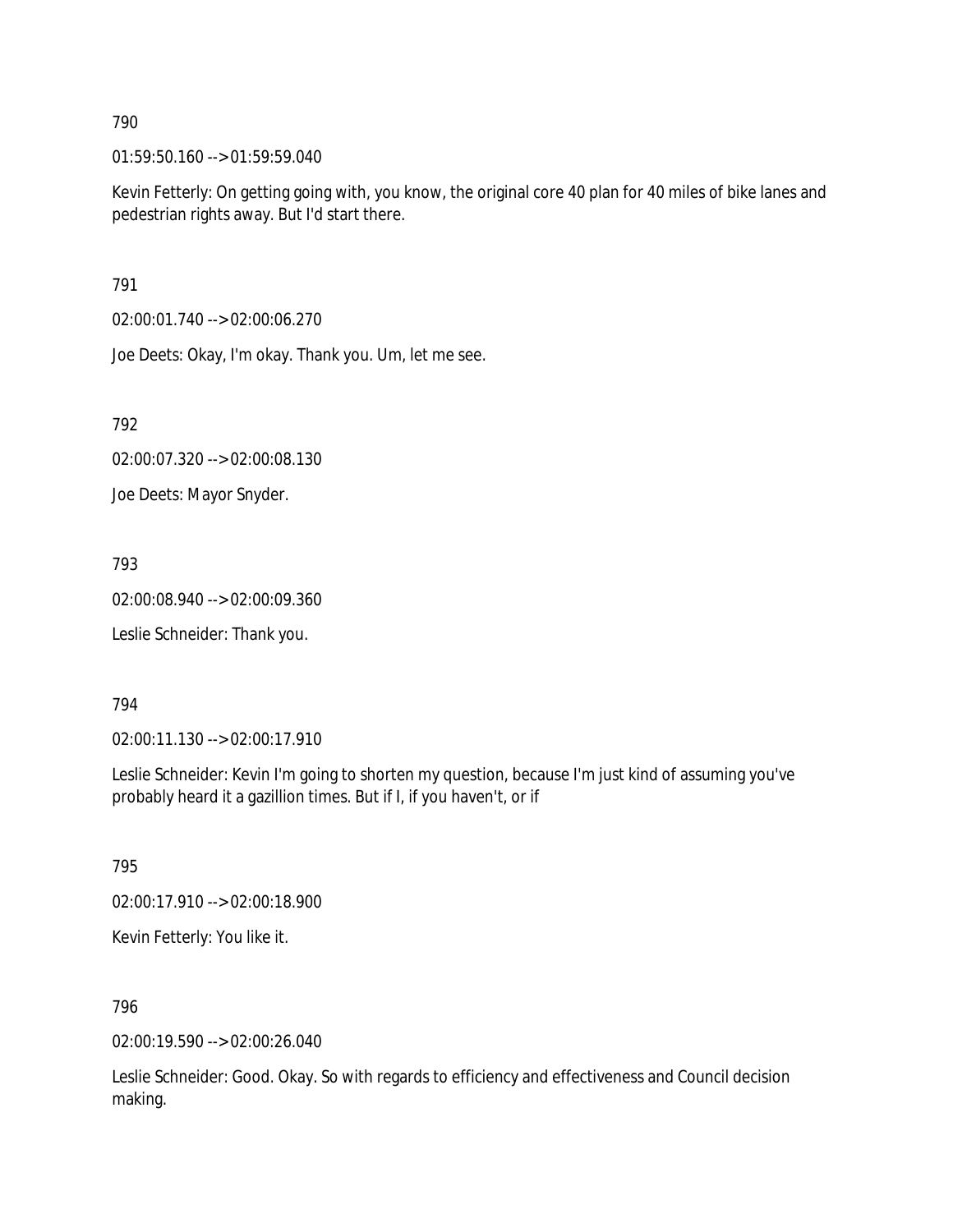790

01:59:50.160 --> 01:59:59.040

Kevin Fetterly: On getting going with, you know, the original core 40 plan for 40 miles of bike lanes and pedestrian rights away. But I'd start there.

791

02:00:01.740 --> 02:00:06.270

Joe Deets: Okay, I'm okay. Thank you. Um, let me see.

792

02:00:07.320 --> 02:00:08.130

Joe Deets: Mayor Snyder.

793

02:00:08.940 --> 02:00:09.360

Leslie Schneider: Thank you.

794

02:00:11.130 --> 02:00:17.910

Leslie Schneider: Kevin I'm going to shorten my question, because I'm just kind of assuming you've probably heard it a gazillion times. But if I, if you haven't, or if

795

02:00:17.910 --> 02:00:18.900

Kevin Fetterly: You like it.

796

02:00:19.590 --> 02:00:26.040

Leslie Schneider: Good. Okay. So with regards to efficiency and effectiveness and Council decision making.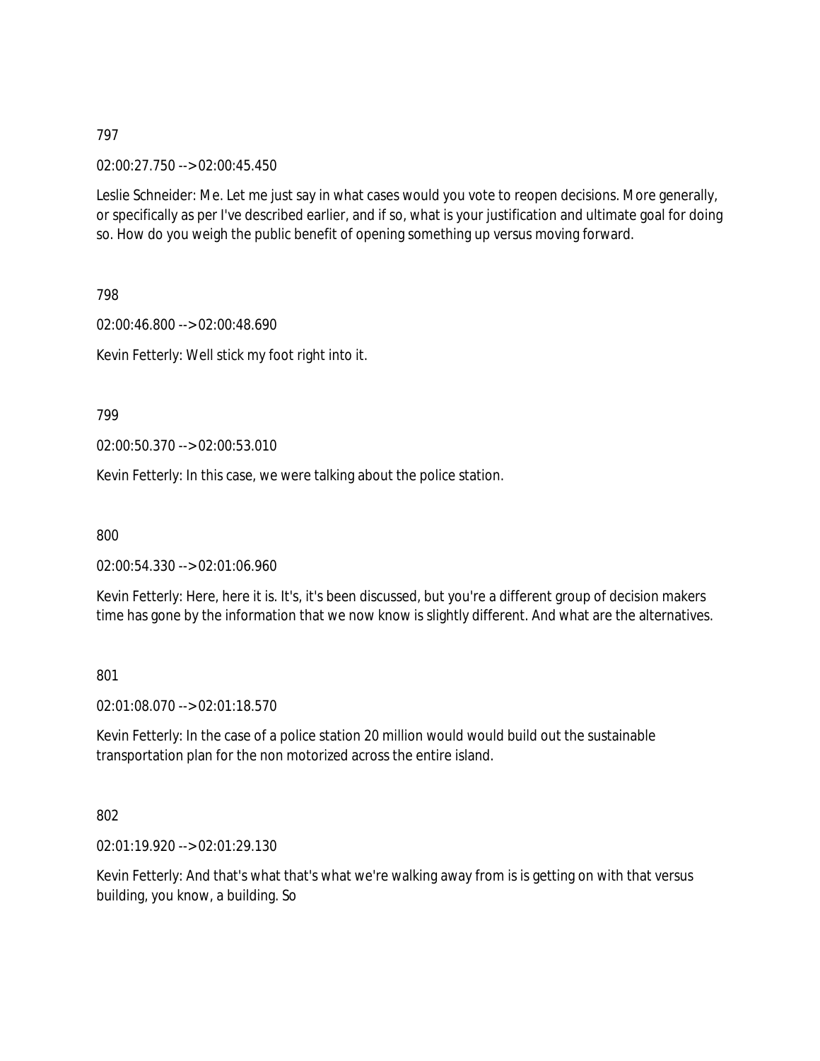797

02:00:27.750 --> 02:00:45.450

Leslie Schneider: Me. Let me just say in what cases would you vote to reopen decisions. More generally, or specifically as per I've described earlier, and if so, what is your justification and ultimate goal for doing so. How do you weigh the public benefit of opening something up versus moving forward.

798

02:00:46.800 --> 02:00:48.690

Kevin Fetterly: Well stick my foot right into it.

799

02:00:50.370 --> 02:00:53.010

Kevin Fetterly: In this case, we were talking about the police station.

800

02:00:54.330 --> 02:01:06.960

Kevin Fetterly: Here, here it is. It's, it's been discussed, but you're a different group of decision makers time has gone by the information that we now know is slightly different. And what are the alternatives.

801

02:01:08.070 --> 02:01:18.570

Kevin Fetterly: In the case of a police station 20 million would would build out the sustainable transportation plan for the non motorized across the entire island.

802

02:01:19.920 --> 02:01:29.130

Kevin Fetterly: And that's what that's what we're walking away from is is getting on with that versus building, you know, a building. So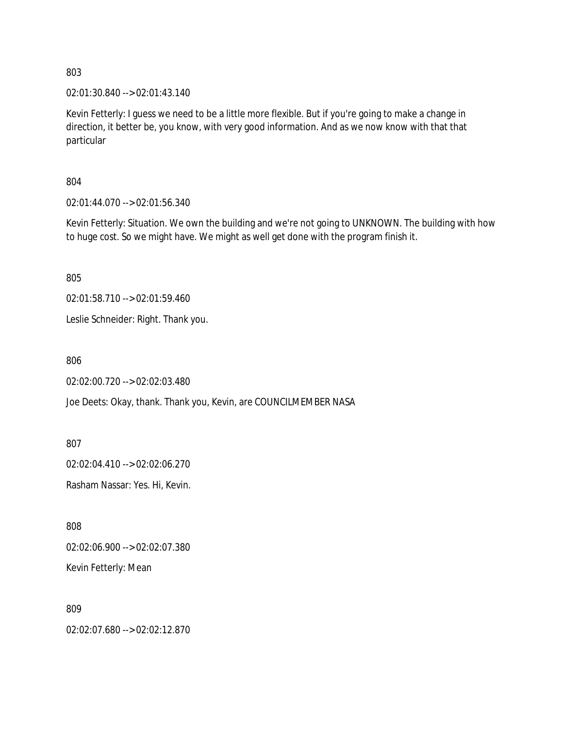803

02:01:30.840 --> 02:01:43.140

Kevin Fetterly: I guess we need to be a little more flexible. But if you're going to make a change in direction, it better be, you know, with very good information. And as we now know with that that particular

804

02:01:44.070 --> 02:01:56.340

Kevin Fetterly: Situation. We own the building and we're not going to UNKNOWN. The building with how to huge cost. So we might have. We might as well get done with the program finish it.

805

02:01:58.710 --> 02:01:59.460

Leslie Schneider: Right. Thank you.

806

02:02:00.720 --> 02:02:03.480

Joe Deets: Okay, thank. Thank you, Kevin, are COUNCILMEMBER NASA

807

02:02:04.410 --> 02:02:06.270

Rasham Nassar: Yes. Hi, Kevin.

808

02:02:06.900 --> 02:02:07.380

Kevin Fetterly: Mean

809

02:02:07.680 --> 02:02:12.870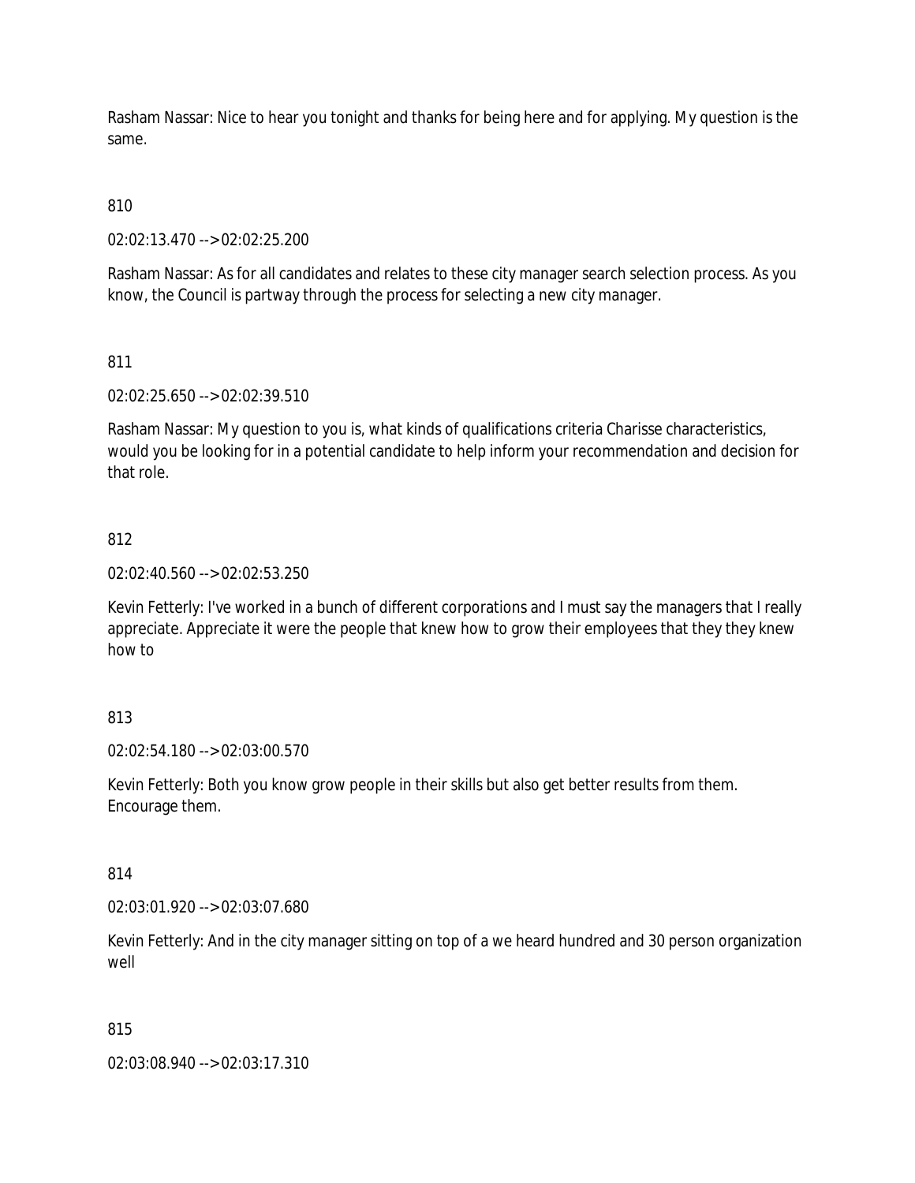Rasham Nassar: Nice to hear you tonight and thanks for being here and for applying. My question is the same.

810

02:02:13.470 --> 02:02:25.200

Rasham Nassar: As for all candidates and relates to these city manager search selection process. As you know, the Council is partway through the process for selecting a new city manager.

811

02:02:25.650 --> 02:02:39.510

Rasham Nassar: My question to you is, what kinds of qualifications criteria Charisse characteristics, would you be looking for in a potential candidate to help inform your recommendation and decision for that role.

812

02:02:40.560 --> 02:02:53.250

Kevin Fetterly: I've worked in a bunch of different corporations and I must say the managers that I really appreciate. Appreciate it were the people that knew how to grow their employees that they they knew how to

813

02:02:54.180 --> 02:03:00.570

Kevin Fetterly: Both you know grow people in their skills but also get better results from them. Encourage them.

814

02:03:01.920 --> 02:03:07.680

Kevin Fetterly: And in the city manager sitting on top of a we heard hundred and 30 person organization well

815

02:03:08.940 --> 02:03:17.310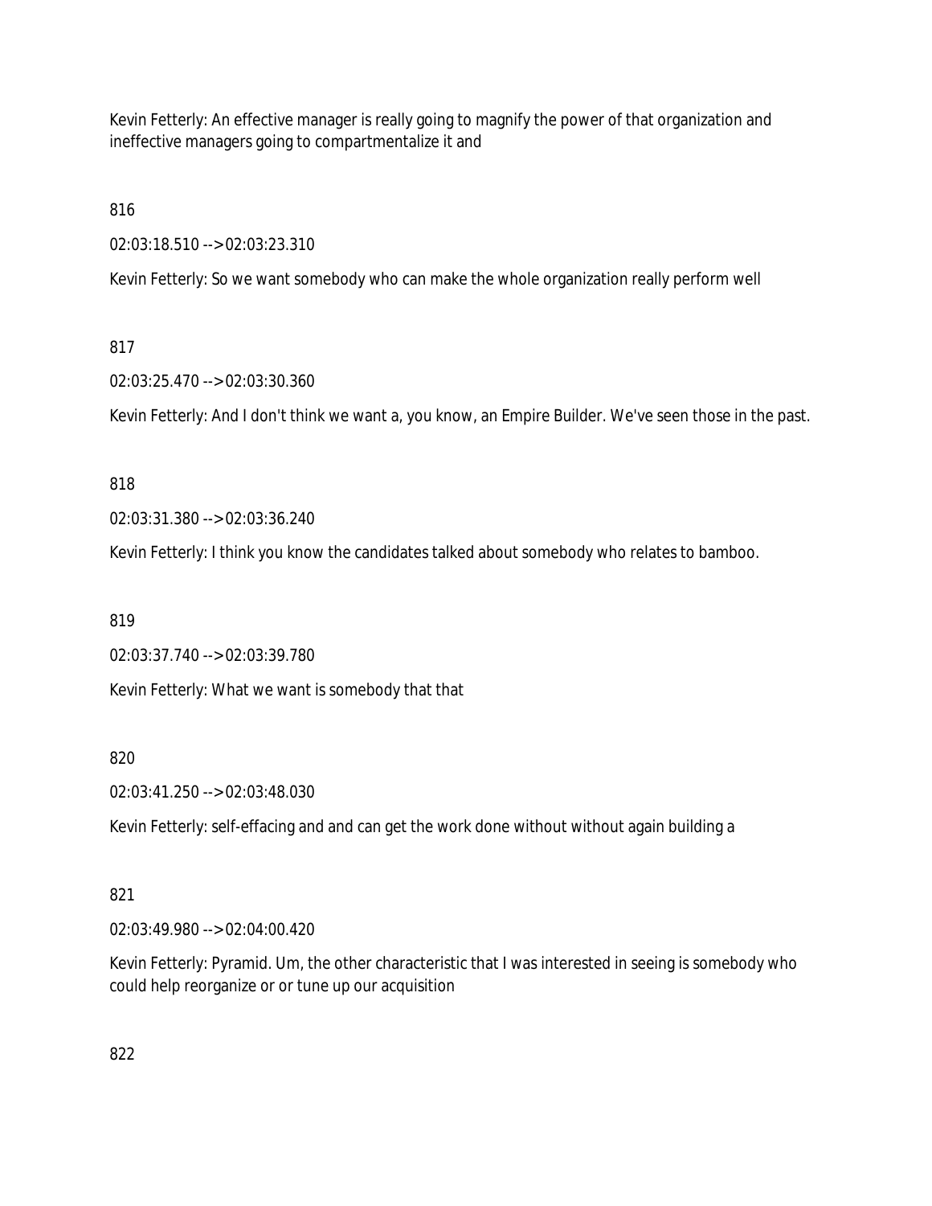Kevin Fetterly: An effective manager is really going to magnify the power of that organization and ineffective managers going to compartmentalize it and

816

02:03:18.510 --> 02:03:23.310

Kevin Fetterly: So we want somebody who can make the whole organization really perform well

817

02:03:25.470 --> 02:03:30.360

Kevin Fetterly: And I don't think we want a, you know, an Empire Builder. We've seen those in the past.

818

02:03:31.380 --> 02:03:36.240

Kevin Fetterly: I think you know the candidates talked about somebody who relates to bamboo.

819

02:03:37.740 --> 02:03:39.780

Kevin Fetterly: What we want is somebody that that

820

02:03:41.250 --> 02:03:48.030

Kevin Fetterly: self-effacing and and can get the work done without without again building a

821

02:03:49.980 --> 02:04:00.420

Kevin Fetterly: Pyramid. Um, the other characteristic that I was interested in seeing is somebody who could help reorganize or or tune up our acquisition

822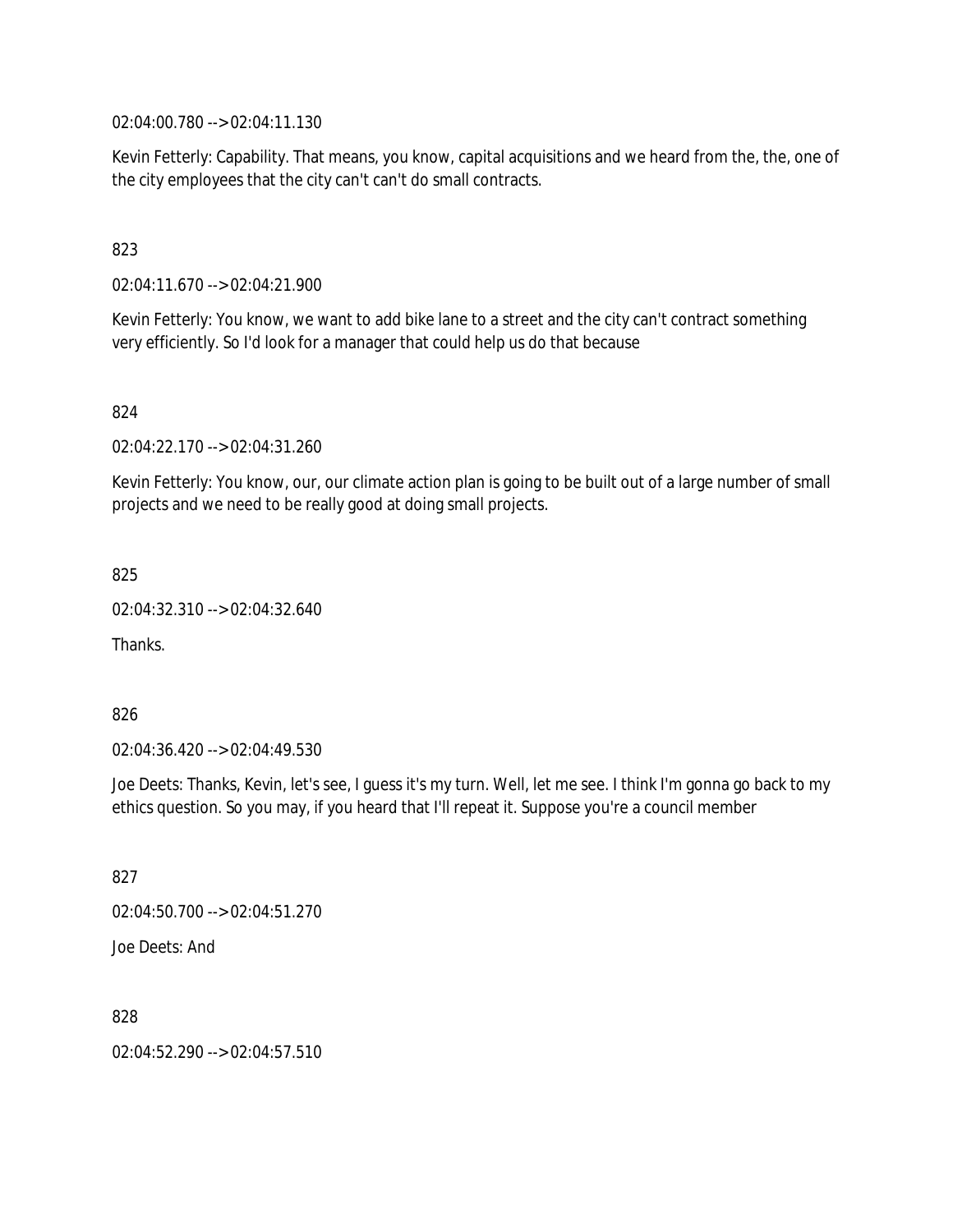02:04:00.780 --> 02:04:11.130

Kevin Fetterly: Capability. That means, you know, capital acquisitions and we heard from the, the, one of the city employees that the city can't can't do small contracts.

823

02:04:11.670 --> 02:04:21.900

Kevin Fetterly: You know, we want to add bike lane to a street and the city can't contract something very efficiently. So I'd look for a manager that could help us do that because

824

02:04:22.170 --> 02:04:31.260

Kevin Fetterly: You know, our, our climate action plan is going to be built out of a large number of small projects and we need to be really good at doing small projects.

825

02:04:32.310 --> 02:04:32.640

Thanks.

826

02:04:36.420 --> 02:04:49.530

Joe Deets: Thanks, Kevin, let's see, I guess it's my turn. Well, let me see. I think I'm gonna go back to my ethics question. So you may, if you heard that I'll repeat it. Suppose you're a council member

827

02:04:50.700 --> 02:04:51.270

Joe Deets: And

828

02:04:52.290 --> 02:04:57.510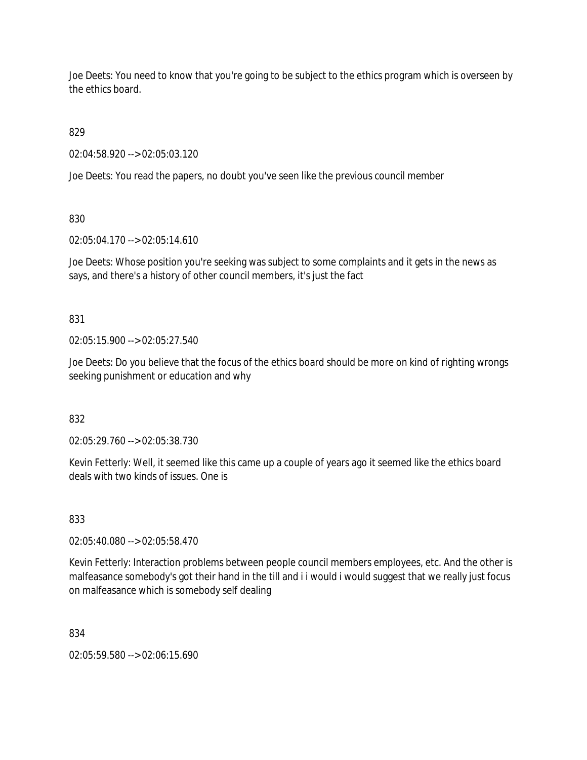Joe Deets: You need to know that you're going to be subject to the ethics program which is overseen by the ethics board.

829

02:04:58.920 --> 02:05:03.120

Joe Deets: You read the papers, no doubt you've seen like the previous council member

830

02:05:04.170 --> 02:05:14.610

Joe Deets: Whose position you're seeking was subject to some complaints and it gets in the news as says, and there's a history of other council members, it's just the fact

831

02:05:15.900 --> 02:05:27.540

Joe Deets: Do you believe that the focus of the ethics board should be more on kind of righting wrongs seeking punishment or education and why

832

02:05:29.760 --> 02:05:38.730

Kevin Fetterly: Well, it seemed like this came up a couple of years ago it seemed like the ethics board deals with two kinds of issues. One is

833

02:05:40.080 --> 02:05:58.470

Kevin Fetterly: Interaction problems between people council members employees, etc. And the other is malfeasance somebody's got their hand in the till and i i would i would suggest that we really just focus on malfeasance which is somebody self dealing

834

02:05:59.580 --> 02:06:15.690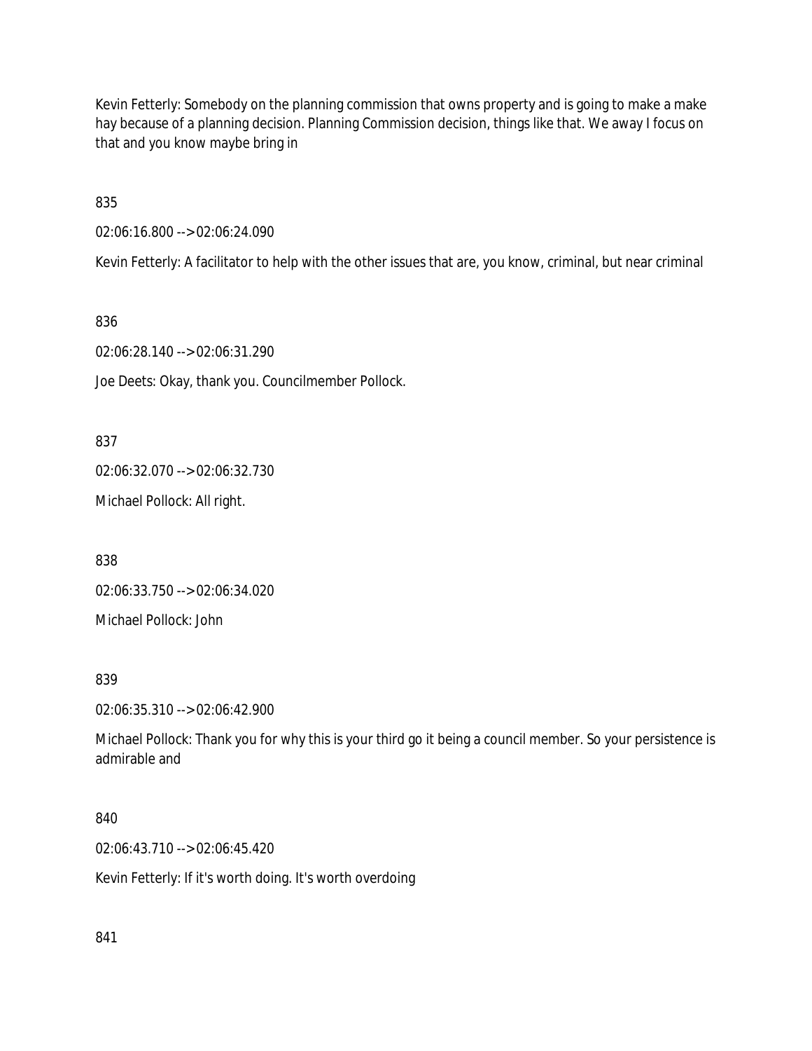Kevin Fetterly: Somebody on the planning commission that owns property and is going to make a make hay because of a planning decision. Planning Commission decision, things like that. We away I focus on that and you know maybe bring in

835

02:06:16.800 --> 02:06:24.090

Kevin Fetterly: A facilitator to help with the other issues that are, you know, criminal, but near criminal

836

02:06:28.140 --> 02:06:31.290

Joe Deets: Okay, thank you. Councilmember Pollock.

837

02:06:32.070 --> 02:06:32.730

Michael Pollock: All right.

838

02:06:33.750 --> 02:06:34.020

Michael Pollock: John

839

02:06:35.310 --> 02:06:42.900

Michael Pollock: Thank you for why this is your third go it being a council member. So your persistence is admirable and

840

02:06:43.710 --> 02:06:45.420

Kevin Fetterly: If it's worth doing. It's worth overdoing

841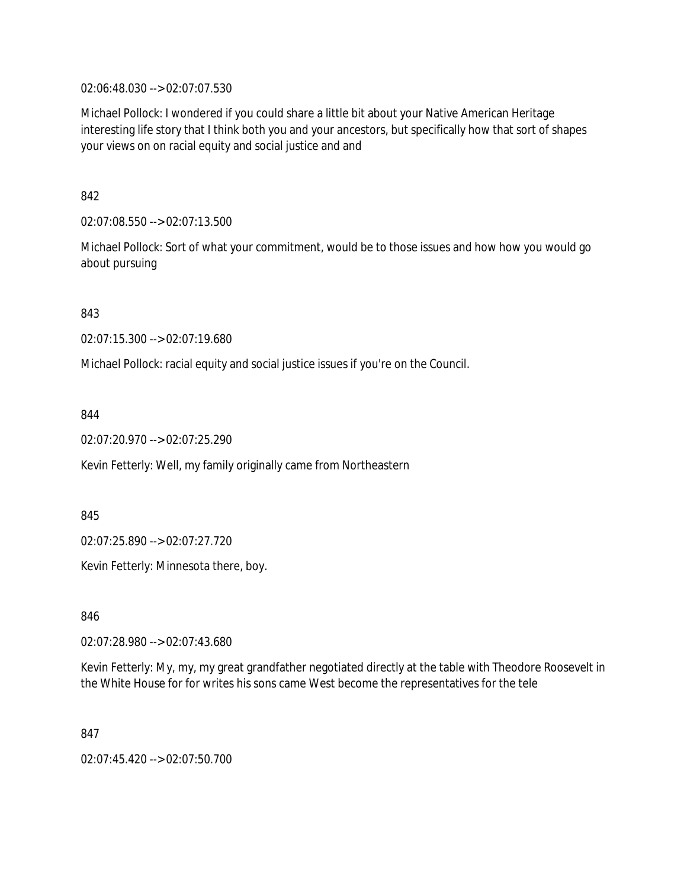02:06:48.030 --> 02:07:07.530

Michael Pollock: I wondered if you could share a little bit about your Native American Heritage interesting life story that I think both you and your ancestors, but specifically how that sort of shapes your views on on racial equity and social justice and and

842

02:07:08.550 --> 02:07:13.500

Michael Pollock: Sort of what your commitment, would be to those issues and how how you would go about pursuing

843

02:07:15.300 --> 02:07:19.680

Michael Pollock: racial equity and social justice issues if you're on the Council.

844

02:07:20.970 --> 02:07:25.290

Kevin Fetterly: Well, my family originally came from Northeastern

845

02:07:25.890 --> 02:07:27.720

Kevin Fetterly: Minnesota there, boy.

846

02:07:28.980 --> 02:07:43.680

Kevin Fetterly: My, my, my great grandfather negotiated directly at the table with Theodore Roosevelt in the White House for for writes his sons came West become the representatives for the tele

847

02:07:45.420 --> 02:07:50.700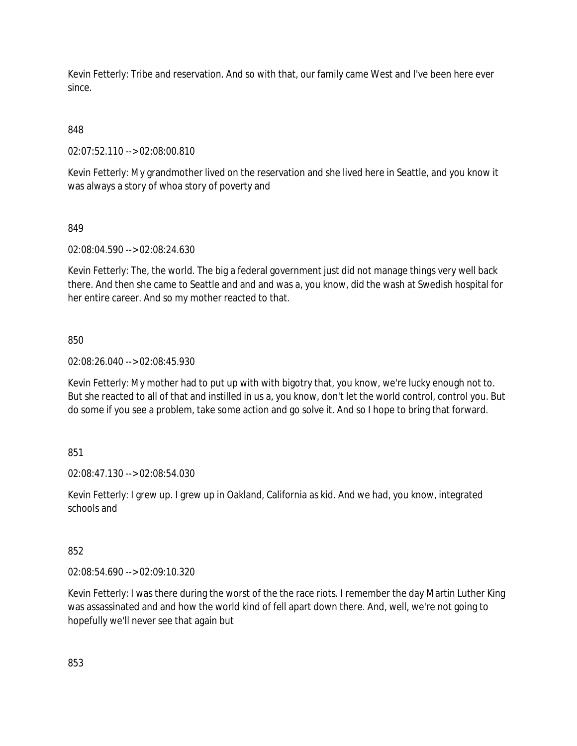Kevin Fetterly: Tribe and reservation. And so with that, our family came West and I've been here ever since.

848

02:07:52.110 --> 02:08:00.810

Kevin Fetterly: My grandmother lived on the reservation and she lived here in Seattle, and you know it was always a story of whoa story of poverty and

849

02:08:04.590 --> 02:08:24.630

Kevin Fetterly: The, the world. The big a federal government just did not manage things very well back there. And then she came to Seattle and and and was a, you know, did the wash at Swedish hospital for her entire career. And so my mother reacted to that.

850

02:08:26.040 --> 02:08:45.930

Kevin Fetterly: My mother had to put up with with bigotry that, you know, we're lucky enough not to. But she reacted to all of that and instilled in us a, you know, don't let the world control, control you. But do some if you see a problem, take some action and go solve it. And so I hope to bring that forward.

851

02:08:47.130 --> 02:08:54.030

Kevin Fetterly: I grew up. I grew up in Oakland, California as kid. And we had, you know, integrated schools and

852

02:08:54.690 --> 02:09:10.320

Kevin Fetterly: I was there during the worst of the the race riots. I remember the day Martin Luther King was assassinated and and how the world kind of fell apart down there. And, well, we're not going to hopefully we'll never see that again but

853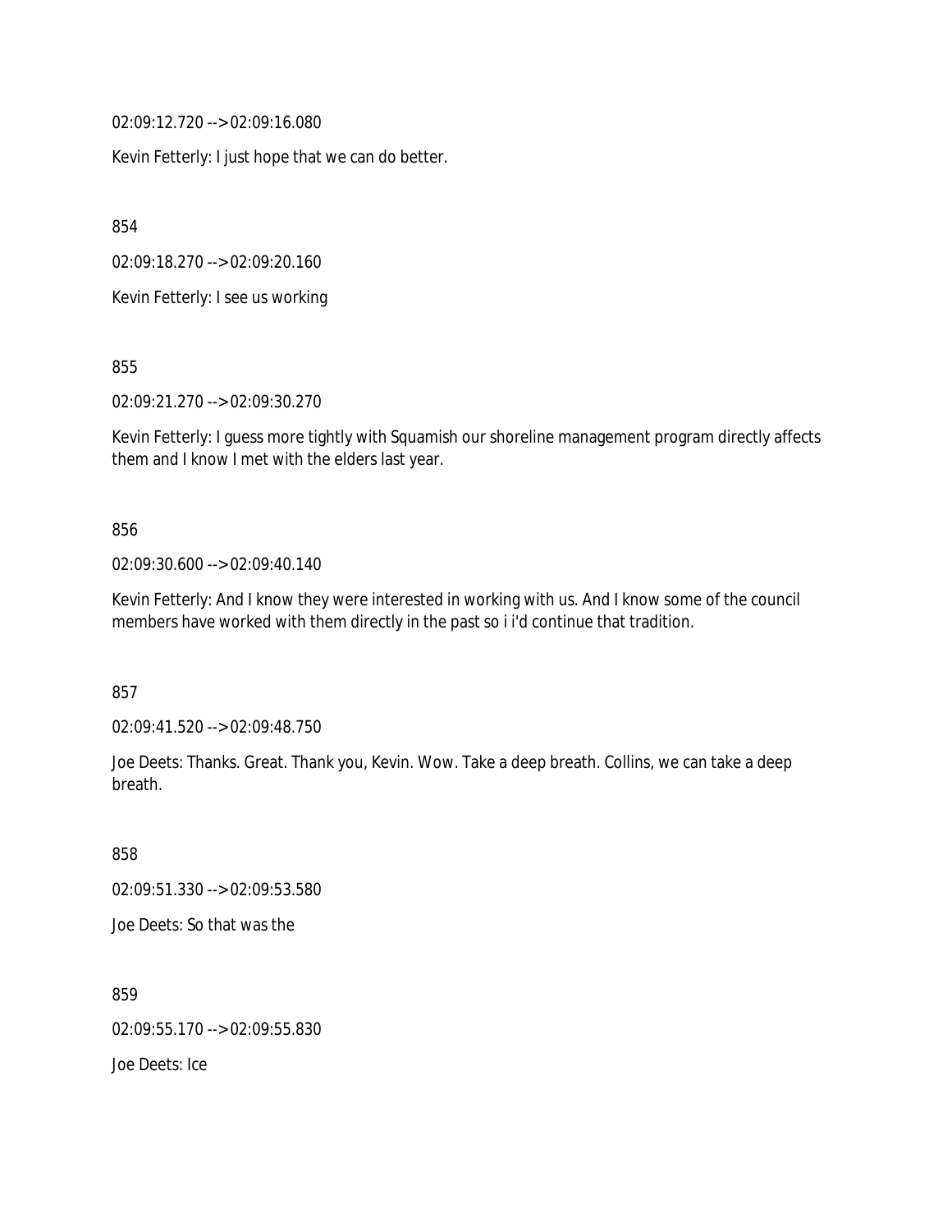02:09:12.720 --> 02:09:16.080

Kevin Fetterly: I just hope that we can do better.

854

02:09:18.270 --> 02:09:20.160

Kevin Fetterly: I see us working

855

02:09:21.270 --> 02:09:30.270

Kevin Fetterly: I guess more tightly with Squamish our shoreline management program directly affects them and I know I met with the elders last year.

856

02:09:30.600 --> 02:09:40.140

Kevin Fetterly: And I know they were interested in working with us. And I know some of the council members have worked with them directly in the past so i i'd continue that tradition.

857

02:09:41.520 --> 02:09:48.750

Joe Deets: Thanks. Great. Thank you, Kevin. Wow. Take a deep breath. Collins, we can take a deep breath.

858

02:09:51.330 --> 02:09:53.580

Joe Deets: So that was the

859

02:09:55.170 --> 02:09:55.830

Joe Deets: Ice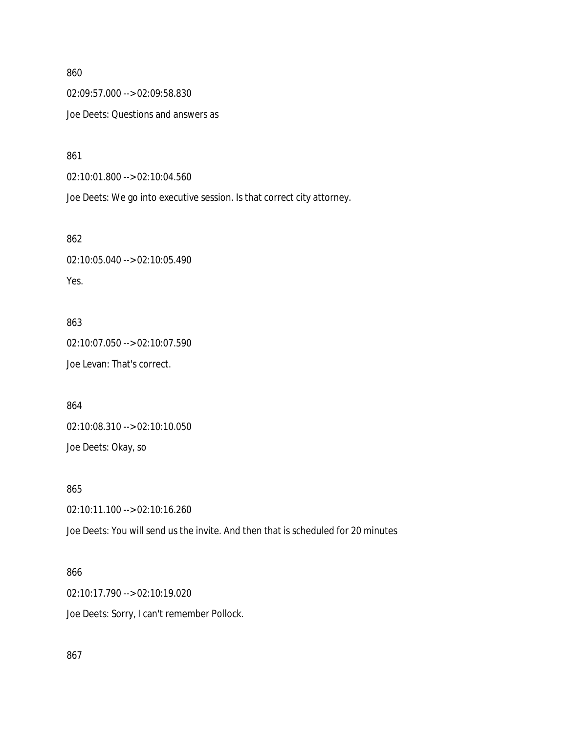860

02:09:57.000 --> 02:09:58.830

Joe Deets: Questions and answers as

861

02:10:01.800 --> 02:10:04.560

Joe Deets: We go into executive session. Is that correct city attorney.

862

02:10:05.040 --> 02:10:05.490

Yes.

863

02:10:07.050 --> 02:10:07.590

Joe Levan: That's correct.

864

02:10:08.310 --> 02:10:10.050

Joe Deets: Okay, so

865

02:10:11.100 --> 02:10:16.260

Joe Deets: You will send us the invite. And then that is scheduled for 20 minutes

866

02:10:17.790 --> 02:10:19.020

Joe Deets: Sorry, I can't remember Pollock.

867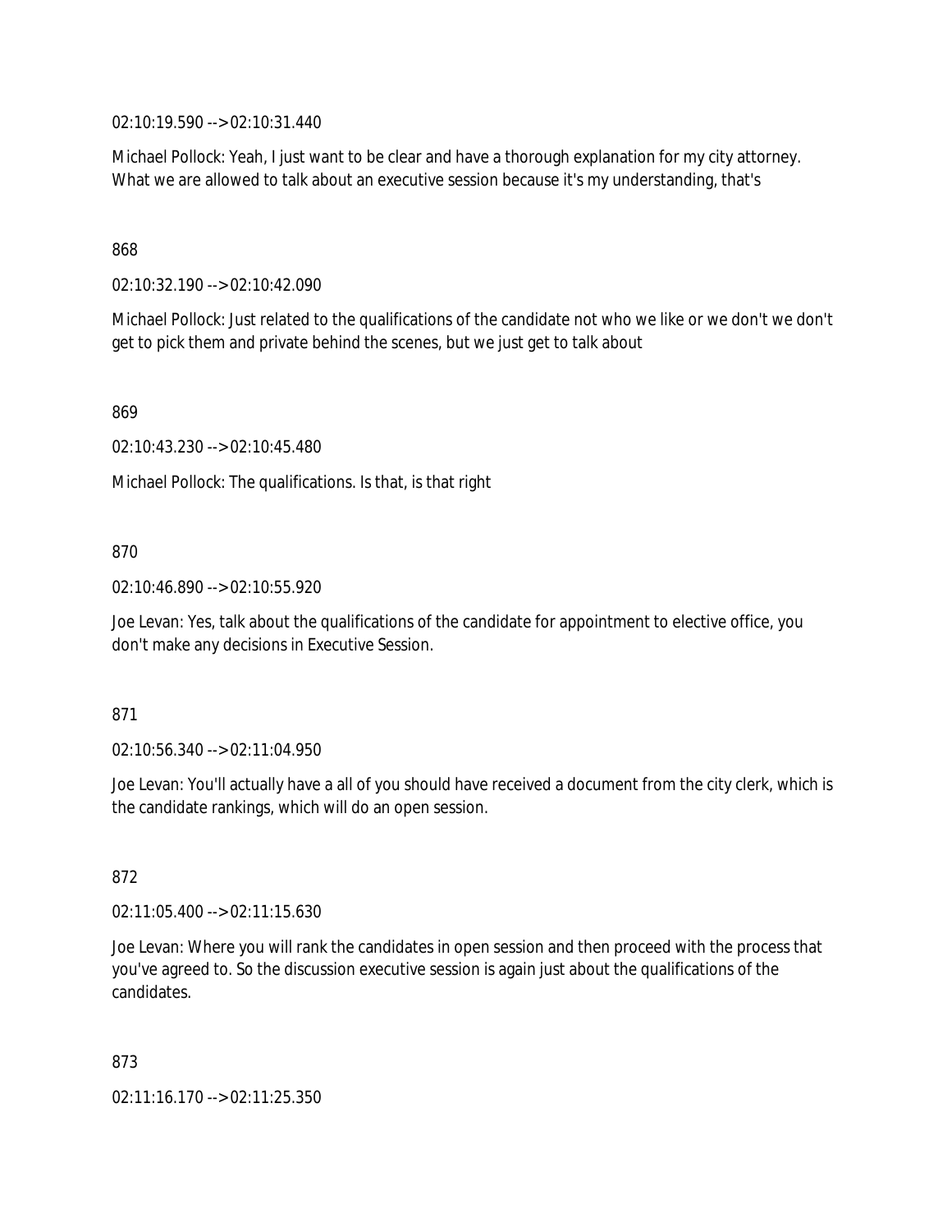02:10:19.590 --> 02:10:31.440

Michael Pollock: Yeah, I just want to be clear and have a thorough explanation for my city attorney. What we are allowed to talk about an executive session because it's my understanding, that's

868

02:10:32.190 --> 02:10:42.090

Michael Pollock: Just related to the qualifications of the candidate not who we like or we don't we don't get to pick them and private behind the scenes, but we just get to talk about

869

02:10:43.230 --> 02:10:45.480

Michael Pollock: The qualifications. Is that, is that right

870

02:10:46.890 --> 02:10:55.920

Joe Levan: Yes, talk about the qualifications of the candidate for appointment to elective office, you don't make any decisions in Executive Session.

871

02:10:56.340 --> 02:11:04.950

Joe Levan: You'll actually have a all of you should have received a document from the city clerk, which is the candidate rankings, which will do an open session.

872

02:11:05.400 --> 02:11:15.630

Joe Levan: Where you will rank the candidates in open session and then proceed with the process that you've agreed to. So the discussion executive session is again just about the qualifications of the candidates.

873

02:11:16.170 --> 02:11:25.350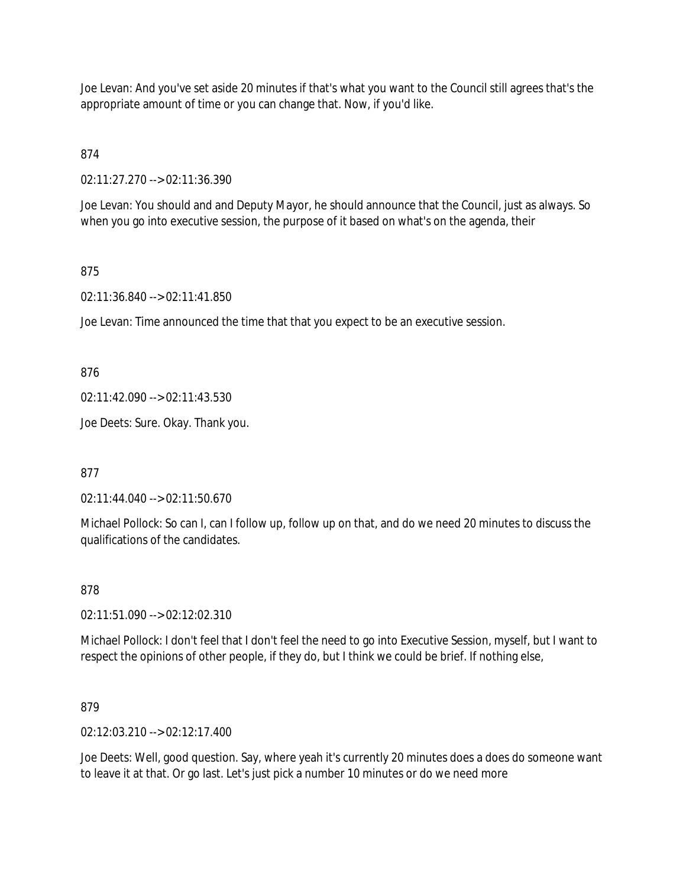Joe Levan: And you've set aside 20 minutes if that's what you want to the Council still agrees that's the appropriate amount of time or you can change that. Now, if you'd like.

874

02:11:27.270 --> 02:11:36.390

Joe Levan: You should and and Deputy Mayor, he should announce that the Council, just as always. So when you go into executive session, the purpose of it based on what's on the agenda, their

875

02:11:36.840 --> 02:11:41.850

Joe Levan: Time announced the time that that you expect to be an executive session.

876

02:11:42.090 --> 02:11:43.530

Joe Deets: Sure. Okay. Thank you.

877

02:11:44.040 --> 02:11:50.670

Michael Pollock: So can I, can I follow up, follow up on that, and do we need 20 minutes to discuss the qualifications of the candidates.

878

02:11:51.090 --> 02:12:02.310

Michael Pollock: I don't feel that I don't feel the need to go into Executive Session, myself, but I want to respect the opinions of other people, if they do, but I think we could be brief. If nothing else,

879

02:12:03.210 --> 02:12:17.400

Joe Deets: Well, good question. Say, where yeah it's currently 20 minutes does a does do someone want to leave it at that. Or go last. Let's just pick a number 10 minutes or do we need more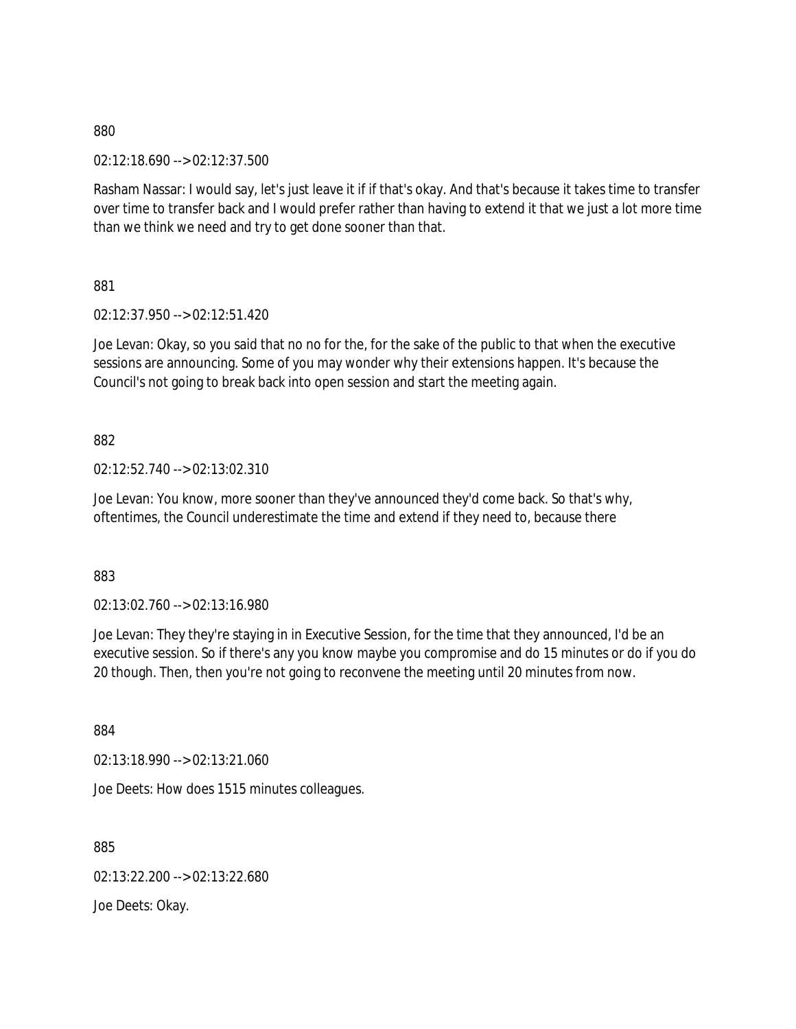880

02:12:18.690 --> 02:12:37.500

Rasham Nassar: I would say, let's just leave it if if that's okay. And that's because it takes time to transfer over time to transfer back and I would prefer rather than having to extend it that we just a lot more time than we think we need and try to get done sooner than that.

881

02:12:37.950 --> 02:12:51.420

Joe Levan: Okay, so you said that no no for the, for the sake of the public to that when the executive sessions are announcing. Some of you may wonder why their extensions happen. It's because the Council's not going to break back into open session and start the meeting again.

882

02:12:52.740 --> 02:13:02.310

Joe Levan: You know, more sooner than they've announced they'd come back. So that's why, oftentimes, the Council underestimate the time and extend if they need to, because there

883

02:13:02.760 --> 02:13:16.980

Joe Levan: They they're staying in in Executive Session, for the time that they announced, I'd be an executive session. So if there's any you know maybe you compromise and do 15 minutes or do if you do 20 though. Then, then you're not going to reconvene the meeting until 20 minutes from now.

884

02:13:18.990 --> 02:13:21.060

Joe Deets: How does 1515 minutes colleagues.

885

02:13:22.200 --> 02:13:22.680

Joe Deets: Okay.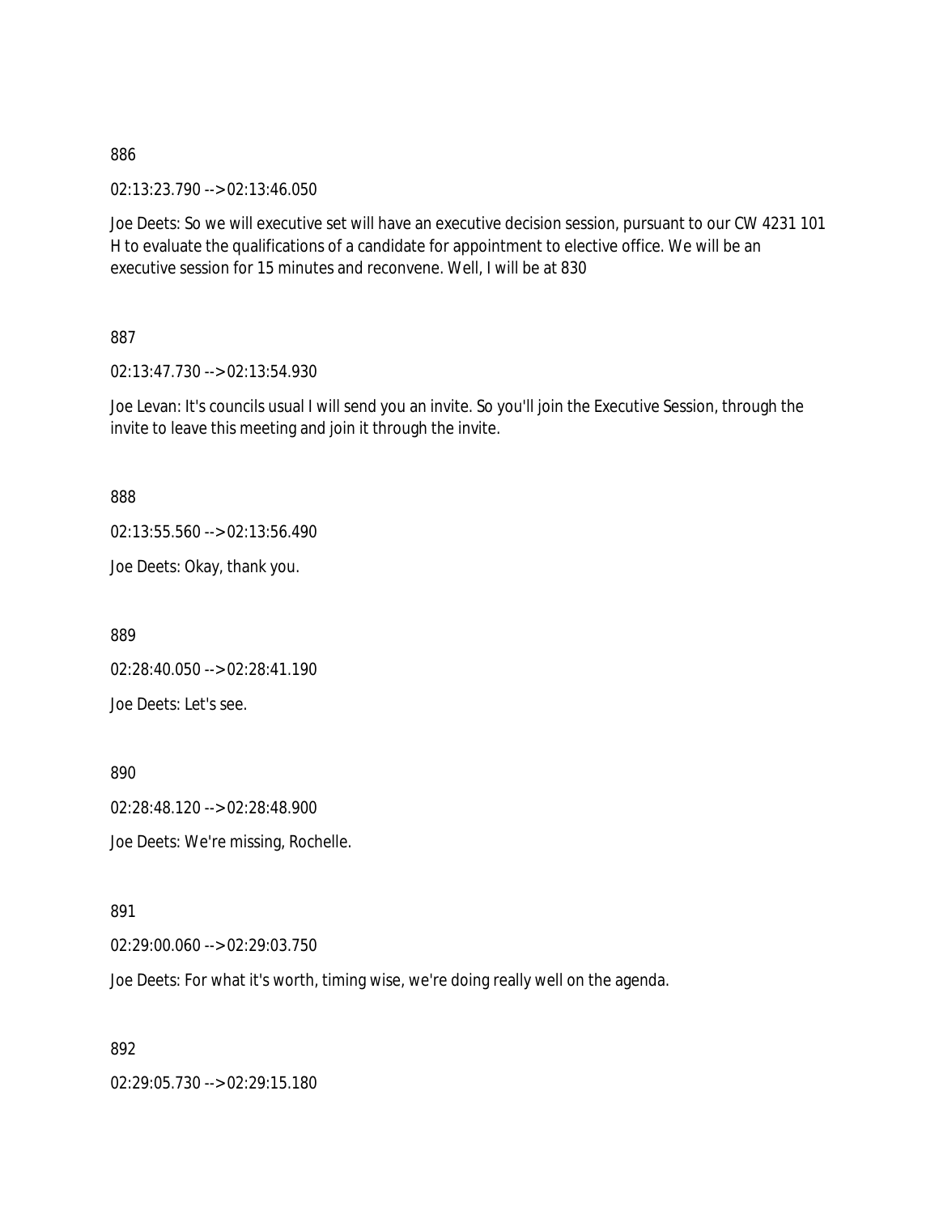886

02:13:23.790 --> 02:13:46.050

Joe Deets: So we will executive set will have an executive decision session, pursuant to our CW 4231 101 H to evaluate the qualifications of a candidate for appointment to elective office. We will be an executive session for 15 minutes and reconvene. Well, I will be at 830

887

02:13:47.730 --> 02:13:54.930

Joe Levan: It's councils usual I will send you an invite. So you'll join the Executive Session, through the invite to leave this meeting and join it through the invite.

888

02:13:55.560 --> 02:13:56.490

Joe Deets: Okay, thank you.

889

02:28:40.050 --> 02:28:41.190

Joe Deets: Let's see.

890

02:28:48.120 --> 02:28:48.900

Joe Deets: We're missing, Rochelle.

891

02:29:00.060 --> 02:29:03.750

Joe Deets: For what it's worth, timing wise, we're doing really well on the agenda.

892

02:29:05.730 --> 02:29:15.180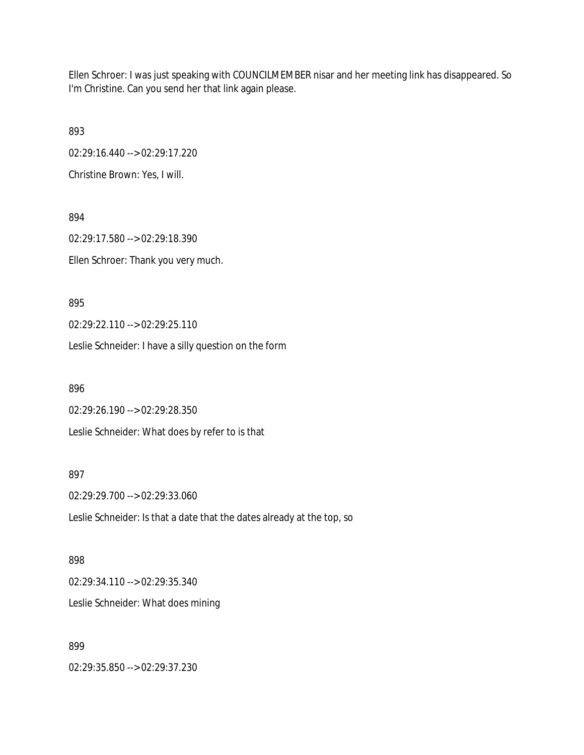Ellen Schroer: I was just speaking with COUNCILMEMBER nisar and her meeting link has disappeared. So I'm Christine. Can you send her that link again please.

893

02:29:16.440 --> 02:29:17.220

Christine Brown: Yes, I will.

894

02:29:17.580 --> 02:29:18.390

Ellen Schroer: Thank you very much.

895

02:29:22.110 --> 02:29:25.110

Leslie Schneider: I have a silly question on the form

896

02:29:26.190 --> 02:29:28.350

Leslie Schneider: What does by refer to is that

897

02:29:29.700 --> 02:29:33.060

Leslie Schneider: Is that a date that the dates already at the top, so

898

02:29:34.110 --> 02:29:35.340

Leslie Schneider: What does mining

899

02:29:35.850 --> 02:29:37.230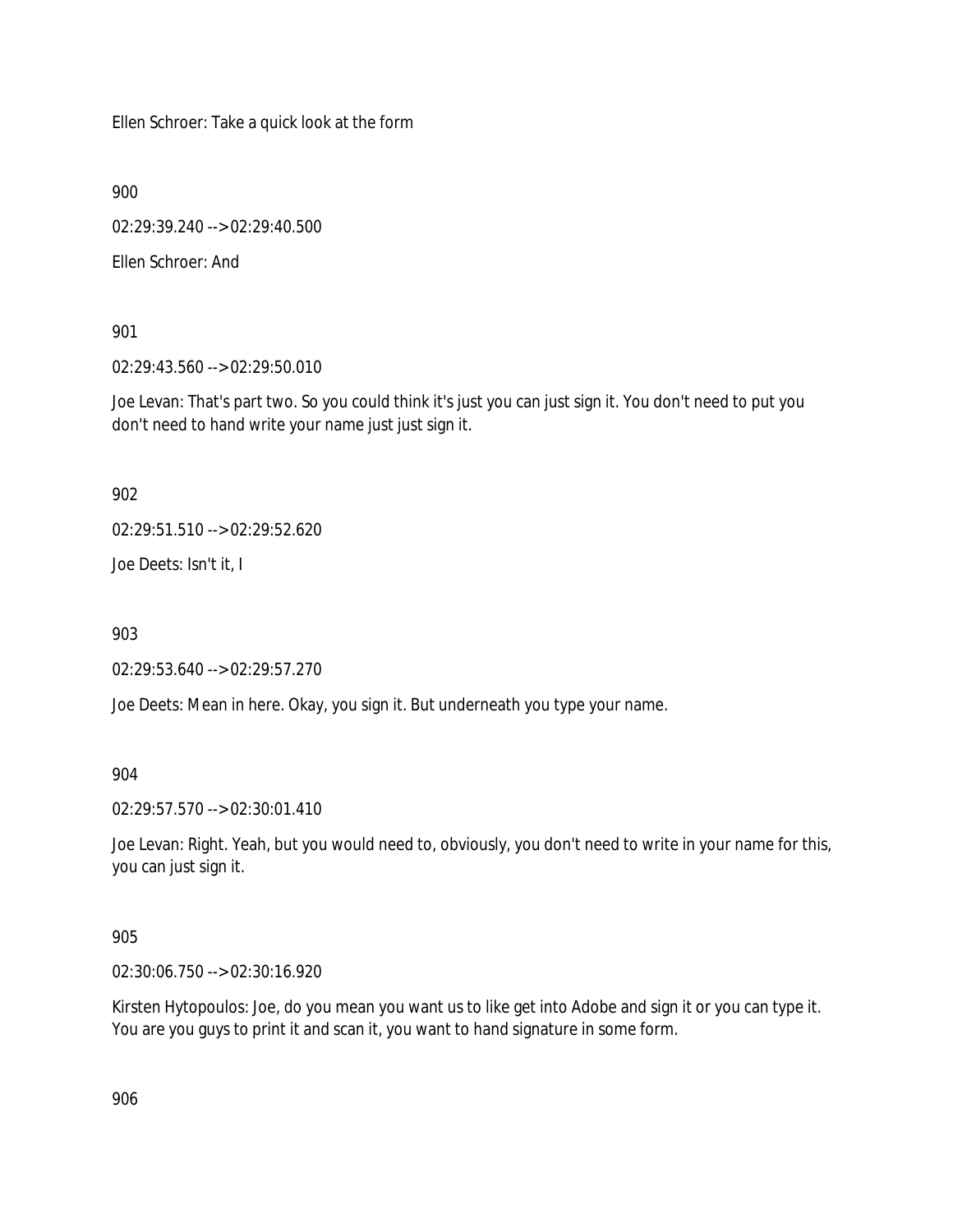Ellen Schroer: Take a quick look at the form

900

02:29:39.240 --> 02:29:40.500

Ellen Schroer: And

901

02:29:43.560 --> 02:29:50.010

Joe Levan: That's part two. So you could think it's just you can just sign it. You don't need to put you don't need to hand write your name just just sign it.

902

02:29:51.510 --> 02:29:52.620

Joe Deets: Isn't it, I

903

02:29:53.640 --> 02:29:57.270

Joe Deets: Mean in here. Okay, you sign it. But underneath you type your name.

904

02:29:57.570 --> 02:30:01.410

Joe Levan: Right. Yeah, but you would need to, obviously, you don't need to write in your name for this, you can just sign it.

905

02:30:06.750 --> 02:30:16.920

Kirsten Hytopoulos: Joe, do you mean you want us to like get into Adobe and sign it or you can type it. You are you guys to print it and scan it, you want to hand signature in some form.

906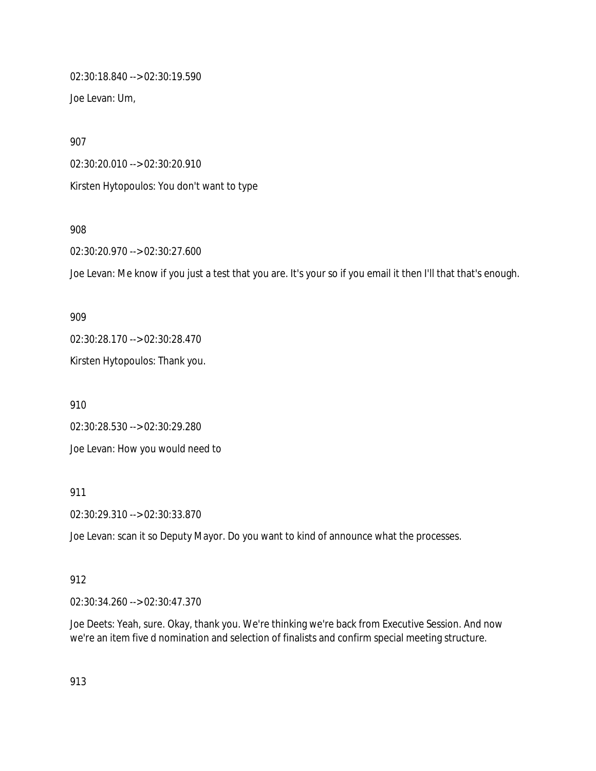02:30:18.840 --> 02:30:19.590

Joe Levan: Um,

907

02:30:20.010 --> 02:30:20.910

Kirsten Hytopoulos: You don't want to type

908

02:30:20.970 --> 02:30:27.600

Joe Levan: Me know if you just a test that you are. It's your so if you email it then I'll that that's enough.

909

02:30:28.170 --> 02:30:28.470

Kirsten Hytopoulos: Thank you.

910

02:30:28.530 --> 02:30:29.280

Joe Levan: How you would need to

911

02:30:29.310 --> 02:30:33.870

Joe Levan: scan it so Deputy Mayor. Do you want to kind of announce what the processes.

912

02:30:34.260 --> 02:30:47.370

Joe Deets: Yeah, sure. Okay, thank you. We're thinking we're back from Executive Session. And now we're an item five d nomination and selection of finalists and confirm special meeting structure.

913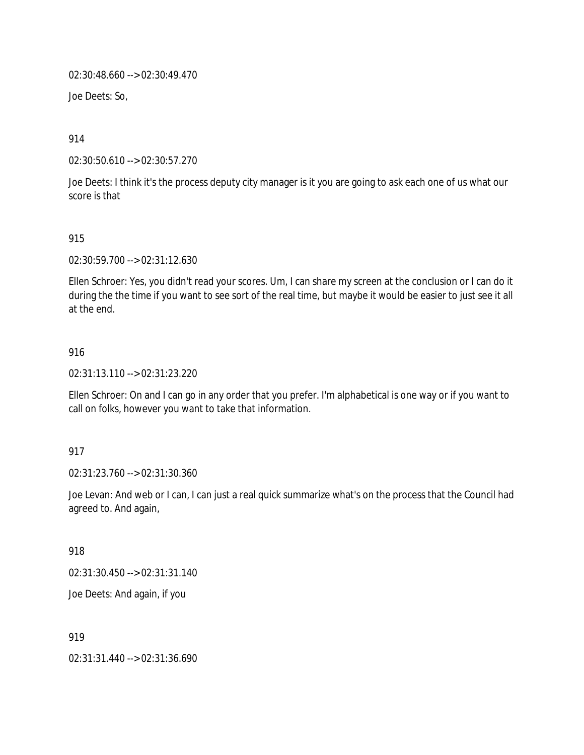02:30:48.660 --> 02:30:49.470

Joe Deets: So,

914

02:30:50.610 --> 02:30:57.270

Joe Deets: I think it's the process deputy city manager is it you are going to ask each one of us what our score is that

915

02:30:59.700 --> 02:31:12.630

Ellen Schroer: Yes, you didn't read your scores. Um, I can share my screen at the conclusion or I can do it during the the time if you want to see sort of the real time, but maybe it would be easier to just see it all at the end.

916

02:31:13.110 --> 02:31:23.220

Ellen Schroer: On and I can go in any order that you prefer. I'm alphabetical is one way or if you want to call on folks, however you want to take that information.

917

02:31:23.760 --> 02:31:30.360

Joe Levan: And web or I can, I can just a real quick summarize what's on the process that the Council had agreed to. And again,

918

02:31:30.450 --> 02:31:31.140

Joe Deets: And again, if you

919

02:31:31.440 --> 02:31:36.690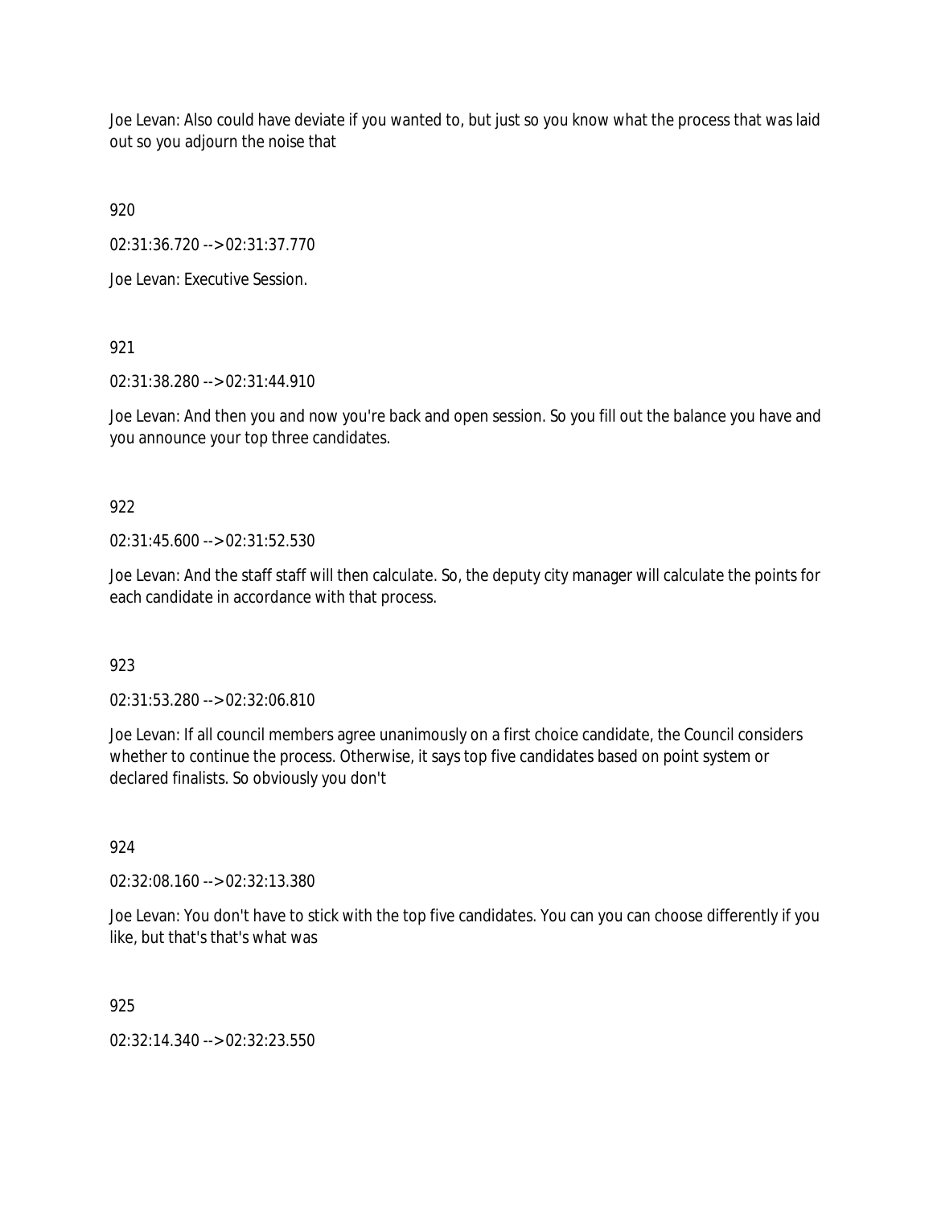Joe Levan: Also could have deviate if you wanted to, but just so you know what the process that was laid out so you adjourn the noise that

920

02:31:36.720 --> 02:31:37.770

Joe Levan: Executive Session.

921

02:31:38.280 --> 02:31:44.910

Joe Levan: And then you and now you're back and open session. So you fill out the balance you have and you announce your top three candidates.

922

02:31:45.600 --> 02:31:52.530

Joe Levan: And the staff staff will then calculate. So, the deputy city manager will calculate the points for each candidate in accordance with that process.

923

02:31:53.280 --> 02:32:06.810

Joe Levan: If all council members agree unanimously on a first choice candidate, the Council considers whether to continue the process. Otherwise, it says top five candidates based on point system or declared finalists. So obviously you don't

924

02:32:08.160 --> 02:32:13.380

Joe Levan: You don't have to stick with the top five candidates. You can you can choose differently if you like, but that's that's what was

925

02:32:14.340 --> 02:32:23.550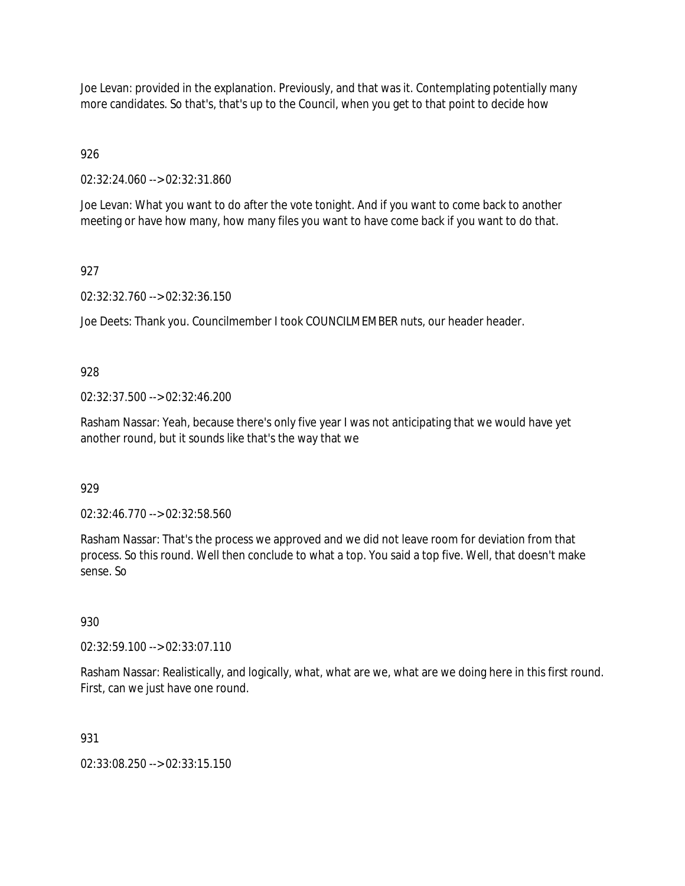Joe Levan: provided in the explanation. Previously, and that was it. Contemplating potentially many more candidates. So that's, that's up to the Council, when you get to that point to decide how

926

02:32:24.060 --> 02:32:31.860

Joe Levan: What you want to do after the vote tonight. And if you want to come back to another meeting or have how many, how many files you want to have come back if you want to do that.

927

02:32:32.760 --> 02:32:36.150

Joe Deets: Thank you. Councilmember I took COUNCILMEMBER nuts, our header header.

928

02:32:37.500 --> 02:32:46.200

Rasham Nassar: Yeah, because there's only five year I was not anticipating that we would have yet another round, but it sounds like that's the way that we

929

02:32:46.770 --> 02:32:58.560

Rasham Nassar: That's the process we approved and we did not leave room for deviation from that process. So this round. Well then conclude to what a top. You said a top five. Well, that doesn't make sense. So

930

02:32:59.100 --> 02:33:07.110

Rasham Nassar: Realistically, and logically, what, what are we, what are we doing here in this first round. First, can we just have one round.

931

02:33:08.250 --> 02:33:15.150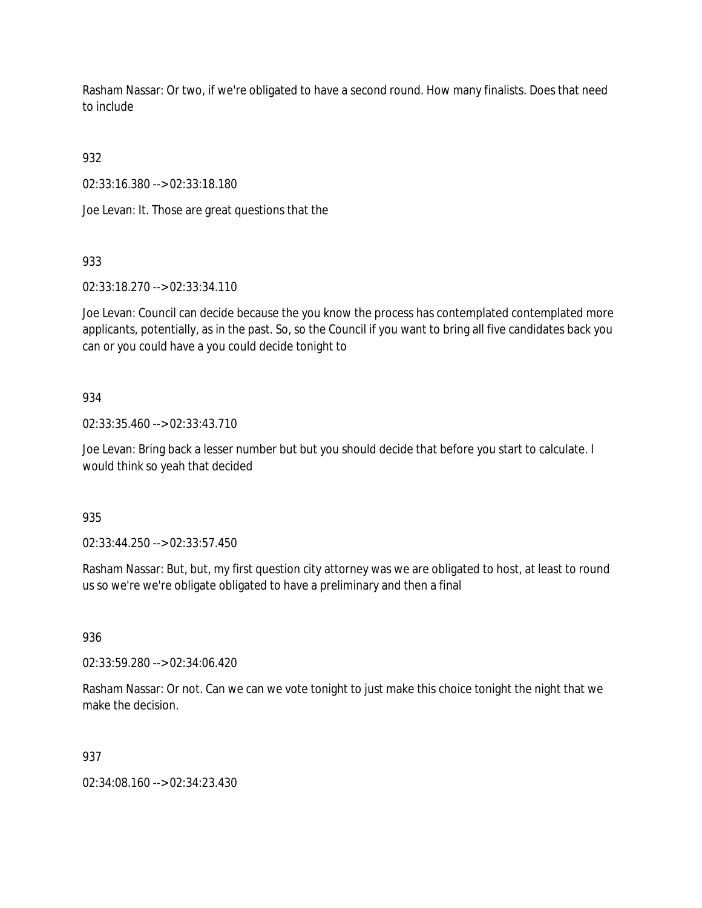Rasham Nassar: Or two, if we're obligated to have a second round. How many finalists. Does that need to include

932

02:33:16.380 --> 02:33:18.180

Joe Levan: It. Those are great questions that the

933

02:33:18.270 --> 02:33:34.110

Joe Levan: Council can decide because the you know the process has contemplated contemplated more applicants, potentially, as in the past. So, so the Council if you want to bring all five candidates back you can or you could have a you could decide tonight to

934

02:33:35.460 --> 02:33:43.710

Joe Levan: Bring back a lesser number but but you should decide that before you start to calculate. I would think so yeah that decided

935

02:33:44.250 --> 02:33:57.450

Rasham Nassar: But, but, my first question city attorney was we are obligated to host, at least to round us so we're we're obligate obligated to have a preliminary and then a final

936

02:33:59.280 --> 02:34:06.420

Rasham Nassar: Or not. Can we can we vote tonight to just make this choice tonight the night that we make the decision.

937

02:34:08.160 --> 02:34:23.430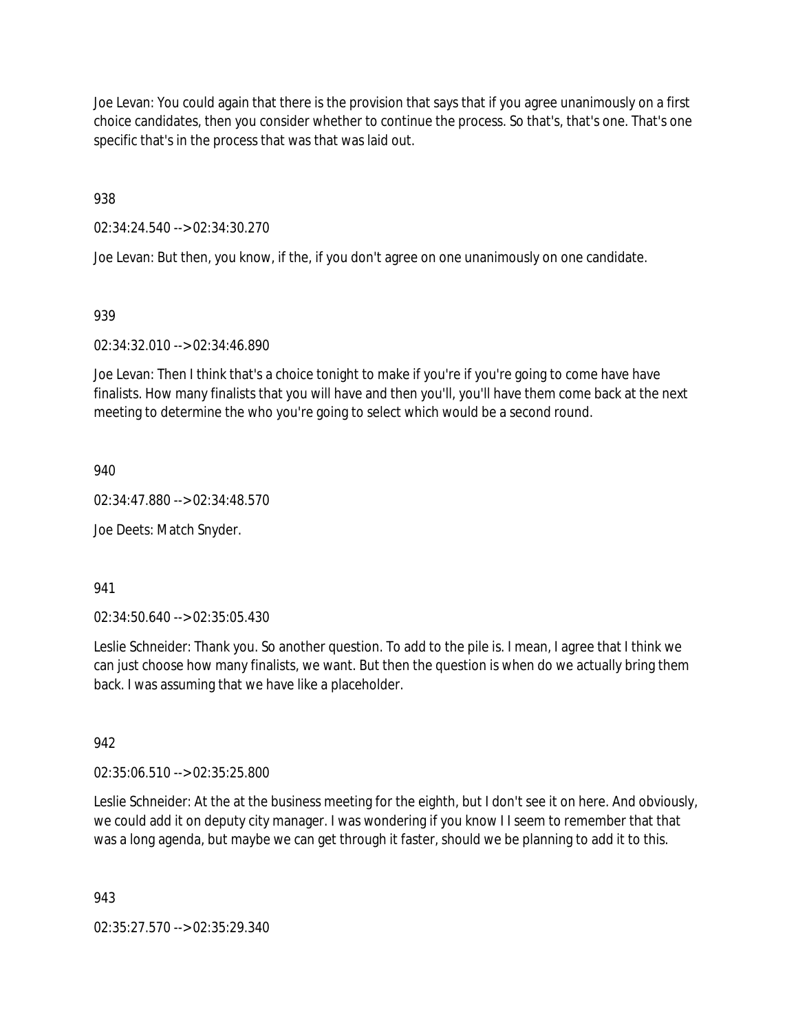Joe Levan: You could again that there is the provision that says that if you agree unanimously on a first choice candidates, then you consider whether to continue the process. So that's, that's one. That's one specific that's in the process that was that was laid out.

938

02:34:24.540 --> 02:34:30.270

Joe Levan: But then, you know, if the, if you don't agree on one unanimously on one candidate.

939

02:34:32.010 --> 02:34:46.890

Joe Levan: Then I think that's a choice tonight to make if you're if you're going to come have have finalists. How many finalists that you will have and then you'll, you'll have them come back at the next meeting to determine the who you're going to select which would be a second round.

940

02:34:47.880 --> 02:34:48.570

Joe Deets: Match Snyder.

941

02:34:50.640 --> 02:35:05.430

Leslie Schneider: Thank you. So another question. To add to the pile is. I mean, I agree that I think we can just choose how many finalists, we want. But then the question is when do we actually bring them back. I was assuming that we have like a placeholder.

942

02:35:06.510 --> 02:35:25.800

Leslie Schneider: At the at the business meeting for the eighth, but I don't see it on here. And obviously, we could add it on deputy city manager. I was wondering if you know I I seem to remember that that was a long agenda, but maybe we can get through it faster, should we be planning to add it to this.

943

02:35:27.570 --> 02:35:29.340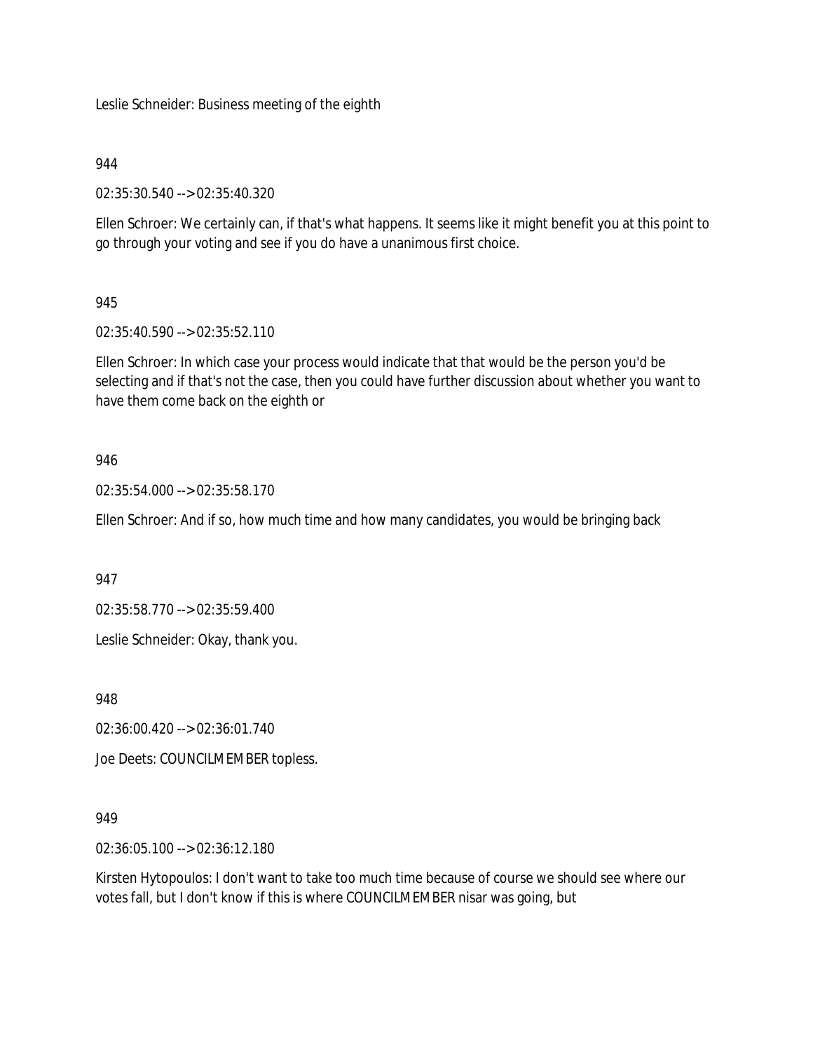Leslie Schneider: Business meeting of the eighth

944

02:35:30.540 --> 02:35:40.320

Ellen Schroer: We certainly can, if that's what happens. It seems like it might benefit you at this point to go through your voting and see if you do have a unanimous first choice.

945

02:35:40.590 --> 02:35:52.110

Ellen Schroer: In which case your process would indicate that that would be the person you'd be selecting and if that's not the case, then you could have further discussion about whether you want to have them come back on the eighth or

946

02:35:54.000 --> 02:35:58.170

Ellen Schroer: And if so, how much time and how many candidates, you would be bringing back

947

02:35:58.770 --> 02:35:59.400

Leslie Schneider: Okay, thank you.

948

02:36:00.420 --> 02:36:01.740

Joe Deets: COUNCILMEMBER topless.

949

02:36:05.100 --> 02:36:12.180

Kirsten Hytopoulos: I don't want to take too much time because of course we should see where our votes fall, but I don't know if this is where COUNCILMEMBER nisar was going, but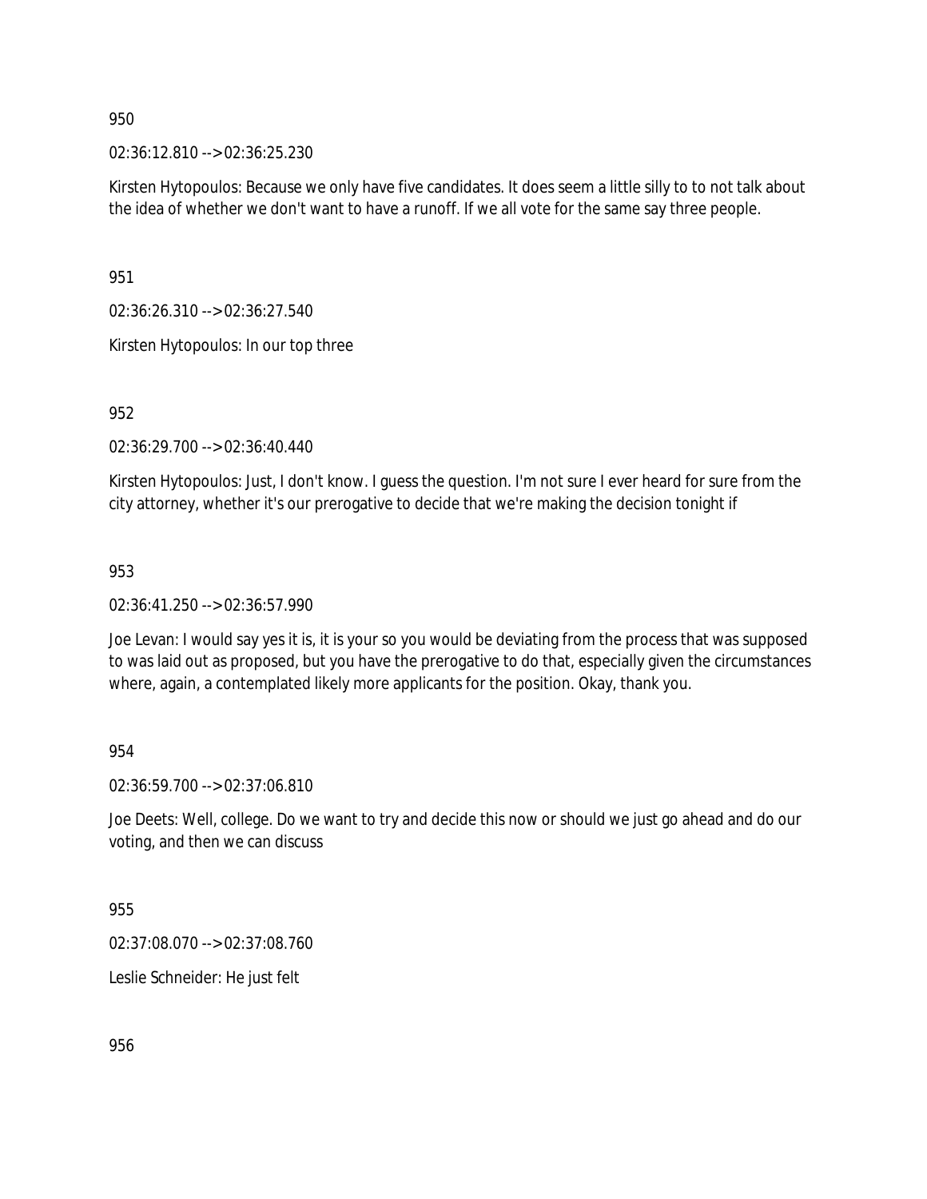950

02:36:12.810 --> 02:36:25.230

Kirsten Hytopoulos: Because we only have five candidates. It does seem a little silly to to not talk about the idea of whether we don't want to have a runoff. If we all vote for the same say three people.

951

02:36:26.310 --> 02:36:27.540

Kirsten Hytopoulos: In our top three

952

02:36:29.700 --> 02:36:40.440

Kirsten Hytopoulos: Just, I don't know. I guess the question. I'm not sure I ever heard for sure from the city attorney, whether it's our prerogative to decide that we're making the decision tonight if

953

02:36:41.250 --> 02:36:57.990

Joe Levan: I would say yes it is, it is your so you would be deviating from the process that was supposed to was laid out as proposed, but you have the prerogative to do that, especially given the circumstances where, again, a contemplated likely more applicants for the position. Okay, thank you.

954

02:36:59.700 --> 02:37:06.810

Joe Deets: Well, college. Do we want to try and decide this now or should we just go ahead and do our voting, and then we can discuss

955

02:37:08.070 --> 02:37:08.760

Leslie Schneider: He just felt

956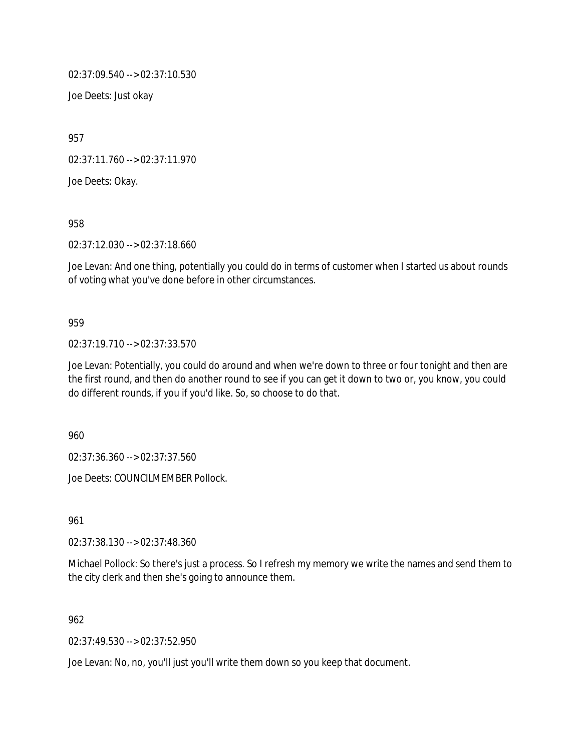02:37:09.540 --> 02:37:10.530

Joe Deets: Just okay

957

02:37:11.760 --> 02:37:11.970

Joe Deets: Okay.

958

02:37:12.030 --> 02:37:18.660

Joe Levan: And one thing, potentially you could do in terms of customer when I started us about rounds of voting what you've done before in other circumstances.

959

02:37:19.710 --> 02:37:33.570

Joe Levan: Potentially, you could do around and when we're down to three or four tonight and then are the first round, and then do another round to see if you can get it down to two or, you know, you could do different rounds, if you if you'd like. So, so choose to do that.

960

02:37:36.360 --> 02:37:37.560

Joe Deets: COUNCILMEMBER Pollock.

961

02:37:38.130 --> 02:37:48.360

Michael Pollock: So there's just a process. So I refresh my memory we write the names and send them to the city clerk and then she's going to announce them.

962

02:37:49.530 --> 02:37:52.950

Joe Levan: No, no, you'll just you'll write them down so you keep that document.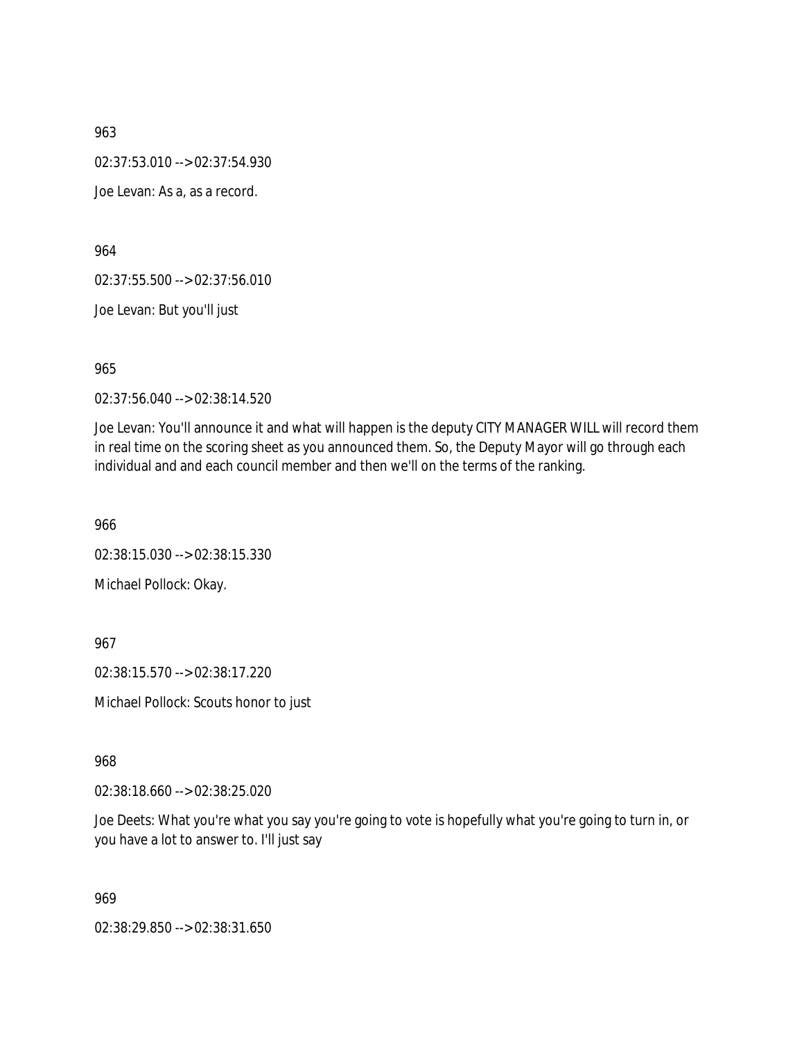963

02:37:53.010 --> 02:37:54.930

Joe Levan: As a, as a record.

964

02:37:55.500 --> 02:37:56.010

Joe Levan: But you'll just

965

02:37:56.040 --> 02:38:14.520

Joe Levan: You'll announce it and what will happen is the deputy CITY MANAGER WILL will record them in real time on the scoring sheet as you announced them. So, the Deputy Mayor will go through each individual and and each council member and then we'll on the terms of the ranking.

966

02:38:15.030 --> 02:38:15.330

Michael Pollock: Okay.

967

02:38:15.570 --> 02:38:17.220

Michael Pollock: Scouts honor to just

968

02:38:18.660 --> 02:38:25.020

Joe Deets: What you're what you say you're going to vote is hopefully what you're going to turn in, or you have a lot to answer to. I'll just say

969

02:38:29.850 --> 02:38:31.650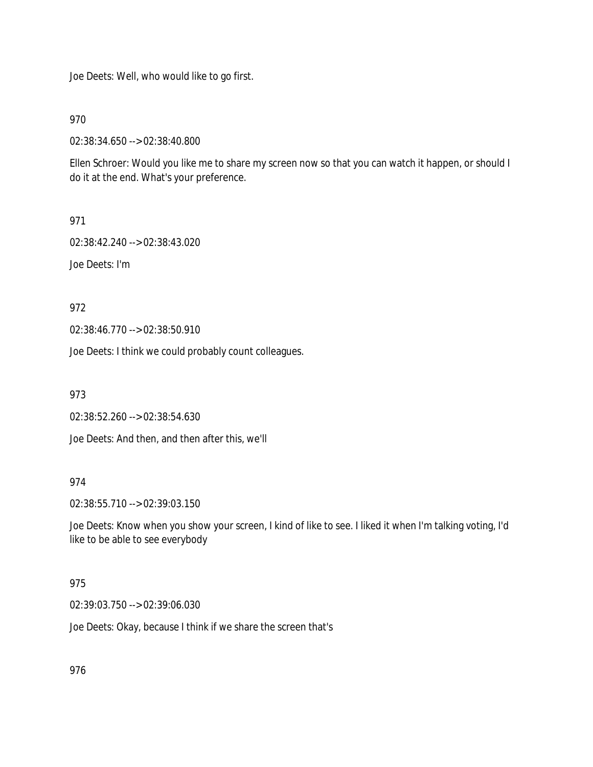Joe Deets: Well, who would like to go first.

970

02:38:34.650 --> 02:38:40.800

Ellen Schroer: Would you like me to share my screen now so that you can watch it happen, or should I do it at the end. What's your preference.

971

02:38:42.240 --> 02:38:43.020

Joe Deets: I'm

972

02:38:46.770 --> 02:38:50.910

Joe Deets: I think we could probably count colleagues.

973

02:38:52.260 --> 02:38:54.630

Joe Deets: And then, and then after this, we'll

974

02:38:55.710 --> 02:39:03.150

Joe Deets: Know when you show your screen, I kind of like to see. I liked it when I'm talking voting, I'd like to be able to see everybody

975

02:39:03.750 --> 02:39:06.030

Joe Deets: Okay, because I think if we share the screen that's

976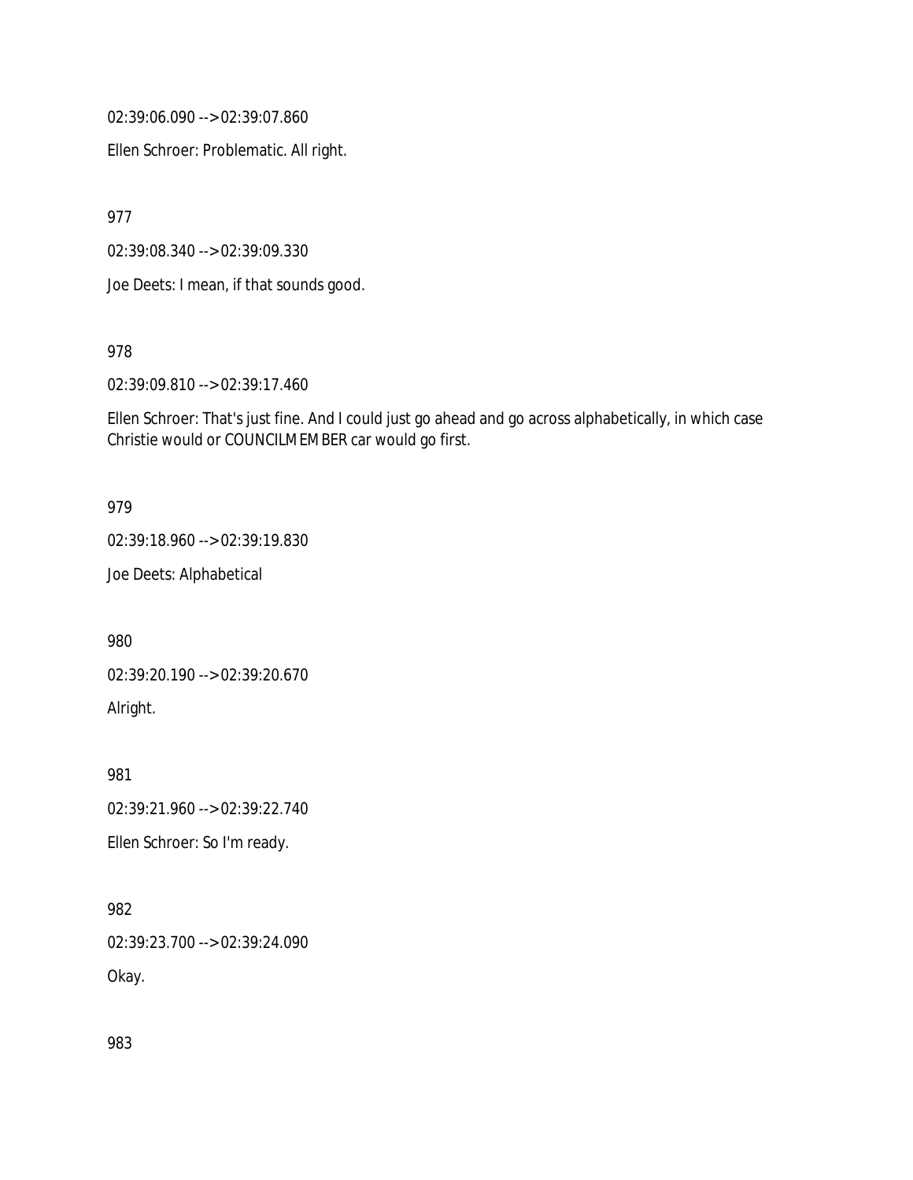02:39:06.090 --> 02:39:07.860

Ellen Schroer: Problematic. All right.

977

02:39:08.340 --> 02:39:09.330

Joe Deets: I mean, if that sounds good.

978

02:39:09.810 --> 02:39:17.460

Ellen Schroer: That's just fine. And I could just go ahead and go across alphabetically, in which case Christie would or COUNCILMEMBER car would go first.

979

02:39:18.960 --> 02:39:19.830

Joe Deets: Alphabetical

980

02:39:20.190 --> 02:39:20.670

Alright.

981

02:39:21.960 --> 02:39:22.740

Ellen Schroer: So I'm ready.

982

02:39:23.700 --> 02:39:24.090

Okay.

983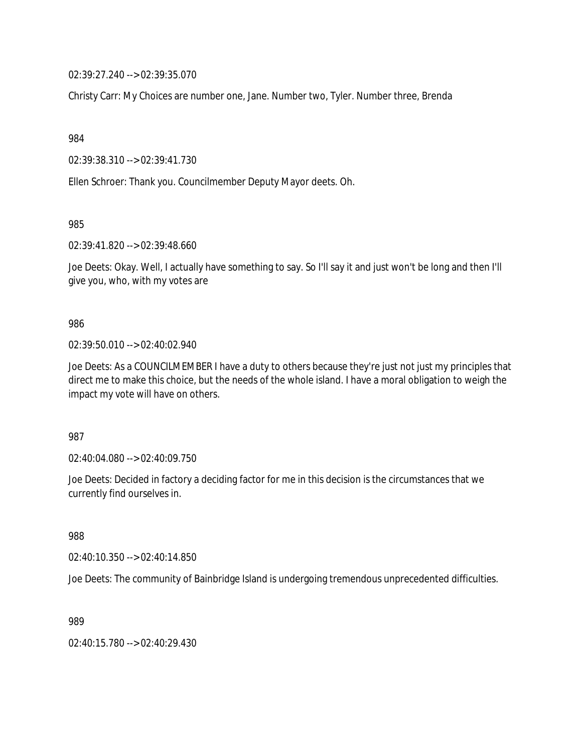02:39:27.240 --> 02:39:35.070

Christy Carr: My Choices are number one, Jane. Number two, Tyler. Number three, Brenda

984

02:39:38.310 --> 02:39:41.730

Ellen Schroer: Thank you. Councilmember Deputy Mayor deets. Oh.

985

02:39:41.820 --> 02:39:48.660

Joe Deets: Okay. Well, I actually have something to say. So I'll say it and just won't be long and then I'll give you, who, with my votes are

986

02:39:50.010 --> 02:40:02.940

Joe Deets: As a COUNCILMEMBER I have a duty to others because they're just not just my principles that direct me to make this choice, but the needs of the whole island. I have a moral obligation to weigh the impact my vote will have on others.

987

02:40:04.080 --> 02:40:09.750

Joe Deets: Decided in factory a deciding factor for me in this decision is the circumstances that we currently find ourselves in.

988

02:40:10.350 --> 02:40:14.850

Joe Deets: The community of Bainbridge Island is undergoing tremendous unprecedented difficulties.

989

02:40:15.780 --> 02:40:29.430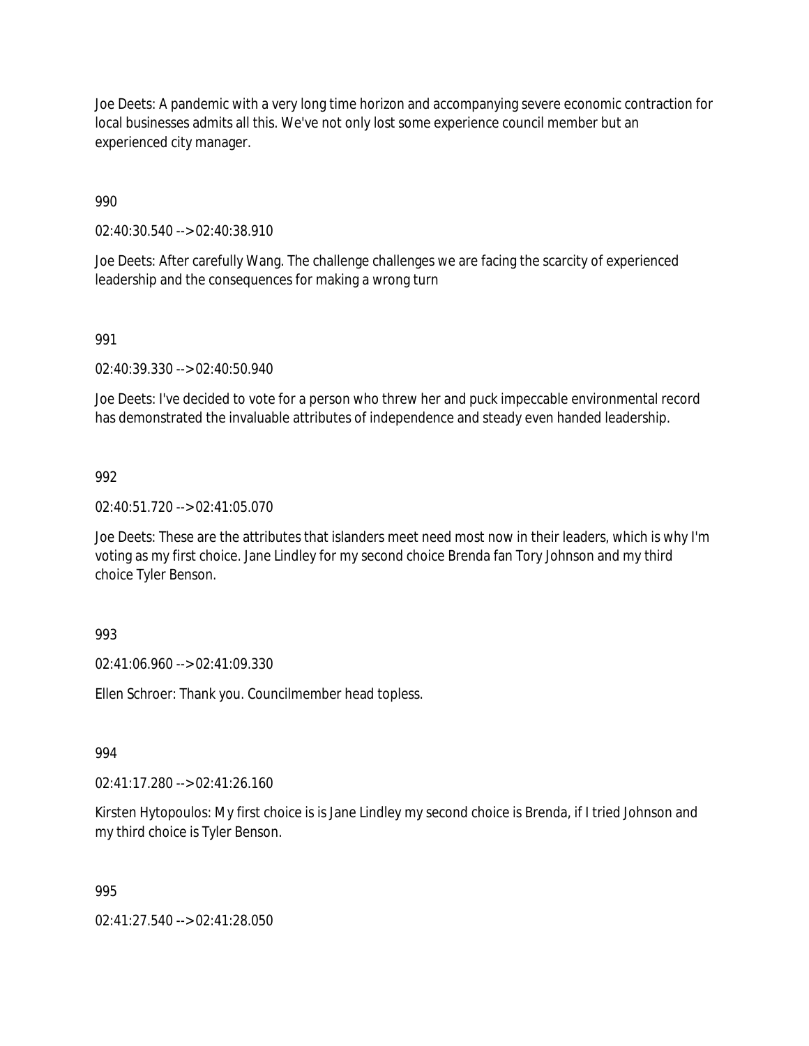Joe Deets: A pandemic with a very long time horizon and accompanying severe economic contraction for local businesses admits all this. We've not only lost some experience council member but an experienced city manager.

990

02:40:30.540 --> 02:40:38.910

Joe Deets: After carefully Wang. The challenge challenges we are facing the scarcity of experienced leadership and the consequences for making a wrong turn

991

02:40:39.330 --> 02:40:50.940

Joe Deets: I've decided to vote for a person who threw her and puck impeccable environmental record has demonstrated the invaluable attributes of independence and steady even handed leadership.

992

02:40:51.720 --> 02:41:05.070

Joe Deets: These are the attributes that islanders meet need most now in their leaders, which is why I'm voting as my first choice. Jane Lindley for my second choice Brenda fan Tory Johnson and my third choice Tyler Benson.

993

02:41:06.960 --> 02:41:09.330

Ellen Schroer: Thank you. Councilmember head topless.

994

02:41:17.280 --> 02:41:26.160

Kirsten Hytopoulos: My first choice is is Jane Lindley my second choice is Brenda, if I tried Johnson and my third choice is Tyler Benson.

995

02:41:27.540 --> 02:41:28.050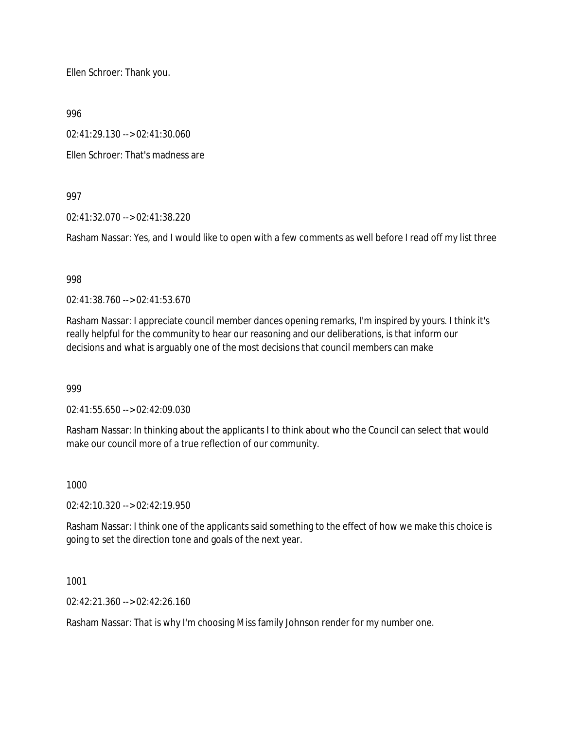Ellen Schroer: Thank you.

996

02:41:29.130 --> 02:41:30.060

Ellen Schroer: That's madness are

997

02:41:32.070 --> 02:41:38.220

Rasham Nassar: Yes, and I would like to open with a few comments as well before I read off my list three

998

02:41:38.760 --> 02:41:53.670

Rasham Nassar: I appreciate council member dances opening remarks, I'm inspired by yours. I think it's really helpful for the community to hear our reasoning and our deliberations, is that inform our decisions and what is arguably one of the most decisions that council members can make

999

02:41:55.650 --> 02:42:09.030

Rasham Nassar: In thinking about the applicants I to think about who the Council can select that would make our council more of a true reflection of our community.

1000

02:42:10.320 --> 02:42:19.950

Rasham Nassar: I think one of the applicants said something to the effect of how we make this choice is going to set the direction tone and goals of the next year.

1001

02:42:21.360 --> 02:42:26.160

Rasham Nassar: That is why I'm choosing Miss family Johnson render for my number one.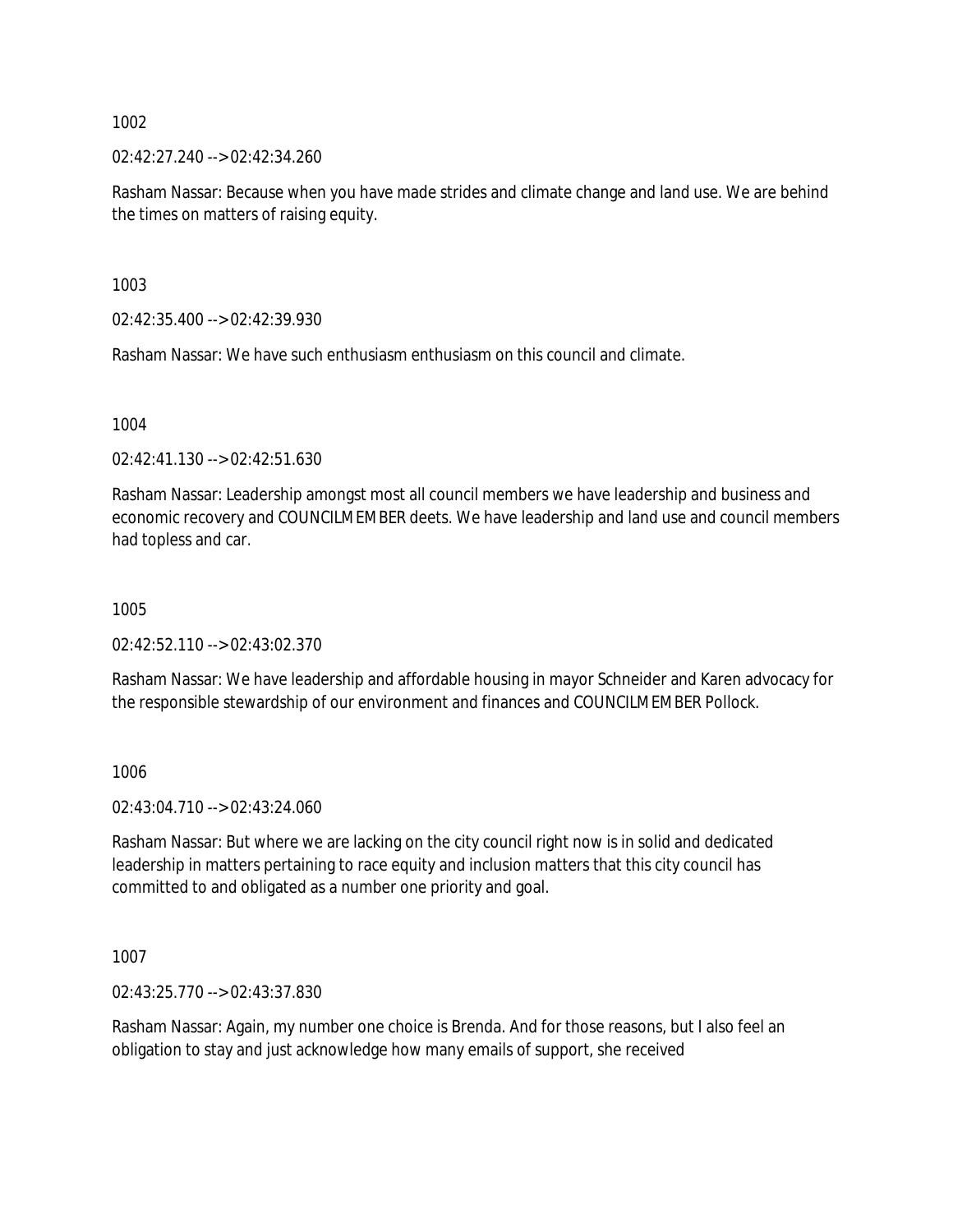1002

02:42:27.240 --> 02:42:34.260

Rasham Nassar: Because when you have made strides and climate change and land use. We are behind the times on matters of raising equity.

1003

02:42:35.400 --> 02:42:39.930

Rasham Nassar: We have such enthusiasm enthusiasm on this council and climate.

1004

02:42:41.130 --> 02:42:51.630

Rasham Nassar: Leadership amongst most all council members we have leadership and business and economic recovery and COUNCILMEMBER deets. We have leadership and land use and council members had topless and car.

1005

02:42:52.110 --> 02:43:02.370

Rasham Nassar: We have leadership and affordable housing in mayor Schneider and Karen advocacy for the responsible stewardship of our environment and finances and COUNCILMEMBER Pollock.

1006

02:43:04.710 --> 02:43:24.060

Rasham Nassar: But where we are lacking on the city council right now is in solid and dedicated leadership in matters pertaining to race equity and inclusion matters that this city council has committed to and obligated as a number one priority and goal.

1007

02:43:25.770 --> 02:43:37.830

Rasham Nassar: Again, my number one choice is Brenda. And for those reasons, but I also feel an obligation to stay and just acknowledge how many emails of support, she received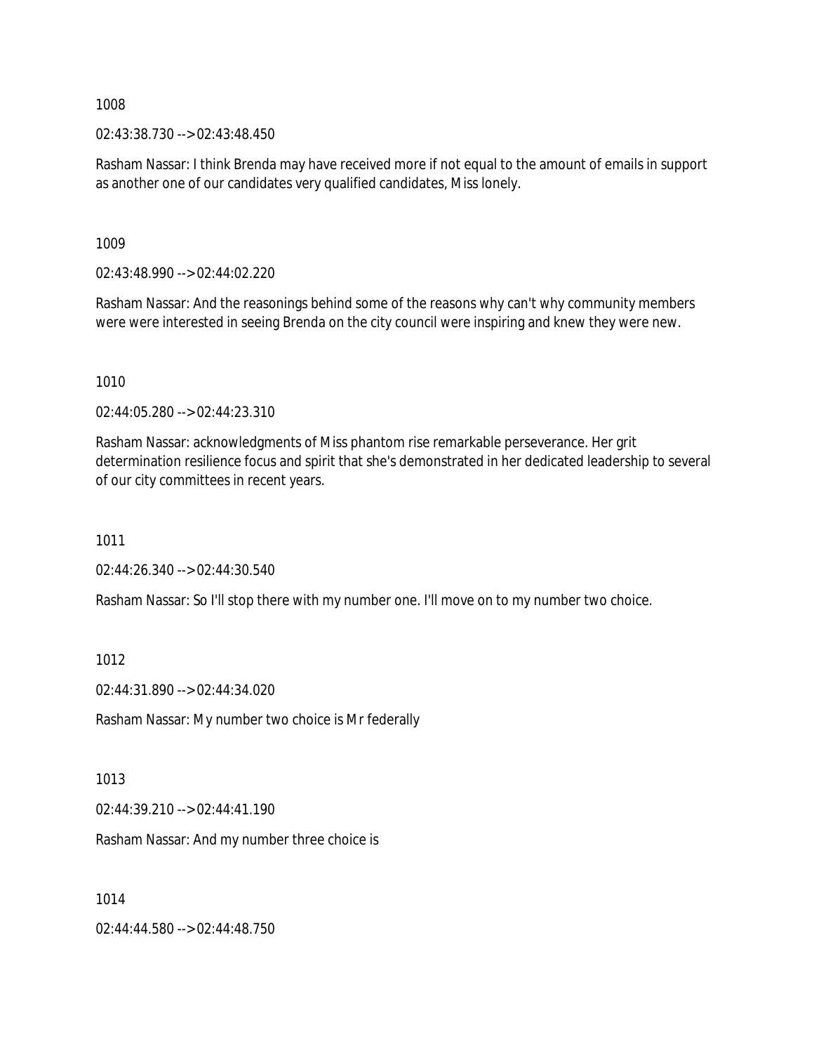1008

02:43:38.730 --> 02:43:48.450

Rasham Nassar: I think Brenda may have received more if not equal to the amount of emails in support as another one of our candidates very qualified candidates, Miss lonely.

1009

02:43:48.990 --> 02:44:02.220

Rasham Nassar: And the reasonings behind some of the reasons why can't why community members were were interested in seeing Brenda on the city council were inspiring and knew they were new.

1010

02:44:05.280 --> 02:44:23.310

Rasham Nassar: acknowledgments of Miss phantom rise remarkable perseverance. Her grit determination resilience focus and spirit that she's demonstrated in her dedicated leadership to several of our city committees in recent years.

1011

02:44:26.340 --> 02:44:30.540

Rasham Nassar: So I'll stop there with my number one. I'll move on to my number two choice.

1012

02:44:31.890 --> 02:44:34.020

Rasham Nassar: My number two choice is Mr federally

1013

02:44:39.210 --> 02:44:41.190

Rasham Nassar: And my number three choice is

1014

02:44:44.580 --> 02:44:48.750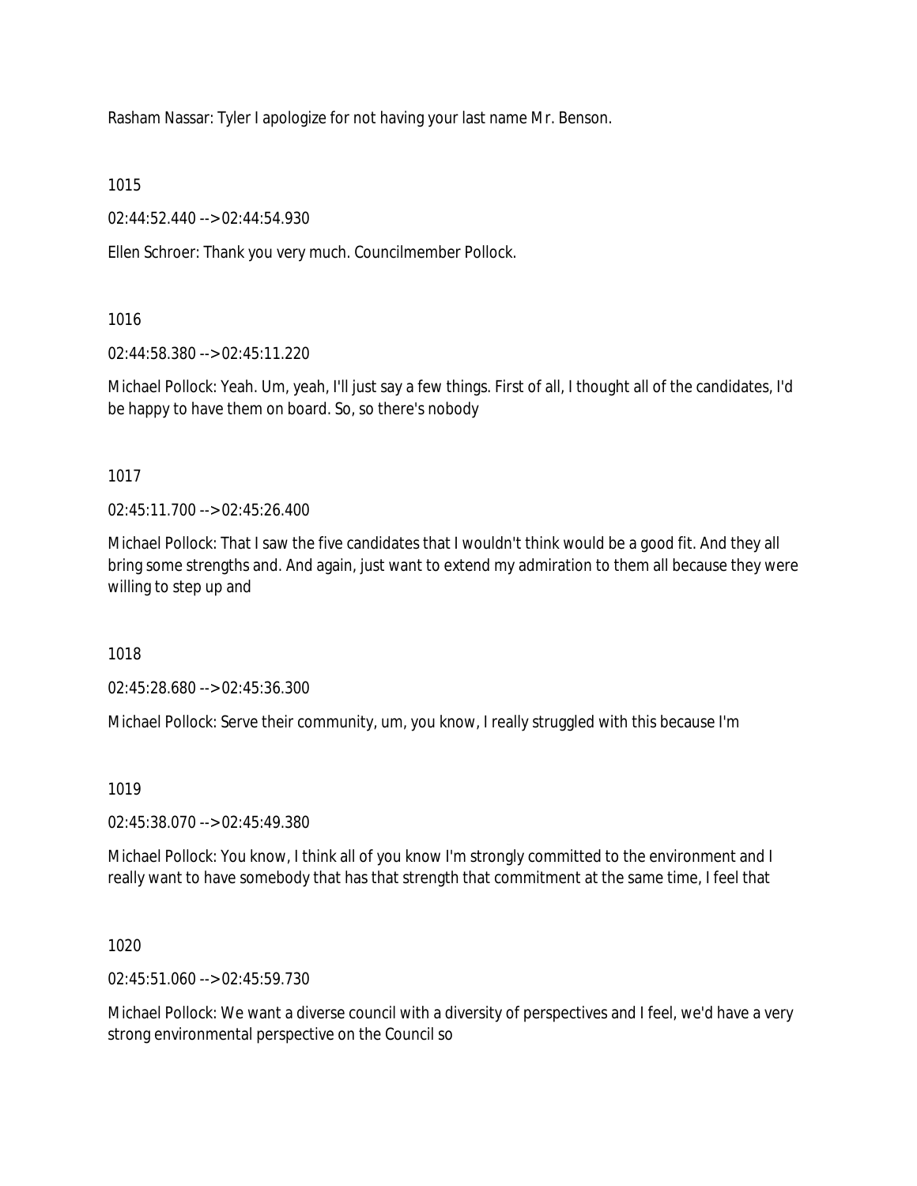Rasham Nassar: Tyler I apologize for not having your last name Mr. Benson.

1015

02:44:52.440 --> 02:44:54.930

Ellen Schroer: Thank you very much. Councilmember Pollock.

1016

02:44:58.380 --> 02:45:11.220

Michael Pollock: Yeah. Um, yeah, I'll just say a few things. First of all, I thought all of the candidates, I'd be happy to have them on board. So, so there's nobody

1017

02:45:11.700 --> 02:45:26.400

Michael Pollock: That I saw the five candidates that I wouldn't think would be a good fit. And they all bring some strengths and. And again, just want to extend my admiration to them all because they were willing to step up and

1018

02:45:28.680 --> 02:45:36.300

Michael Pollock: Serve their community, um, you know, I really struggled with this because I'm

1019

02:45:38.070 --> 02:45:49.380

Michael Pollock: You know, I think all of you know I'm strongly committed to the environment and I really want to have somebody that has that strength that commitment at the same time, I feel that

1020

02:45:51.060 --> 02:45:59.730

Michael Pollock: We want a diverse council with a diversity of perspectives and I feel, we'd have a very strong environmental perspective on the Council so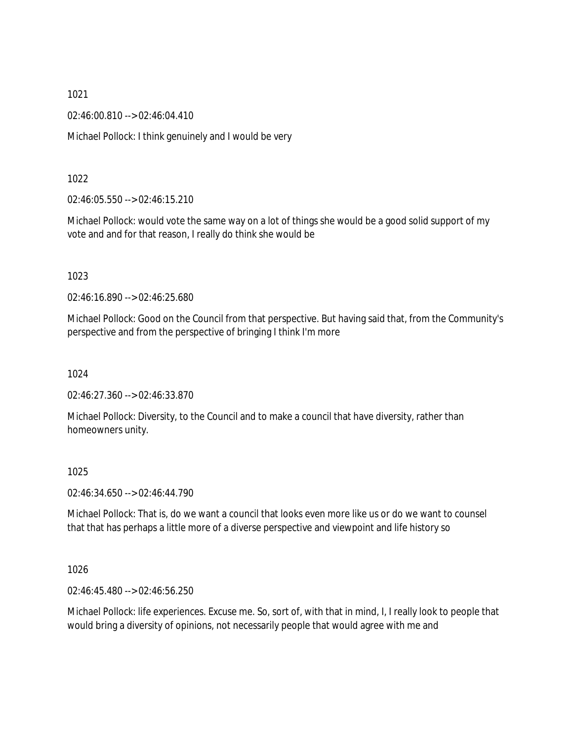1021

02:46:00.810 --> 02:46:04.410

Michael Pollock: I think genuinely and I would be very

1022

02:46:05.550 --> 02:46:15.210

Michael Pollock: would vote the same way on a lot of things she would be a good solid support of my vote and and for that reason, I really do think she would be

1023

02:46:16.890 --> 02:46:25.680

Michael Pollock: Good on the Council from that perspective. But having said that, from the Community's perspective and from the perspective of bringing I think I'm more

1024

02:46:27.360 --> 02:46:33.870

Michael Pollock: Diversity, to the Council and to make a council that have diversity, rather than homeowners unity.

1025

02:46:34.650 --> 02:46:44.790

Michael Pollock: That is, do we want a council that looks even more like us or do we want to counsel that that has perhaps a little more of a diverse perspective and viewpoint and life history so

1026

02:46:45.480 --> 02:46:56.250

Michael Pollock: life experiences. Excuse me. So, sort of, with that in mind, I, I really look to people that would bring a diversity of opinions, not necessarily people that would agree with me and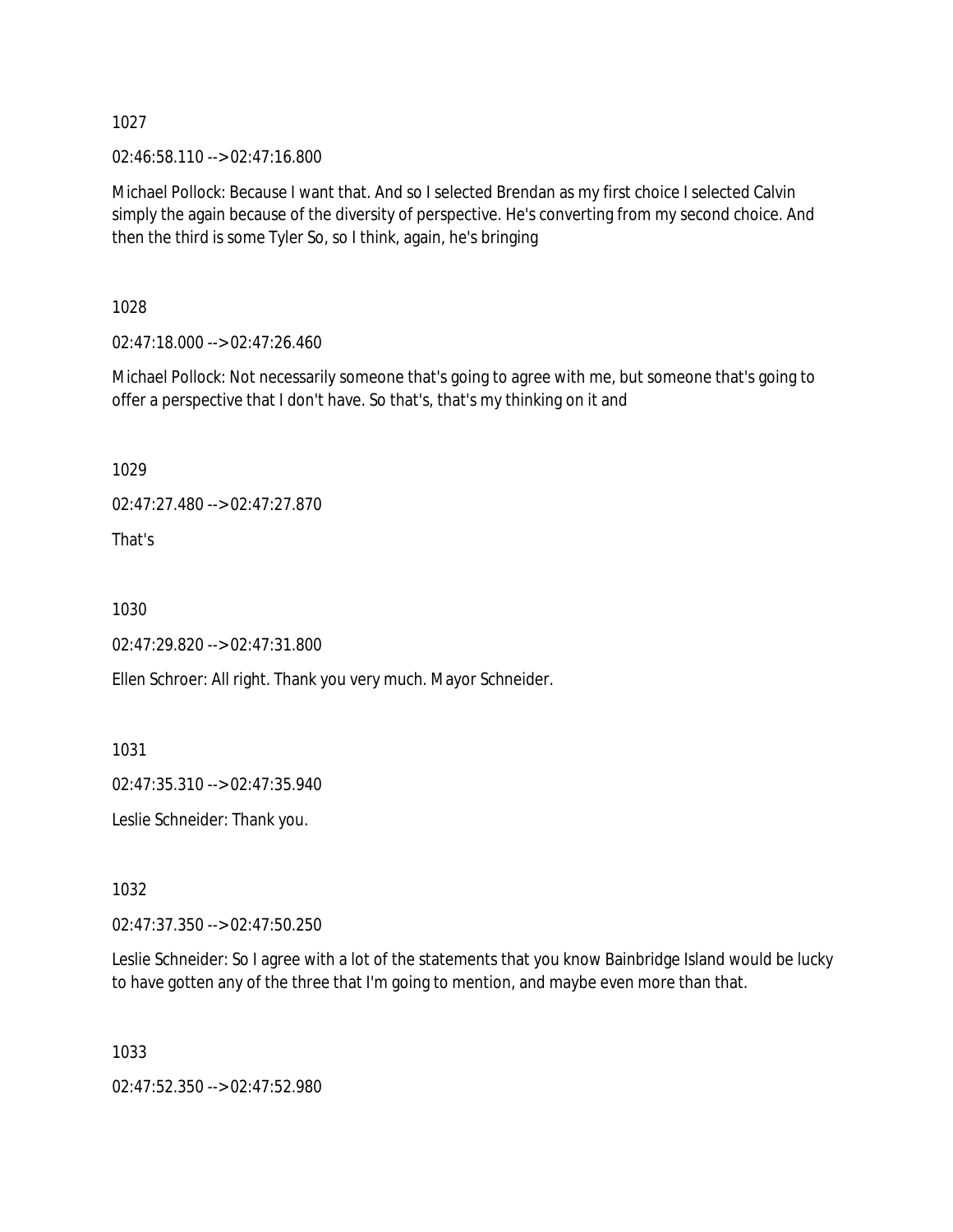1027

02:46:58.110 --> 02:47:16.800

Michael Pollock: Because I want that. And so I selected Brendan as my first choice I selected Calvin simply the again because of the diversity of perspective. He's converting from my second choice. And then the third is some Tyler So, so I think, again, he's bringing

1028

02:47:18.000 --> 02:47:26.460

Michael Pollock: Not necessarily someone that's going to agree with me, but someone that's going to offer a perspective that I don't have. So that's, that's my thinking on it and

1029

02:47:27.480 --> 02:47:27.870

That's

1030

02:47:29.820 --> 02:47:31.800

Ellen Schroer: All right. Thank you very much. Mayor Schneider.

1031

02:47:35.310 --> 02:47:35.940

Leslie Schneider: Thank you.

1032

02:47:37.350 --> 02:47:50.250

Leslie Schneider: So I agree with a lot of the statements that you know Bainbridge Island would be lucky to have gotten any of the three that I'm going to mention, and maybe even more than that.

1033

02:47:52.350 --> 02:47:52.980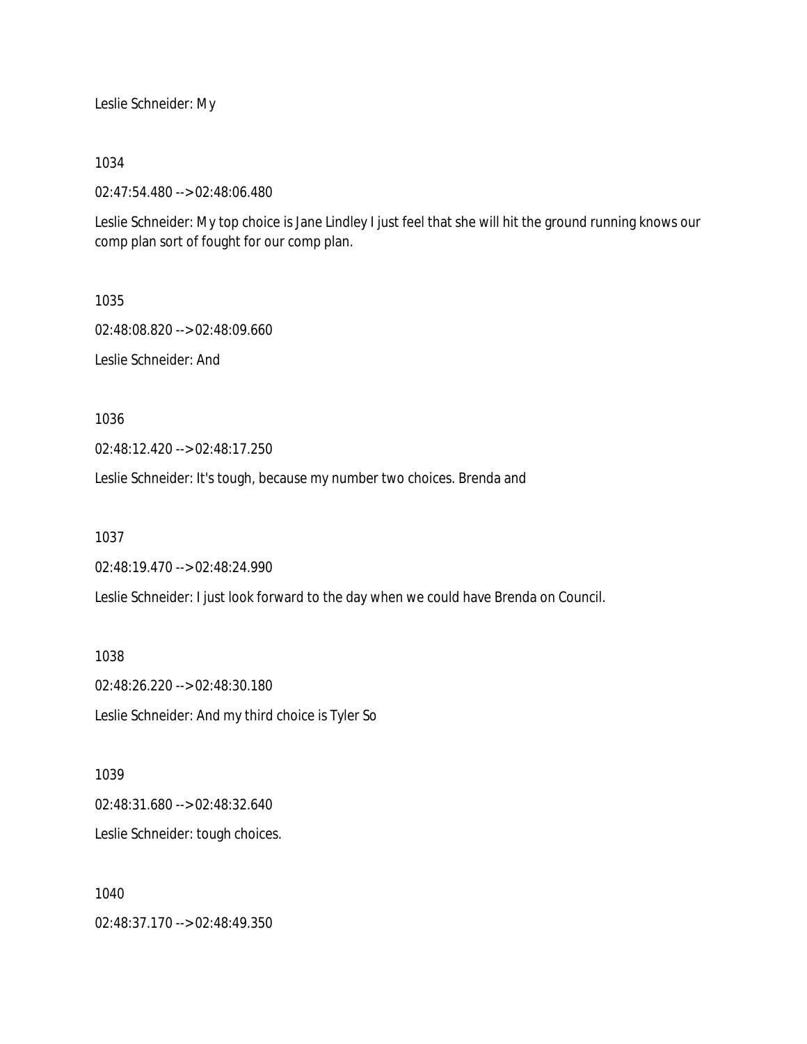Leslie Schneider: My

1034

02:47:54.480 --> 02:48:06.480

Leslie Schneider: My top choice is Jane Lindley I just feel that she will hit the ground running knows our comp plan sort of fought for our comp plan.

1035

02:48:08.820 --> 02:48:09.660

Leslie Schneider: And

1036

02:48:12.420 --> 02:48:17.250

Leslie Schneider: It's tough, because my number two choices. Brenda and

1037

02:48:19.470 --> 02:48:24.990

Leslie Schneider: I just look forward to the day when we could have Brenda on Council.

1038

02:48:26.220 --> 02:48:30.180

Leslie Schneider: And my third choice is Tyler So

1039

02:48:31.680 --> 02:48:32.640

Leslie Schneider: tough choices.

1040

02:48:37.170 --> 02:48:49.350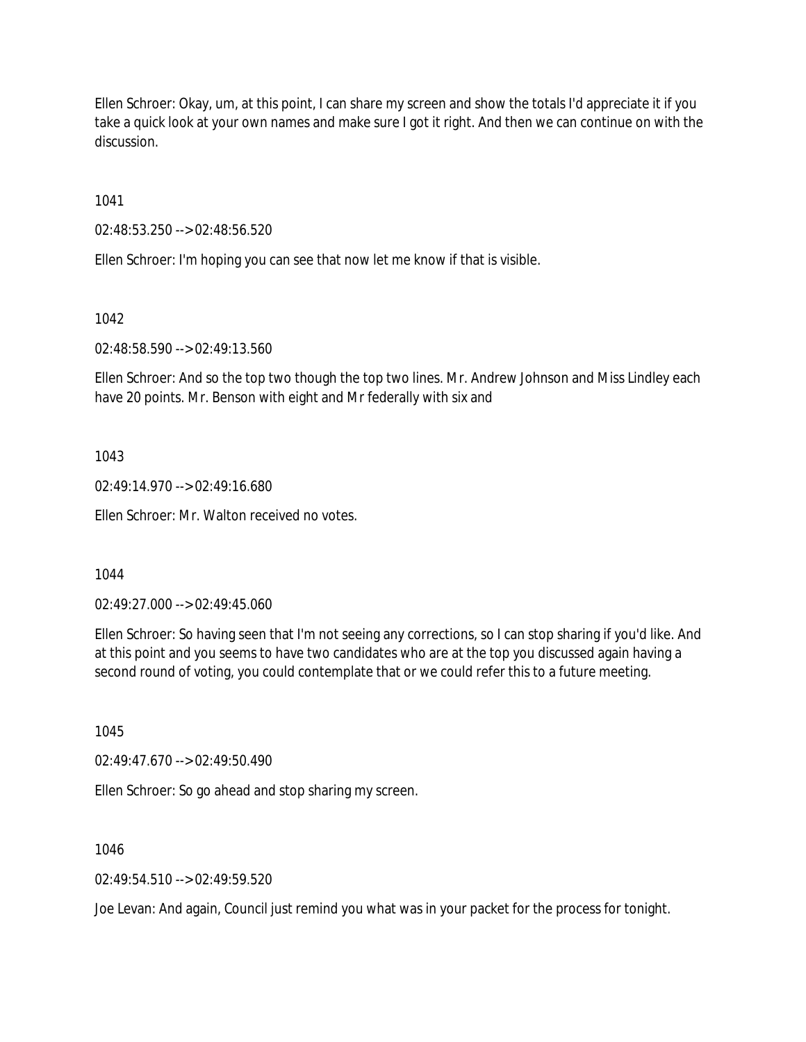Ellen Schroer: Okay, um, at this point, I can share my screen and show the totals I'd appreciate it if you take a quick look at your own names and make sure I got it right. And then we can continue on with the discussion.

1041

02:48:53.250 --> 02:48:56.520

Ellen Schroer: I'm hoping you can see that now let me know if that is visible.

1042

02:48:58.590 --> 02:49:13.560

Ellen Schroer: And so the top two though the top two lines. Mr. Andrew Johnson and Miss Lindley each have 20 points. Mr. Benson with eight and Mr federally with six and

1043

02:49:14.970 --> 02:49:16.680

Ellen Schroer: Mr. Walton received no votes.

1044

02:49:27.000 --> 02:49:45.060

Ellen Schroer: So having seen that I'm not seeing any corrections, so I can stop sharing if you'd like. And at this point and you seems to have two candidates who are at the top you discussed again having a second round of voting, you could contemplate that or we could refer this to a future meeting.

1045

02:49:47.670 --> 02:49:50.490

Ellen Schroer: So go ahead and stop sharing my screen.

1046

02:49:54.510 --> 02:49:59.520

Joe Levan: And again, Council just remind you what was in your packet for the process for tonight.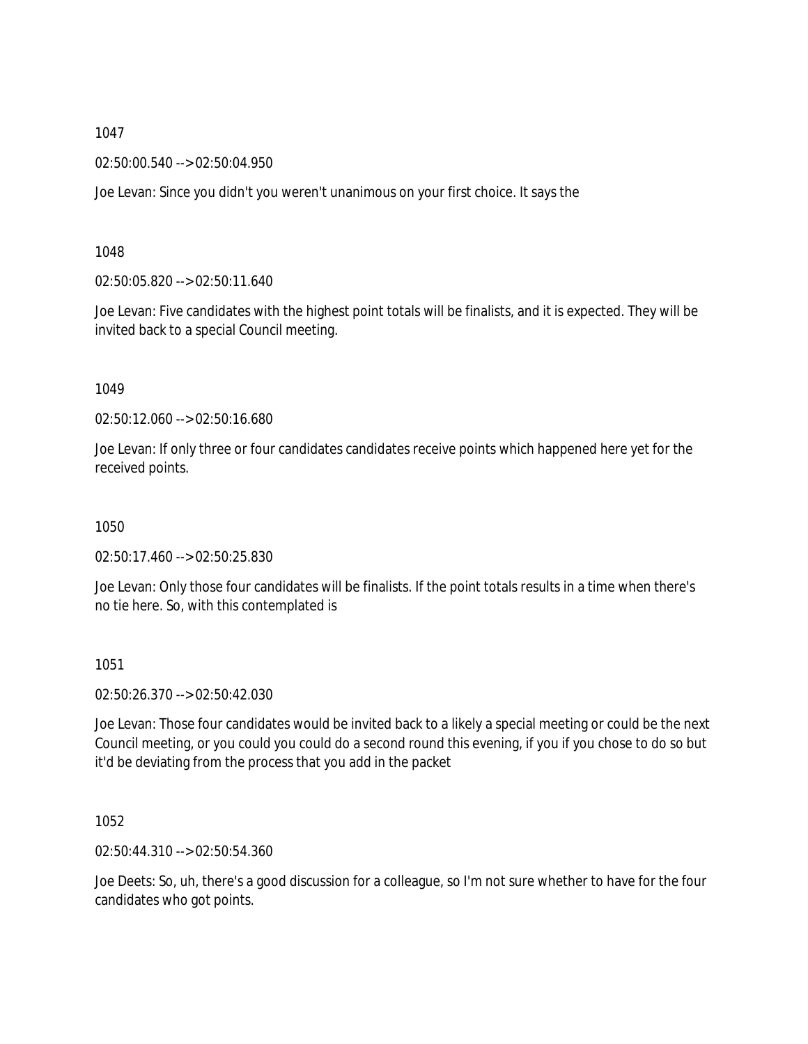1047

02:50:00.540 --> 02:50:04.950

Joe Levan: Since you didn't you weren't unanimous on your first choice. It says the

1048

02:50:05.820 --> 02:50:11.640

Joe Levan: Five candidates with the highest point totals will be finalists, and it is expected. They will be invited back to a special Council meeting.

1049

02:50:12.060 --> 02:50:16.680

Joe Levan: If only three or four candidates candidates receive points which happened here yet for the received points.

1050

02:50:17.460 --> 02:50:25.830

Joe Levan: Only those four candidates will be finalists. If the point totals results in a time when there's no tie here. So, with this contemplated is

1051

02:50:26.370 --> 02:50:42.030

Joe Levan: Those four candidates would be invited back to a likely a special meeting or could be the next Council meeting, or you could you could do a second round this evening, if you if you chose to do so but it'd be deviating from the process that you add in the packet

1052

02:50:44.310 --> 02:50:54.360

Joe Deets: So, uh, there's a good discussion for a colleague, so I'm not sure whether to have for the four candidates who got points.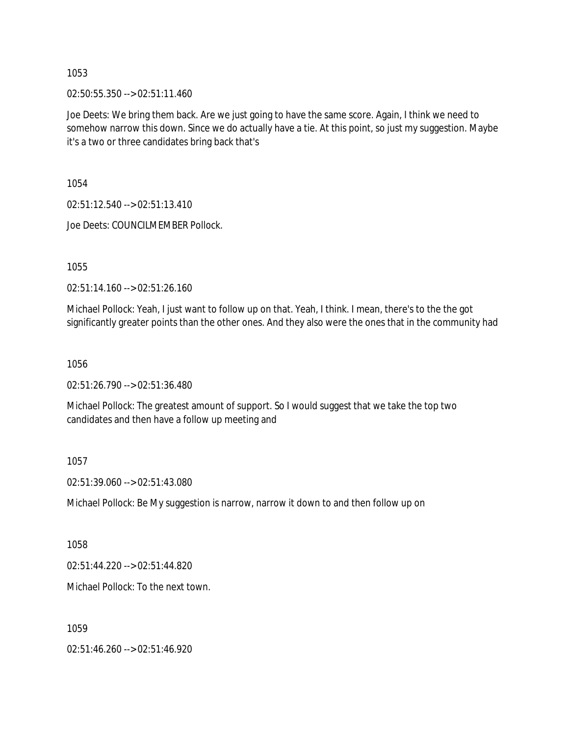1053

02:50:55.350 --> 02:51:11.460

Joe Deets: We bring them back. Are we just going to have the same score. Again, I think we need to somehow narrow this down. Since we do actually have a tie. At this point, so just my suggestion. Maybe it's a two or three candidates bring back that's

1054

02:51:12.540 --> 02:51:13.410

Joe Deets: COUNCILMEMBER Pollock.

1055

02:51:14.160 --> 02:51:26.160

Michael Pollock: Yeah, I just want to follow up on that. Yeah, I think. I mean, there's to the the got significantly greater points than the other ones. And they also were the ones that in the community had

1056

02:51:26.790 --> 02:51:36.480

Michael Pollock: The greatest amount of support. So I would suggest that we take the top two candidates and then have a follow up meeting and

1057

02:51:39.060 --> 02:51:43.080

Michael Pollock: Be My suggestion is narrow, narrow it down to and then follow up on

1058

02:51:44.220 --> 02:51:44.820

Michael Pollock: To the next town.

1059

02:51:46.260 --> 02:51:46.920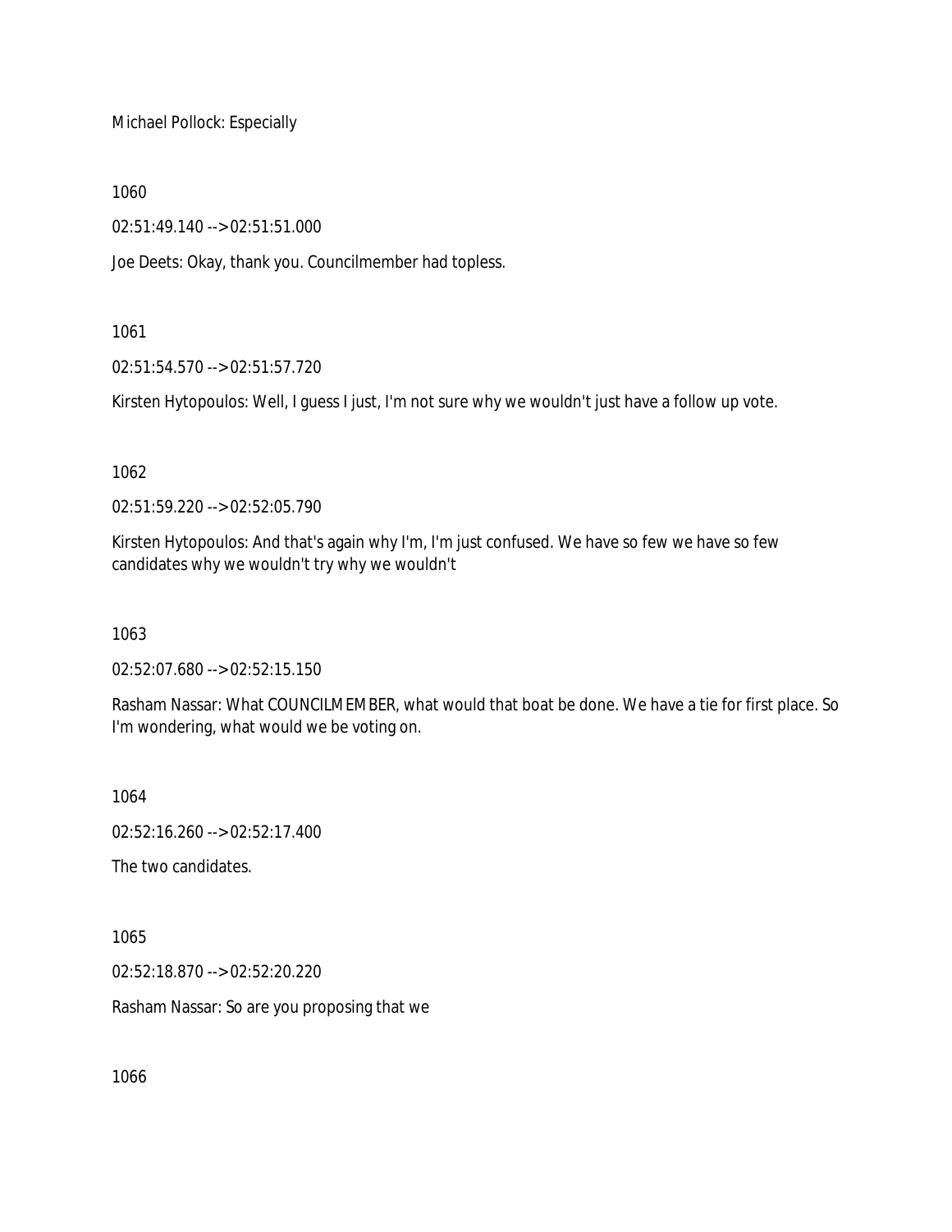Michael Pollock: Especially

1060

02:51:49.140 --> 02:51:51.000

Joe Deets: Okay, thank you. Councilmember had topless.

1061

02:51:54.570 --> 02:51:57.720

Kirsten Hytopoulos: Well, I guess I just, I'm not sure why we wouldn't just have a follow up vote.

1062

02:51:59.220 --> 02:52:05.790

Kirsten Hytopoulos: And that's again why I'm, I'm just confused. We have so few we have so few candidates why we wouldn't try why we wouldn't

1063

02:52:07.680 --> 02:52:15.150

Rasham Nassar: What COUNCILMEMBER, what would that boat be done. We have a tie for first place. So I'm wondering, what would we be voting on.

1064

02:52:16.260 --> 02:52:17.400

The two candidates.

1065

02:52:18.870 --> 02:52:20.220

Rasham Nassar: So are you proposing that we

1066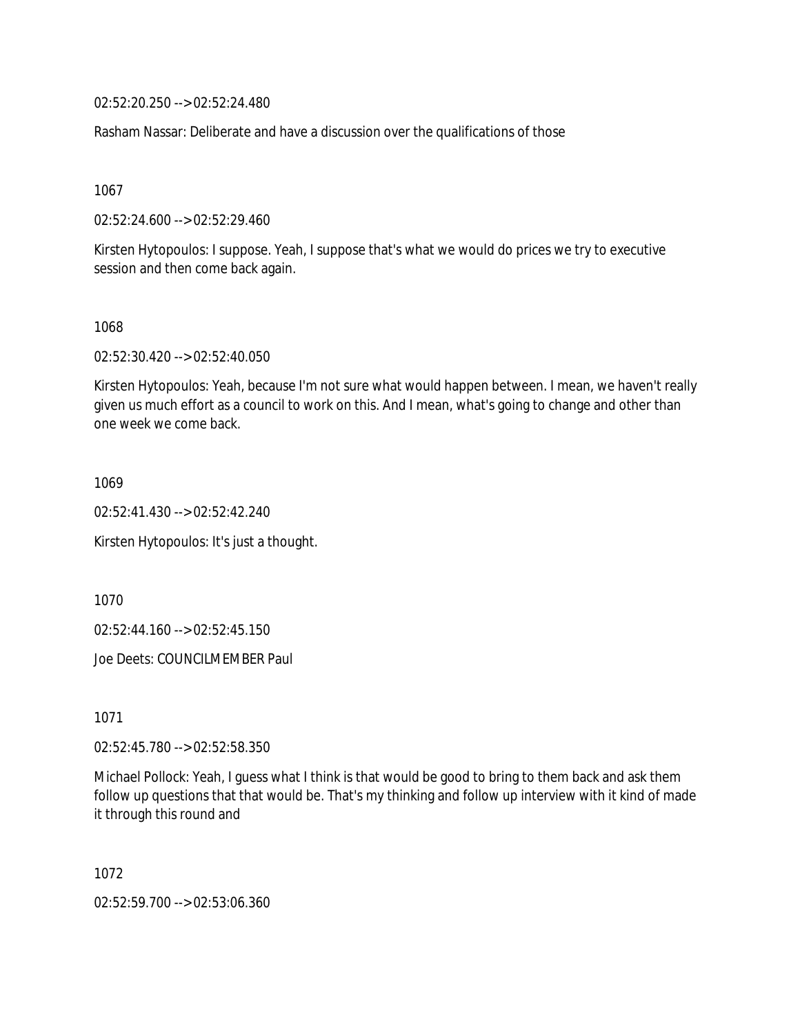02:52:20.250 --> 02:52:24.480

Rasham Nassar: Deliberate and have a discussion over the qualifications of those

1067

02:52:24.600 --> 02:52:29.460

Kirsten Hytopoulos: I suppose. Yeah, I suppose that's what we would do prices we try to executive session and then come back again.

1068

02:52:30.420 --> 02:52:40.050

Kirsten Hytopoulos: Yeah, because I'm not sure what would happen between. I mean, we haven't really given us much effort as a council to work on this. And I mean, what's going to change and other than one week we come back.

1069

02:52:41.430 --> 02:52:42.240

Kirsten Hytopoulos: It's just a thought.

1070

02:52:44.160 --> 02:52:45.150

Joe Deets: COUNCILMEMBER Paul

1071

02:52:45.780 --> 02:52:58.350

Michael Pollock: Yeah, I guess what I think is that would be good to bring to them back and ask them follow up questions that that would be. That's my thinking and follow up interview with it kind of made it through this round and

1072

02:52:59.700 --> 02:53:06.360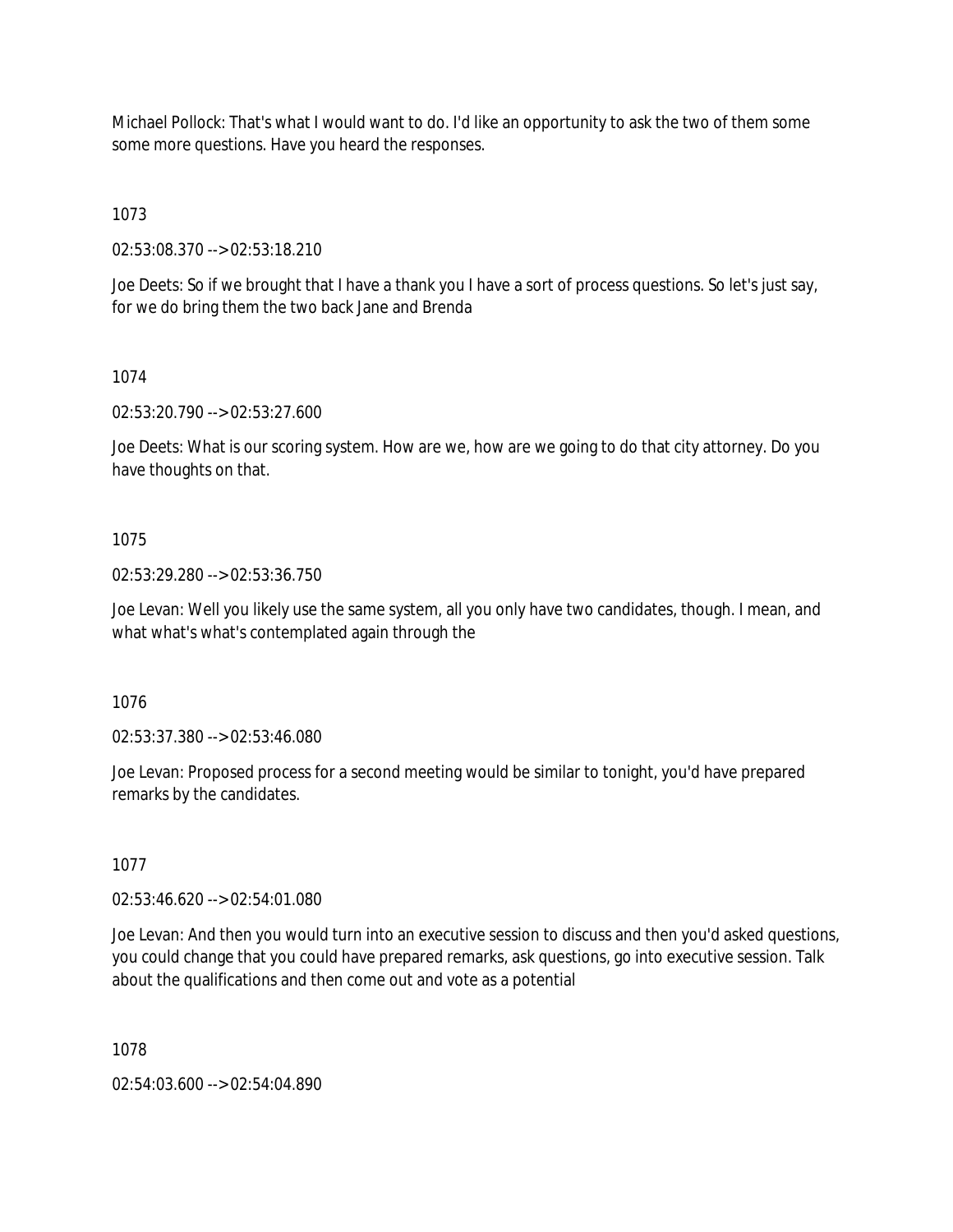Michael Pollock: That's what I would want to do. I'd like an opportunity to ask the two of them some some more questions. Have you heard the responses.

1073

02:53:08.370 --> 02:53:18.210

Joe Deets: So if we brought that I have a thank you I have a sort of process questions. So let's just say, for we do bring them the two back Jane and Brenda

1074

02:53:20.790 --> 02:53:27.600

Joe Deets: What is our scoring system. How are we, how are we going to do that city attorney. Do you have thoughts on that.

1075

02:53:29.280 --> 02:53:36.750

Joe Levan: Well you likely use the same system, all you only have two candidates, though. I mean, and what what's what's contemplated again through the

1076

02:53:37.380 --> 02:53:46.080

Joe Levan: Proposed process for a second meeting would be similar to tonight, you'd have prepared remarks by the candidates.

1077

02:53:46.620 --> 02:54:01.080

Joe Levan: And then you would turn into an executive session to discuss and then you'd asked questions, you could change that you could have prepared remarks, ask questions, go into executive session. Talk about the qualifications and then come out and vote as a potential

1078

02:54:03.600 --> 02:54:04.890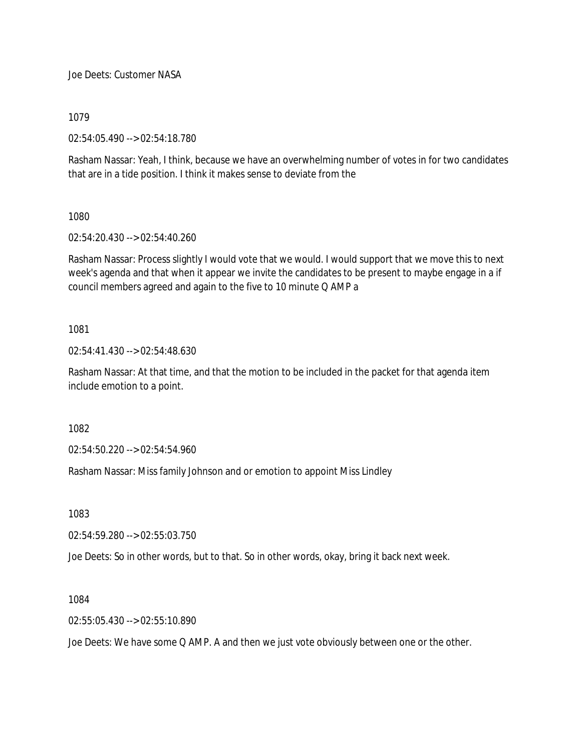Joe Deets: Customer NASA

1079

02:54:05.490 --> 02:54:18.780

Rasham Nassar: Yeah, I think, because we have an overwhelming number of votes in for two candidates that are in a tide position. I think it makes sense to deviate from the

1080

02:54:20.430 --> 02:54:40.260

Rasham Nassar: Process slightly I would vote that we would. I would support that we move this to next week's agenda and that when it appear we invite the candidates to be present to maybe engage in a if council members agreed and again to the five to 10 minute Q AMP a

1081

02:54:41.430 --> 02:54:48.630

Rasham Nassar: At that time, and that the motion to be included in the packet for that agenda item include emotion to a point.

1082

02:54:50.220 --> 02:54:54.960

Rasham Nassar: Miss family Johnson and or emotion to appoint Miss Lindley

1083

02:54:59.280 --> 02:55:03.750

Joe Deets: So in other words, but to that. So in other words, okay, bring it back next week.

1084

02:55:05.430 --> 02:55:10.890

Joe Deets: We have some Q AMP. A and then we just vote obviously between one or the other.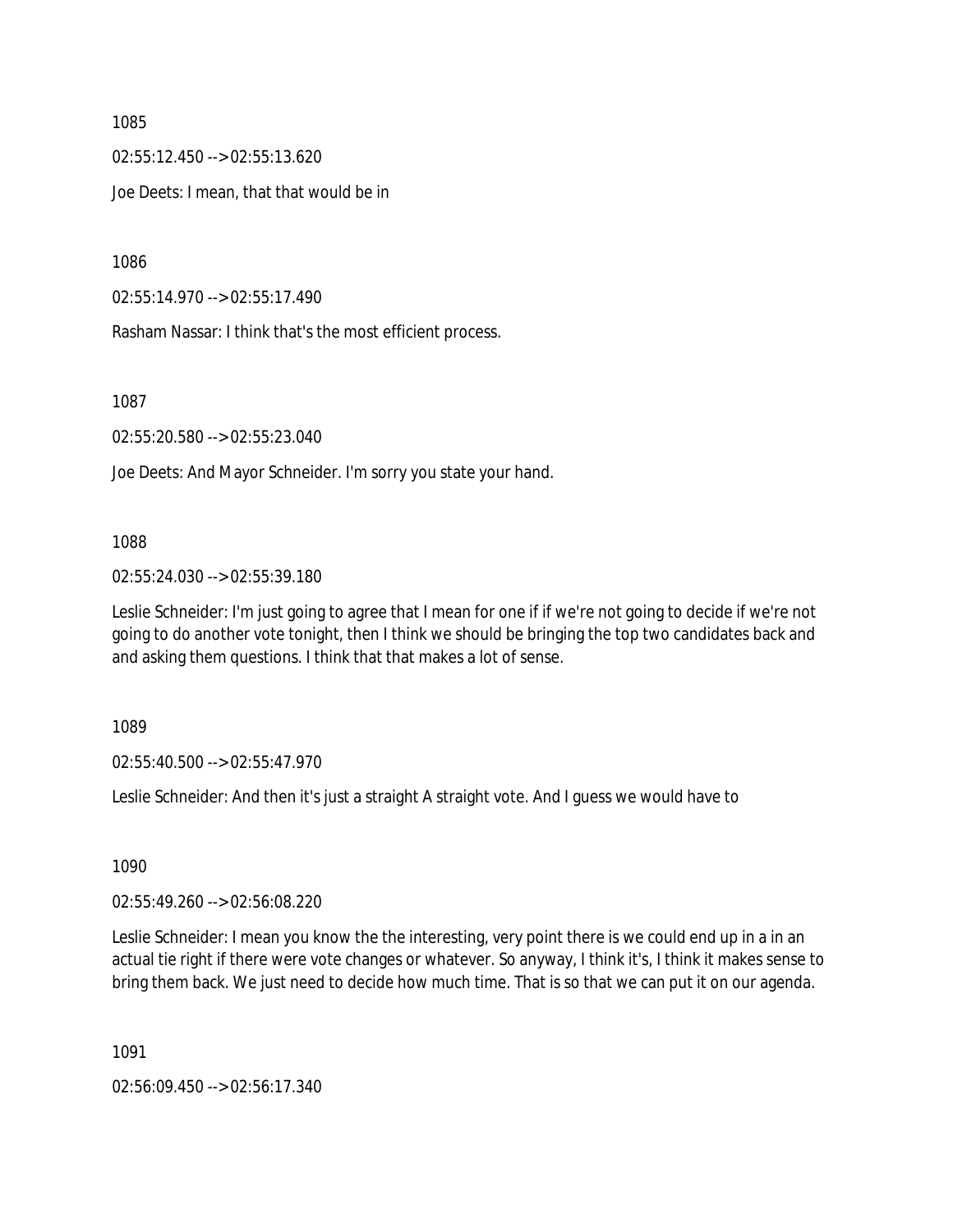1085

02:55:12.450 --> 02:55:13.620

Joe Deets: I mean, that that would be in

1086

02:55:14.970 --> 02:55:17.490

Rasham Nassar: I think that's the most efficient process.

1087

02:55:20.580 --> 02:55:23.040

Joe Deets: And Mayor Schneider. I'm sorry you state your hand.

1088

02:55:24.030 --> 02:55:39.180

Leslie Schneider: I'm just going to agree that I mean for one if if we're not going to decide if we're not going to do another vote tonight, then I think we should be bringing the top two candidates back and and asking them questions. I think that that makes a lot of sense.

1089

02:55:40.500 --> 02:55:47.970

Leslie Schneider: And then it's just a straight A straight vote. And I guess we would have to

1090

02:55:49.260 --> 02:56:08.220

Leslie Schneider: I mean you know the the interesting, very point there is we could end up in a in an actual tie right if there were vote changes or whatever. So anyway, I think it's, I think it makes sense to bring them back. We just need to decide how much time. That is so that we can put it on our agenda.

1091

02:56:09.450 --> 02:56:17.340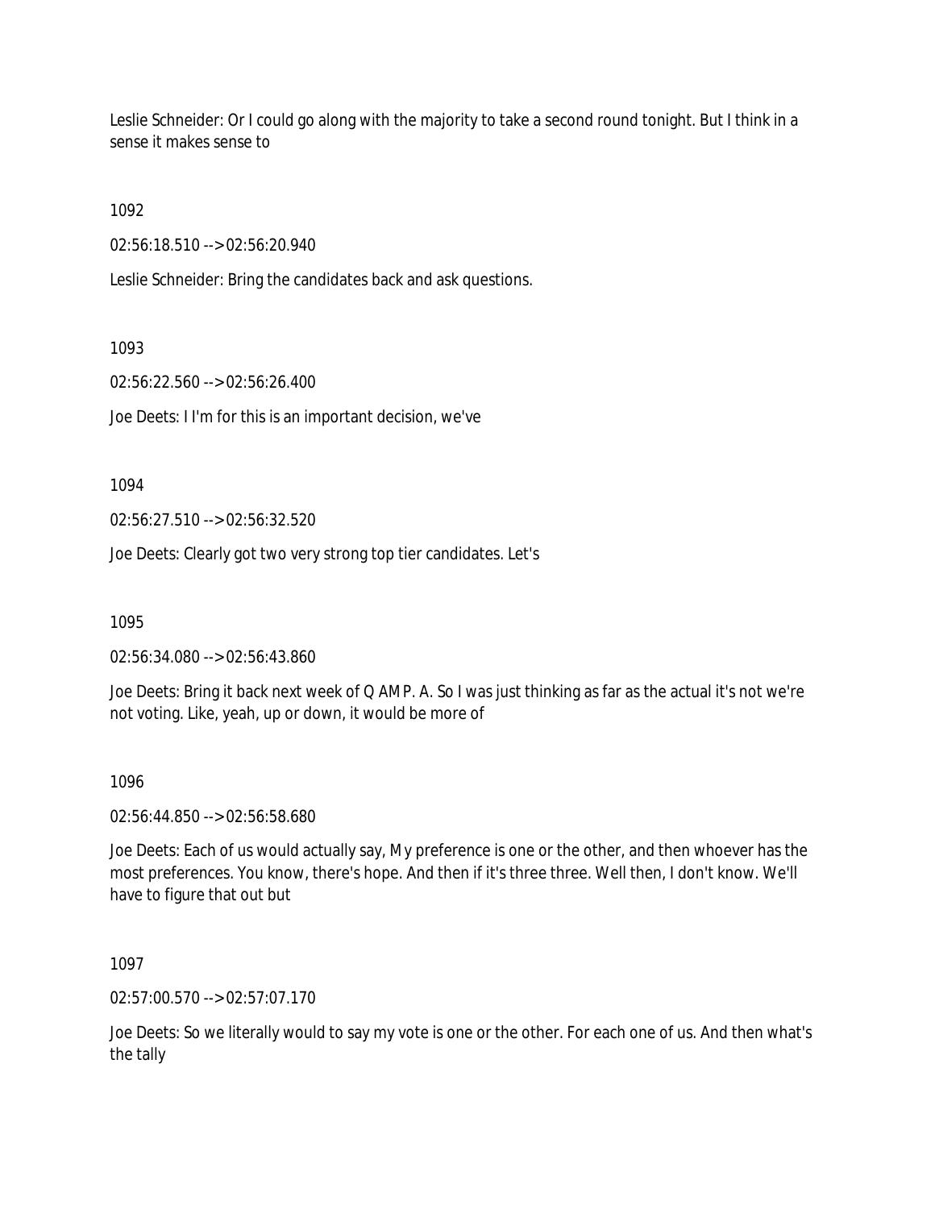Leslie Schneider: Or I could go along with the majority to take a second round tonight. But I think in a sense it makes sense to

1092

02:56:18.510 --> 02:56:20.940

Leslie Schneider: Bring the candidates back and ask questions.

1093

02:56:22.560 --> 02:56:26.400

Joe Deets: I I'm for this is an important decision, we've

1094

02:56:27.510 --> 02:56:32.520

Joe Deets: Clearly got two very strong top tier candidates. Let's

1095

02:56:34.080 --> 02:56:43.860

Joe Deets: Bring it back next week of Q AMP. A. So I was just thinking as far as the actual it's not we're not voting. Like, yeah, up or down, it would be more of

1096

02:56:44.850 --> 02:56:58.680

Joe Deets: Each of us would actually say, My preference is one or the other, and then whoever has the most preferences. You know, there's hope. And then if it's three three. Well then, I don't know. We'll have to figure that out but

1097

02:57:00.570 --> 02:57:07.170

Joe Deets: So we literally would to say my vote is one or the other. For each one of us. And then what's the tally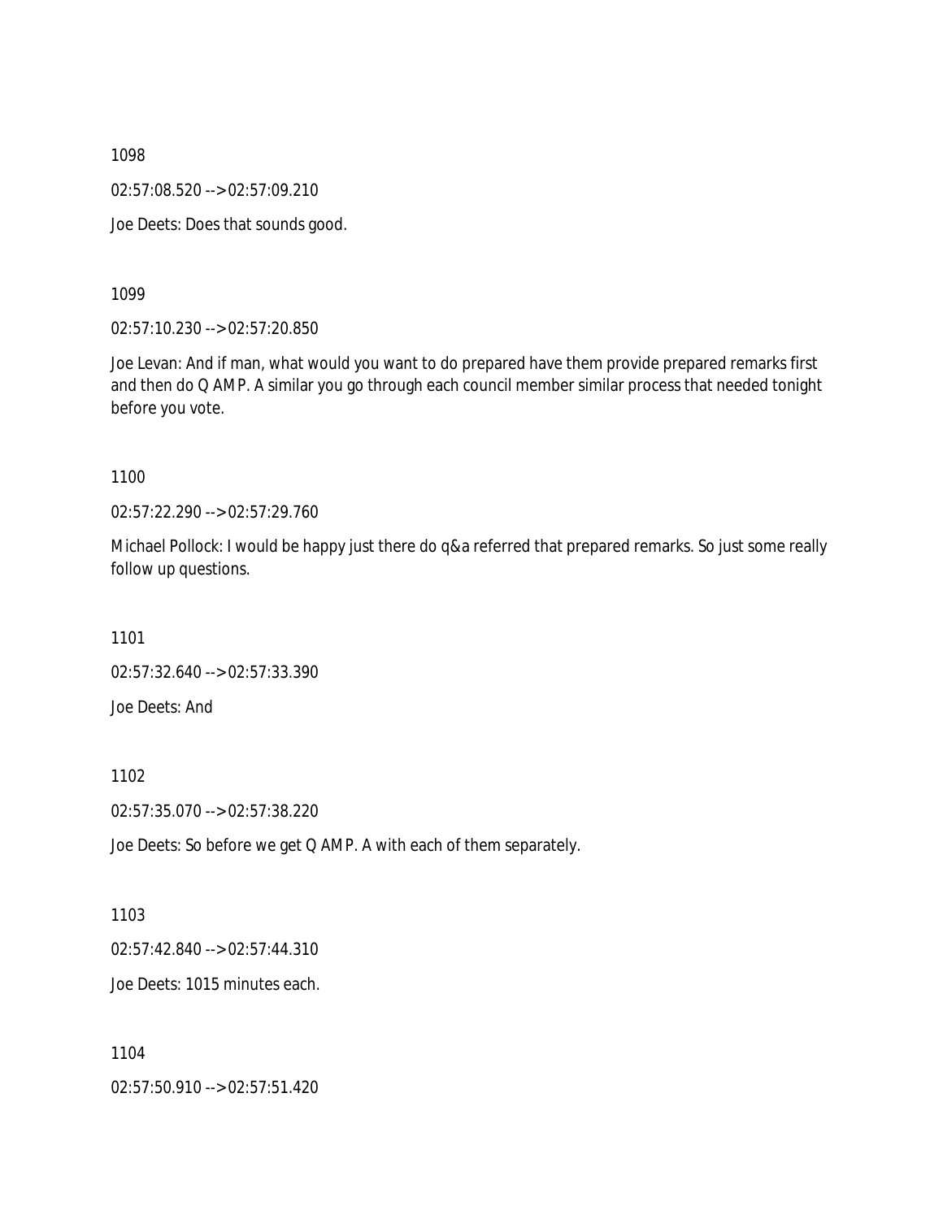1098

02:57:08.520 --> 02:57:09.210

Joe Deets: Does that sounds good.

1099

02:57:10.230 --> 02:57:20.850

Joe Levan: And if man, what would you want to do prepared have them provide prepared remarks first and then do Q AMP. A similar you go through each council member similar process that needed tonight before you vote.

1100

02:57:22.290 --> 02:57:29.760

Michael Pollock: I would be happy just there do q&a referred that prepared remarks. So just some really follow up questions.

1101

02:57:32.640 --> 02:57:33.390

Joe Deets: And

1102

02:57:35.070 --> 02:57:38.220

Joe Deets: So before we get Q AMP. A with each of them separately.

1103

02:57:42.840 --> 02:57:44.310

Joe Deets: 1015 minutes each.

1104

02:57:50.910 --> 02:57:51.420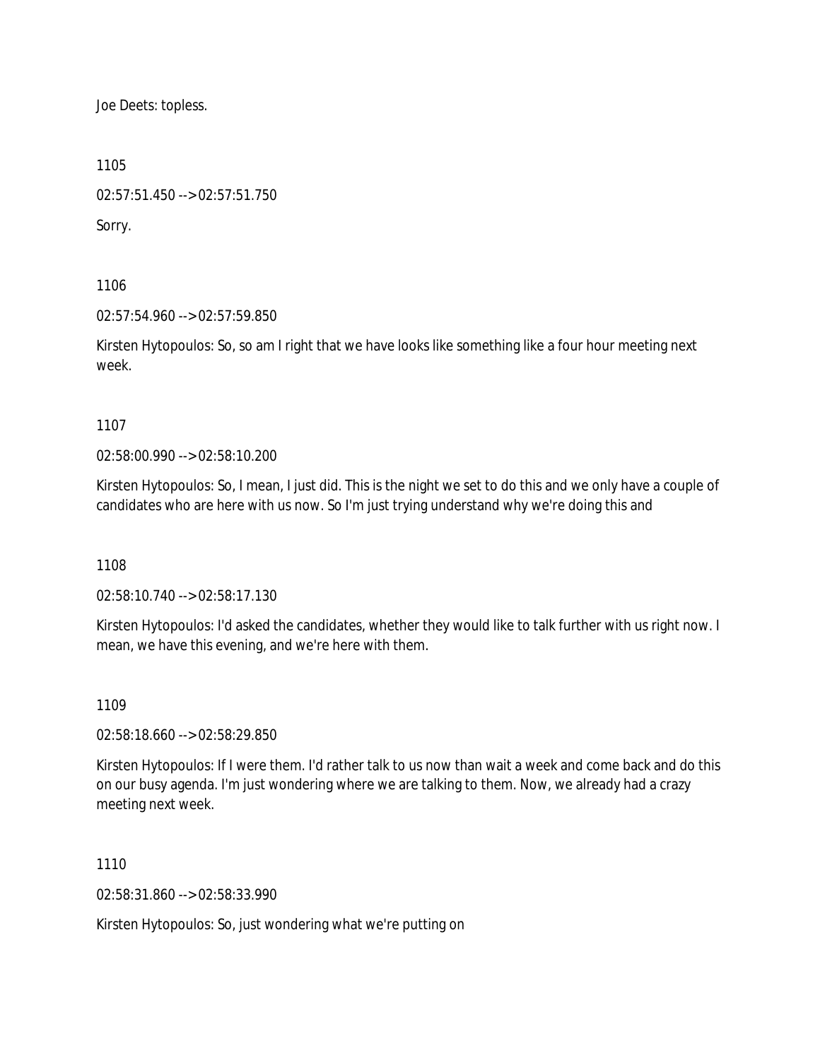Joe Deets: topless.

1105

02:57:51.450 --> 02:57:51.750

Sorry.

1106

02:57:54.960 --> 02:57:59.850

Kirsten Hytopoulos: So, so am I right that we have looks like something like a four hour meeting next week.

1107

02:58:00.990 --> 02:58:10.200

Kirsten Hytopoulos: So, I mean, I just did. This is the night we set to do this and we only have a couple of candidates who are here with us now. So I'm just trying understand why we're doing this and

1108

02:58:10.740 --> 02:58:17.130

Kirsten Hytopoulos: I'd asked the candidates, whether they would like to talk further with us right now. I mean, we have this evening, and we're here with them.

1109

02:58:18.660 --> 02:58:29.850

Kirsten Hytopoulos: If I were them. I'd rather talk to us now than wait a week and come back and do this on our busy agenda. I'm just wondering where we are talking to them. Now, we already had a crazy meeting next week.

1110

02:58:31.860 --> 02:58:33.990

Kirsten Hytopoulos: So, just wondering what we're putting on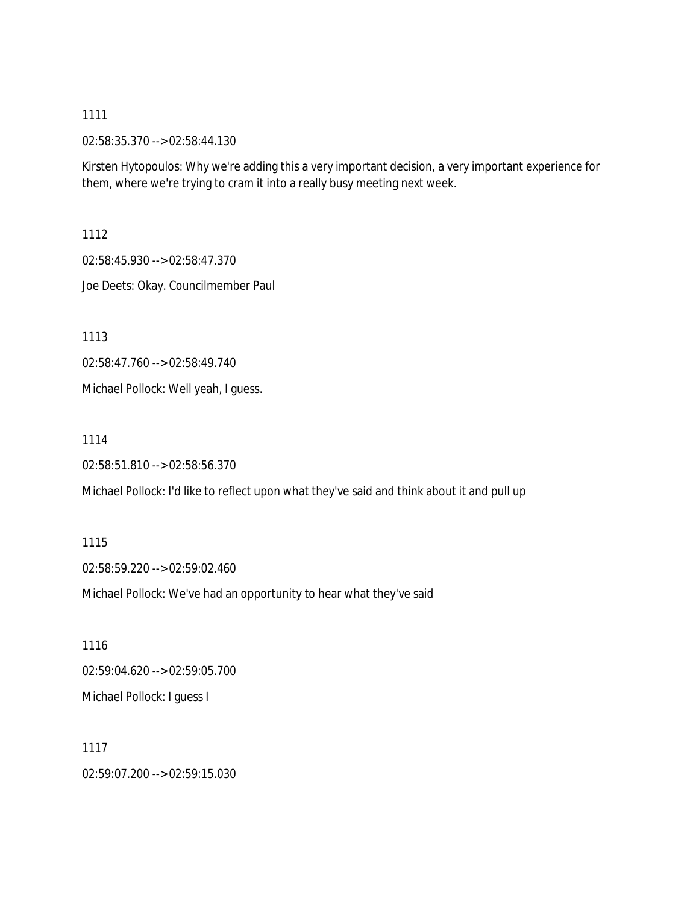1111

02:58:35.370 --> 02:58:44.130

Kirsten Hytopoulos: Why we're adding this a very important decision, a very important experience for them, where we're trying to cram it into a really busy meeting next week.

1112

02:58:45.930 --> 02:58:47.370

Joe Deets: Okay. Councilmember Paul

1113

02:58:47.760 --> 02:58:49.740

Michael Pollock: Well yeah, I guess.

1114

02:58:51.810 --> 02:58:56.370

Michael Pollock: I'd like to reflect upon what they've said and think about it and pull up

1115

02:58:59.220 --> 02:59:02.460

Michael Pollock: We've had an opportunity to hear what they've said

1116

02:59:04.620 --> 02:59:05.700

Michael Pollock: I guess I

1117

02:59:07.200 --> 02:59:15.030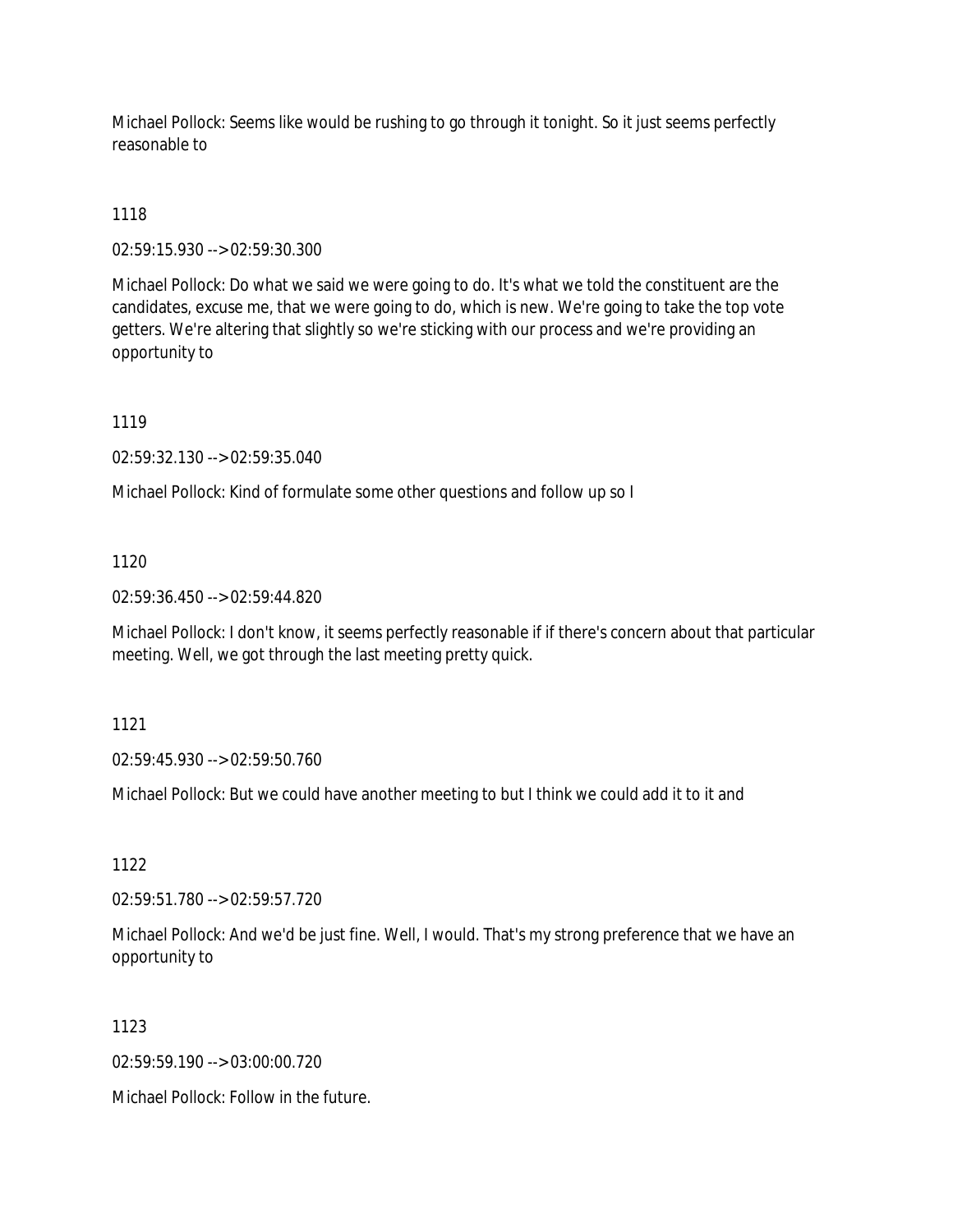Michael Pollock: Seems like would be rushing to go through it tonight. So it just seems perfectly reasonable to

1118

02:59:15.930 --> 02:59:30.300

Michael Pollock: Do what we said we were going to do. It's what we told the constituent are the candidates, excuse me, that we were going to do, which is new. We're going to take the top vote getters. We're altering that slightly so we're sticking with our process and we're providing an opportunity to

1119

02:59:32.130 --> 02:59:35.040

Michael Pollock: Kind of formulate some other questions and follow up so I

1120

02:59:36.450 --> 02:59:44.820

Michael Pollock: I don't know, it seems perfectly reasonable if if there's concern about that particular meeting. Well, we got through the last meeting pretty quick.

1121

02:59:45.930 --> 02:59:50.760

Michael Pollock: But we could have another meeting to but I think we could add it to it and

1122

02:59:51.780 --> 02:59:57.720

Michael Pollock: And we'd be just fine. Well, I would. That's my strong preference that we have an opportunity to

1123

02:59:59.190 --> 03:00:00.720

Michael Pollock: Follow in the future.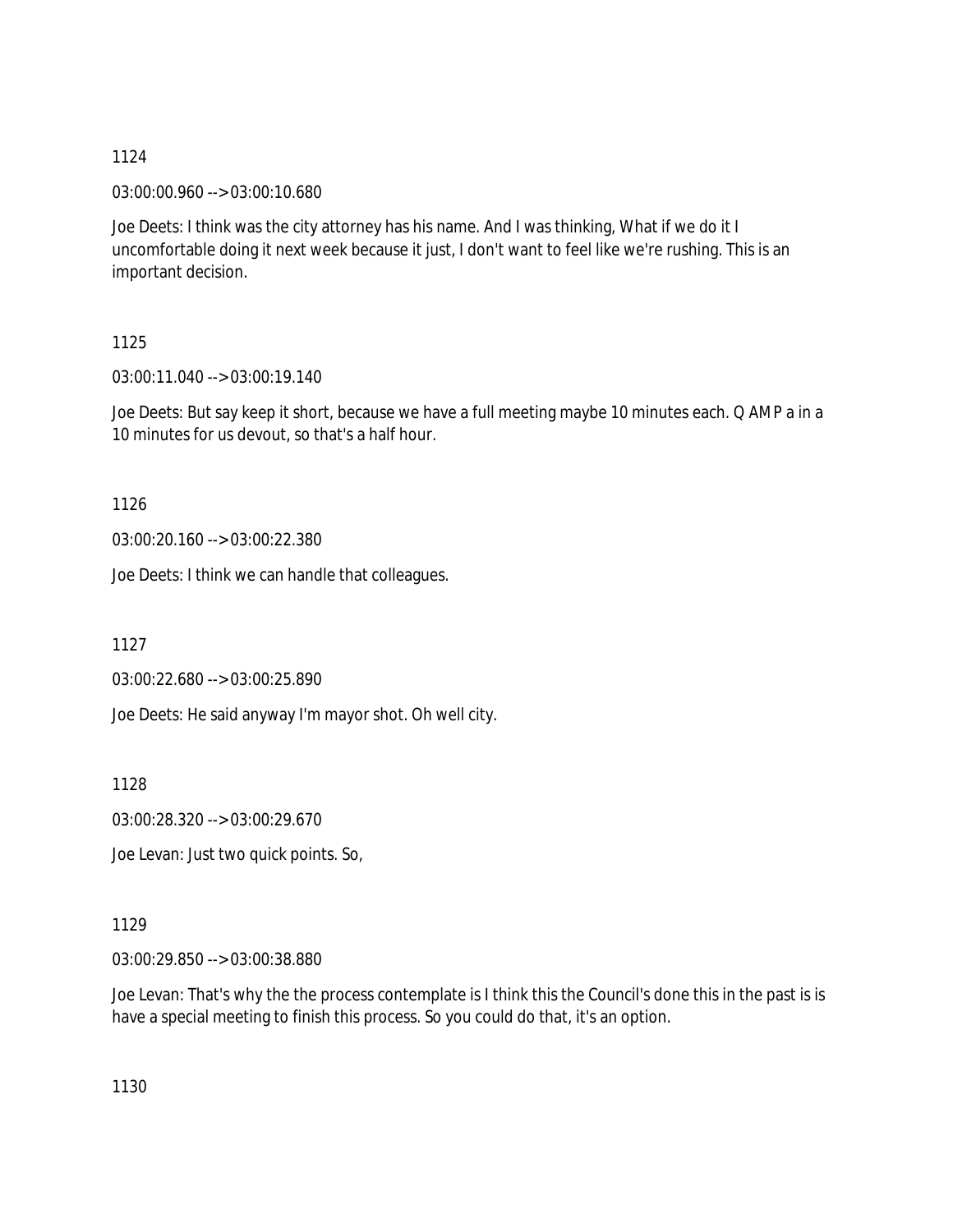1124

03:00:00.960 --> 03:00:10.680

Joe Deets: I think was the city attorney has his name. And I was thinking, What if we do it I uncomfortable doing it next week because it just, I don't want to feel like we're rushing. This is an important decision.

1125

03:00:11.040 --> 03:00:19.140

Joe Deets: But say keep it short, because we have a full meeting maybe 10 minutes each. Q AMP a in a 10 minutes for us devout, so that's a half hour.

1126

03:00:20.160 --> 03:00:22.380

Joe Deets: I think we can handle that colleagues.

1127

03:00:22.680 --> 03:00:25.890

Joe Deets: He said anyway I'm mayor shot. Oh well city.

1128

03:00:28.320 --> 03:00:29.670

Joe Levan: Just two quick points. So,

1129

03:00:29.850 --> 03:00:38.880

Joe Levan: That's why the the process contemplate is I think this the Council's done this in the past is is have a special meeting to finish this process. So you could do that, it's an option.

1130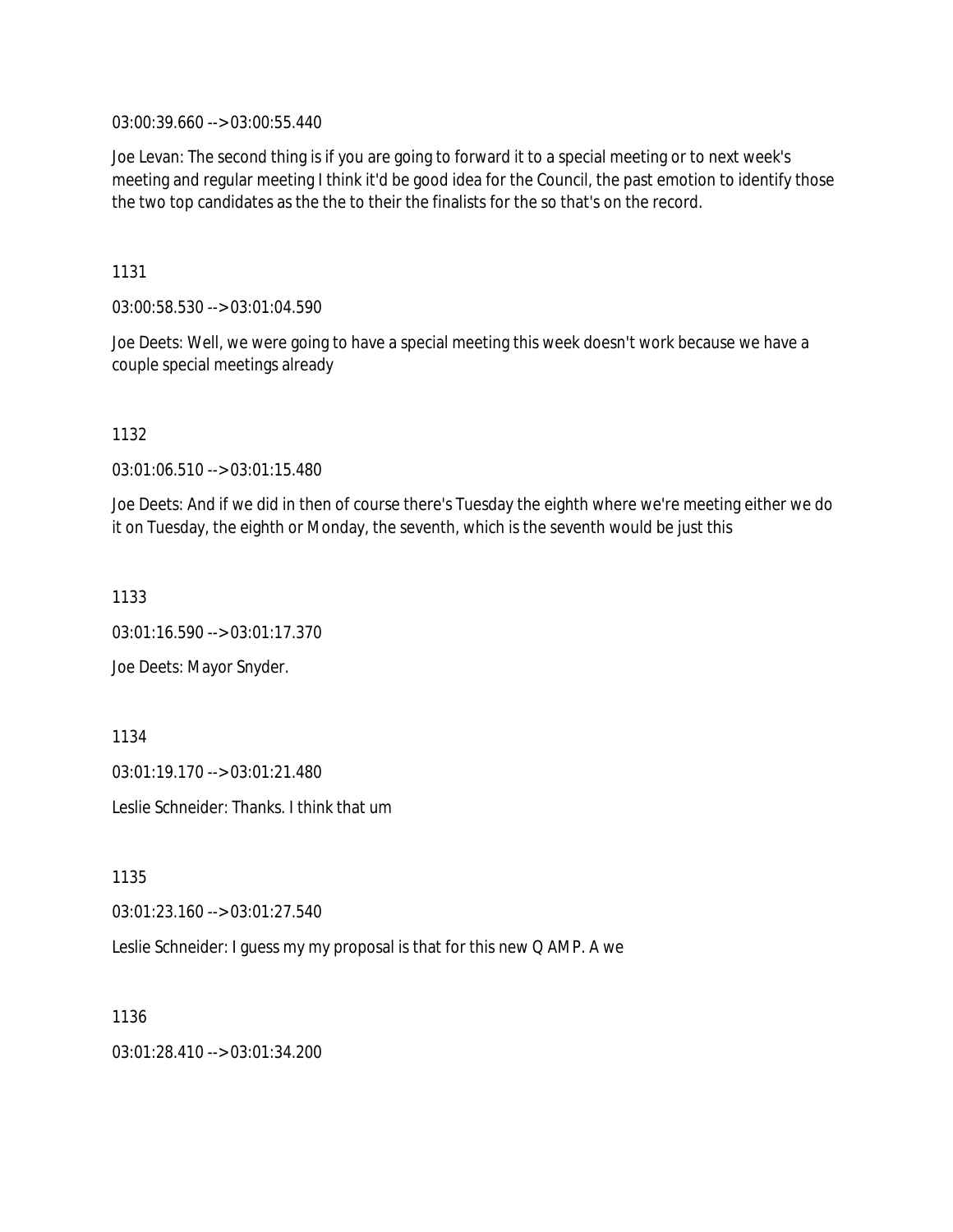03:00:39.660 --> 03:00:55.440

Joe Levan: The second thing is if you are going to forward it to a special meeting or to next week's meeting and regular meeting I think it'd be good idea for the Council, the past emotion to identify those the two top candidates as the the to their the finalists for the so that's on the record.

1131

03:00:58.530 --> 03:01:04.590

Joe Deets: Well, we were going to have a special meeting this week doesn't work because we have a couple special meetings already

1132

03:01:06.510 --> 03:01:15.480

Joe Deets: And if we did in then of course there's Tuesday the eighth where we're meeting either we do it on Tuesday, the eighth or Monday, the seventh, which is the seventh would be just this

1133

03:01:16.590 --> 03:01:17.370

Joe Deets: Mayor Snyder.

1134

03:01:19.170 --> 03:01:21.480

Leslie Schneider: Thanks. I think that um

1135

03:01:23.160 --> 03:01:27.540

Leslie Schneider: I guess my my proposal is that for this new Q AMP. A we

1136

03:01:28.410 --> 03:01:34.200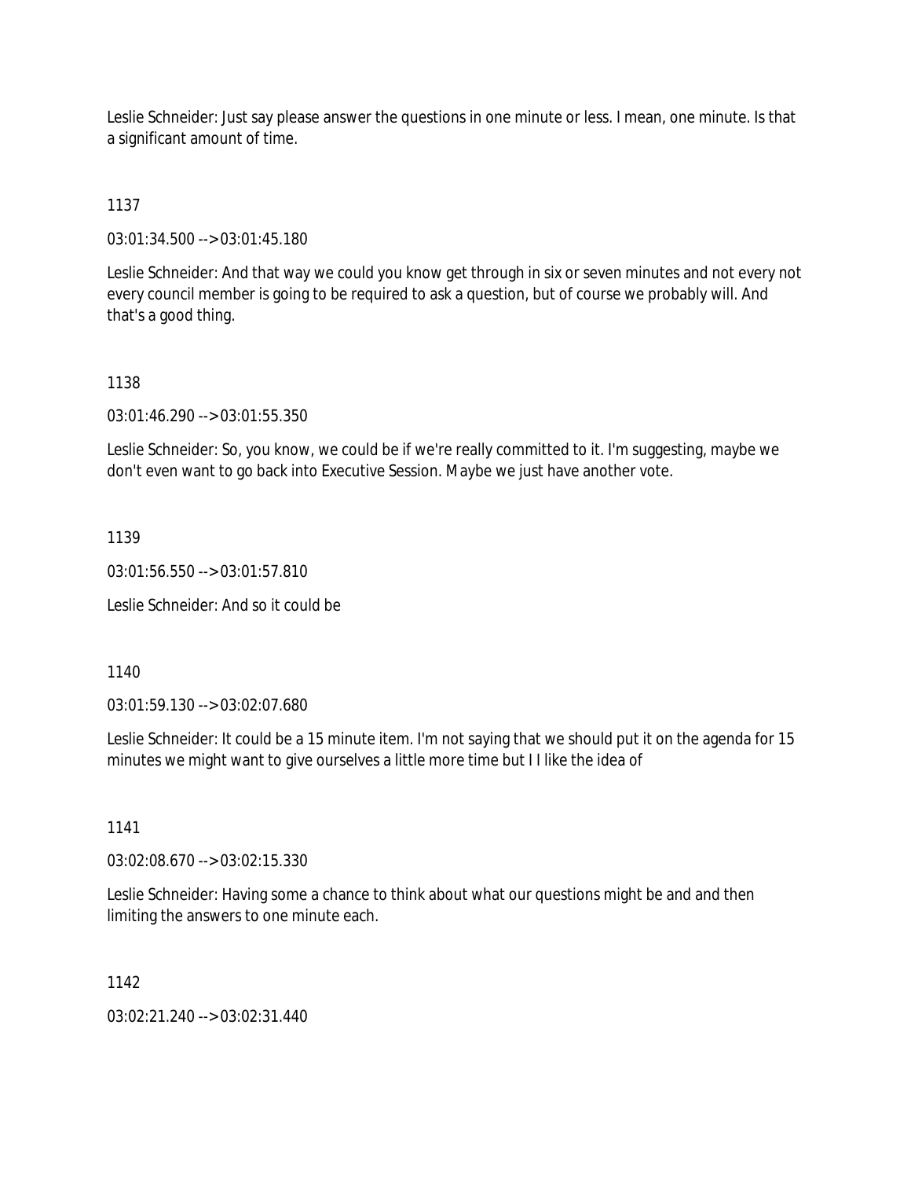Leslie Schneider: Just say please answer the questions in one minute or less. I mean, one minute. Is that a significant amount of time.

1137

03:01:34.500 --> 03:01:45.180

Leslie Schneider: And that way we could you know get through in six or seven minutes and not every not every council member is going to be required to ask a question, but of course we probably will. And that's a good thing.

1138

03:01:46.290 --> 03:01:55.350

Leslie Schneider: So, you know, we could be if we're really committed to it. I'm suggesting, maybe we don't even want to go back into Executive Session. Maybe we just have another vote.

1139

03:01:56.550 --> 03:01:57.810

Leslie Schneider: And so it could be

1140

03:01:59.130 --> 03:02:07.680

Leslie Schneider: It could be a 15 minute item. I'm not saying that we should put it on the agenda for 15 minutes we might want to give ourselves a little more time but I I like the idea of

1141

03:02:08.670 --> 03:02:15.330

Leslie Schneider: Having some a chance to think about what our questions might be and and then limiting the answers to one minute each.

1142

03:02:21.240 --> 03:02:31.440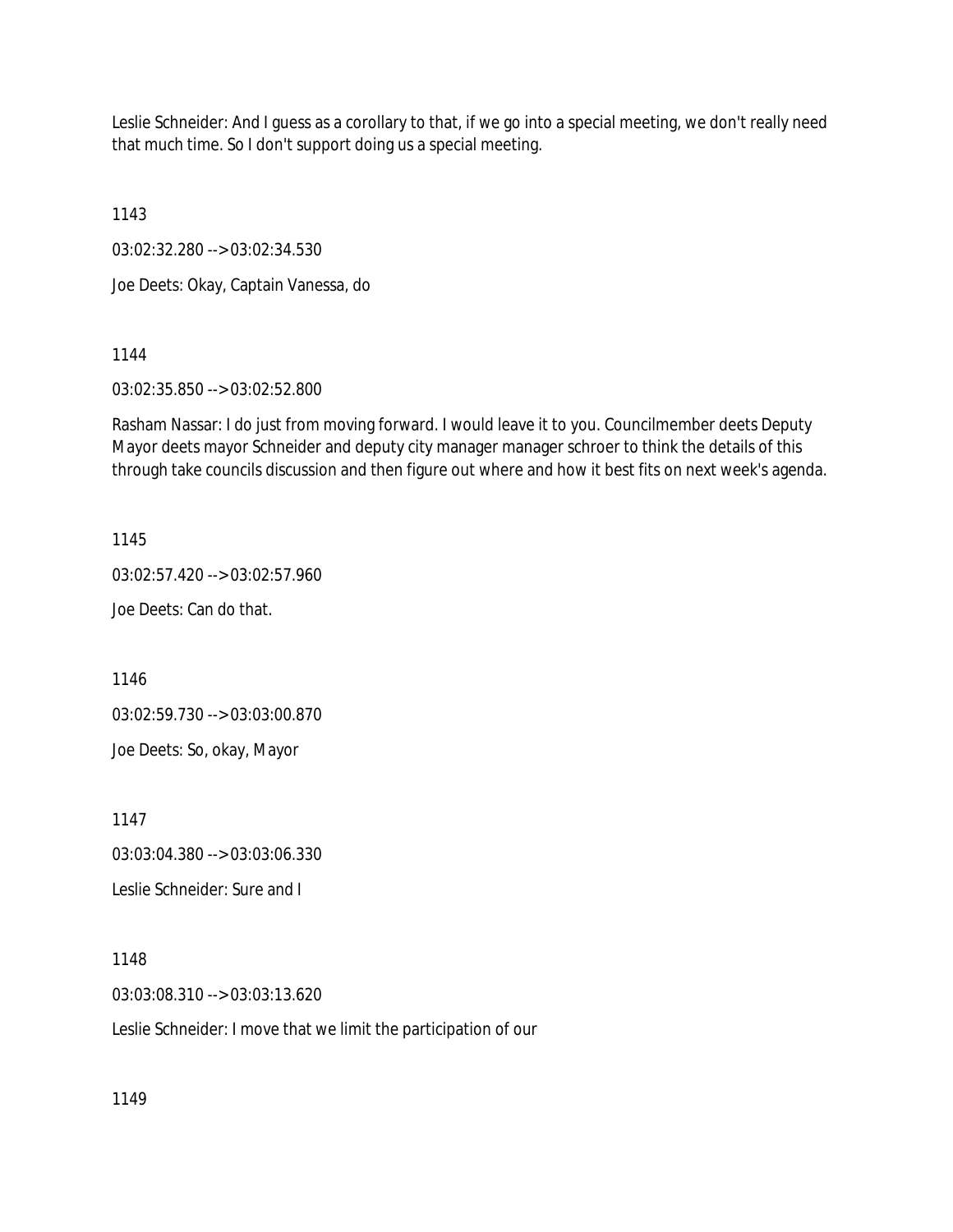Leslie Schneider: And I guess as a corollary to that, if we go into a special meeting, we don't really need that much time. So I don't support doing us a special meeting.

1143

03:02:32.280 --> 03:02:34.530

Joe Deets: Okay, Captain Vanessa, do

1144

03:02:35.850 --> 03:02:52.800

Rasham Nassar: I do just from moving forward. I would leave it to you. Councilmember deets Deputy Mayor deets mayor Schneider and deputy city manager manager schroer to think the details of this through take councils discussion and then figure out where and how it best fits on next week's agenda.

1145

03:02:57.420 --> 03:02:57.960

Joe Deets: Can do that.

1146

03:02:59.730 --> 03:03:00.870

Joe Deets: So, okay, Mayor

1147

03:03:04.380 --> 03:03:06.330

Leslie Schneider: Sure and I

1148

03:03:08.310 --> 03:03:13.620

Leslie Schneider: I move that we limit the participation of our

1149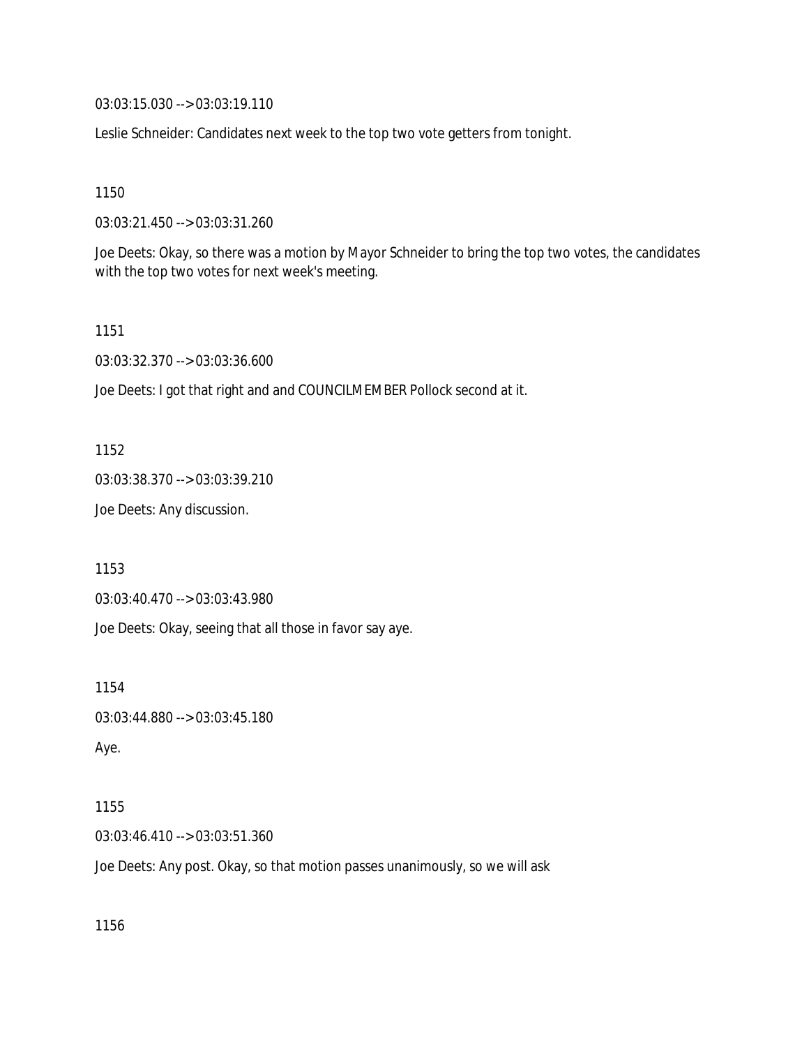03:03:15.030 --> 03:03:19.110

Leslie Schneider: Candidates next week to the top two vote getters from tonight.

1150

03:03:21.450 --> 03:03:31.260

Joe Deets: Okay, so there was a motion by Mayor Schneider to bring the top two votes, the candidates with the top two votes for next week's meeting.

1151

03:03:32.370 --> 03:03:36.600

Joe Deets: I got that right and and COUNCILMEMBER Pollock second at it.

1152

03:03:38.370 --> 03:03:39.210

Joe Deets: Any discussion.

1153

03:03:40.470 --> 03:03:43.980

Joe Deets: Okay, seeing that all those in favor say aye.

1154

03:03:44.880 --> 03:03:45.180

Aye.

1155

03:03:46.410 --> 03:03:51.360

Joe Deets: Any post. Okay, so that motion passes unanimously, so we will ask

1156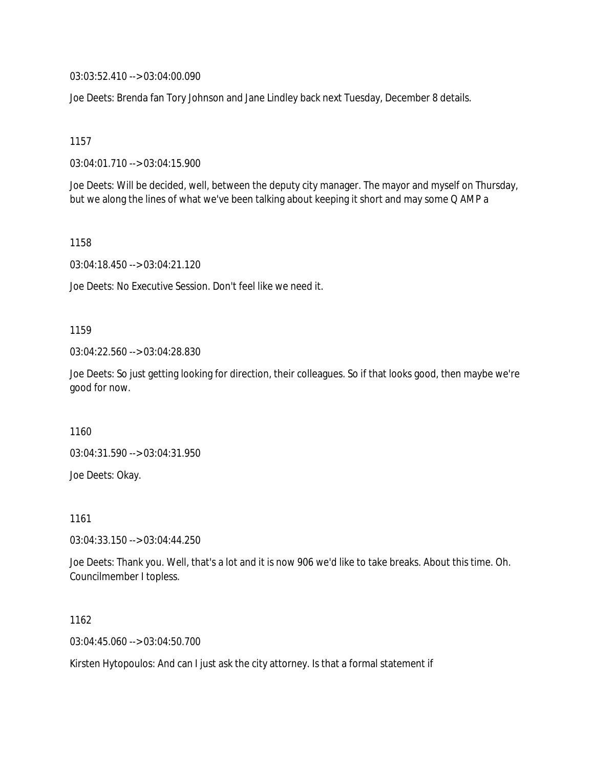03:03:52.410 --> 03:04:00.090

Joe Deets: Brenda fan Tory Johnson and Jane Lindley back next Tuesday, December 8 details.

1157

03:04:01.710 --> 03:04:15.900

Joe Deets: Will be decided, well, between the deputy city manager. The mayor and myself on Thursday, but we along the lines of what we've been talking about keeping it short and may some Q AMP a

1158

03:04:18.450 --> 03:04:21.120

Joe Deets: No Executive Session. Don't feel like we need it.

1159

03:04:22.560 --> 03:04:28.830

Joe Deets: So just getting looking for direction, their colleagues. So if that looks good, then maybe we're good for now.

1160

03:04:31.590 --> 03:04:31.950

Joe Deets: Okay.

1161

03:04:33.150 --> 03:04:44.250

Joe Deets: Thank you. Well, that's a lot and it is now 906 we'd like to take breaks. About this time. Oh. Councilmember I topless.

1162

03:04:45.060 --> 03:04:50.700

Kirsten Hytopoulos: And can I just ask the city attorney. Is that a formal statement if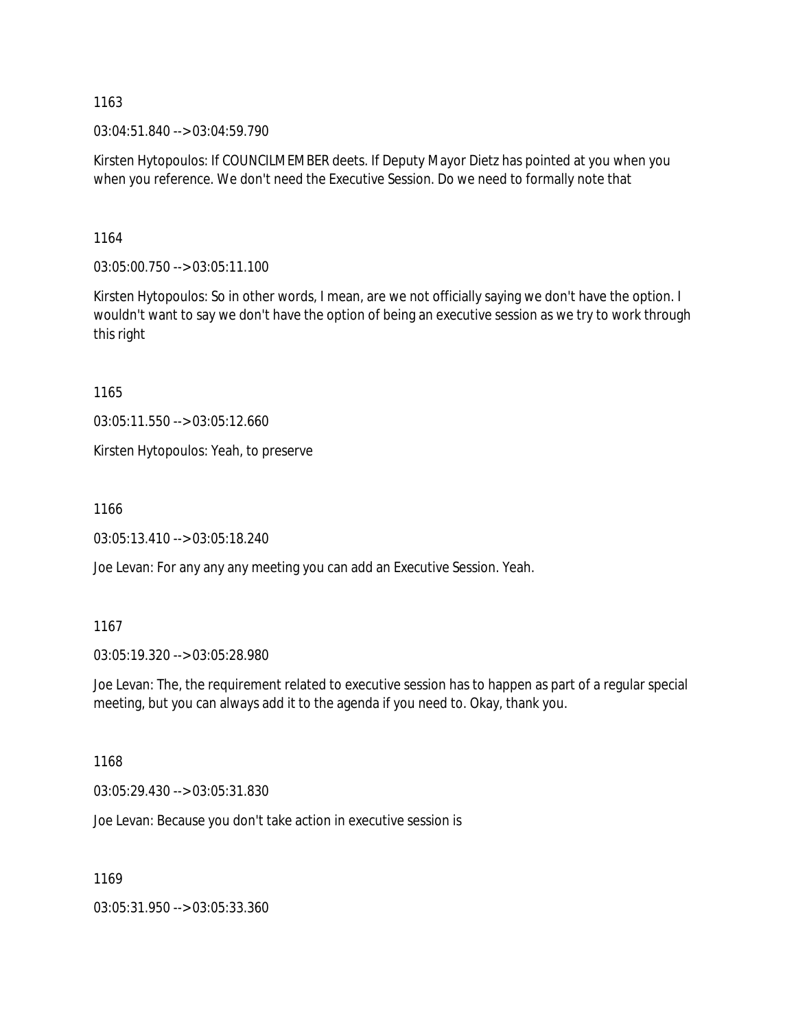1163

03:04:51.840 --> 03:04:59.790

Kirsten Hytopoulos: If COUNCILMEMBER deets. If Deputy Mayor Dietz has pointed at you when you when you reference. We don't need the Executive Session. Do we need to formally note that

1164

03:05:00.750 --> 03:05:11.100

Kirsten Hytopoulos: So in other words, I mean, are we not officially saying we don't have the option. I wouldn't want to say we don't have the option of being an executive session as we try to work through this right

1165

03:05:11.550 --> 03:05:12.660

Kirsten Hytopoulos: Yeah, to preserve

1166

03:05:13.410 --> 03:05:18.240

Joe Levan: For any any any meeting you can add an Executive Session. Yeah.

1167

03:05:19.320 --> 03:05:28.980

Joe Levan: The, the requirement related to executive session has to happen as part of a regular special meeting, but you can always add it to the agenda if you need to. Okay, thank you.

1168

03:05:29.430 --> 03:05:31.830

Joe Levan: Because you don't take action in executive session is

1169

03:05:31.950 --> 03:05:33.360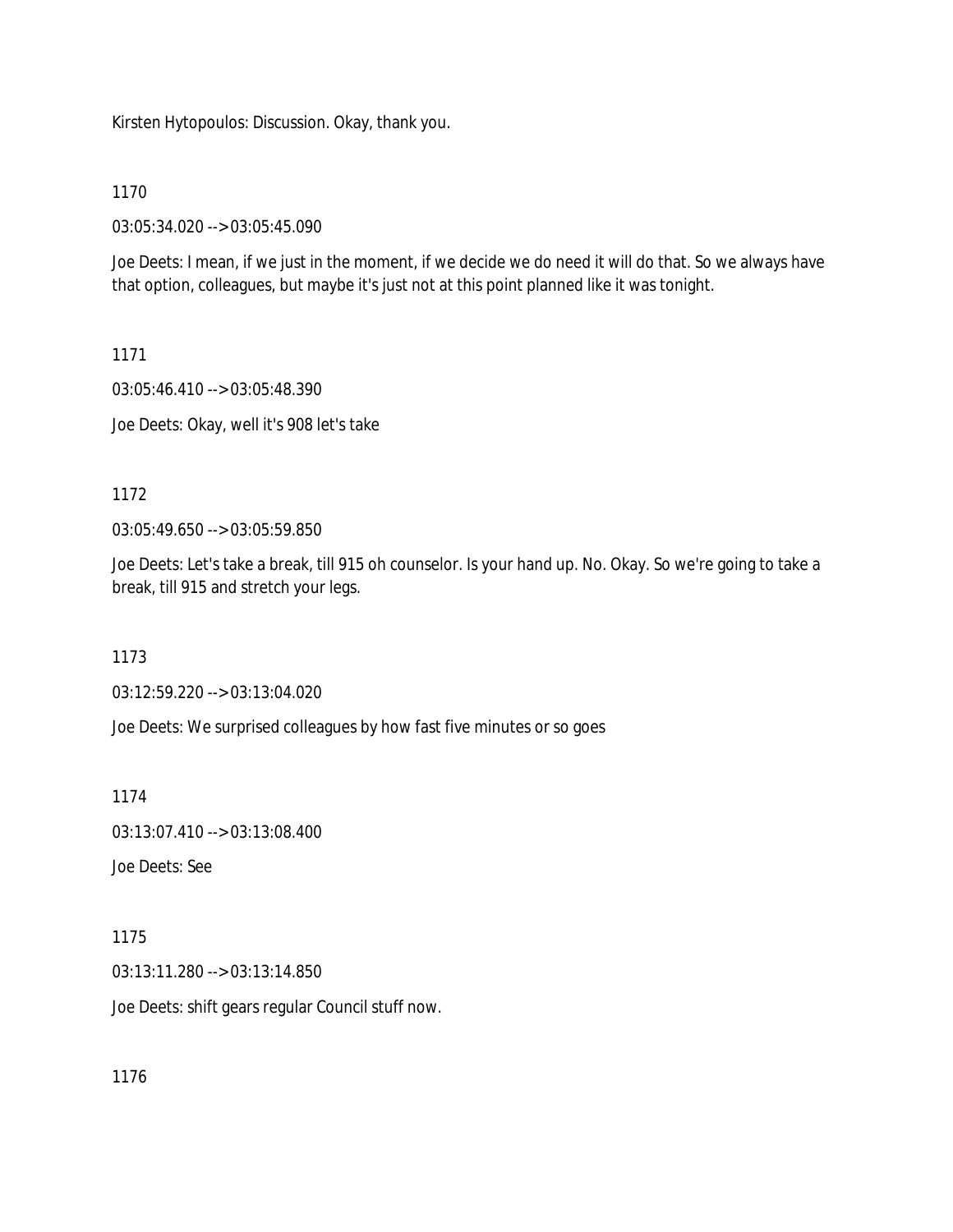Kirsten Hytopoulos: Discussion. Okay, thank you.

1170

03:05:34.020 --> 03:05:45.090

Joe Deets: I mean, if we just in the moment, if we decide we do need it will do that. So we always have that option, colleagues, but maybe it's just not at this point planned like it was tonight.

1171

03:05:46.410 --> 03:05:48.390

Joe Deets: Okay, well it's 908 let's take

1172

03:05:49.650 --> 03:05:59.850

Joe Deets: Let's take a break, till 915 oh counselor. Is your hand up. No. Okay. So we're going to take a break, till 915 and stretch your legs.

1173

03:12:59.220 --> 03:13:04.020

Joe Deets: We surprised colleagues by how fast five minutes or so goes

1174

03:13:07.410 --> 03:13:08.400

Joe Deets: See

1175

03:13:11.280 --> 03:13:14.850

Joe Deets: shift gears regular Council stuff now.

1176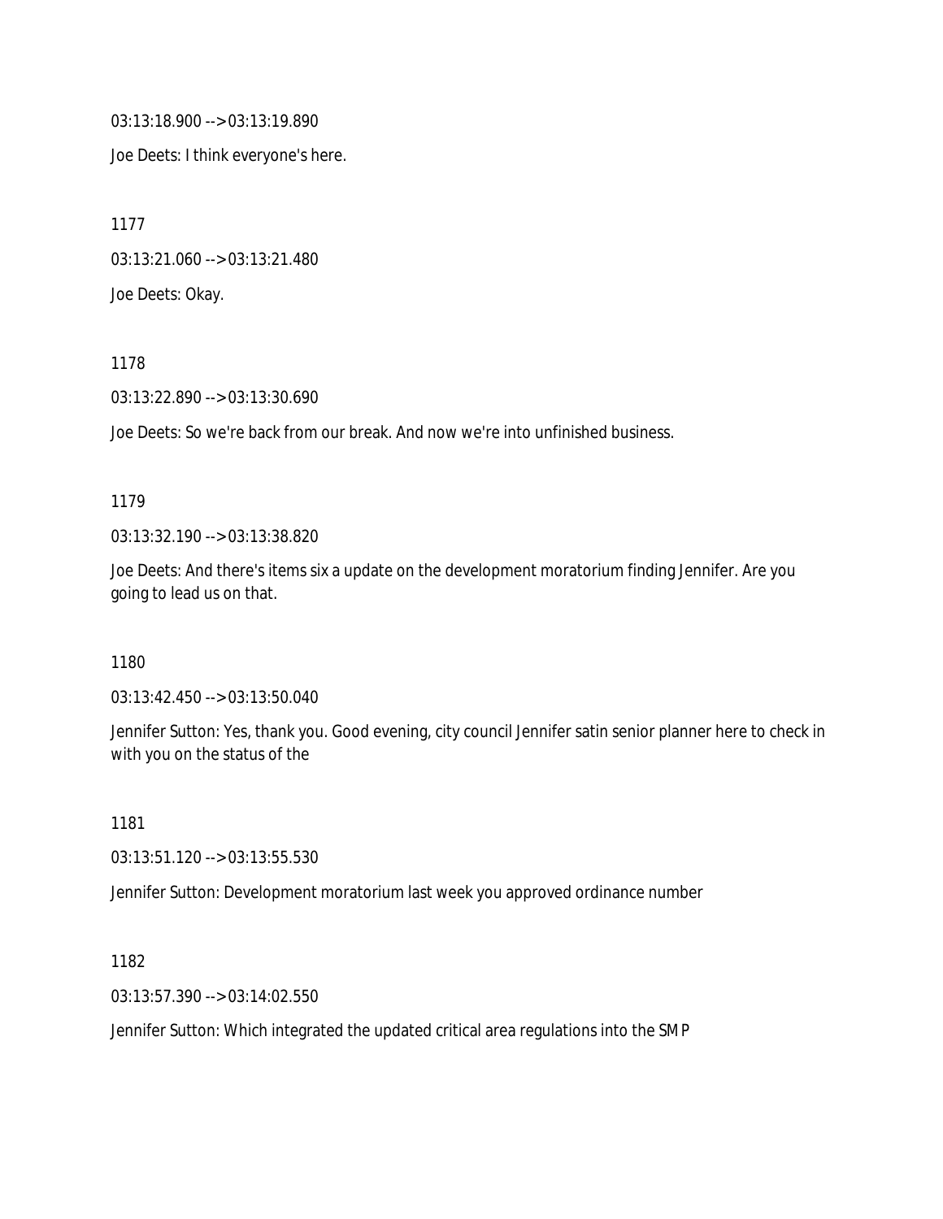03:13:18.900 --> 03:13:19.890

Joe Deets: I think everyone's here.

1177

03:13:21.060 --> 03:13:21.480

Joe Deets: Okay.

1178

03:13:22.890 --> 03:13:30.690

Joe Deets: So we're back from our break. And now we're into unfinished business.

1179

03:13:32.190 --> 03:13:38.820

Joe Deets: And there's items six a update on the development moratorium finding Jennifer. Are you going to lead us on that.

1180

03:13:42.450 --> 03:13:50.040

Jennifer Sutton: Yes, thank you. Good evening, city council Jennifer satin senior planner here to check in with you on the status of the

1181

03:13:51.120 --> 03:13:55.530

Jennifer Sutton: Development moratorium last week you approved ordinance number

1182

03:13:57.390 --> 03:14:02.550

Jennifer Sutton: Which integrated the updated critical area regulations into the SMP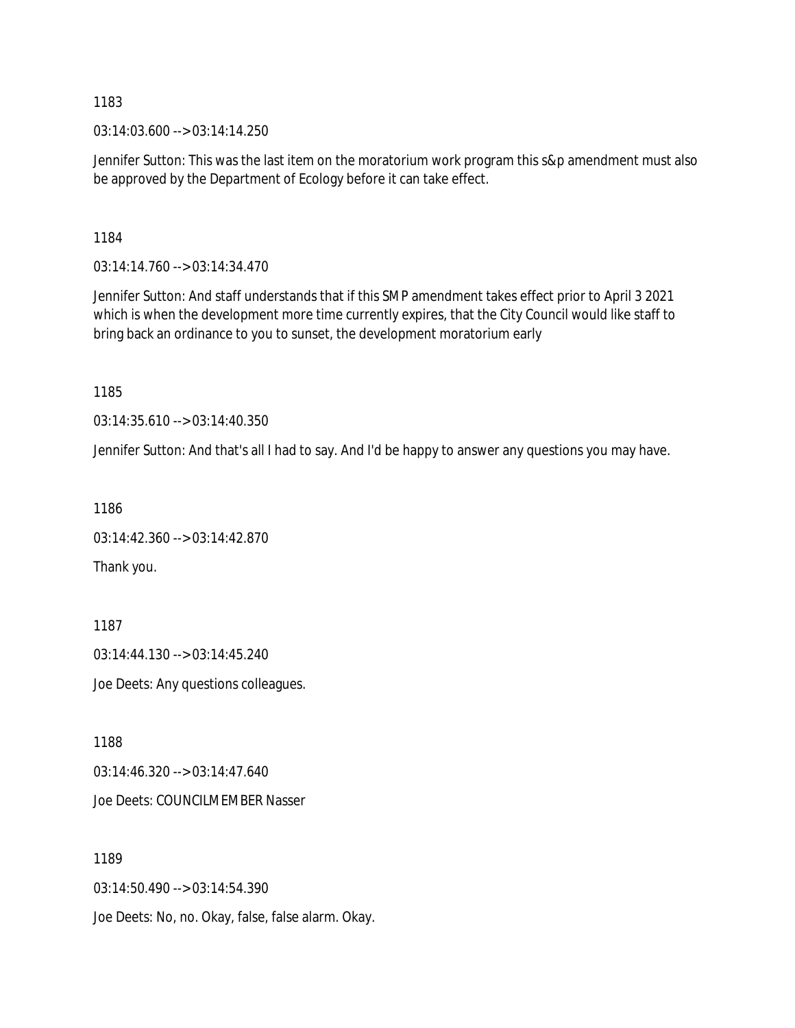1183

03:14:03.600 --> 03:14:14.250

Jennifer Sutton: This was the last item on the moratorium work program this s&p amendment must also be approved by the Department of Ecology before it can take effect.

1184

03:14:14.760 --> 03:14:34.470

Jennifer Sutton: And staff understands that if this SMP amendment takes effect prior to April 3 2021 which is when the development more time currently expires, that the City Council would like staff to bring back an ordinance to you to sunset, the development moratorium early

1185

03:14:35.610 --> 03:14:40.350

Jennifer Sutton: And that's all I had to say. And I'd be happy to answer any questions you may have.

1186

03:14:42.360 --> 03:14:42.870

Thank you.

1187

03:14:44.130 --> 03:14:45.240

Joe Deets: Any questions colleagues.

1188

03:14:46.320 --> 03:14:47.640

Joe Deets: COUNCILMEMBER Nasser

1189

03:14:50.490 --> 03:14:54.390

Joe Deets: No, no. Okay, false, false alarm. Okay.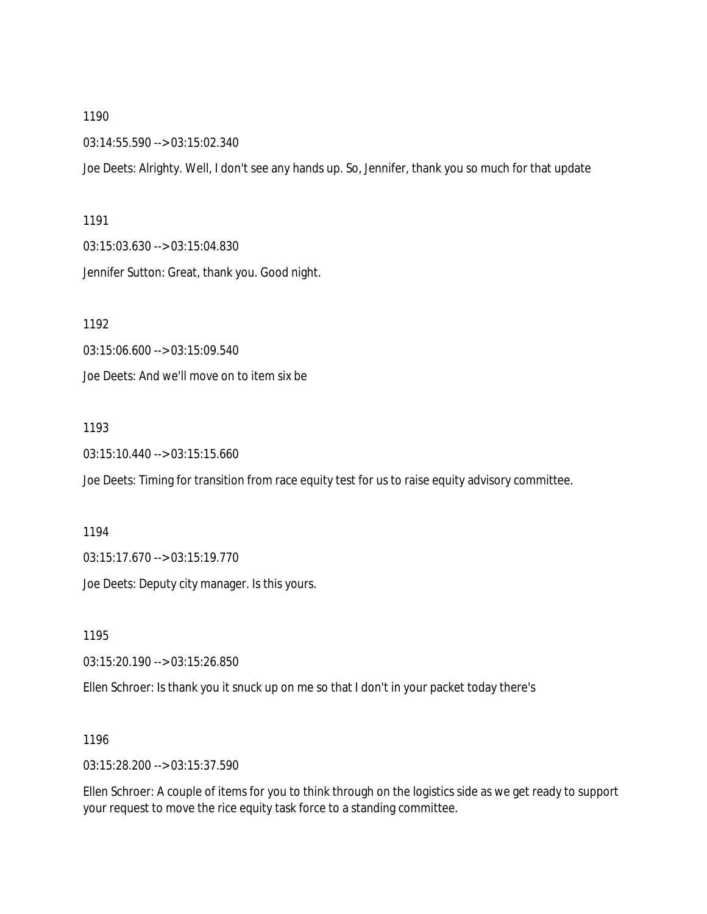1190

03:14:55.590 --> 03:15:02.340

Joe Deets: Alrighty. Well, I don't see any hands up. So, Jennifer, thank you so much for that update

1191

03:15:03.630 --> 03:15:04.830

Jennifer Sutton: Great, thank you. Good night.

1192

03:15:06.600 --> 03:15:09.540

Joe Deets: And we'll move on to item six be

1193

03:15:10.440 --> 03:15:15.660

Joe Deets: Timing for transition from race equity test for us to raise equity advisory committee.

1194

03:15:17.670 --> 03:15:19.770

Joe Deets: Deputy city manager. Is this yours.

1195

03:15:20.190 --> 03:15:26.850

Ellen Schroer: Is thank you it snuck up on me so that I don't in your packet today there's

1196

03:15:28.200 --> 03:15:37.590

Ellen Schroer: A couple of items for you to think through on the logistics side as we get ready to support your request to move the rice equity task force to a standing committee.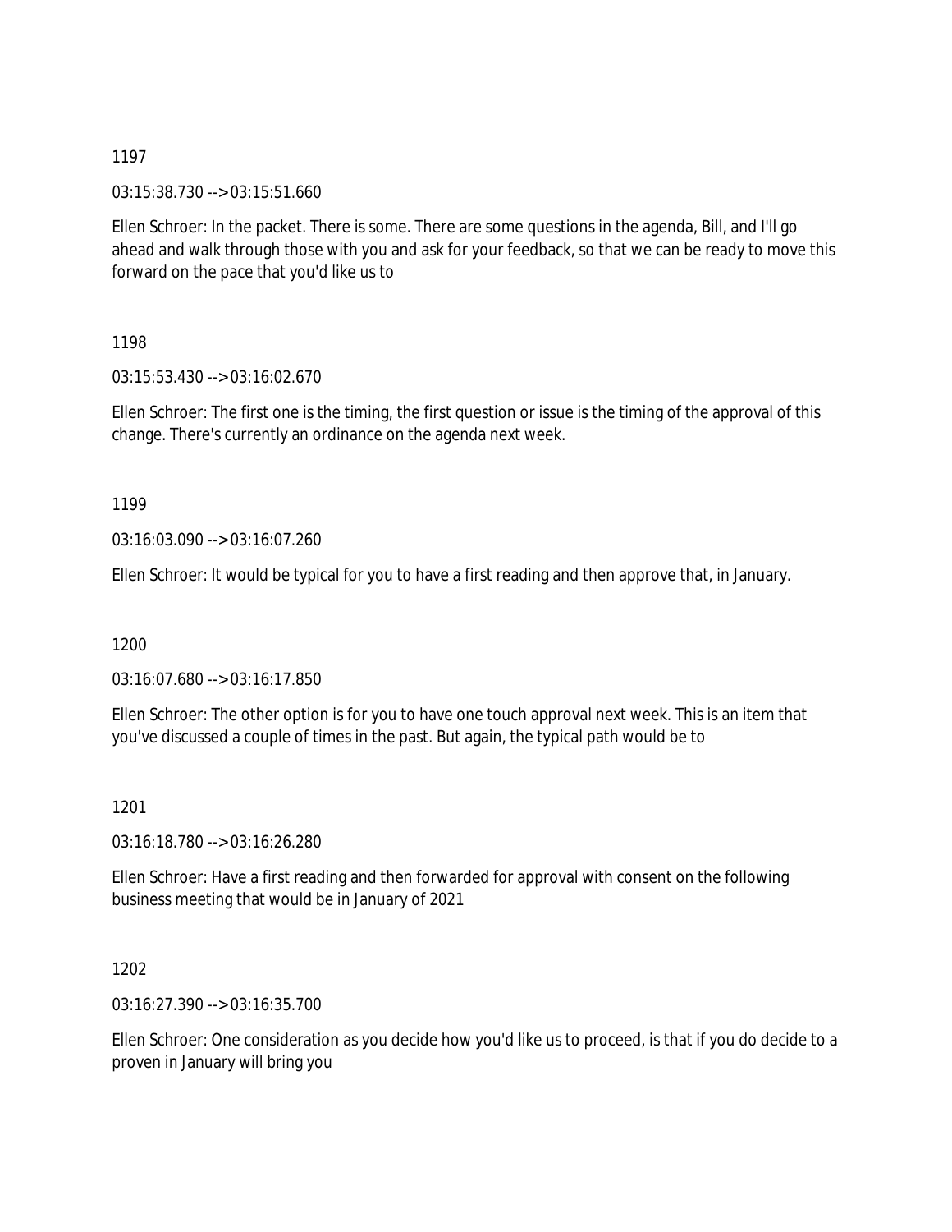1197

03:15:38.730 --> 03:15:51.660

Ellen Schroer: In the packet. There is some. There are some questions in the agenda, Bill, and I'll go ahead and walk through those with you and ask for your feedback, so that we can be ready to move this forward on the pace that you'd like us to

1198

03:15:53.430 --> 03:16:02.670

Ellen Schroer: The first one is the timing, the first question or issue is the timing of the approval of this change. There's currently an ordinance on the agenda next week.

1199

03:16:03.090 --> 03:16:07.260

Ellen Schroer: It would be typical for you to have a first reading and then approve that, in January.

1200

03:16:07.680 --> 03:16:17.850

Ellen Schroer: The other option is for you to have one touch approval next week. This is an item that you've discussed a couple of times in the past. But again, the typical path would be to

1201

03:16:18.780 --> 03:16:26.280

Ellen Schroer: Have a first reading and then forwarded for approval with consent on the following business meeting that would be in January of 2021

1202

03:16:27.390 --> 03:16:35.700

Ellen Schroer: One consideration as you decide how you'd like us to proceed, is that if you do decide to a proven in January will bring you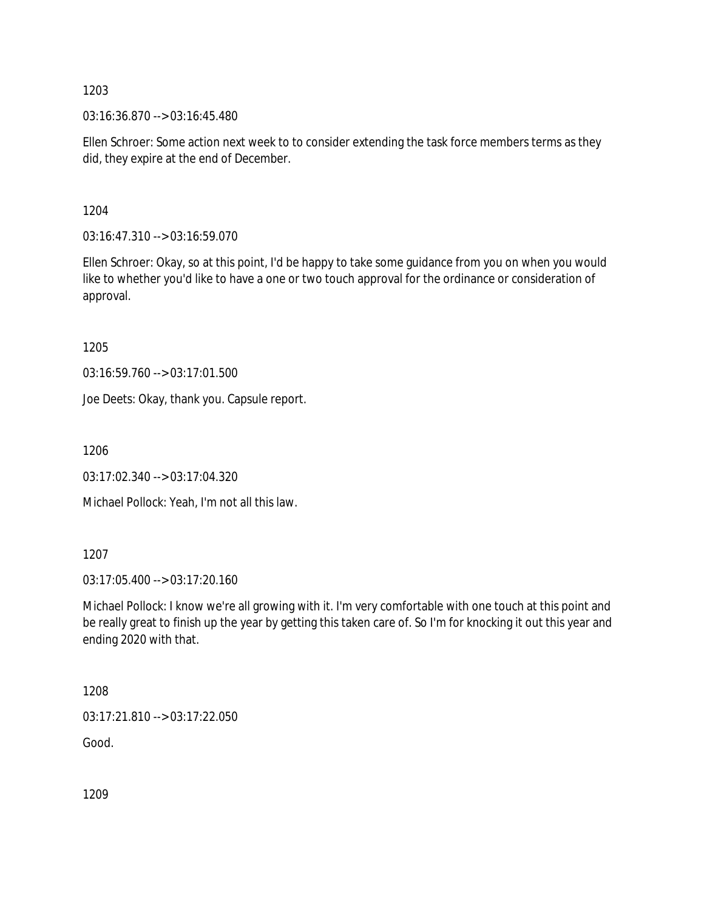1203

03:16:36.870 --> 03:16:45.480

Ellen Schroer: Some action next week to to consider extending the task force members terms as they did, they expire at the end of December.

1204

03:16:47.310 --> 03:16:59.070

Ellen Schroer: Okay, so at this point, I'd be happy to take some guidance from you on when you would like to whether you'd like to have a one or two touch approval for the ordinance or consideration of approval.

1205

03:16:59.760 --> 03:17:01.500

Joe Deets: Okay, thank you. Capsule report.

1206

03:17:02.340 --> 03:17:04.320

Michael Pollock: Yeah, I'm not all this law.

1207

03:17:05.400 --> 03:17:20.160

Michael Pollock: I know we're all growing with it. I'm very comfortable with one touch at this point and be really great to finish up the year by getting this taken care of. So I'm for knocking it out this year and ending 2020 with that.

1208

03:17:21.810 --> 03:17:22.050

Good.

1209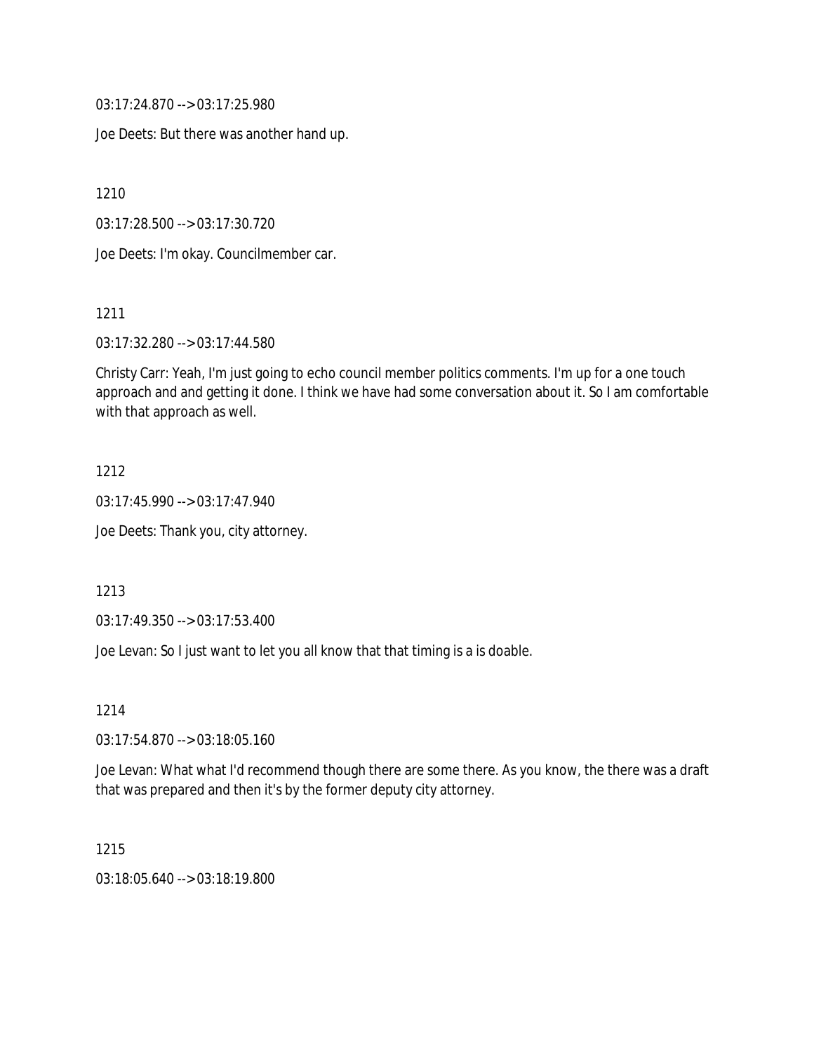03:17:24.870 --> 03:17:25.980

Joe Deets: But there was another hand up.

1210

03:17:28.500 --> 03:17:30.720

Joe Deets: I'm okay. Councilmember car.

1211

03:17:32.280 --> 03:17:44.580

Christy Carr: Yeah, I'm just going to echo council member politics comments. I'm up for a one touch approach and and getting it done. I think we have had some conversation about it. So I am comfortable with that approach as well.

1212

03:17:45.990 --> 03:17:47.940

Joe Deets: Thank you, city attorney.

1213

03:17:49.350 --> 03:17:53.400

Joe Levan: So I just want to let you all know that that timing is a is doable.

1214

03:17:54.870 --> 03:18:05.160

Joe Levan: What what I'd recommend though there are some there. As you know, the there was a draft that was prepared and then it's by the former deputy city attorney.

1215

03:18:05.640 --> 03:18:19.800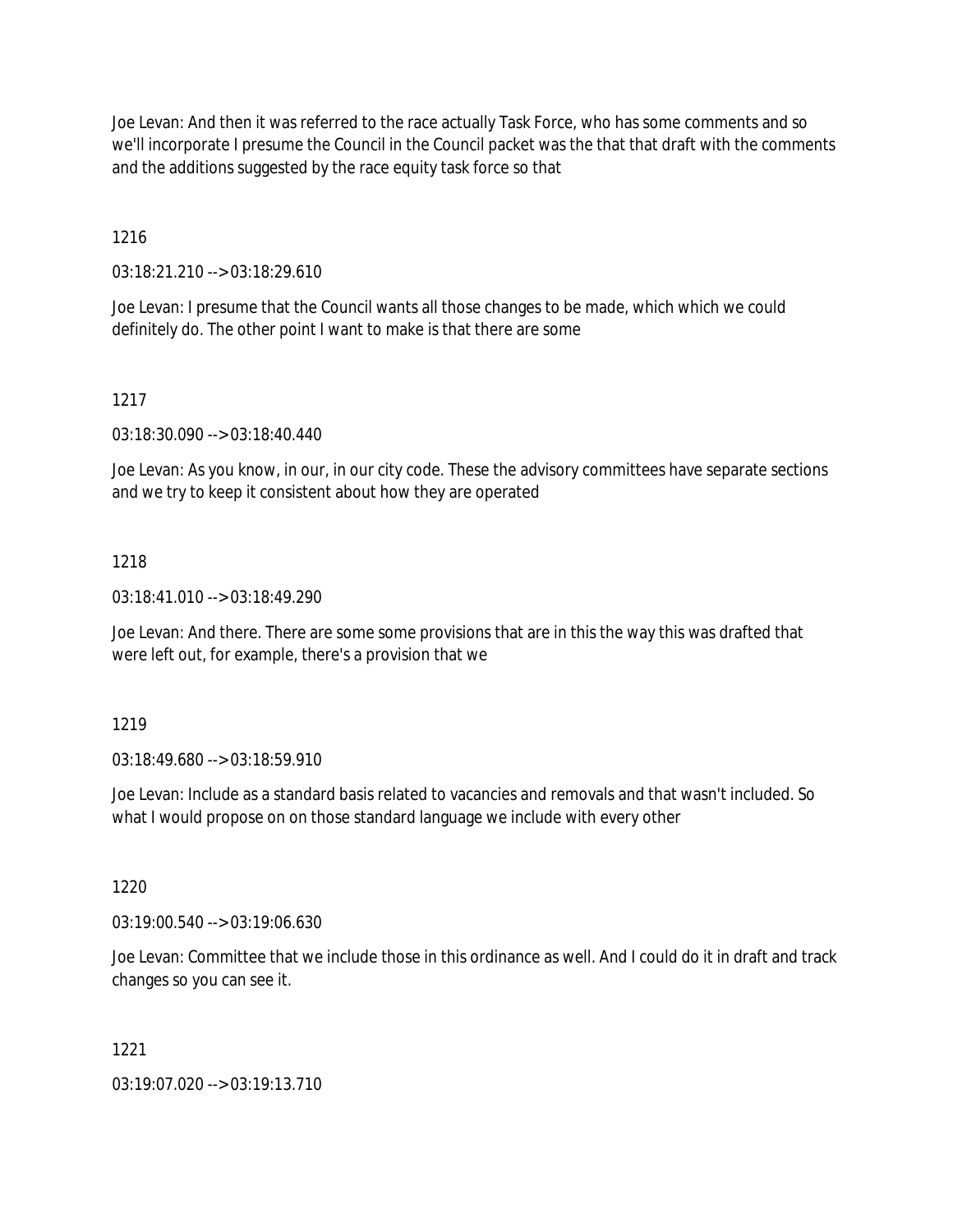Joe Levan: And then it was referred to the race actually Task Force, who has some comments and so we'll incorporate I presume the Council in the Council packet was the that that draft with the comments and the additions suggested by the race equity task force so that

1216

03:18:21.210 --> 03:18:29.610

Joe Levan: I presume that the Council wants all those changes to be made, which which we could definitely do. The other point I want to make is that there are some

1217

03:18:30.090 --> 03:18:40.440

Joe Levan: As you know, in our, in our city code. These the advisory committees have separate sections and we try to keep it consistent about how they are operated

1218

03:18:41.010 --> 03:18:49.290

Joe Levan: And there. There are some some provisions that are in this the way this was drafted that were left out, for example, there's a provision that we

1219

03:18:49.680 --> 03:18:59.910

Joe Levan: Include as a standard basis related to vacancies and removals and that wasn't included. So what I would propose on on those standard language we include with every other

1220

03:19:00.540 --> 03:19:06.630

Joe Levan: Committee that we include those in this ordinance as well. And I could do it in draft and track changes so you can see it.

1221

03:19:07.020 --> 03:19:13.710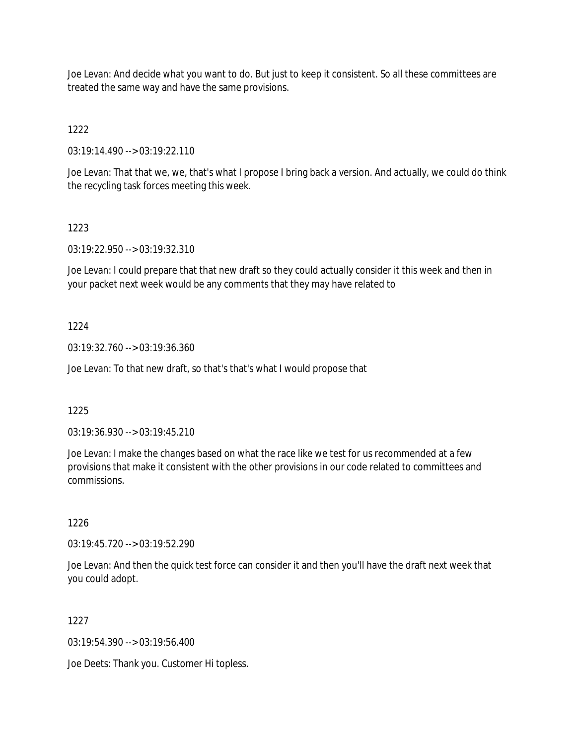Joe Levan: And decide what you want to do. But just to keep it consistent. So all these committees are treated the same way and have the same provisions.

1222

03:19:14.490 --> 03:19:22.110

Joe Levan: That that we, we, that's what I propose I bring back a version. And actually, we could do think the recycling task forces meeting this week.

1223

03:19:22.950 --> 03:19:32.310

Joe Levan: I could prepare that that new draft so they could actually consider it this week and then in your packet next week would be any comments that they may have related to

1224

03:19:32.760 --> 03:19:36.360

Joe Levan: To that new draft, so that's that's what I would propose that

1225

03:19:36.930 --> 03:19:45.210

Joe Levan: I make the changes based on what the race like we test for us recommended at a few provisions that make it consistent with the other provisions in our code related to committees and commissions.

1226

03:19:45.720 --> 03:19:52.290

Joe Levan: And then the quick test force can consider it and then you'll have the draft next week that you could adopt.

1227

03:19:54.390 --> 03:19:56.400

Joe Deets: Thank you. Customer Hi topless.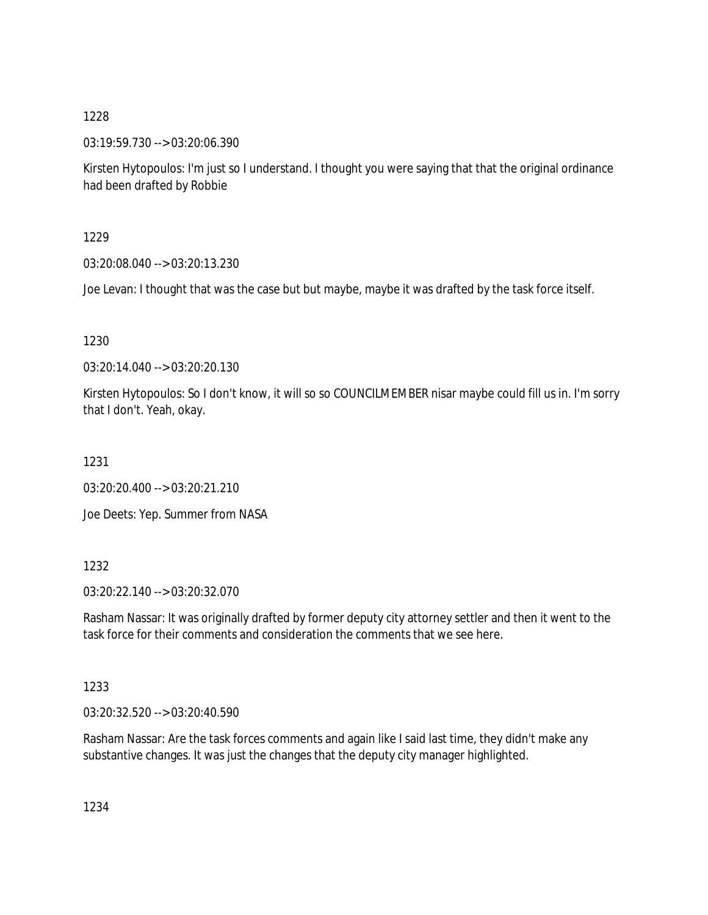1228

03:19:59.730 --> 03:20:06.390

Kirsten Hytopoulos: I'm just so I understand. I thought you were saying that that the original ordinance had been drafted by Robbie

1229

03:20:08.040 --> 03:20:13.230

Joe Levan: I thought that was the case but but maybe, maybe it was drafted by the task force itself.

1230

03:20:14.040 --> 03:20:20.130

Kirsten Hytopoulos: So I don't know, it will so so COUNCILMEMBER nisar maybe could fill us in. I'm sorry that I don't. Yeah, okay.

1231

03:20:20.400 --> 03:20:21.210

Joe Deets: Yep. Summer from NASA

1232

03:20:22.140 --> 03:20:32.070

Rasham Nassar: It was originally drafted by former deputy city attorney settler and then it went to the task force for their comments and consideration the comments that we see here.

1233

03:20:32.520 --> 03:20:40.590

Rasham Nassar: Are the task forces comments and again like I said last time, they didn't make any substantive changes. It was just the changes that the deputy city manager highlighted.

1234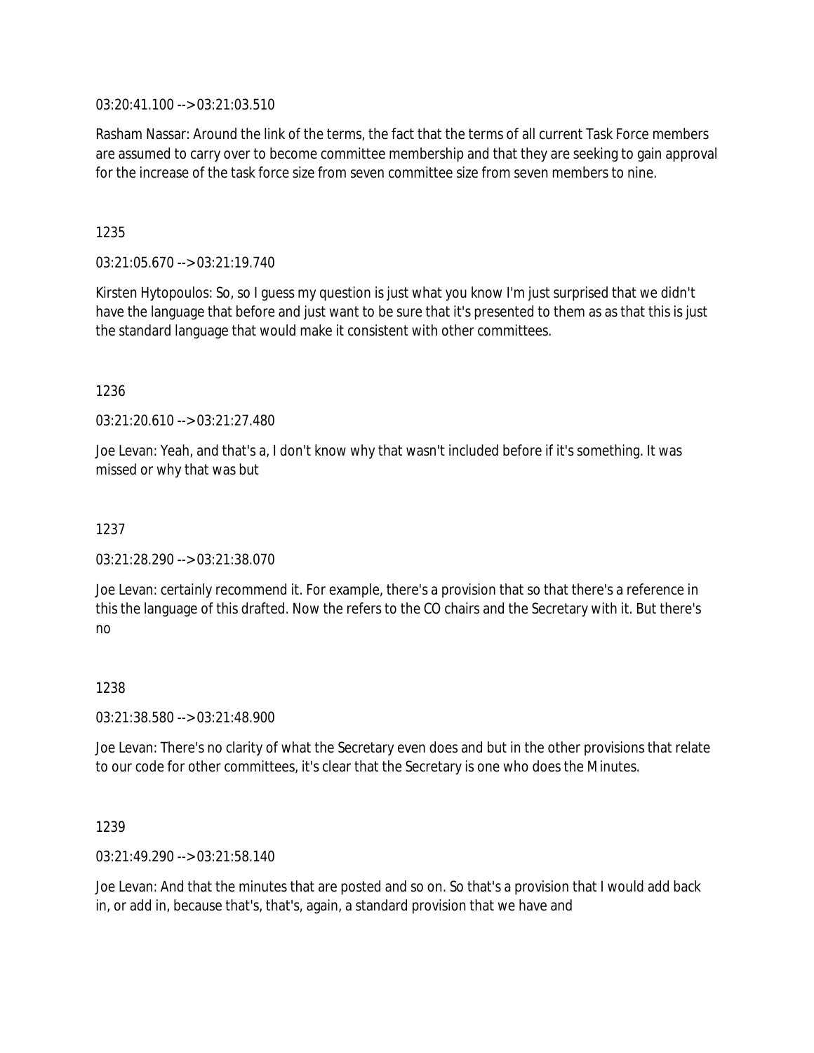03:20:41.100 --> 03:21:03.510

Rasham Nassar: Around the link of the terms, the fact that the terms of all current Task Force members are assumed to carry over to become committee membership and that they are seeking to gain approval for the increase of the task force size from seven committee size from seven members to nine.

1235

03:21:05.670 --> 03:21:19.740

Kirsten Hytopoulos: So, so I guess my question is just what you know I'm just surprised that we didn't have the language that before and just want to be sure that it's presented to them as as that this is just the standard language that would make it consistent with other committees.

1236

03:21:20.610 --> 03:21:27.480

Joe Levan: Yeah, and that's a, I don't know why that wasn't included before if it's something. It was missed or why that was but

1237

03:21:28.290 --> 03:21:38.070

Joe Levan: certainly recommend it. For example, there's a provision that so that there's a reference in this the language of this drafted. Now the refers to the CO chairs and the Secretary with it. But there's no

1238

03:21:38.580 --> 03:21:48.900

Joe Levan: There's no clarity of what the Secretary even does and but in the other provisions that relate to our code for other committees, it's clear that the Secretary is one who does the Minutes.

1239

03:21:49.290 --> 03:21:58.140

Joe Levan: And that the minutes that are posted and so on. So that's a provision that I would add back in, or add in, because that's, that's, again, a standard provision that we have and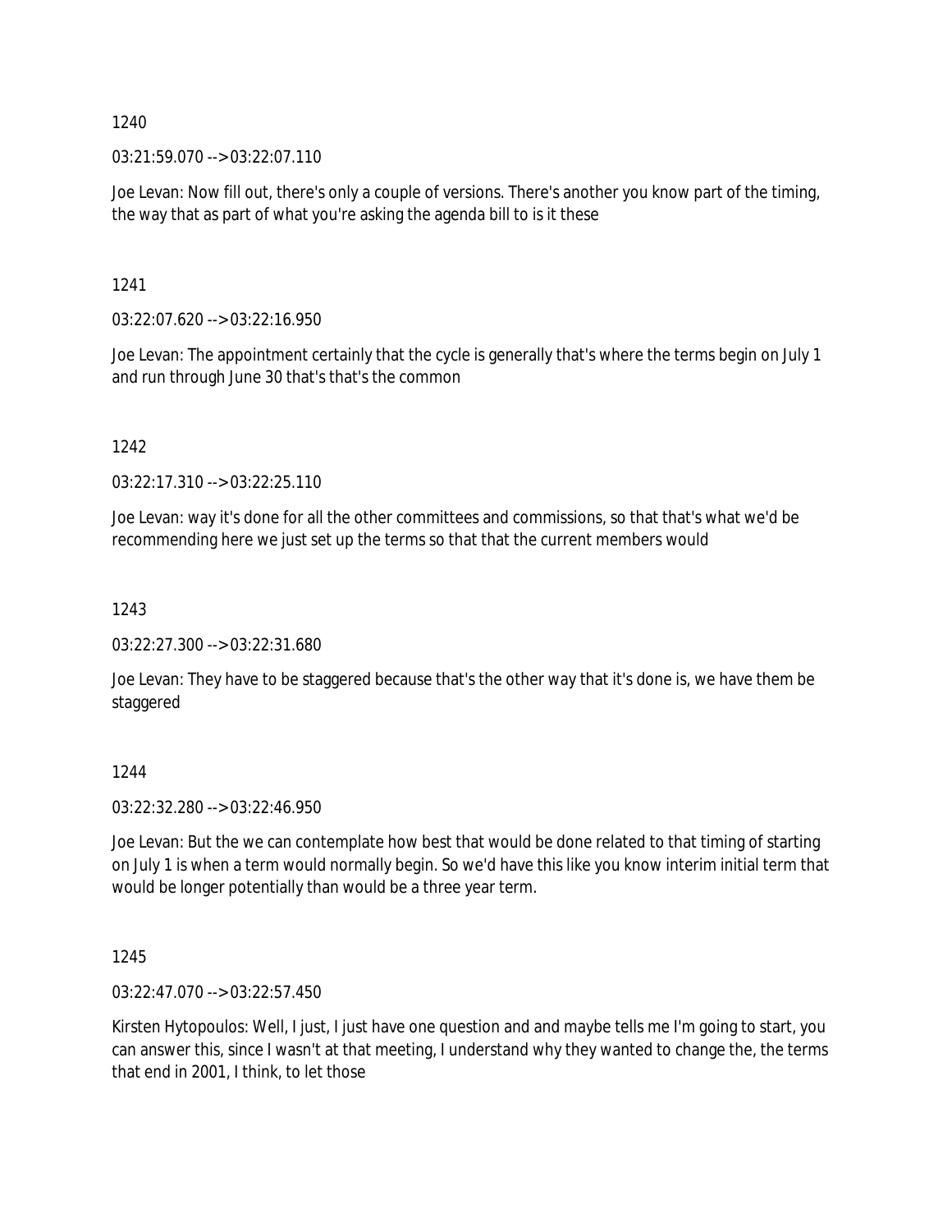1240

03:21:59.070 --> 03:22:07.110

Joe Levan: Now fill out, there's only a couple of versions. There's another you know part of the timing, the way that as part of what you're asking the agenda bill to is it these

1241

03:22:07.620 --> 03:22:16.950

Joe Levan: The appointment certainly that the cycle is generally that's where the terms begin on July 1 and run through June 30 that's that's the common

1242

03:22:17.310 --> 03:22:25.110

Joe Levan: way it's done for all the other committees and commissions, so that that's what we'd be recommending here we just set up the terms so that that the current members would

1243

03:22:27.300 --> 03:22:31.680

Joe Levan: They have to be staggered because that's the other way that it's done is, we have them be staggered

1244

03:22:32.280 --> 03:22:46.950

Joe Levan: But the we can contemplate how best that would be done related to that timing of starting on July 1 is when a term would normally begin. So we'd have this like you know interim initial term that would be longer potentially than would be a three year term.

1245

03:22:47.070 --> 03:22:57.450

Kirsten Hytopoulos: Well, I just, I just have one question and and maybe tells me I'm going to start, you can answer this, since I wasn't at that meeting, I understand why they wanted to change the, the terms that end in 2001, I think, to let those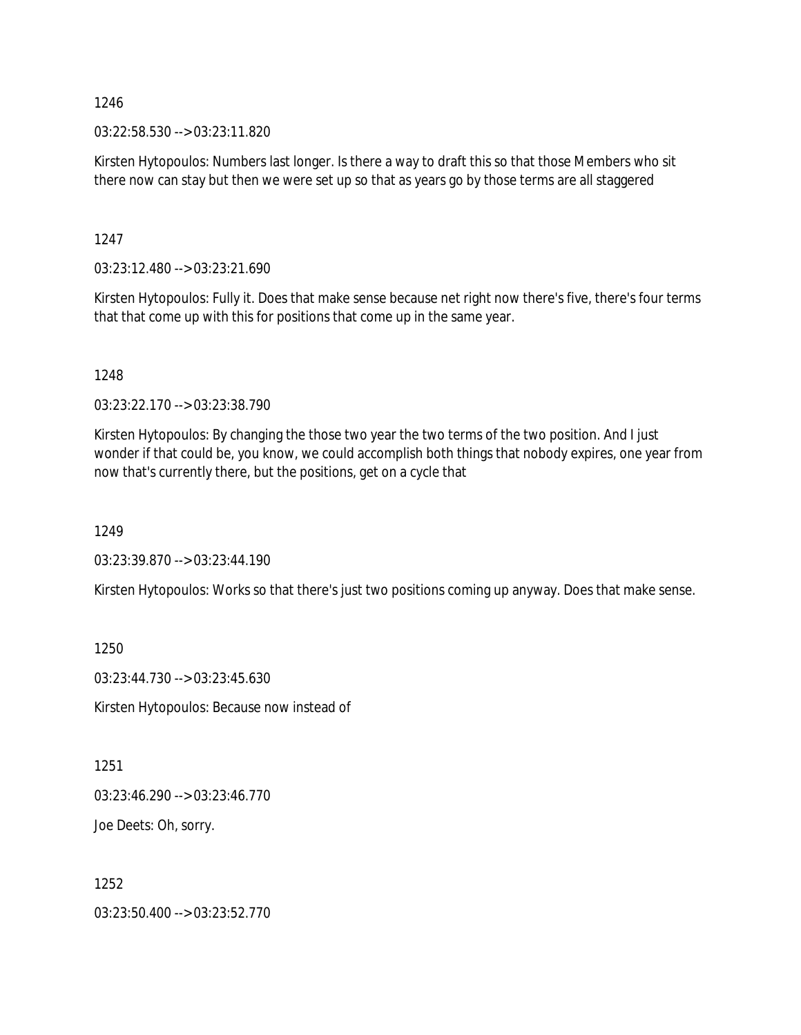1246

03:22:58.530 --> 03:23:11.820

Kirsten Hytopoulos: Numbers last longer. Is there a way to draft this so that those Members who sit there now can stay but then we were set up so that as years go by those terms are all staggered

1247

03:23:12.480 --> 03:23:21.690

Kirsten Hytopoulos: Fully it. Does that make sense because net right now there's five, there's four terms that that come up with this for positions that come up in the same year.

1248

03:23:22.170 --> 03:23:38.790

Kirsten Hytopoulos: By changing the those two year the two terms of the two position. And I just wonder if that could be, you know, we could accomplish both things that nobody expires, one year from now that's currently there, but the positions, get on a cycle that

1249

03:23:39.870 --> 03:23:44.190

Kirsten Hytopoulos: Works so that there's just two positions coming up anyway. Does that make sense.

1250

03:23:44.730 --> 03:23:45.630

Kirsten Hytopoulos: Because now instead of

1251

03:23:46.290 --> 03:23:46.770

Joe Deets: Oh, sorry.

1252

03:23:50.400 --> 03:23:52.770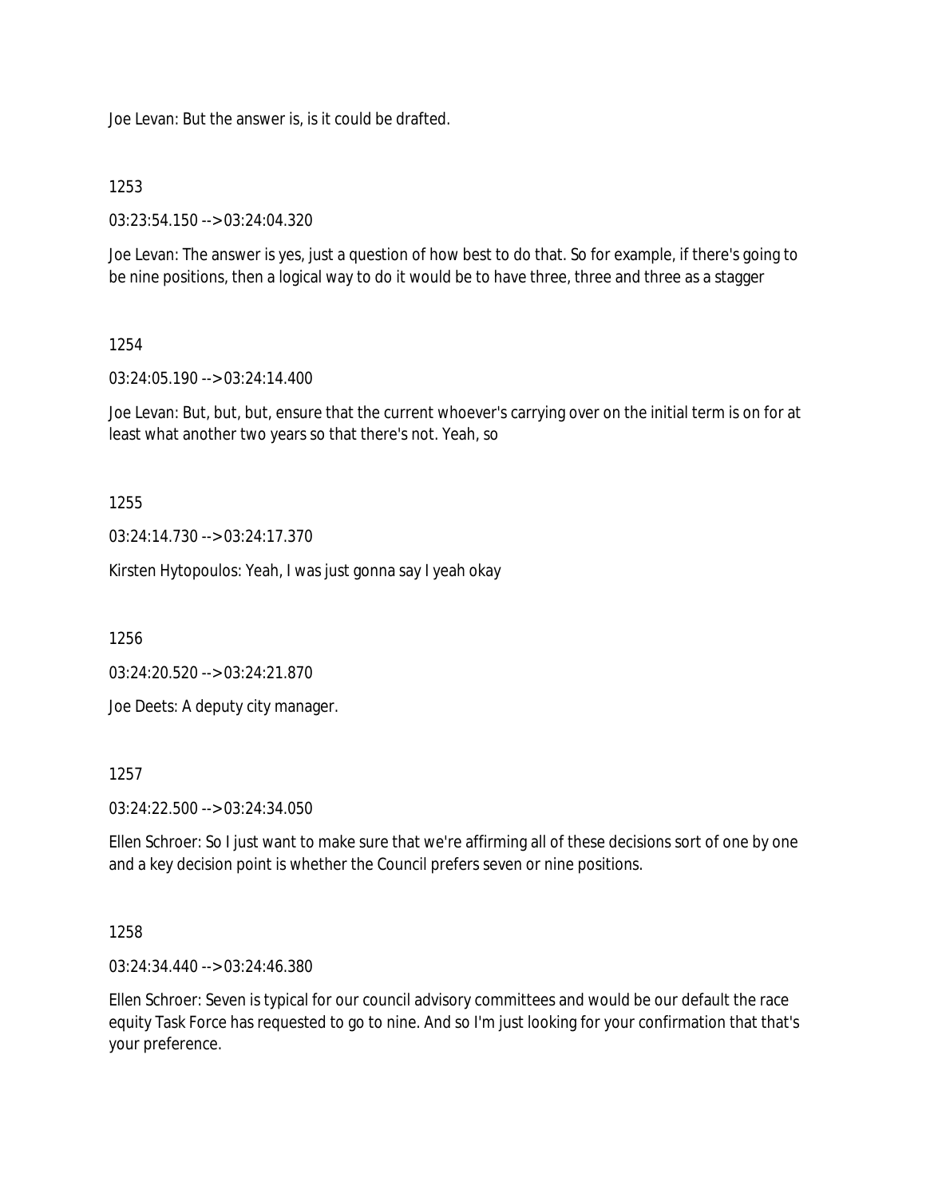Joe Levan: But the answer is, is it could be drafted.

1253

03:23:54.150 --> 03:24:04.320

Joe Levan: The answer is yes, just a question of how best to do that. So for example, if there's going to be nine positions, then a logical way to do it would be to have three, three and three as a stagger

1254

03:24:05.190 --> 03:24:14.400

Joe Levan: But, but, but, ensure that the current whoever's carrying over on the initial term is on for at least what another two years so that there's not. Yeah, so

1255

03:24:14.730 --> 03:24:17.370

Kirsten Hytopoulos: Yeah, I was just gonna say I yeah okay

1256

03:24:20.520 --> 03:24:21.870

Joe Deets: A deputy city manager.

1257

03:24:22.500 --> 03:24:34.050

Ellen Schroer: So I just want to make sure that we're affirming all of these decisions sort of one by one and a key decision point is whether the Council prefers seven or nine positions.

1258

03:24:34.440 --> 03:24:46.380

Ellen Schroer: Seven is typical for our council advisory committees and would be our default the race equity Task Force has requested to go to nine. And so I'm just looking for your confirmation that that's your preference.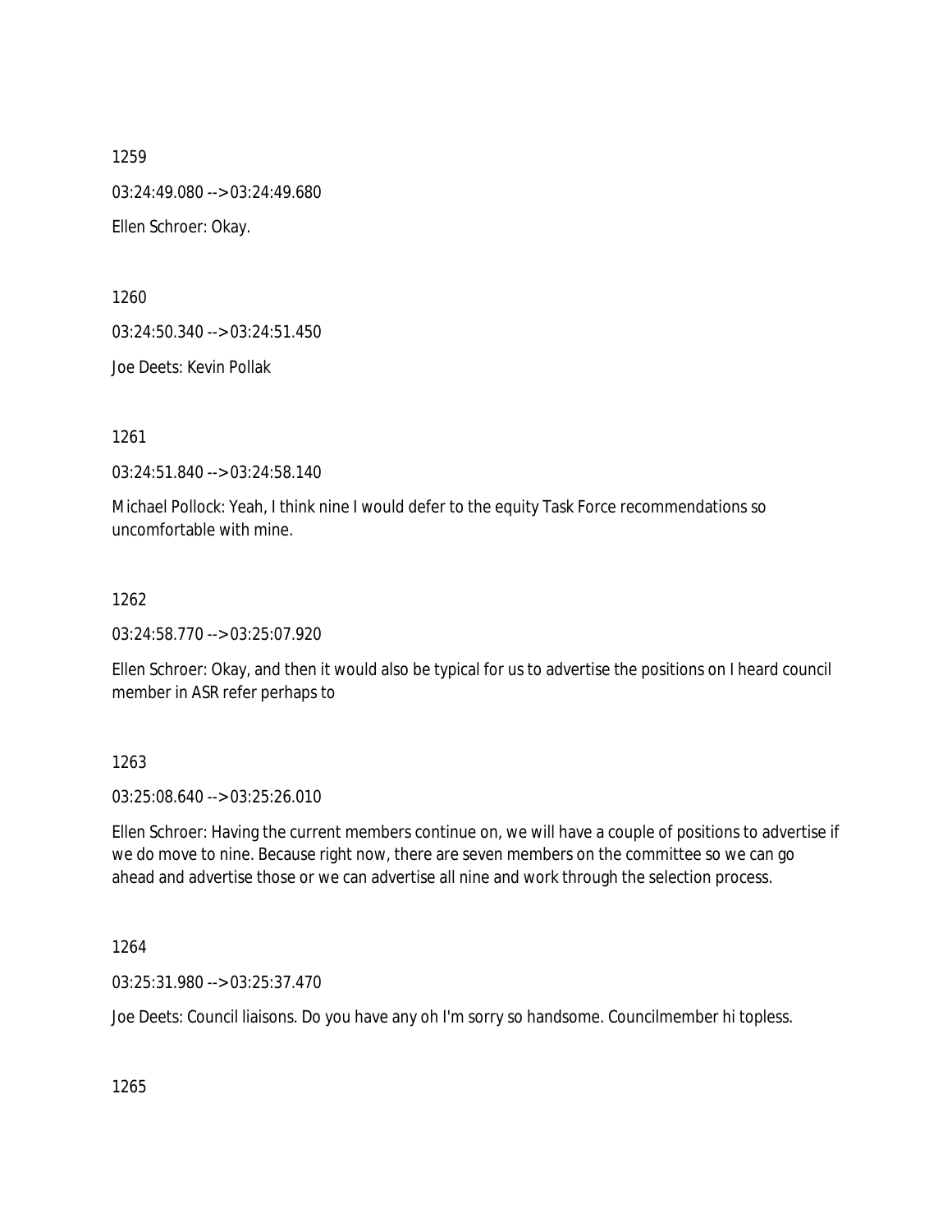1259

03:24:49.080 --> 03:24:49.680

Ellen Schroer: Okay.

1260

03:24:50.340 --> 03:24:51.450

Joe Deets: Kevin Pollak

1261

03:24:51.840 --> 03:24:58.140

Michael Pollock: Yeah, I think nine I would defer to the equity Task Force recommendations so uncomfortable with mine.

1262

03:24:58.770 --> 03:25:07.920

Ellen Schroer: Okay, and then it would also be typical for us to advertise the positions on I heard council member in ASR refer perhaps to

1263

03:25:08.640 --> 03:25:26.010

Ellen Schroer: Having the current members continue on, we will have a couple of positions to advertise if we do move to nine. Because right now, there are seven members on the committee so we can go ahead and advertise those or we can advertise all nine and work through the selection process.

1264

03:25:31.980 --> 03:25:37.470

Joe Deets: Council liaisons. Do you have any oh I'm sorry so handsome. Councilmember hi topless.

1265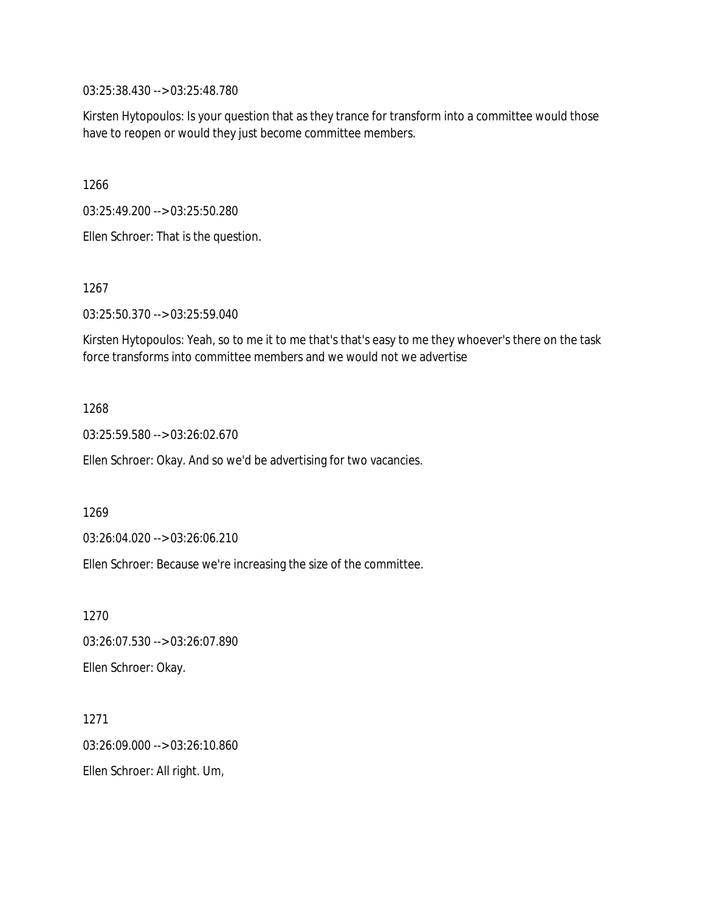03:25:38.430 --> 03:25:48.780

Kirsten Hytopoulos: Is your question that as they trance for transform into a committee would those have to reopen or would they just become committee members.

1266

03:25:49.200 --> 03:25:50.280

Ellen Schroer: That is the question.

1267

03:25:50.370 --> 03:25:59.040

Kirsten Hytopoulos: Yeah, so to me it to me that's that's easy to me they whoever's there on the task force transforms into committee members and we would not we advertise

1268

03:25:59.580 --> 03:26:02.670

Ellen Schroer: Okay. And so we'd be advertising for two vacancies.

1269

03:26:04.020 --> 03:26:06.210

Ellen Schroer: Because we're increasing the size of the committee.

1270

03:26:07.530 --> 03:26:07.890

Ellen Schroer: Okay.

1271

03:26:09.000 --> 03:26:10.860

Ellen Schroer: All right. Um,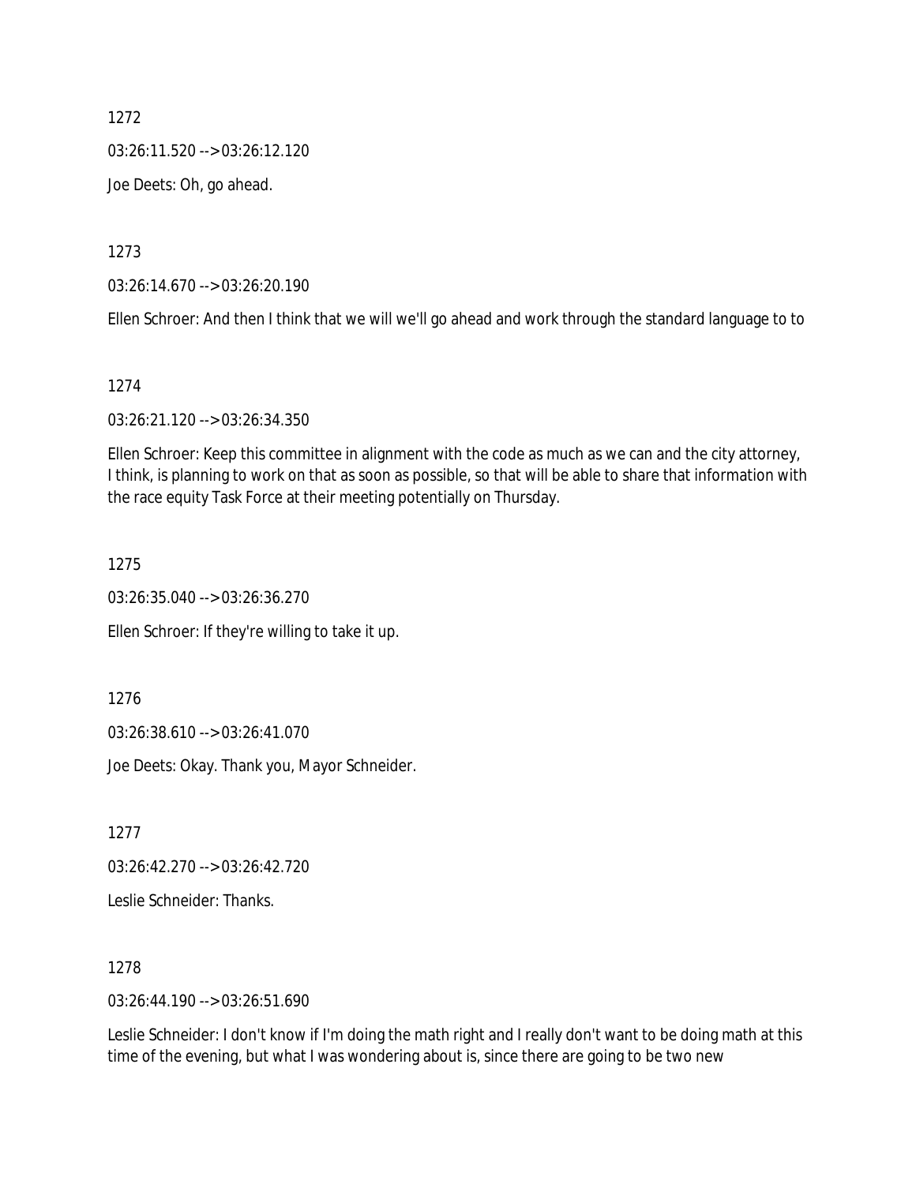1272

03:26:11.520 --> 03:26:12.120

Joe Deets: Oh, go ahead.

1273

03:26:14.670 --> 03:26:20.190

Ellen Schroer: And then I think that we will we'll go ahead and work through the standard language to to

1274

03:26:21.120 --> 03:26:34.350

Ellen Schroer: Keep this committee in alignment with the code as much as we can and the city attorney, I think, is planning to work on that as soon as possible, so that will be able to share that information with the race equity Task Force at their meeting potentially on Thursday.

1275

03:26:35.040 --> 03:26:36.270

Ellen Schroer: If they're willing to take it up.

1276

03:26:38.610 --> 03:26:41.070

Joe Deets: Okay. Thank you, Mayor Schneider.

1277

03:26:42.270 --> 03:26:42.720

Leslie Schneider: Thanks.

1278

03:26:44.190 --> 03:26:51.690

Leslie Schneider: I don't know if I'm doing the math right and I really don't want to be doing math at this time of the evening, but what I was wondering about is, since there are going to be two new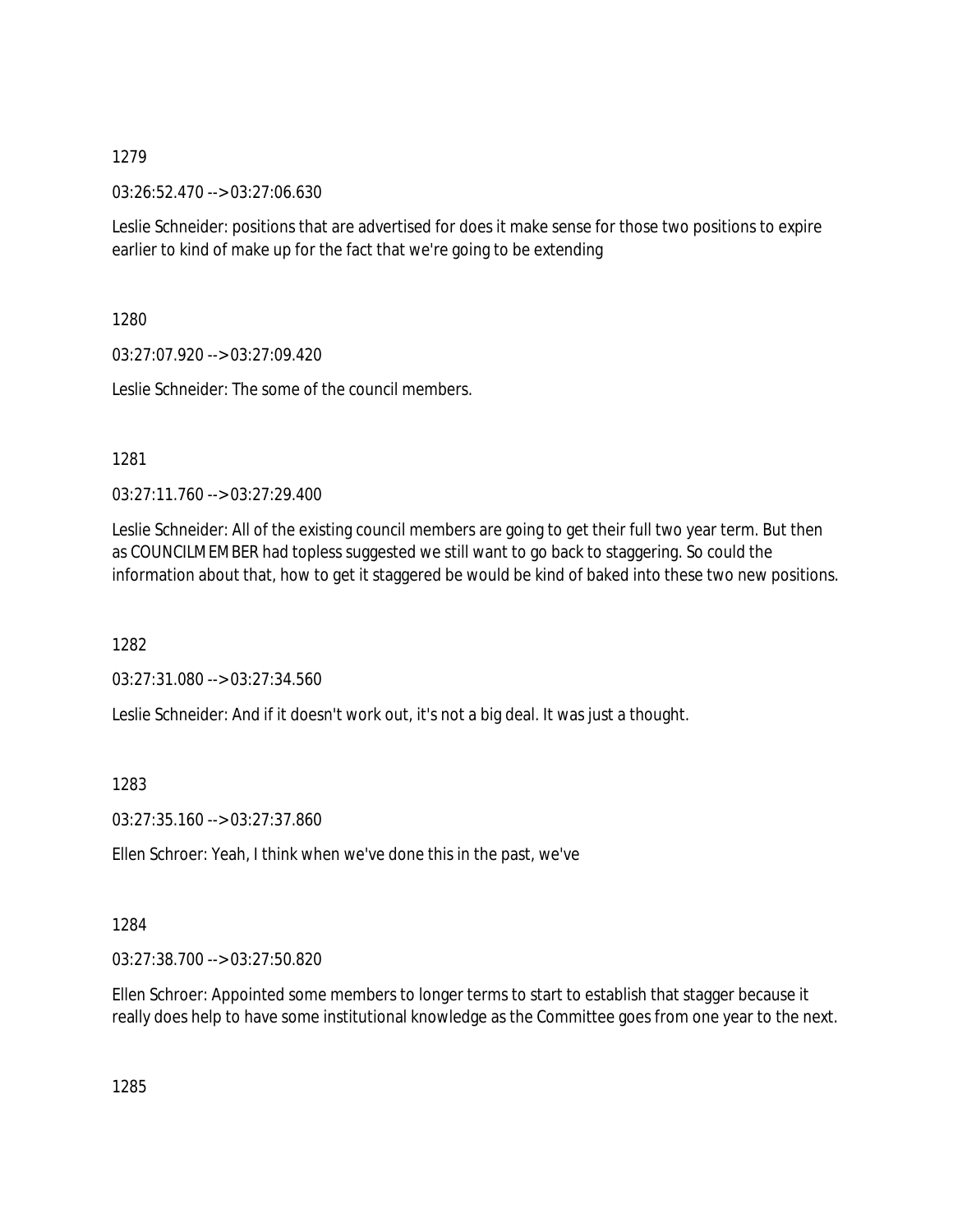1279

03:26:52.470 --> 03:27:06.630

Leslie Schneider: positions that are advertised for does it make sense for those two positions to expire earlier to kind of make up for the fact that we're going to be extending

1280

03:27:07.920 --> 03:27:09.420

Leslie Schneider: The some of the council members.

1281

03:27:11.760 --> 03:27:29.400

Leslie Schneider: All of the existing council members are going to get their full two year term. But then as COUNCILMEMBER had topless suggested we still want to go back to staggering. So could the information about that, how to get it staggered be would be kind of baked into these two new positions.

1282

03:27:31.080 --> 03:27:34.560

Leslie Schneider: And if it doesn't work out, it's not a big deal. It was just a thought.

1283

03:27:35.160 --> 03:27:37.860

Ellen Schroer: Yeah, I think when we've done this in the past, we've

1284

03:27:38.700 --> 03:27:50.820

Ellen Schroer: Appointed some members to longer terms to start to establish that stagger because it really does help to have some institutional knowledge as the Committee goes from one year to the next.

1285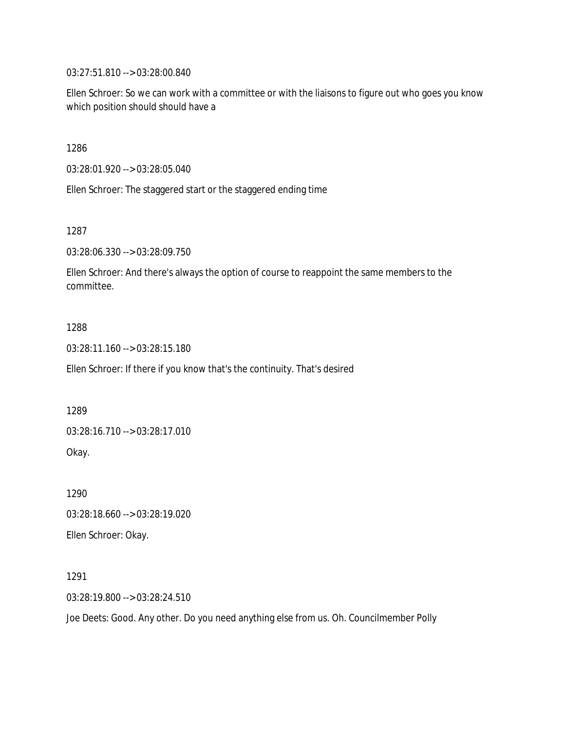03:27:51.810 --> 03:28:00.840

Ellen Schroer: So we can work with a committee or with the liaisons to figure out who goes you know which position should should have a

1286

03:28:01.920 --> 03:28:05.040

Ellen Schroer: The staggered start or the staggered ending time

1287

03:28:06.330 --> 03:28:09.750

Ellen Schroer: And there's always the option of course to reappoint the same members to the committee.

1288

03:28:11.160 --> 03:28:15.180

Ellen Schroer: If there if you know that's the continuity. That's desired

1289

03:28:16.710 --> 03:28:17.010

Okay.

1290

03:28:18.660 --> 03:28:19.020

Ellen Schroer: Okay.

1291

03:28:19.800 --> 03:28:24.510

Joe Deets: Good. Any other. Do you need anything else from us. Oh. Councilmember Polly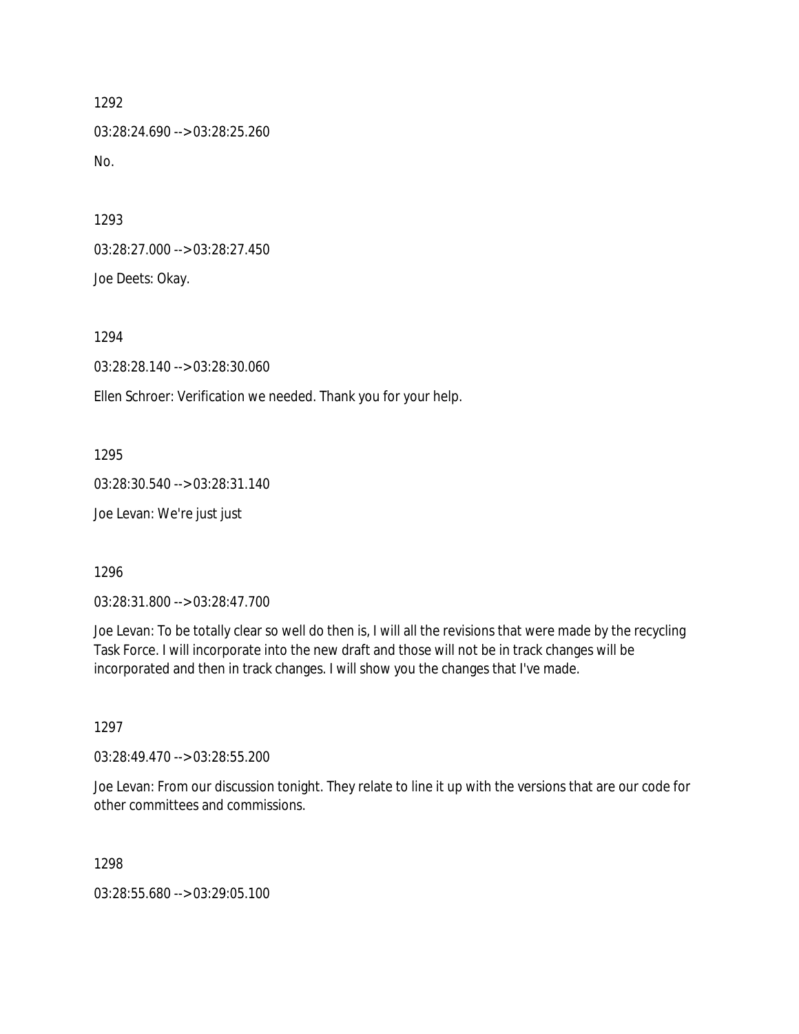1292

03:28:24.690 --> 03:28:25.260

No.

1293

03:28:27.000 --> 03:28:27.450

Joe Deets: Okay.

1294

03:28:28.140 --> 03:28:30.060

Ellen Schroer: Verification we needed. Thank you for your help.

1295

03:28:30.540 --> 03:28:31.140

Joe Levan: We're just just

1296

03:28:31.800 --> 03:28:47.700

Joe Levan: To be totally clear so well do then is, I will all the revisions that were made by the recycling Task Force. I will incorporate into the new draft and those will not be in track changes will be incorporated and then in track changes. I will show you the changes that I've made.

1297

03:28:49.470 --> 03:28:55.200

Joe Levan: From our discussion tonight. They relate to line it up with the versions that are our code for other committees and commissions.

1298

03:28:55.680 --> 03:29:05.100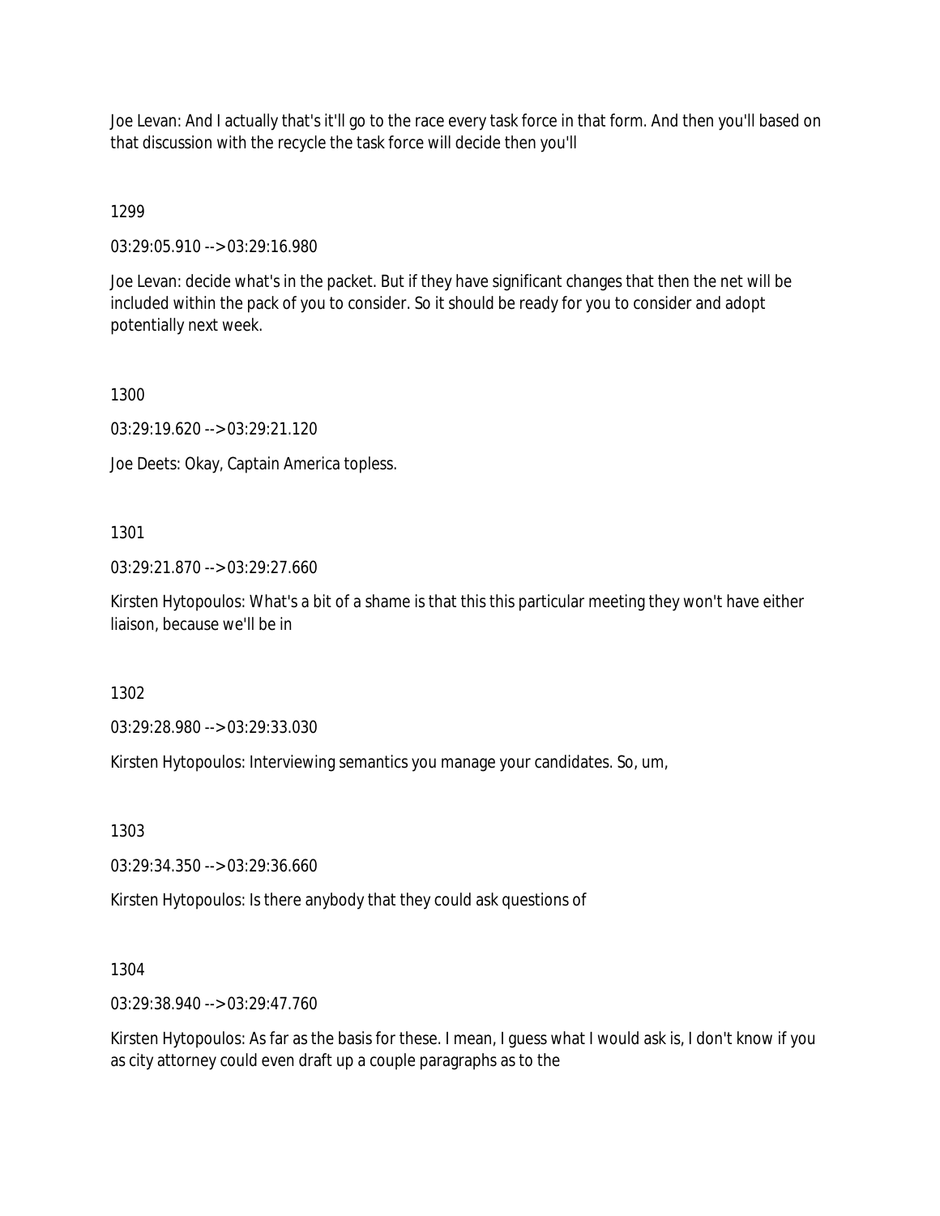Joe Levan: And I actually that's it'll go to the race every task force in that form. And then you'll based on that discussion with the recycle the task force will decide then you'll

1299

03:29:05.910 --> 03:29:16.980

Joe Levan: decide what's in the packet. But if they have significant changes that then the net will be included within the pack of you to consider. So it should be ready for you to consider and adopt potentially next week.

1300

03:29:19.620 --> 03:29:21.120

Joe Deets: Okay, Captain America topless.

1301

03:29:21.870 --> 03:29:27.660

Kirsten Hytopoulos: What's a bit of a shame is that this this particular meeting they won't have either liaison, because we'll be in

1302

03:29:28.980 --> 03:29:33.030

Kirsten Hytopoulos: Interviewing semantics you manage your candidates. So, um,

1303

03:29:34.350 --> 03:29:36.660

Kirsten Hytopoulos: Is there anybody that they could ask questions of

1304

03:29:38.940 --> 03:29:47.760

Kirsten Hytopoulos: As far as the basis for these. I mean, I guess what I would ask is, I don't know if you as city attorney could even draft up a couple paragraphs as to the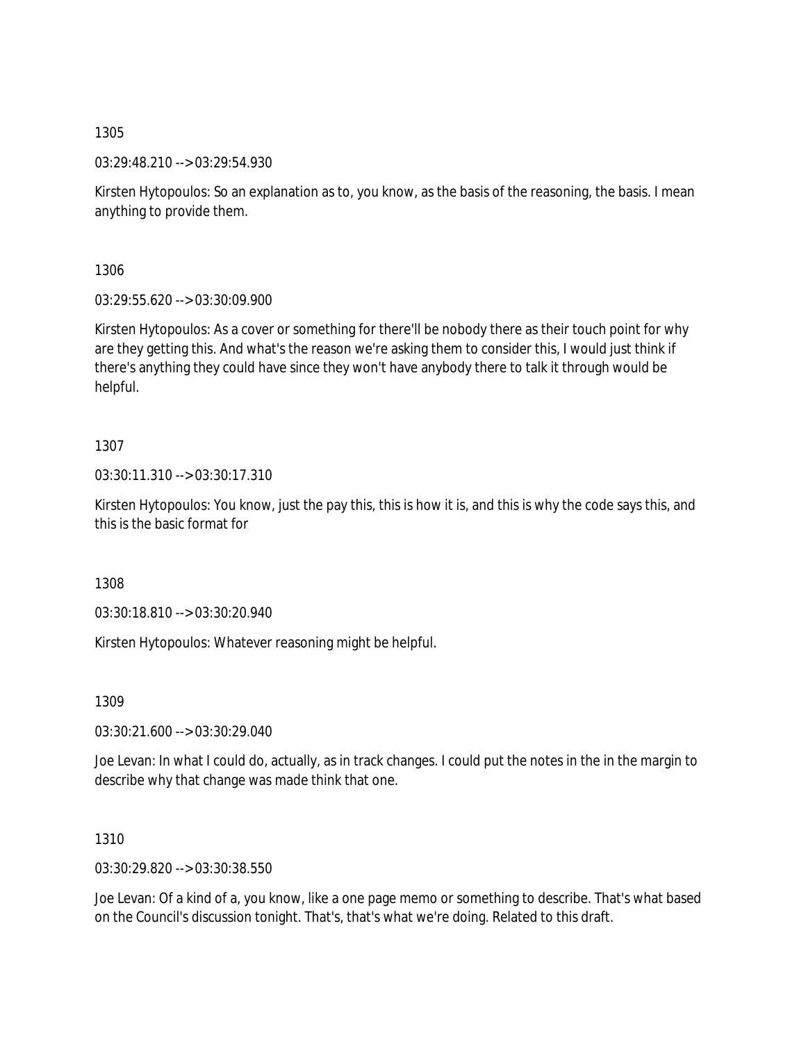1305

03:29:48.210 --> 03:29:54.930

Kirsten Hytopoulos: So an explanation as to, you know, as the basis of the reasoning, the basis. I mean anything to provide them.

1306

03:29:55.620 --> 03:30:09.900

Kirsten Hytopoulos: As a cover or something for there'll be nobody there as their touch point for why are they getting this. And what's the reason we're asking them to consider this, I would just think if there's anything they could have since they won't have anybody there to talk it through would be helpful.

1307

03:30:11.310 --> 03:30:17.310

Kirsten Hytopoulos: You know, just the pay this, this is how it is, and this is why the code says this, and this is the basic format for

1308

03:30:18.810 --> 03:30:20.940

Kirsten Hytopoulos: Whatever reasoning might be helpful.

1309

03:30:21.600 --> 03:30:29.040

Joe Levan: In what I could do, actually, as in track changes. I could put the notes in the in the margin to describe why that change was made think that one.

1310

03:30:29.820 --> 03:30:38.550

Joe Levan: Of a kind of a, you know, like a one page memo or something to describe. That's what based on the Council's discussion tonight. That's, that's what we're doing. Related to this draft.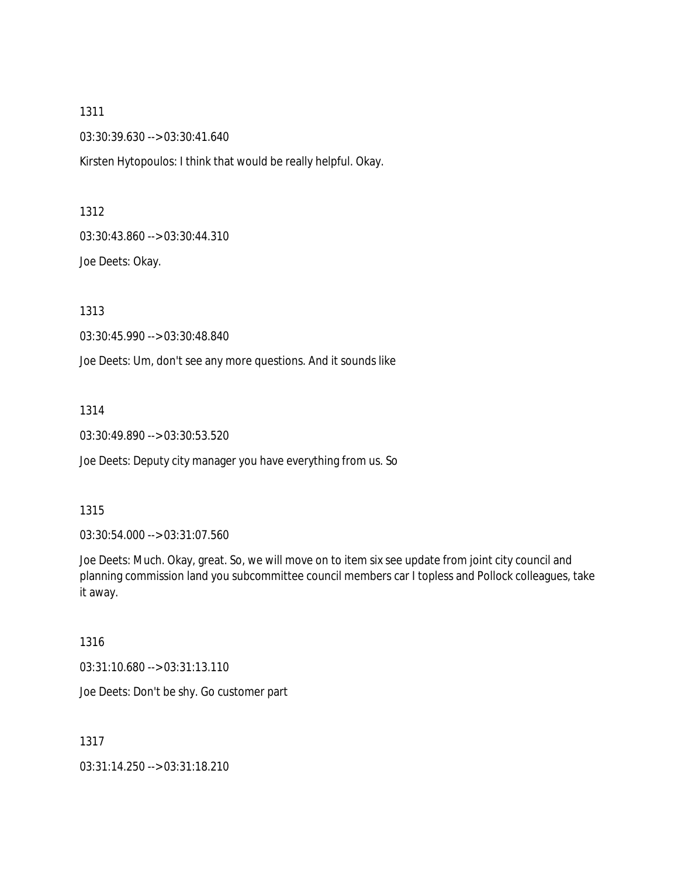1311

03:30:39.630 --> 03:30:41.640

Kirsten Hytopoulos: I think that would be really helpful. Okay.

1312

03:30:43.860 --> 03:30:44.310

Joe Deets: Okay.

1313

03:30:45.990 --> 03:30:48.840

Joe Deets: Um, don't see any more questions. And it sounds like

1314

03:30:49.890 --> 03:30:53.520

Joe Deets: Deputy city manager you have everything from us. So

1315

03:30:54.000 --> 03:31:07.560

Joe Deets: Much. Okay, great. So, we will move on to item six see update from joint city council and planning commission land you subcommittee council members car I topless and Pollock colleagues, take it away.

1316

03:31:10.680 --> 03:31:13.110

Joe Deets: Don't be shy. Go customer part

1317

03:31:14.250 --> 03:31:18.210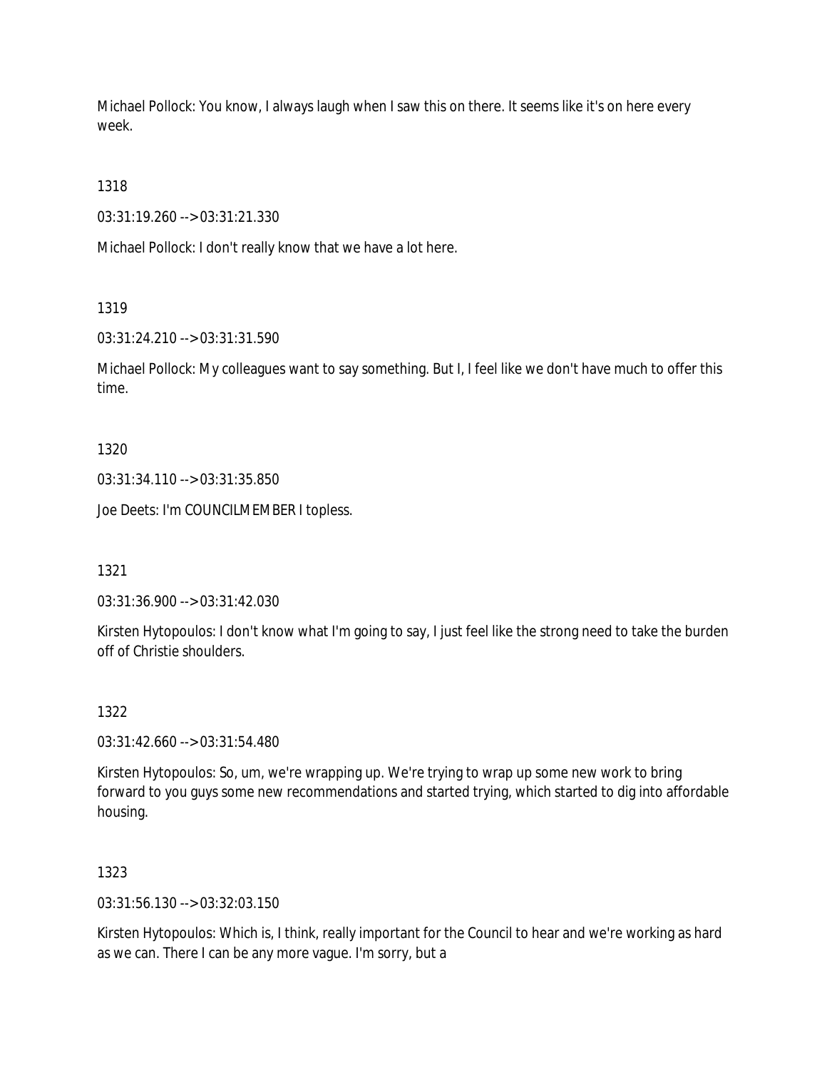Michael Pollock: You know, I always laugh when I saw this on there. It seems like it's on here every week.

1318

03:31:19.260 --> 03:31:21.330

Michael Pollock: I don't really know that we have a lot here.

1319

03:31:24.210 --> 03:31:31.590

Michael Pollock: My colleagues want to say something. But I, I feel like we don't have much to offer this time.

1320

03:31:34.110 --> 03:31:35.850

Joe Deets: I'm COUNCILMEMBER I topless.

1321

03:31:36.900 --> 03:31:42.030

Kirsten Hytopoulos: I don't know what I'm going to say, I just feel like the strong need to take the burden off of Christie shoulders.

1322

03:31:42.660 --> 03:31:54.480

Kirsten Hytopoulos: So, um, we're wrapping up. We're trying to wrap up some new work to bring forward to you guys some new recommendations and started trying, which started to dig into affordable housing.

1323

03:31:56.130 --> 03:32:03.150

Kirsten Hytopoulos: Which is, I think, really important for the Council to hear and we're working as hard as we can. There I can be any more vague. I'm sorry, but a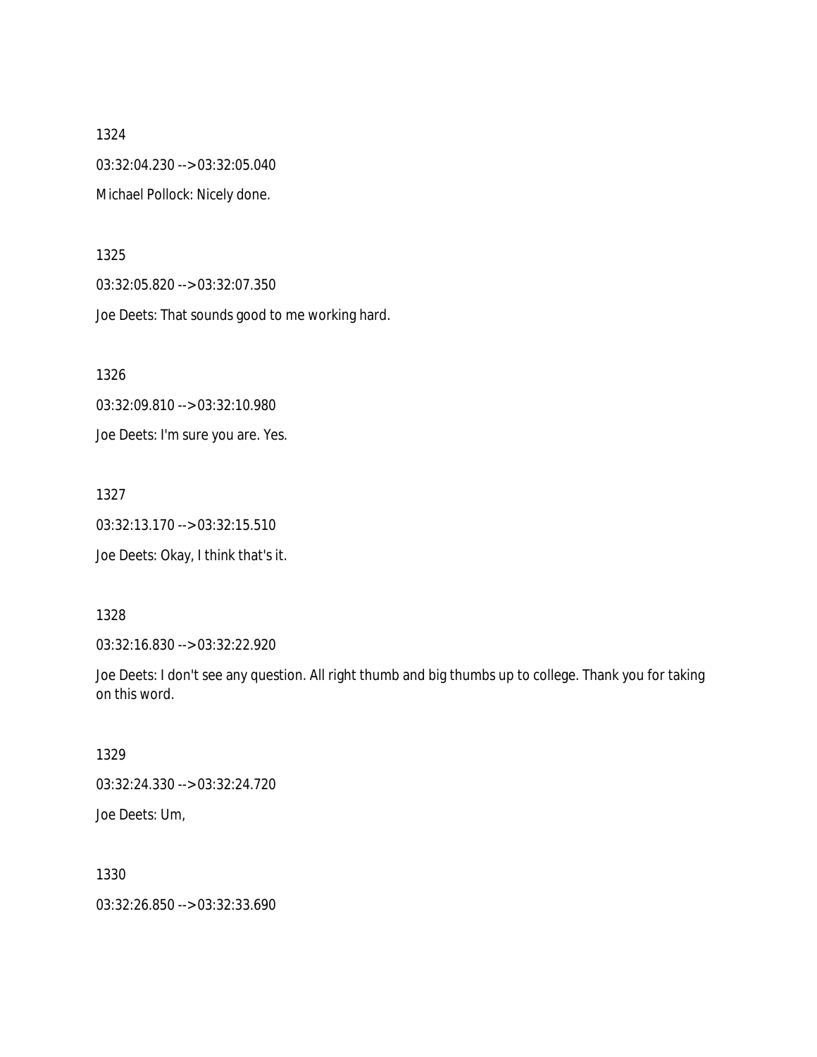1324

03:32:04.230 --> 03:32:05.040

Michael Pollock: Nicely done.

1325

03:32:05.820 --> 03:32:07.350

Joe Deets: That sounds good to me working hard.

1326

03:32:09.810 --> 03:32:10.980

Joe Deets: I'm sure you are. Yes.

1327

03:32:13.170 --> 03:32:15.510

Joe Deets: Okay, I think that's it.

1328

03:32:16.830 --> 03:32:22.920

Joe Deets: I don't see any question. All right thumb and big thumbs up to college. Thank you for taking on this word.

1329

03:32:24.330 --> 03:32:24.720

Joe Deets: Um,

1330

03:32:26.850 --> 03:32:33.690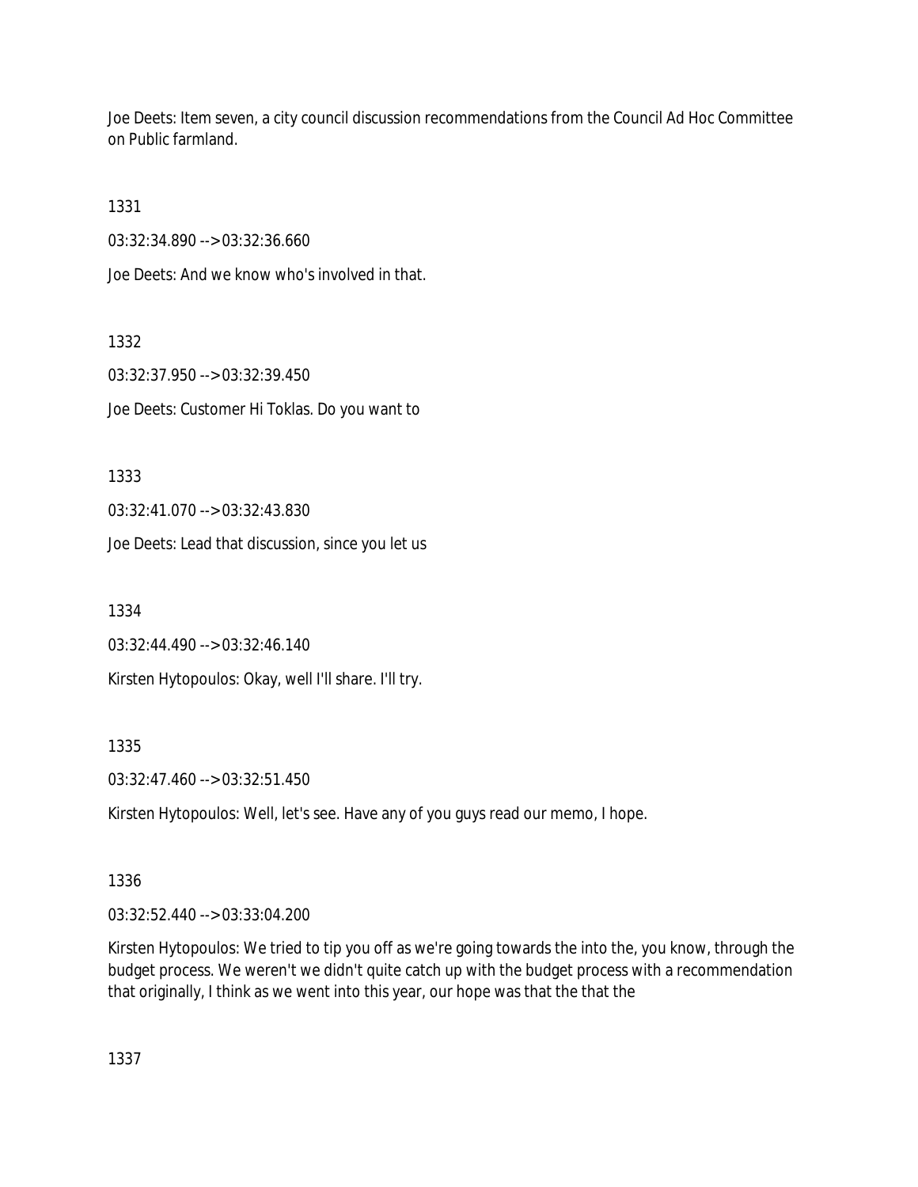Joe Deets: Item seven, a city council discussion recommendations from the Council Ad Hoc Committee on Public farmland.

1331

03:32:34.890 --> 03:32:36.660

Joe Deets: And we know who's involved in that.

1332

03:32:37.950 --> 03:32:39.450

Joe Deets: Customer Hi Toklas. Do you want to

1333

03:32:41.070 --> 03:32:43.830

Joe Deets: Lead that discussion, since you let us

1334

03:32:44.490 --> 03:32:46.140

Kirsten Hytopoulos: Okay, well I'll share. I'll try.

1335

03:32:47.460 --> 03:32:51.450

Kirsten Hytopoulos: Well, let's see. Have any of you guys read our memo, I hope.

1336

03:32:52.440 --> 03:33:04.200

Kirsten Hytopoulos: We tried to tip you off as we're going towards the into the, you know, through the budget process. We weren't we didn't quite catch up with the budget process with a recommendation that originally, I think as we went into this year, our hope was that the that the

1337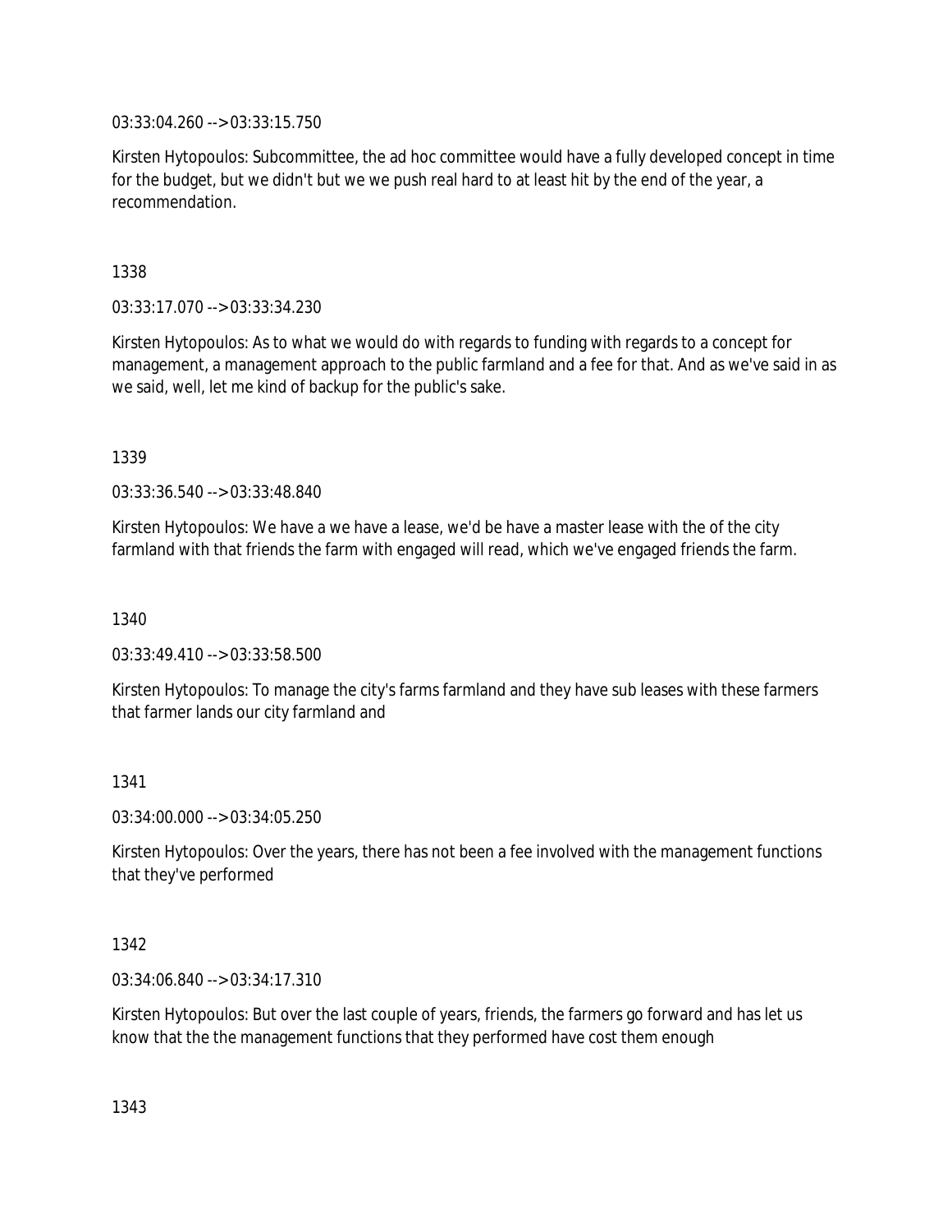03:33:04.260 --> 03:33:15.750

Kirsten Hytopoulos: Subcommittee, the ad hoc committee would have a fully developed concept in time for the budget, but we didn't but we we push real hard to at least hit by the end of the year, a recommendation.

1338

03:33:17.070 --> 03:33:34.230

Kirsten Hytopoulos: As to what we would do with regards to funding with regards to a concept for management, a management approach to the public farmland and a fee for that. And as we've said in as we said, well, let me kind of backup for the public's sake.

1339

03:33:36.540 --> 03:33:48.840

Kirsten Hytopoulos: We have a we have a lease, we'd be have a master lease with the of the city farmland with that friends the farm with engaged will read, which we've engaged friends the farm.

1340

03:33:49.410 --> 03:33:58.500

Kirsten Hytopoulos: To manage the city's farms farmland and they have sub leases with these farmers that farmer lands our city farmland and

1341

03:34:00.000 --> 03:34:05.250

Kirsten Hytopoulos: Over the years, there has not been a fee involved with the management functions that they've performed

1342

03:34:06.840 --> 03:34:17.310

Kirsten Hytopoulos: But over the last couple of years, friends, the farmers go forward and has let us know that the the management functions that they performed have cost them enough

1343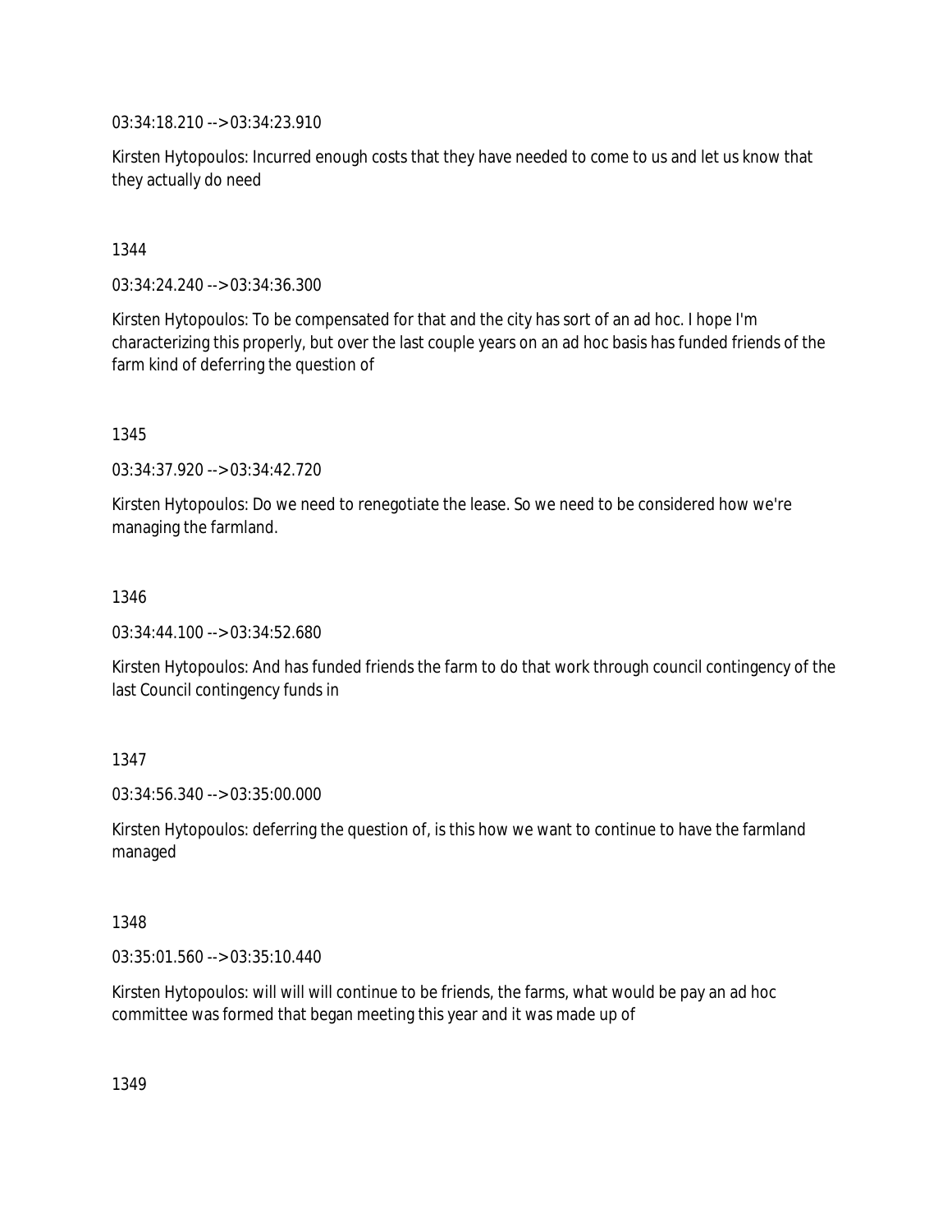03:34:18.210 --> 03:34:23.910

Kirsten Hytopoulos: Incurred enough costs that they have needed to come to us and let us know that they actually do need

1344

03:34:24.240 --> 03:34:36.300

Kirsten Hytopoulos: To be compensated for that and the city has sort of an ad hoc. I hope I'm characterizing this properly, but over the last couple years on an ad hoc basis has funded friends of the farm kind of deferring the question of

1345

03:34:37.920 --> 03:34:42.720

Kirsten Hytopoulos: Do we need to renegotiate the lease. So we need to be considered how we're managing the farmland.

1346

03:34:44.100 --> 03:34:52.680

Kirsten Hytopoulos: And has funded friends the farm to do that work through council contingency of the last Council contingency funds in

1347

03:34:56.340 --> 03:35:00.000

Kirsten Hytopoulos: deferring the question of, is this how we want to continue to have the farmland managed

1348

03:35:01.560 --> 03:35:10.440

Kirsten Hytopoulos: will will will continue to be friends, the farms, what would be pay an ad hoc committee was formed that began meeting this year and it was made up of

1349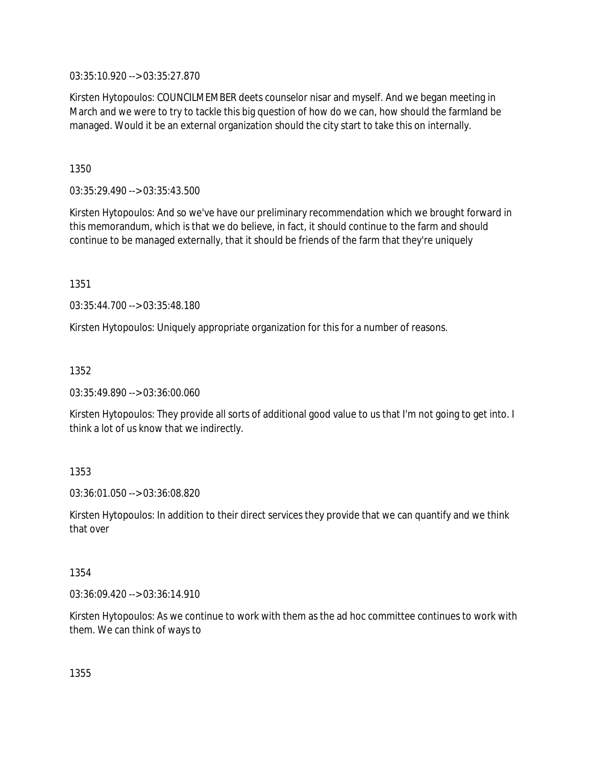03:35:10.920 --> 03:35:27.870

Kirsten Hytopoulos: COUNCILMEMBER deets counselor nisar and myself. And we began meeting in March and we were to try to tackle this big question of how do we can, how should the farmland be managed. Would it be an external organization should the city start to take this on internally.

1350

03:35:29.490 --> 03:35:43.500

Kirsten Hytopoulos: And so we've have our preliminary recommendation which we brought forward in this memorandum, which is that we do believe, in fact, it should continue to the farm and should continue to be managed externally, that it should be friends of the farm that they're uniquely

1351

03:35:44.700 --> 03:35:48.180

Kirsten Hytopoulos: Uniquely appropriate organization for this for a number of reasons.

1352

03:35:49.890 --> 03:36:00.060

Kirsten Hytopoulos: They provide all sorts of additional good value to us that I'm not going to get into. I think a lot of us know that we indirectly.

1353

03:36:01.050 --> 03:36:08.820

Kirsten Hytopoulos: In addition to their direct services they provide that we can quantify and we think that over

1354

03:36:09.420 --> 03:36:14.910

Kirsten Hytopoulos: As we continue to work with them as the ad hoc committee continues to work with them. We can think of ways to

1355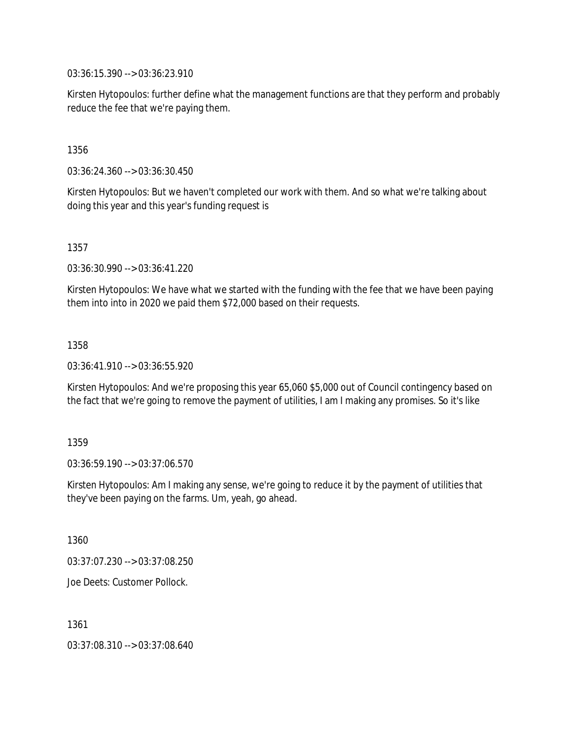03:36:15.390 --> 03:36:23.910

Kirsten Hytopoulos: further define what the management functions are that they perform and probably reduce the fee that we're paying them.

1356

03:36:24.360 --> 03:36:30.450

Kirsten Hytopoulos: But we haven't completed our work with them. And so what we're talking about doing this year and this year's funding request is

1357

03:36:30.990 --> 03:36:41.220

Kirsten Hytopoulos: We have what we started with the funding with the fee that we have been paying them into into in 2020 we paid them $72,000 based on their requests.

1358

03:36:41.910 --> 03:36:55.920

Kirsten Hytopoulos: And we're proposing this year 65,060 $5,000 out of Council contingency based on the fact that we're going to remove the payment of utilities, I am I making any promises. So it's like

1359

03:36:59.190 --> 03:37:06.570

Kirsten Hytopoulos: Am I making any sense, we're going to reduce it by the payment of utilities that they've been paying on the farms. Um, yeah, go ahead.

1360

03:37:07.230 --> 03:37:08.250

Joe Deets: Customer Pollock.

1361

03:37:08.310 --> 03:37:08.640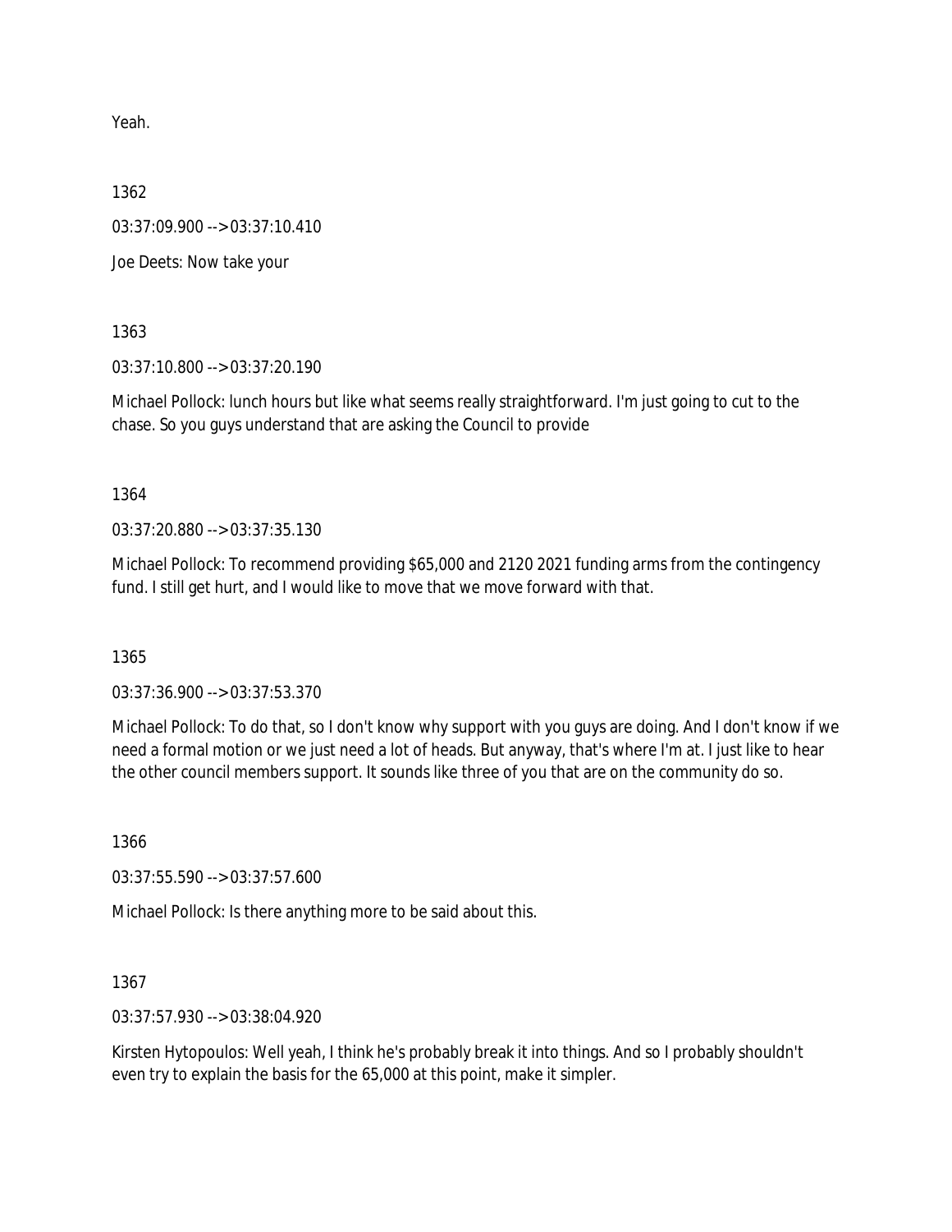Yeah.

1362

03:37:09.900 --> 03:37:10.410

Joe Deets: Now take your

1363

03:37:10.800 --> 03:37:20.190

Michael Pollock: lunch hours but like what seems really straightforward. I'm just going to cut to the chase. So you guys understand that are asking the Council to provide

1364

03:37:20.880 --> 03:37:35.130

Michael Pollock: To recommend providing $65,000 and 2120 2021 funding arms from the contingency fund. I still get hurt, and I would like to move that we move forward with that.

1365

03:37:36.900 --> 03:37:53.370

Michael Pollock: To do that, so I don't know why support with you guys are doing. And I don't know if we need a formal motion or we just need a lot of heads. But anyway, that's where I'm at. I just like to hear the other council members support. It sounds like three of you that are on the community do so.

1366

03:37:55.590 --> 03:37:57.600

Michael Pollock: Is there anything more to be said about this.

1367

03:37:57.930 --> 03:38:04.920

Kirsten Hytopoulos: Well yeah, I think he's probably break it into things. And so I probably shouldn't even try to explain the basis for the 65,000 at this point, make it simpler.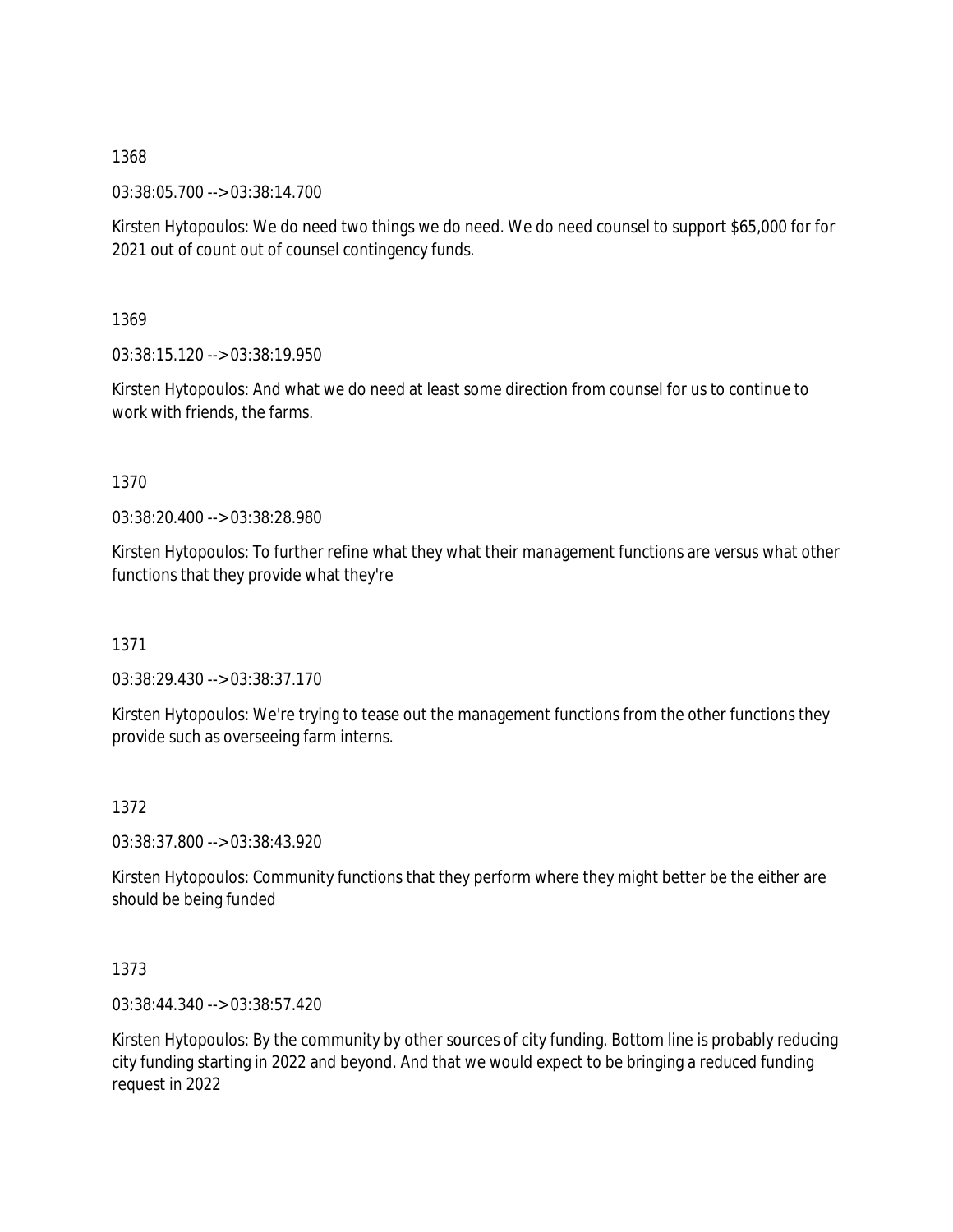1368

03:38:05.700 --> 03:38:14.700

Kirsten Hytopoulos: We do need two things we do need. We do need counsel to support $65,000 for for 2021 out of count out of counsel contingency funds.

1369

03:38:15.120 --> 03:38:19.950

Kirsten Hytopoulos: And what we do need at least some direction from counsel for us to continue to work with friends, the farms.

1370

03:38:20.400 --> 03:38:28.980

Kirsten Hytopoulos: To further refine what they what their management functions are versus what other functions that they provide what they're

1371

03:38:29.430 --> 03:38:37.170

Kirsten Hytopoulos: We're trying to tease out the management functions from the other functions they provide such as overseeing farm interns.

1372

03:38:37.800 --> 03:38:43.920

Kirsten Hytopoulos: Community functions that they perform where they might better be the either are should be being funded

1373

03:38:44.340 --> 03:38:57.420

Kirsten Hytopoulos: By the community by other sources of city funding. Bottom line is probably reducing city funding starting in 2022 and beyond. And that we would expect to be bringing a reduced funding request in 2022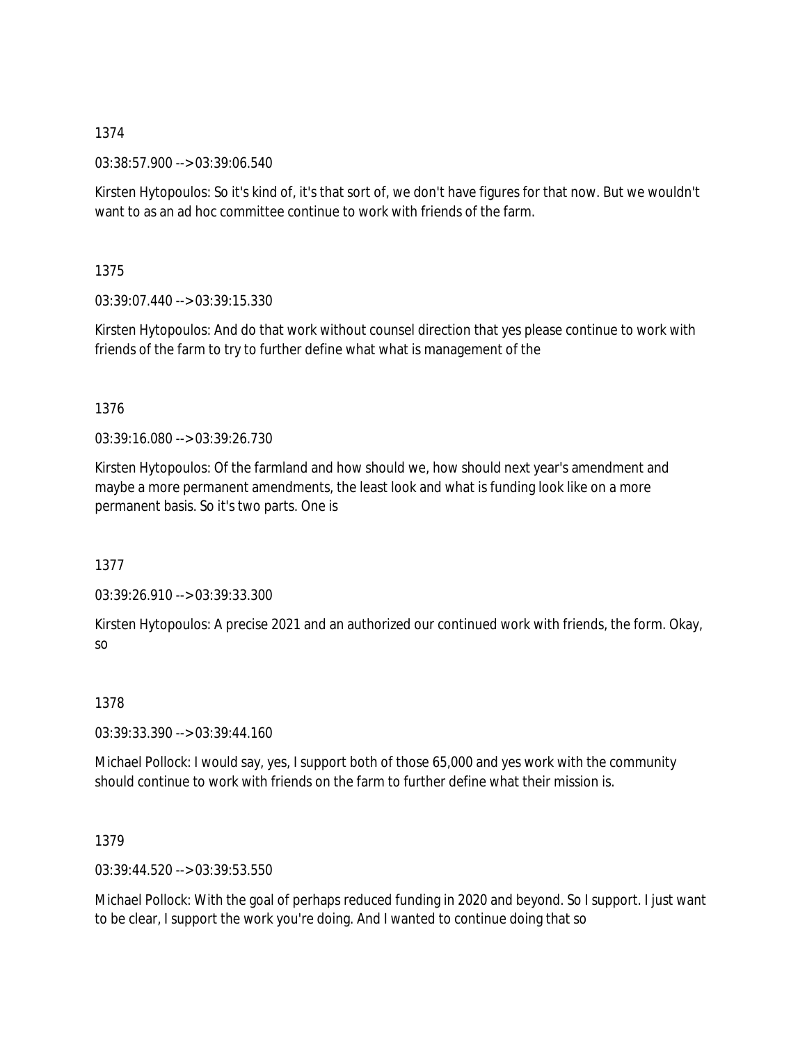1374

03:38:57.900 --> 03:39:06.540

Kirsten Hytopoulos: So it's kind of, it's that sort of, we don't have figures for that now. But we wouldn't want to as an ad hoc committee continue to work with friends of the farm.

1375

03:39:07.440 --> 03:39:15.330

Kirsten Hytopoulos: And do that work without counsel direction that yes please continue to work with friends of the farm to try to further define what what is management of the

1376

03:39:16.080 --> 03:39:26.730

Kirsten Hytopoulos: Of the farmland and how should we, how should next year's amendment and maybe a more permanent amendments, the least look and what is funding look like on a more permanent basis. So it's two parts. One is

1377

03:39:26.910 --> 03:39:33.300

Kirsten Hytopoulos: A precise 2021 and an authorized our continued work with friends, the form. Okay, so

1378

03:39:33.390 --> 03:39:44.160

Michael Pollock: I would say, yes, I support both of those 65,000 and yes work with the community should continue to work with friends on the farm to further define what their mission is.

1379

03:39:44.520 --> 03:39:53.550

Michael Pollock: With the goal of perhaps reduced funding in 2020 and beyond. So I support. I just want to be clear, I support the work you're doing. And I wanted to continue doing that so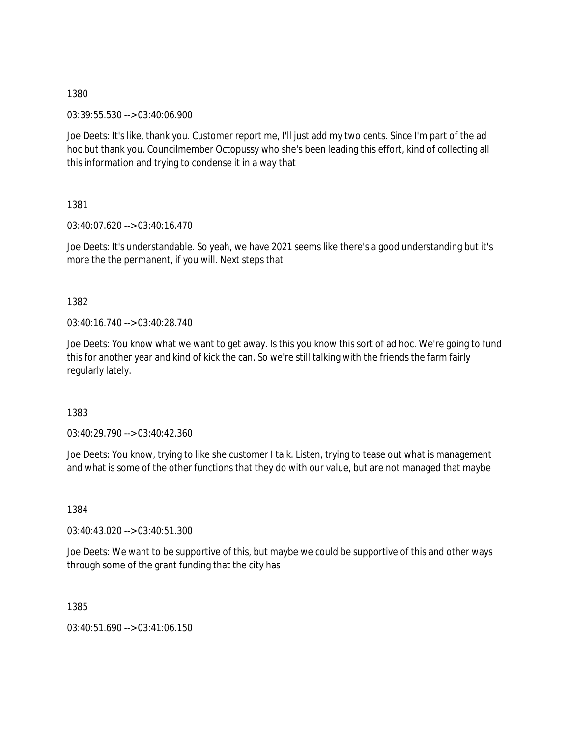1380

03:39:55.530 --> 03:40:06.900

Joe Deets: It's like, thank you. Customer report me, I'll just add my two cents. Since I'm part of the ad hoc but thank you. Councilmember Octopussy who she's been leading this effort, kind of collecting all this information and trying to condense it in a way that

1381

03:40:07.620 --> 03:40:16.470

Joe Deets: It's understandable. So yeah, we have 2021 seems like there's a good understanding but it's more the the permanent, if you will. Next steps that

1382

03:40:16.740 --> 03:40:28.740

Joe Deets: You know what we want to get away. Is this you know this sort of ad hoc. We're going to fund this for another year and kind of kick the can. So we're still talking with the friends the farm fairly regularly lately.

1383

03:40:29.790 --> 03:40:42.360

Joe Deets: You know, trying to like she customer I talk. Listen, trying to tease out what is management and what is some of the other functions that they do with our value, but are not managed that maybe

1384

03:40:43.020 --> 03:40:51.300

Joe Deets: We want to be supportive of this, but maybe we could be supportive of this and other ways through some of the grant funding that the city has

1385

03:40:51.690 --> 03:41:06.150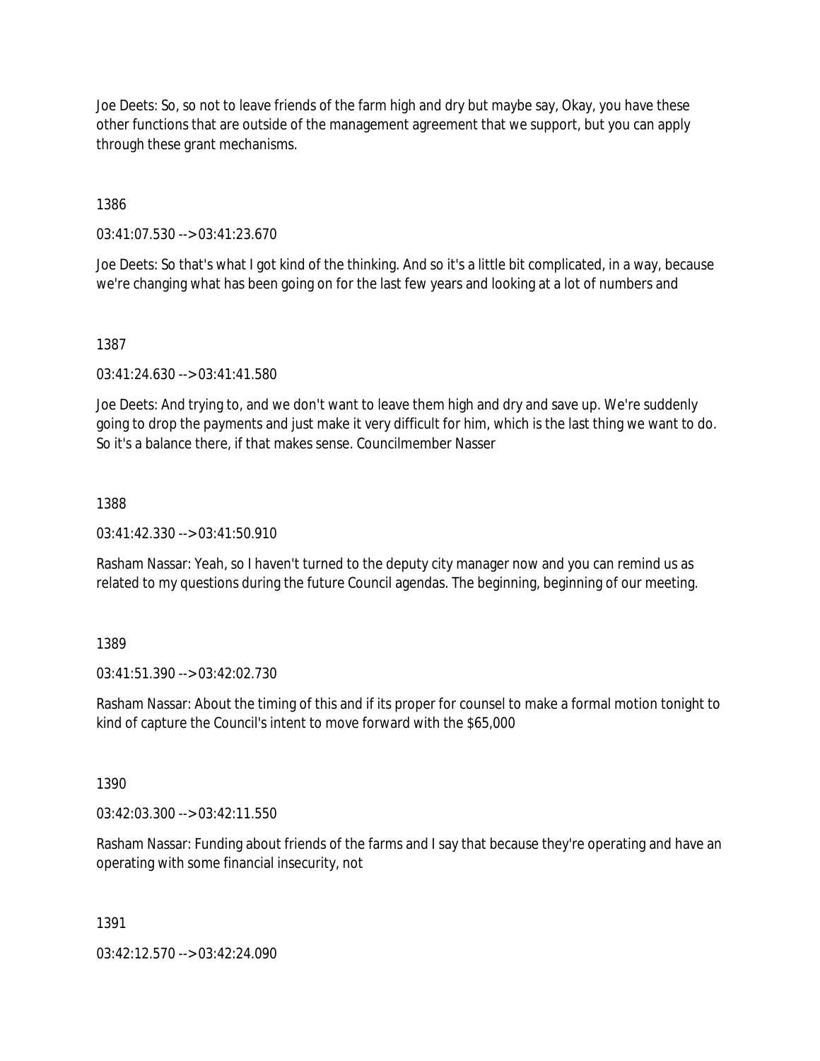Joe Deets: So, so not to leave friends of the farm high and dry but maybe say, Okay, you have these other functions that are outside of the management agreement that we support, but you can apply through these grant mechanisms.

1386

03:41:07.530 --> 03:41:23.670

Joe Deets: So that's what I got kind of the thinking. And so it's a little bit complicated, in a way, because we're changing what has been going on for the last few years and looking at a lot of numbers and

1387

03:41:24.630 --> 03:41:41.580

Joe Deets: And trying to, and we don't want to leave them high and dry and save up. We're suddenly going to drop the payments and just make it very difficult for him, which is the last thing we want to do. So it's a balance there, if that makes sense. Councilmember Nasser

1388

03:41:42.330 --> 03:41:50.910

Rasham Nassar: Yeah, so I haven't turned to the deputy city manager now and you can remind us as related to my questions during the future Council agendas. The beginning, beginning of our meeting.

1389

03:41:51.390 --> 03:42:02.730

Rasham Nassar: About the timing of this and if its proper for counsel to make a formal motion tonight to kind of capture the Council's intent to move forward with the $65,000

1390

03:42:03.300 --> 03:42:11.550

Rasham Nassar: Funding about friends of the farms and I say that because they're operating and have an operating with some financial insecurity, not

1391

03:42:12.570 --> 03:42:24.090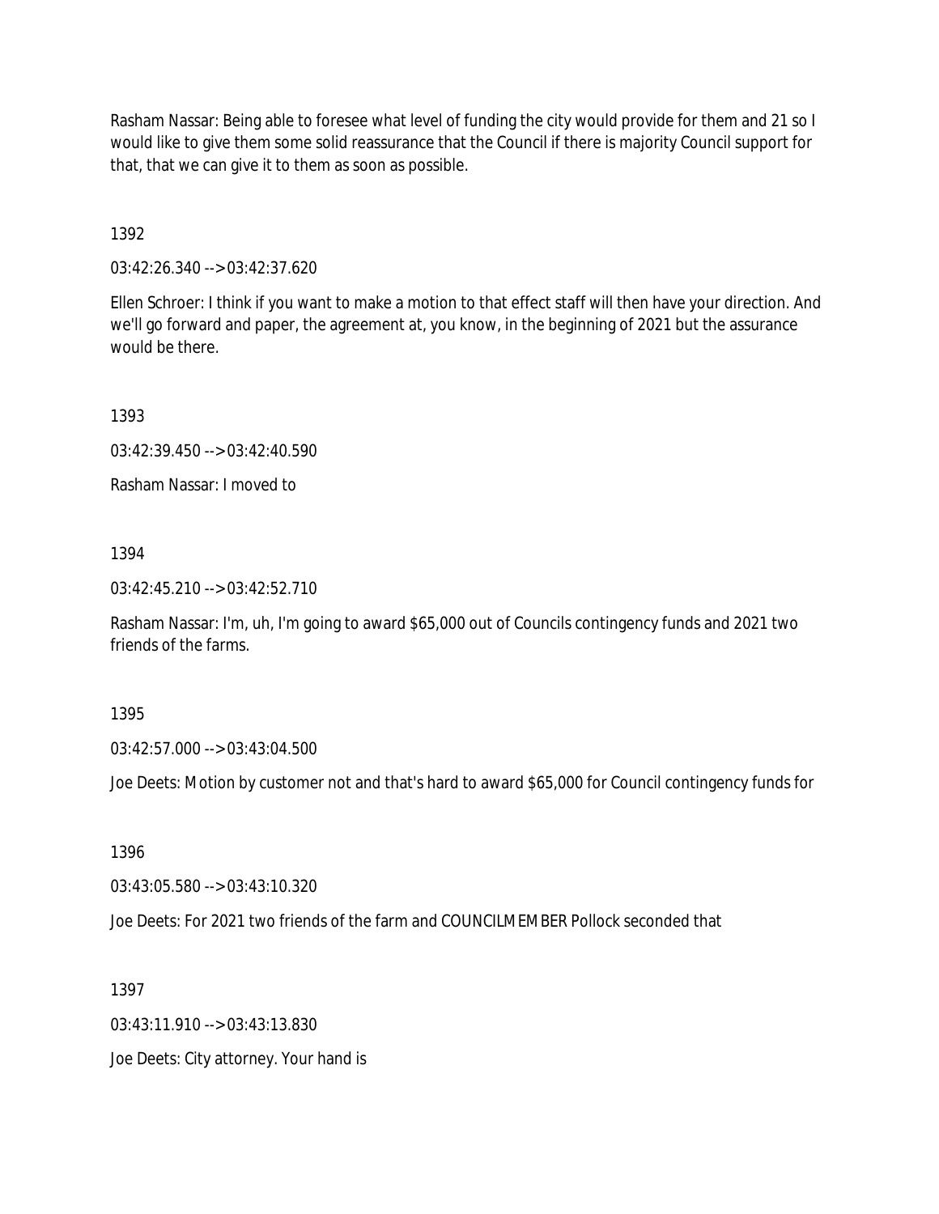Rasham Nassar: Being able to foresee what level of funding the city would provide for them and 21 so I would like to give them some solid reassurance that the Council if there is majority Council support for that, that we can give it to them as soon as possible.

1392

03:42:26.340 --> 03:42:37.620

Ellen Schroer: I think if you want to make a motion to that effect staff will then have your direction. And we'll go forward and paper, the agreement at, you know, in the beginning of 2021 but the assurance would be there.

1393

03:42:39.450 --> 03:42:40.590

Rasham Nassar: I moved to

1394

03:42:45.210 --> 03:42:52.710

Rasham Nassar: I'm, uh, I'm going to award $65,000 out of Councils contingency funds and 2021 two friends of the farms.

1395

03:42:57.000 --> 03:43:04.500

Joe Deets: Motion by customer not and that's hard to award $65,000 for Council contingency funds for

1396

03:43:05.580 --> 03:43:10.320

Joe Deets: For 2021 two friends of the farm and COUNCILMEMBER Pollock seconded that

1397

03:43:11.910 --> 03:43:13.830

Joe Deets: City attorney. Your hand is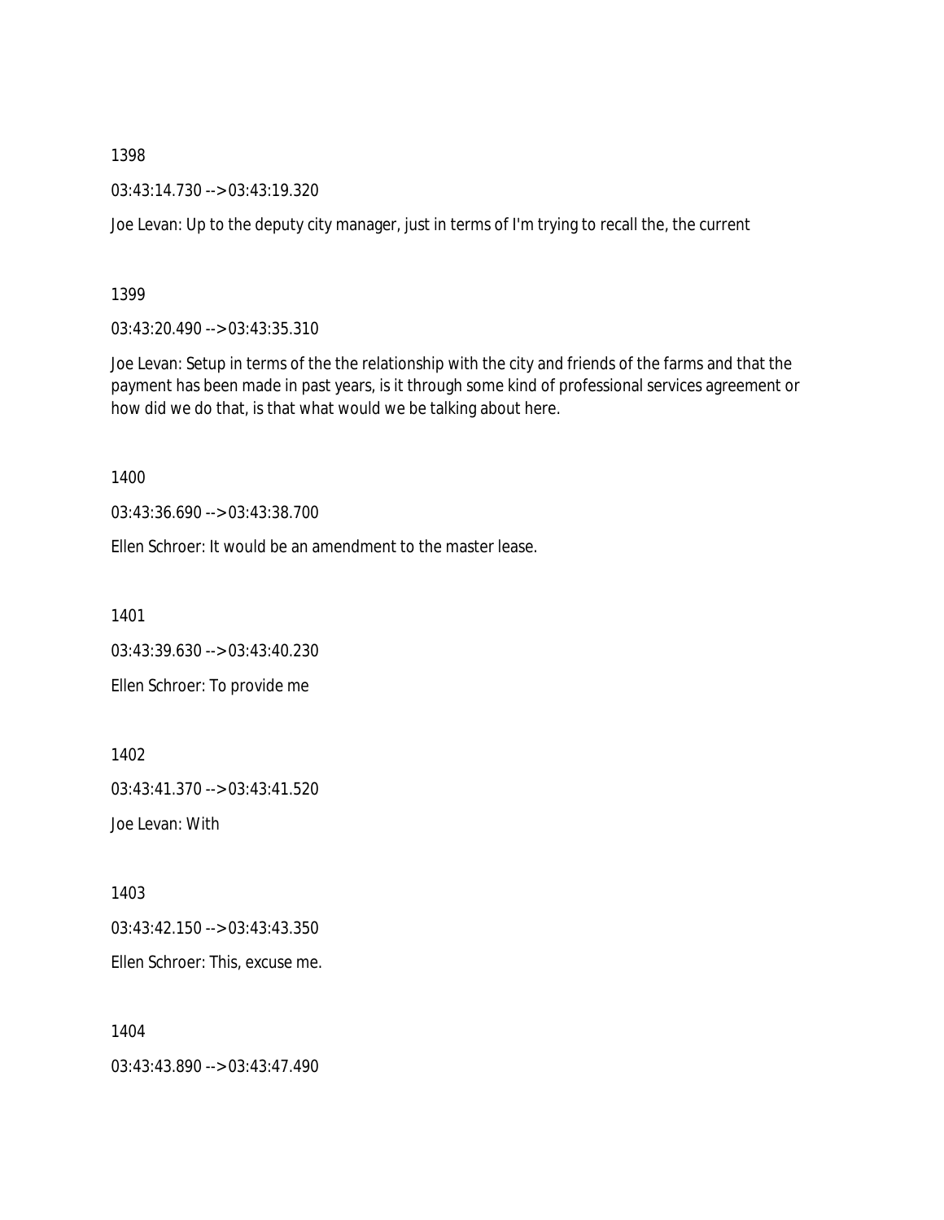1398

03:43:14.730 --> 03:43:19.320

Joe Levan: Up to the deputy city manager, just in terms of I'm trying to recall the, the current

1399

03:43:20.490 --> 03:43:35.310

Joe Levan: Setup in terms of the the relationship with the city and friends of the farms and that the payment has been made in past years, is it through some kind of professional services agreement or how did we do that, is that what would we be talking about here.

1400

03:43:36.690 --> 03:43:38.700

Ellen Schroer: It would be an amendment to the master lease.

1401

03:43:39.630 --> 03:43:40.230

Ellen Schroer: To provide me

1402

03:43:41.370 --> 03:43:41.520

Joe Levan: With

1403

03:43:42.150 --> 03:43:43.350

Ellen Schroer: This, excuse me.

1404

03:43:43.890 --> 03:43:47.490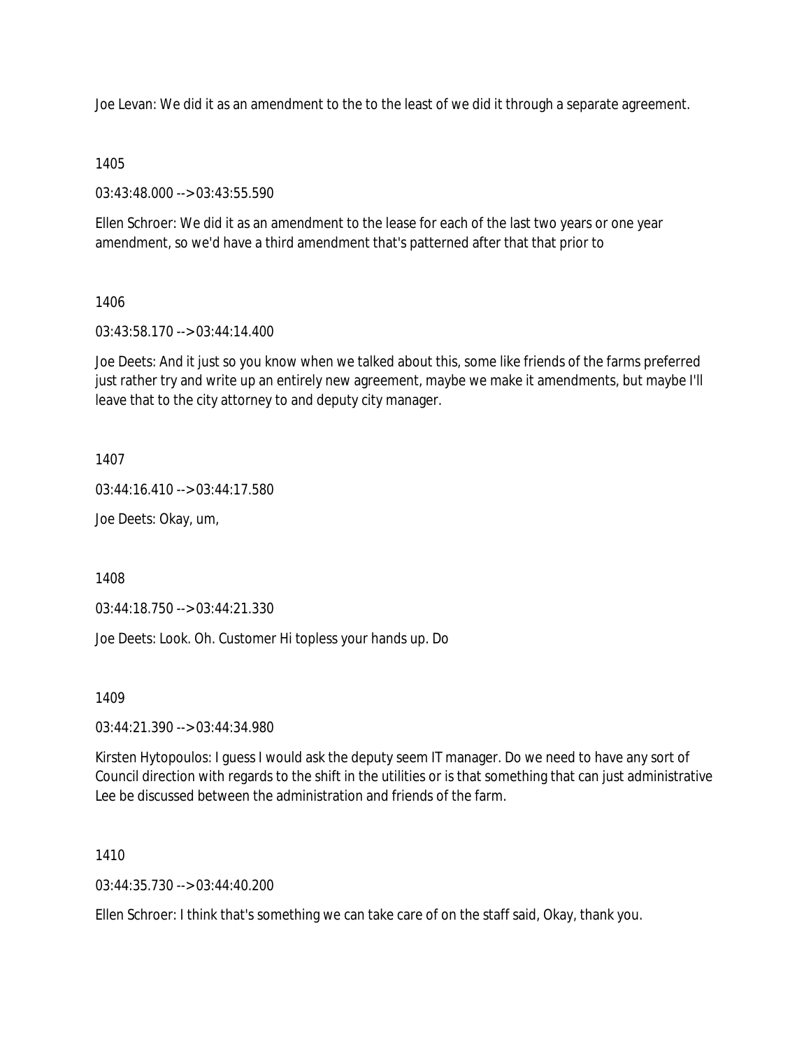Joe Levan: We did it as an amendment to the to the least of we did it through a separate agreement.

1405

03:43:48.000 --> 03:43:55.590

Ellen Schroer: We did it as an amendment to the lease for each of the last two years or one year amendment, so we'd have a third amendment that's patterned after that that prior to

1406

03:43:58.170 --> 03:44:14.400

Joe Deets: And it just so you know when we talked about this, some like friends of the farms preferred just rather try and write up an entirely new agreement, maybe we make it amendments, but maybe I'll leave that to the city attorney to and deputy city manager.

1407

03:44:16.410 --> 03:44:17.580

Joe Deets: Okay, um,

1408

03:44:18.750 --> 03:44:21.330

Joe Deets: Look. Oh. Customer Hi topless your hands up. Do

1409

03:44:21.390 --> 03:44:34.980

Kirsten Hytopoulos: I guess I would ask the deputy seem IT manager. Do we need to have any sort of Council direction with regards to the shift in the utilities or is that something that can just administrative Lee be discussed between the administration and friends of the farm.

1410

03:44:35.730 --> 03:44:40.200

Ellen Schroer: I think that's something we can take care of on the staff said, Okay, thank you.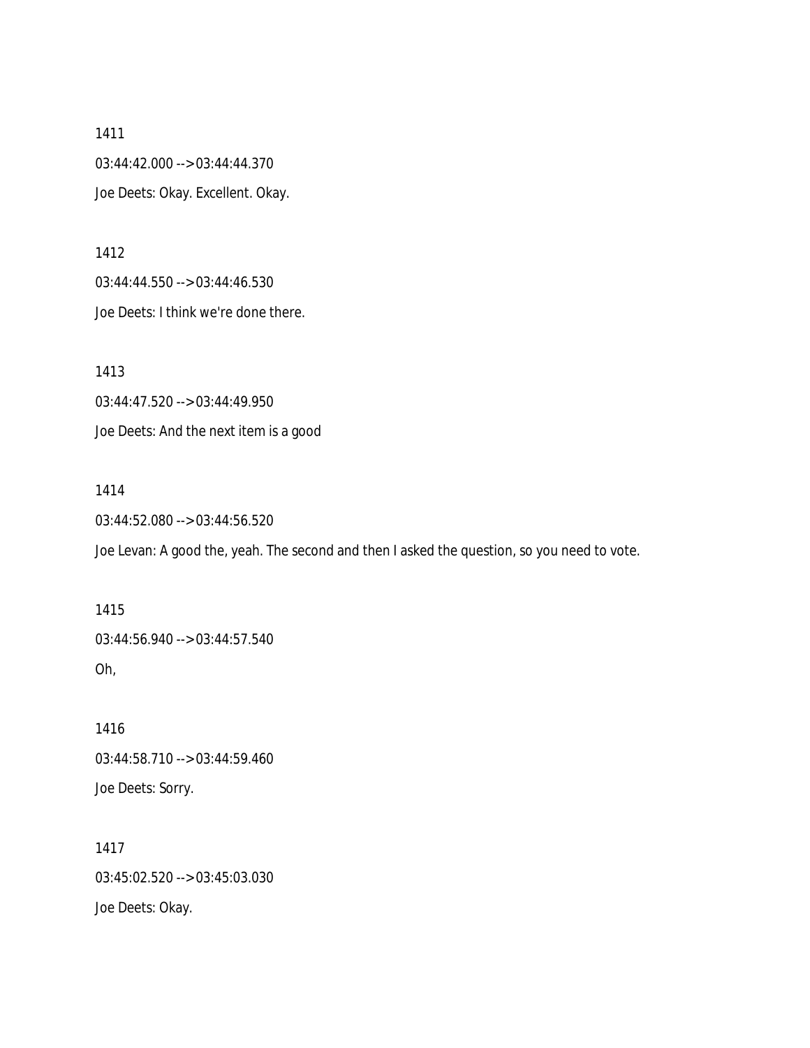1411

03:44:42.000 --> 03:44:44.370

Joe Deets: Okay. Excellent. Okay.

1412

03:44:44.550 --> 03:44:46.530

Joe Deets: I think we're done there.

1413

03:44:47.520 --> 03:44:49.950

Joe Deets: And the next item is a good

1414

03:44:52.080 --> 03:44:56.520

Joe Levan: A good the, yeah. The second and then I asked the question, so you need to vote.

1415

03:44:56.940 --> 03:44:57.540

Oh,

1416

03:44:58.710 --> 03:44:59.460

Joe Deets: Sorry.

1417

03:45:02.520 --> 03:45:03.030

Joe Deets: Okay.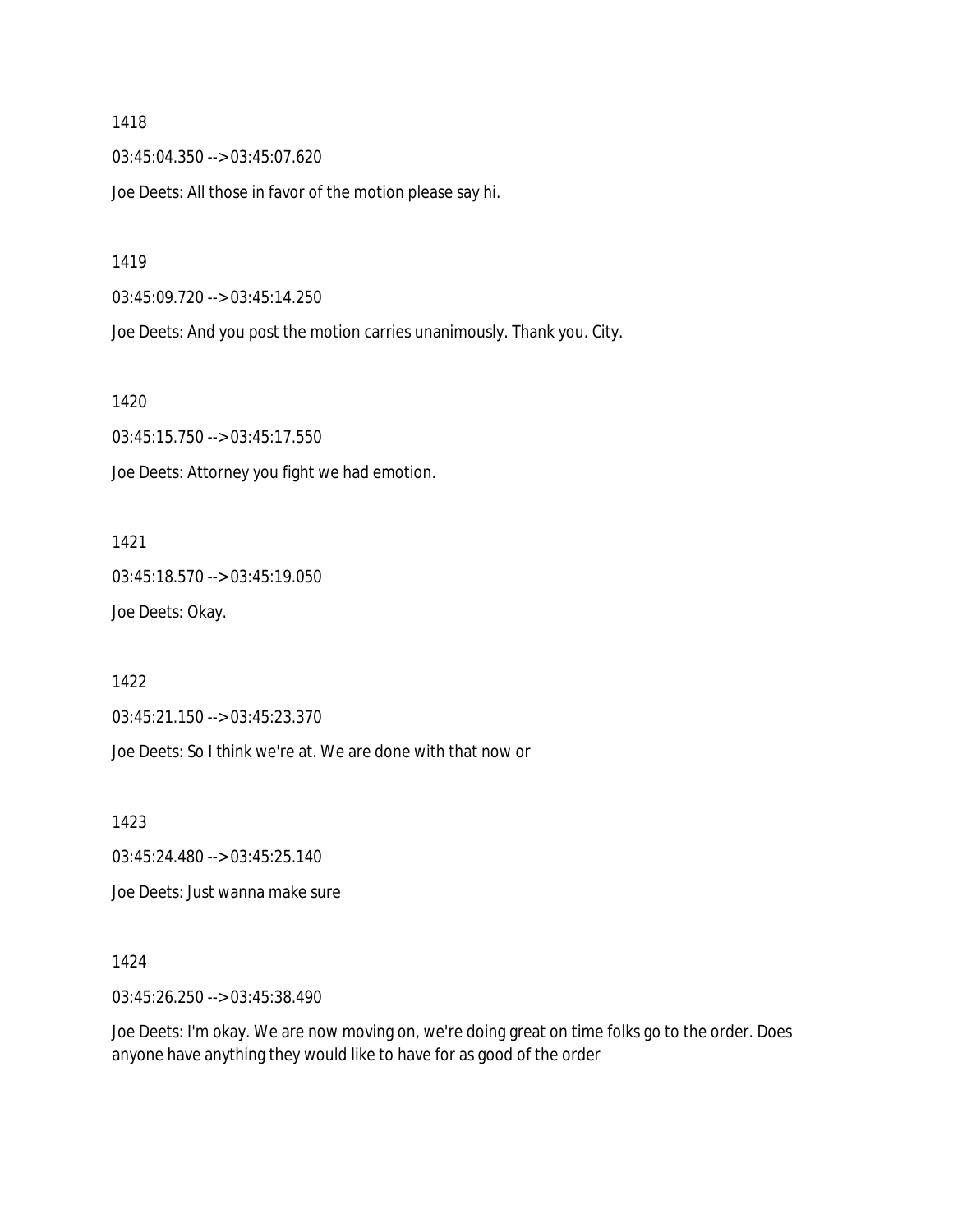1418

03:45:04.350 --> 03:45:07.620

Joe Deets: All those in favor of the motion please say hi.

1419

03:45:09.720 --> 03:45:14.250

Joe Deets: And you post the motion carries unanimously. Thank you. City.

1420

03:45:15.750 --> 03:45:17.550

Joe Deets: Attorney you fight we had emotion.

1421

03:45:18.570 --> 03:45:19.050

Joe Deets: Okay.

1422

03:45:21.150 --> 03:45:23.370

Joe Deets: So I think we're at. We are done with that now or

1423

03:45:24.480 --> 03:45:25.140

Joe Deets: Just wanna make sure

1424

03:45:26.250 --> 03:45:38.490

Joe Deets: I'm okay. We are now moving on, we're doing great on time folks go to the order. Does anyone have anything they would like to have for as good of the order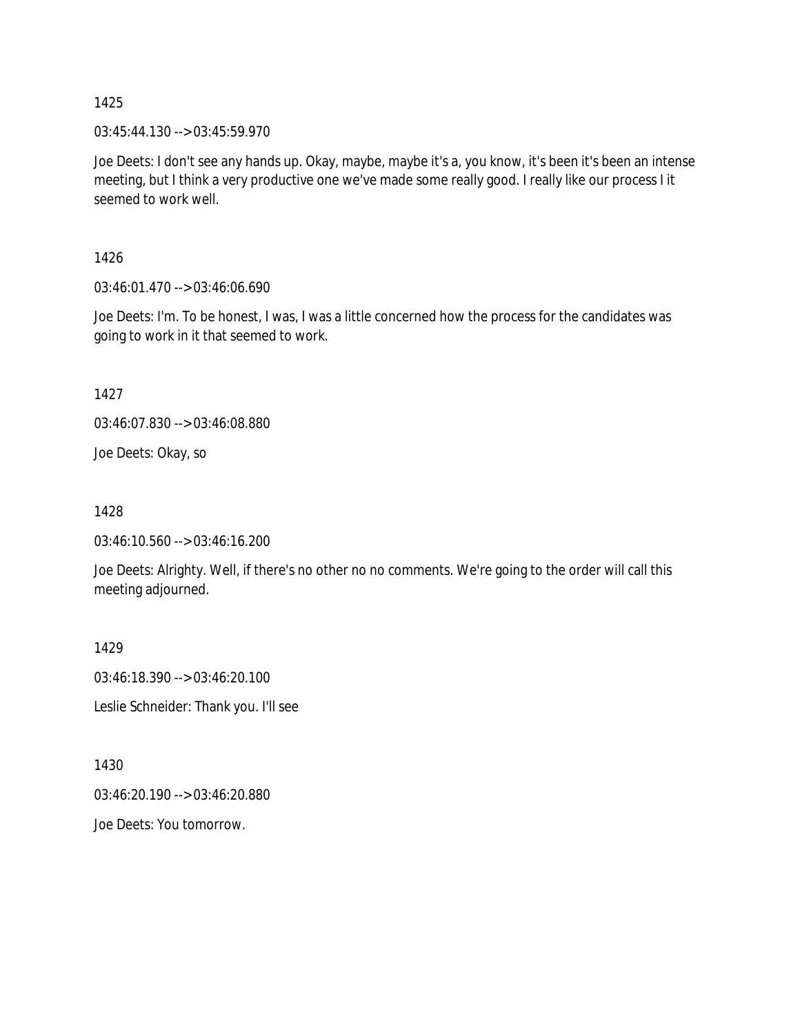1425

03:45:44.130 --> 03:45:59.970

Joe Deets: I don't see any hands up. Okay, maybe, maybe it's a, you know, it's been it's been an intense meeting, but I think a very productive one we've made some really good. I really like our process I it seemed to work well.

1426

03:46:01.470 --> 03:46:06.690

Joe Deets: I'm. To be honest, I was, I was a little concerned how the process for the candidates was going to work in it that seemed to work.

1427

03:46:07.830 --> 03:46:08.880

Joe Deets: Okay, so

1428

03:46:10.560 --> 03:46:16.200

Joe Deets: Alrighty. Well, if there's no other no no comments. We're going to the order will call this meeting adjourned.

1429

03:46:18.390 --> 03:46:20.100

Leslie Schneider: Thank you. I'll see

1430

03:46:20.190 --> 03:46:20.880

Joe Deets: You tomorrow.